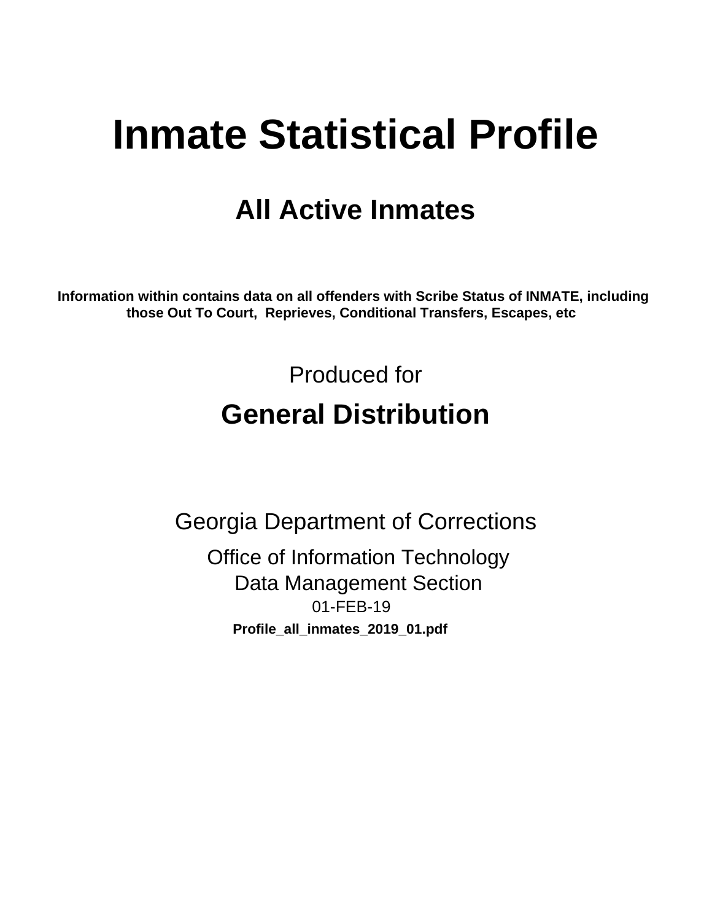# Inmate Statistical Profile

## All Active Inmates

**Information within contains data on all offenders with Scribe Status of INMATE, including those Out To Court, Reprieves, Conditional Transfers, Escapes, etc**

Produced for

## General Distribution

Georgia Department of Corrections

Office of Information Technology
Data Management Section
01-FEB-19

**Profile_all_inmates_2019_01.pdf**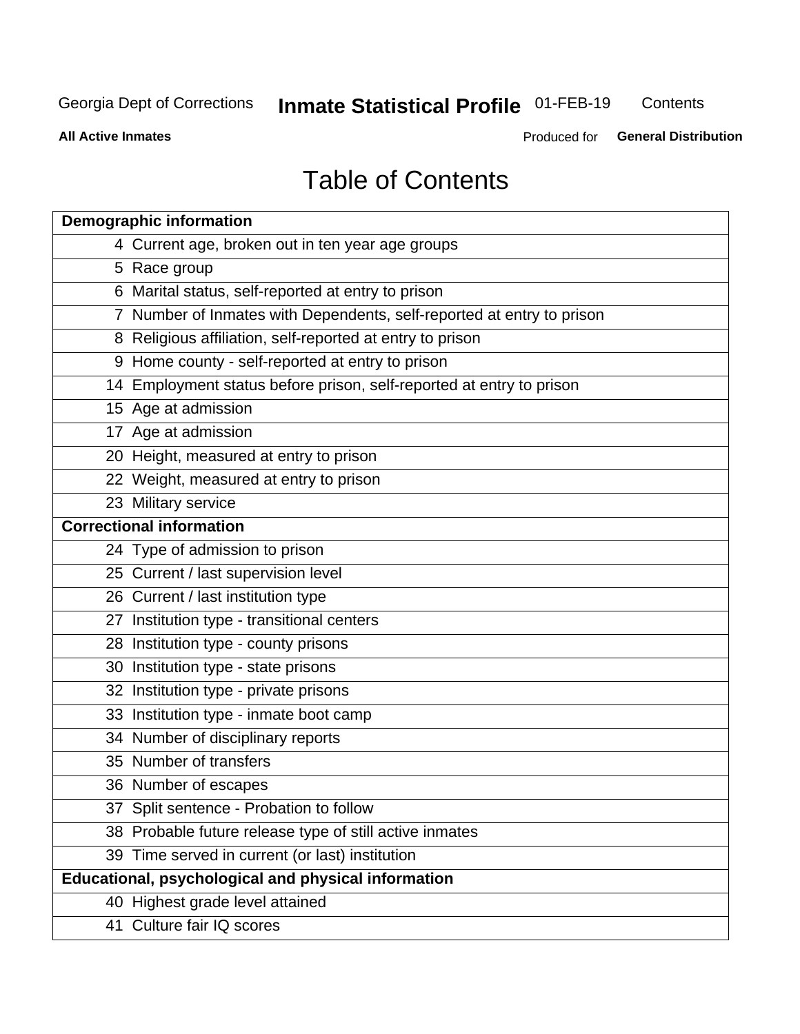Georgia Dept of Corrections **Inmate Statistical Profile** 01-FEB-19 Contents

**All Active Inmates** Produced for **General Distribution**

# Table of Contents

| **Demographic information** | |
|---|---|
| 4 | Current age, broken out in ten year age groups |
| 5 | Race group |
| 6 | Marital status, self-reported at entry to prison |
| 7 | Number of Inmates with Dependents, self-reported at entry to prison |
| 8 | Religious affiliation, self-reported at entry to prison |
| 9 | Home county - self-reported at entry to prison |
| 14 | Employment status before prison, self-reported at entry to prison |
| 15 | Age at admission |
| 17 | Age at admission |
| 20 | Height, measured at entry to prison |
| 22 | Weight, measured at entry to prison |
| 23 | Military service |
| **Correctional information** | |
| 24 | Type of admission to prison |
| 25 | Current / last supervision level |
| 26 | Current / last institution type |
| 27 | Institution type - transitional centers |
| 28 | Institution type - county prisons |
| 30 | Institution type - state prisons |
| 32 | Institution type - private prisons |
| 33 | Institution type - inmate boot camp |
| 34 | Number of disciplinary reports |
| 35 | Number of transfers |
| 36 | Number of escapes |
| 37 | Split sentence - Probation to follow |
| 38 | Probable future release type of still active inmates |
| 39 | Time served in current (or last) institution |
| **Educational, psychological and physical information** | |
| 40 | Highest grade level attained |
| 41 | Culture fair IQ scores |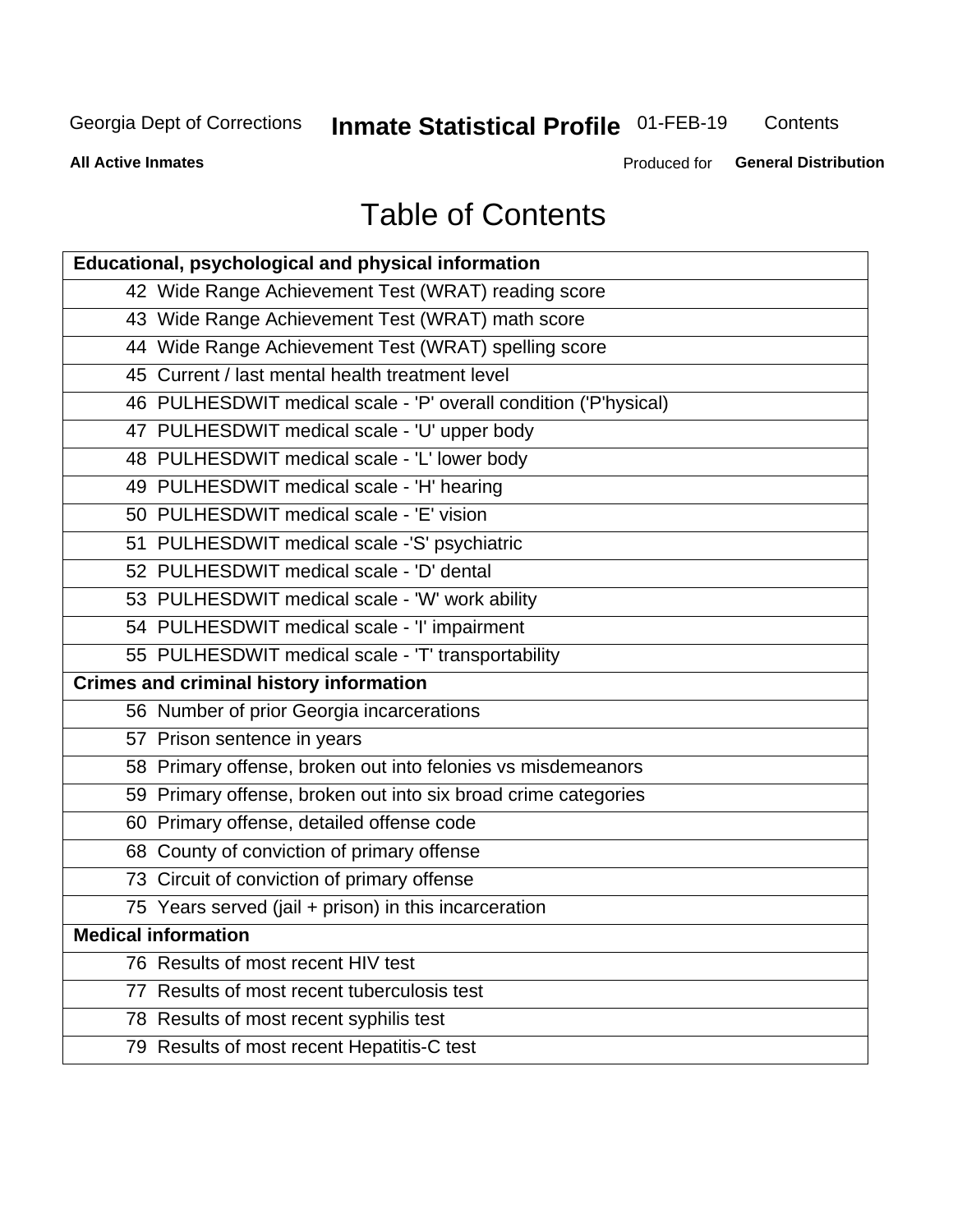# Table of Contents

| Educational, psychological and physical information |
|---|
| 42 Wide Range Achievement Test (WRAT) reading score |
| 43 Wide Range Achievement Test (WRAT) math score |
| 44 Wide Range Achievement Test (WRAT) spelling score |
| 45 Current / last mental health treatment level |
| 46 PULHESDWIT medical scale - 'P' overall condition ('P'hysical) |
| 47 PULHESDWIT medical scale - 'U' upper body |
| 48 PULHESDWIT medical scale - 'L' lower body |
| 49 PULHESDWIT medical scale - 'H' hearing |
| 50 PULHESDWIT medical scale - 'E' vision |
| 51 PULHESDWIT medical scale -'S' psychiatric |
| 52 PULHESDWIT medical scale - 'D' dental |
| 53 PULHESDWIT medical scale - 'W' work ability |
| 54 PULHESDWIT medical scale - 'I' impairment |
| 55 PULHESDWIT medical scale - 'T' transportability |
| **Crimes and criminal history information** |
| 56 Number of prior Georgia incarcerations |
| 57 Prison sentence in years |
| 58 Primary offense, broken out into felonies vs misdemeanors |
| 59 Primary offense, broken out into six broad crime categories |
| 60 Primary offense, detailed offense code |
| 68 County of conviction of primary offense |
| 73 Circuit of conviction of primary offense |
| 75 Years served (jail + prison) in this incarceration |
| **Medical information** |
| 76 Results of most recent HIV test |
| 77 Results of most recent tuberculosis test |
| 78 Results of most recent syphilis test |
| 79 Results of most recent Hepatitis-C test |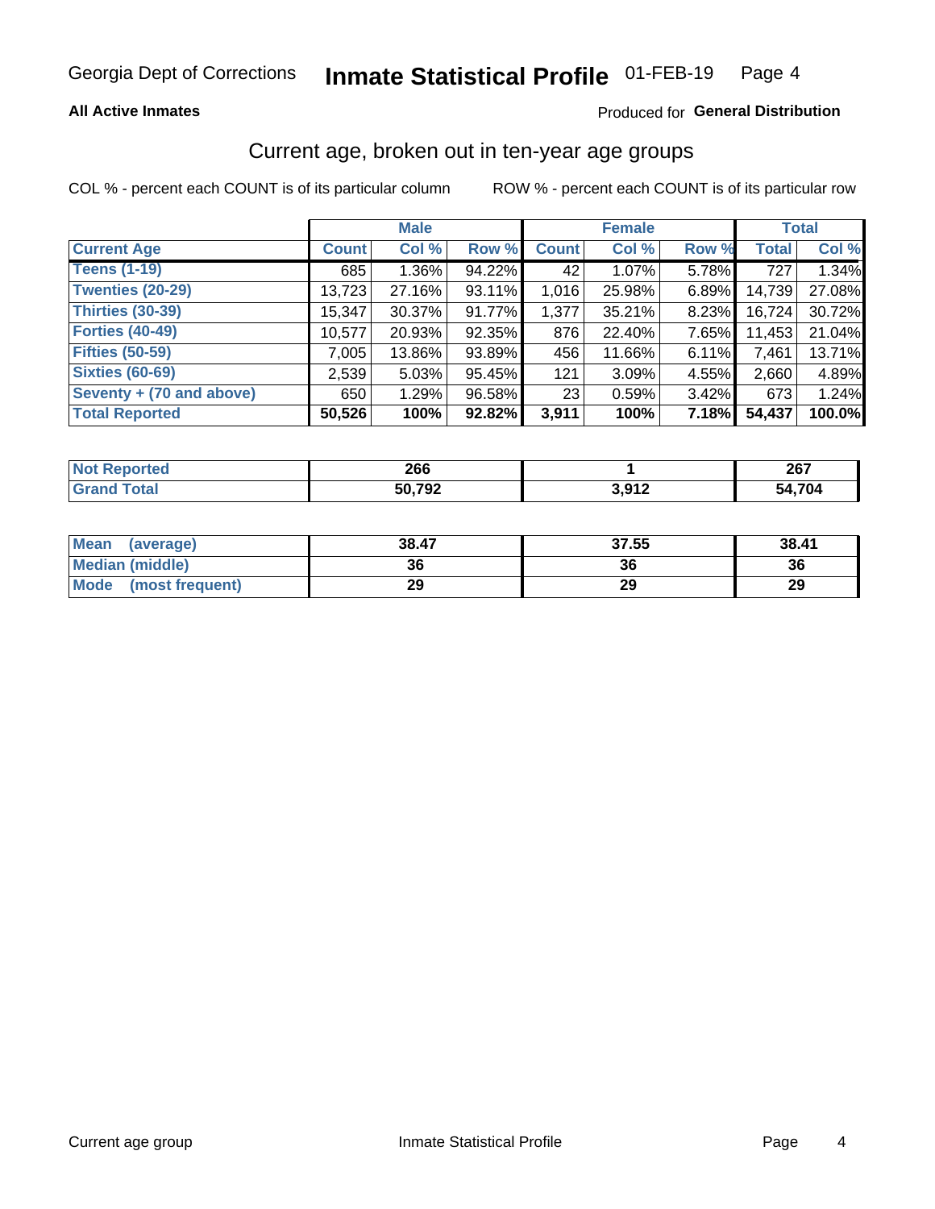Georgia Dept of Corrections **Inmate Statistical Profile** 01-FEB-19

**All Active Inmates**

Produced for **General Distribution**

## Current age, broken out in ten-year age groups

COL % - percent each COUNT is of its particular column

ROW % - percent each COUNT is of its particular row

| | Male | | | Female | | | Total | |
|---|---|---|---|---|---|---|---|---|
| **Current Age** | **Count** | **Col %** | **Row %** | **Count** | **Col %** | **Row %** | **Total** | **Col %** |
| **Teens (1-19)** | 685 | 1.36% | 94.22% | 42 | 1.07% | 5.78% | 727 | 1.34% |
| **Twenties (20-29)** | 13,723 | 27.16% | 93.11% | 1,016 | 25.98% | 6.89% | 14,739 | 27.08% |
| **Thirties (30-39)** | 15,347 | 30.37% | 91.77% | 1,377 | 35.21% | 8.23% | 16,724 | 30.72% |
| **Forties (40-49)** | 10,577 | 20.93% | 92.35% | 876 | 22.40% | 7.65% | 11,453 | 21.04% |
| **Fifties (50-59)** | 7,005 | 13.86% | 93.89% | 456 | 11.66% | 6.11% | 7,461 | 13.71% |
| **Sixties (60-69)** | 2,539 | 5.03% | 95.45% | 121 | 3.09% | 4.55% | 2,660 | 4.89% |
| **Seventy + (70 and above)** | 650 | 1.29% | 96.58% | 23 | 0.59% | 3.42% | 673 | 1.24% |
| **Total Reported** | **50,526** | **100%** | **92.82%** | **3,911** | **100%** | **7.18%** | **54,437** | **100.0%** |

| | Male | Female | Total |
|---|---|---|---|
| **Not Reported** | **266** | **1** | **267** |
| **Grand Total** | **50,792** | **3,912** | **54,704** |

| | Male | Female | Total |
|---|---|---|---|
| **Mean (average)** | **38.47** | **37.55** | **38.41** |
| **Median (middle)** | **36** | **36** | **36** |
| **Mode (most frequent)** | **29** | **29** | **29** |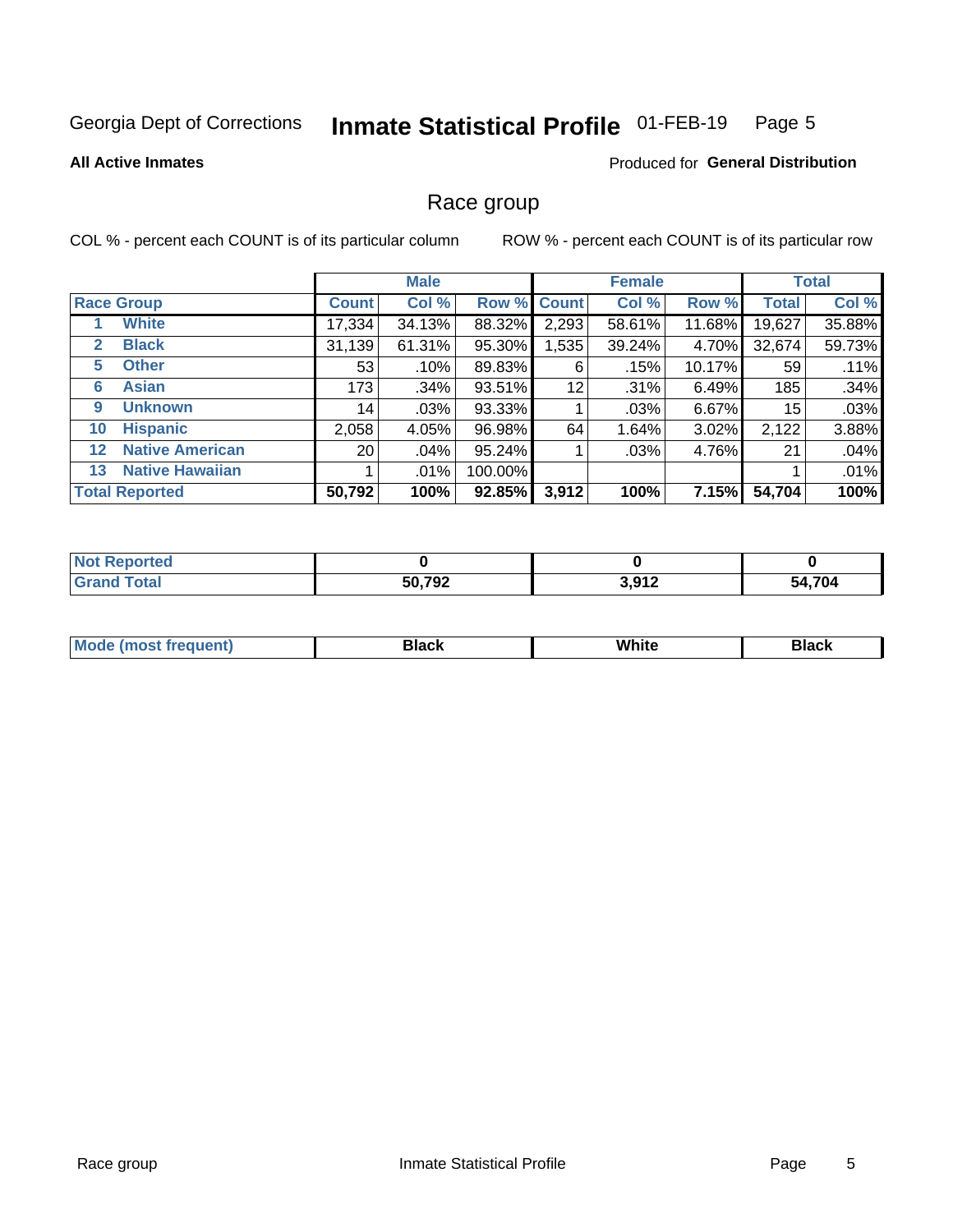Georgia Dept of Corrections **Inmate Statistical Profile** 01-FEB-19

**All Active Inmates**

Produced for **General Distribution**

## Race group

COL % - percent each COUNT is of its particular column ROW % - percent each COUNT is of its particular row

| | | Male | | | Female | | | Total | |
|---|---|---|---|---|---|---|---|---|---|
| Race Group | | Count | Col % | Row % | Count | Col % | Row % | Total | Col % |
| 1 | White | 17,334 | 34.13% | 88.32% | 2,293 | 58.61% | 11.68% | 19,627 | 35.88% |
| 2 | Black | 31,139 | 61.31% | 95.30% | 1,535 | 39.24% | 4.70% | 32,674 | 59.73% |
| 5 | Other | 53 | .10% | 89.83% | 6 | .15% | 10.17% | 59 | .11% |
| 6 | Asian | 173 | .34% | 93.51% | 12 | .31% | 6.49% | 185 | .34% |
| 9 | Unknown | 14 | .03% | 93.33% | 1 | .03% | 6.67% | 15 | .03% |
| 10 | Hispanic | 2,058 | 4.05% | 96.98% | 64 | 1.64% | 3.02% | 2,122 | 3.88% |
| 12 | Native American | 20 | .04% | 95.24% | 1 | .03% | 4.76% | 21 | .04% |
| 13 | Native Hawaiian | 1 | .01% | 100.00% | | | | 1 | .01% |
| **Total Reported** | | **50,792** | **100%** | **92.85%** | **3,912** | **100%** | **7.15%** | **54,704** | **100%** |

| | Male | Female | Total |
|---|---|---|---|
| Not Reported | **0** | **0** | **0** |
| Grand Total | **50,792** | **3,912** | **54,704** |

| | Male | Female | Total |
|---|---|---|---|
| Mode (most frequent) | **Black** | **White** | **Black** |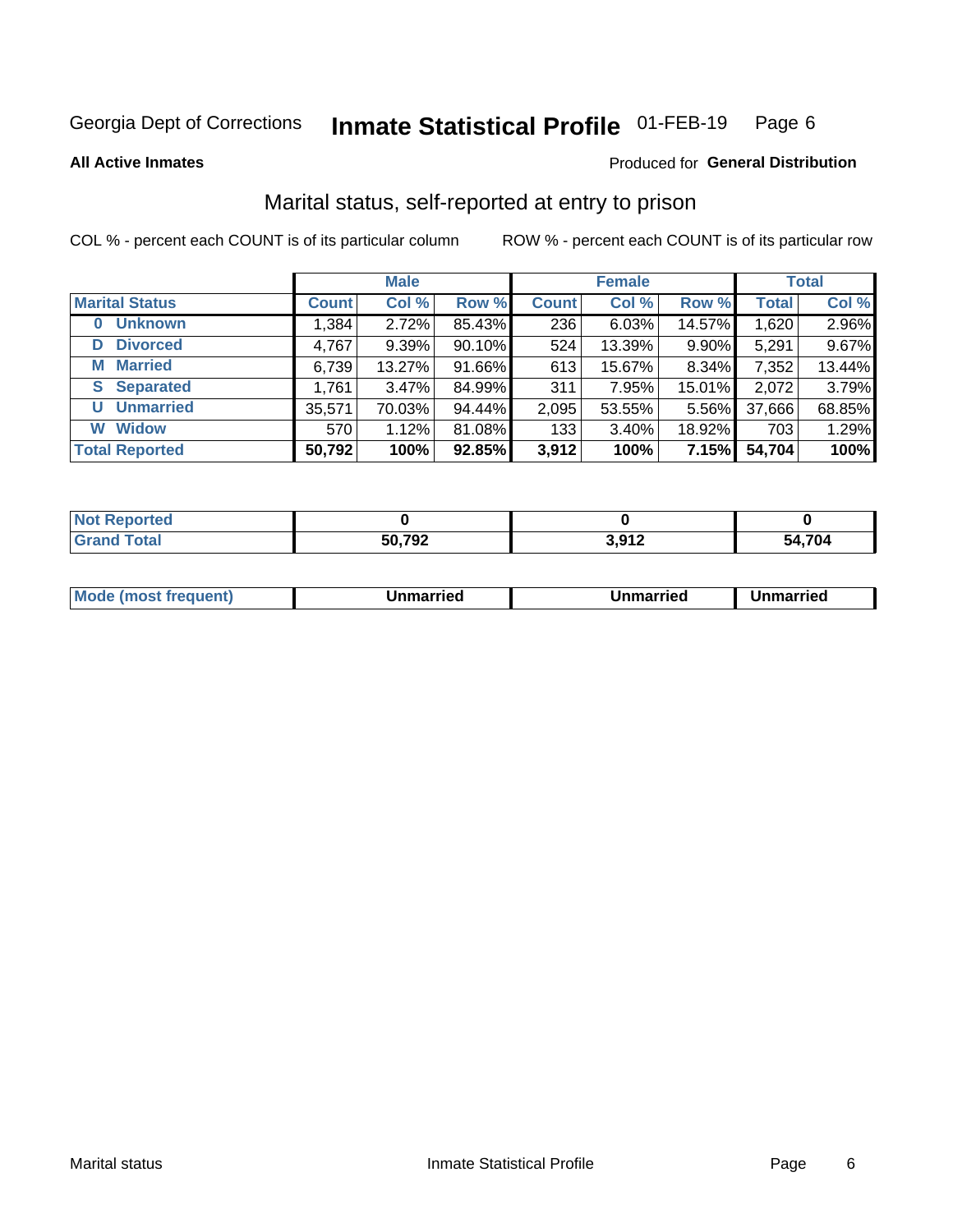Georgia Dept of Corrections **Inmate Statistical Profile** 01-FEB-19

**All Active Inmates**

Produced for **General Distribution**

## Marital status, self-reported at entry to prison

COL % - percent each COUNT is of its particular column ROW % - percent each COUNT is of its particular row

| | Male | | | Female | | | Total | |
|---|---|---|---|---|---|---|---|---|
| **Marital Status** | **Count** | **Col %** | **Row %** | **Count** | **Col %** | **Row %** | **Total** | **Col %** |
| **0 Unknown** | 1,384 | 2.72% | 85.43% | 236 | 6.03% | 14.57% | 1,620 | 2.96% |
| **D Divorced** | 4,767 | 9.39% | 90.10% | 524 | 13.39% | 9.90% | 5,291 | 9.67% |
| **M Married** | 6,739 | 13.27% | 91.66% | 613 | 15.67% | 8.34% | 7,352 | 13.44% |
| **S Separated** | 1,761 | 3.47% | 84.99% | 311 | 7.95% | 15.01% | 2,072 | 3.79% |
| **U Unmarried** | 35,571 | 70.03% | 94.44% | 2,095 | 53.55% | 5.56% | 37,666 | 68.85% |
| **W Widow** | 570 | 1.12% | 81.08% | 133 | 3.40% | 18.92% | 703 | 1.29% |
| **Total Reported** | **50,792** | **100%** | **92.85%** | **3,912** | **100%** | **7.15%** | **54,704** | **100%** |

| | Male | Female | Total |
|---|---|---|---|
| **Not Reported** | **0** | **0** | **0** |
| **Grand Total** | **50,792** | **3,912** | **54,704** |

| | Male | Female | Total |
|---|---|---|---|
| **Mode (most frequent)** | **Unmarried** | **Unmarried** | **Unmarried** |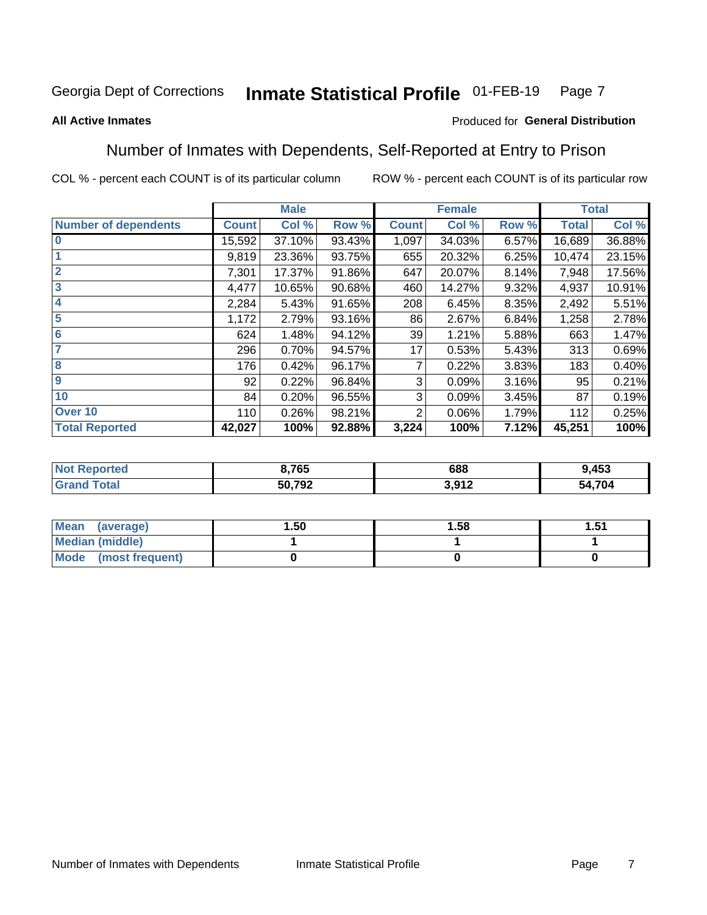Georgia Dept of Corrections **Inmate Statistical Profile** 01-FEB-19

**All Active Inmates**

Produced for **General Distribution**

## Number of Inmates with Dependents, Self-Reported at Entry to Prison

COL % - percent each COUNT is of its particular column     ROW % - percent each COUNT is of its particular row

| | Male | | | Female | | | Total | |
|---|---|---|---|---|---|---|---|---|
| **Number of dependents** | **Count** | **Col %** | **Row %** | **Count** | **Col %** | **Row %** | **Total** | **Col %** |
| 0 | 15,592 | 37.10% | 93.43% | 1,097 | 34.03% | 6.57% | 16,689 | 36.88% |
| 1 | 9,819 | 23.36% | 93.75% | 655 | 20.32% | 6.25% | 10,474 | 23.15% |
| 2 | 7,301 | 17.37% | 91.86% | 647 | 20.07% | 8.14% | 7,948 | 17.56% |
| 3 | 4,477 | 10.65% | 90.68% | 460 | 14.27% | 9.32% | 4,937 | 10.91% |
| 4 | 2,284 | 5.43% | 91.65% | 208 | 6.45% | 8.35% | 2,492 | 5.51% |
| 5 | 1,172 | 2.79% | 93.16% | 86 | 2.67% | 6.84% | 1,258 | 2.78% |
| 6 | 624 | 1.48% | 94.12% | 39 | 1.21% | 5.88% | 663 | 1.47% |
| 7 | 296 | 0.70% | 94.57% | 17 | 0.53% | 5.43% | 313 | 0.69% |
| 8 | 176 | 0.42% | 96.17% | 7 | 0.22% | 3.83% | 183 | 0.40% |
| 9 | 92 | 0.22% | 96.84% | 3 | 0.09% | 3.16% | 95 | 0.21% |
| 10 | 84 | 0.20% | 96.55% | 3 | 0.09% | 3.45% | 87 | 0.19% |
| Over 10 | 110 | 0.26% | 98.21% | 2 | 0.06% | 1.79% | 112 | 0.25% |
| **Total Reported** | **42,027** | **100%** | **92.88%** | **3,224** | **100%** | **7.12%** | **45,251** | **100%** |

| | Male | Female | Total |
|---|---|---|---|
| **Not Reported** | **8,765** | **688** | **9,453** |
| **Grand Total** | **50,792** | **3,912** | **54,704** |

| | Male | Female | Total |
|---|---|---|---|
| **Mean (average)** | **1.50** | **1.58** | **1.51** |
| **Median (middle)** | **1** | **1** | **1** |
| **Mode (most frequent)** | **0** | **0** | **0** |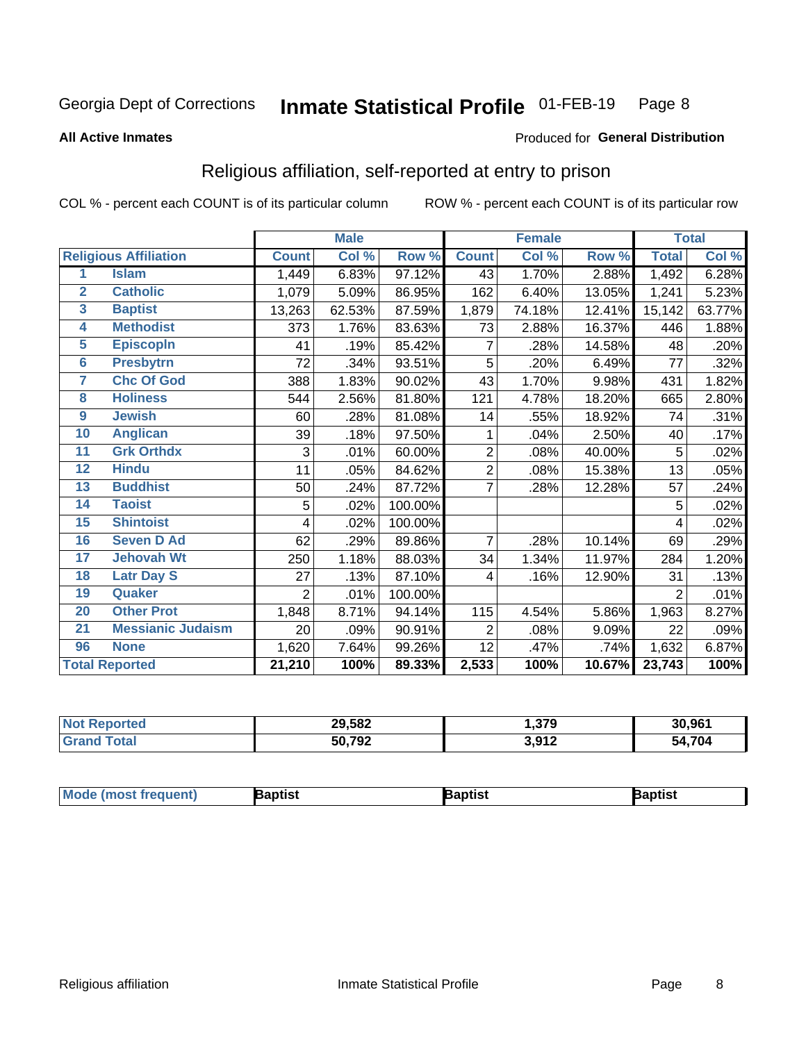Georgia Dept of Corrections **Inmate Statistical Profile** 01-FEB-19 Page 8

**All Active Inmates**

Produced for **General Distribution**

## Religious affiliation, self-reported at entry to prison

COL % - percent each COUNT is of its particular column ROW % - percent each COUNT is of its particular row

| | | Male | | | Female | | | Total | |
|---|---|---|---|---|---|---|---|---|---|
| **Religious Affiliation** | | **Count** | **Col %** | **Row %** | **Count** | **Col %** | **Row %** | **Total** | **Col %** |
| 1 | Islam | 1,449 | 6.83% | 97.12% | 43 | 1.70% | 2.88% | 1,492 | 6.28% |
| 2 | Catholic | 1,079 | 5.09% | 86.95% | 162 | 6.40% | 13.05% | 1,241 | 5.23% |
| 3 | Baptist | 13,263 | 62.53% | 87.59% | 1,879 | 74.18% | 12.41% | 15,142 | 63.77% |
| 4 | Methodist | 373 | 1.76% | 83.63% | 73 | 2.88% | 16.37% | 446 | 1.88% |
| 5 | Episcopln | 41 | .19% | 85.42% | 7 | .28% | 14.58% | 48 | .20% |
| 6 | Presbytrn | 72 | .34% | 93.51% | 5 | .20% | 6.49% | 77 | .32% |
| 7 | Chc Of God | 388 | 1.83% | 90.02% | 43 | 1.70% | 9.98% | 431 | 1.82% |
| 8 | Holiness | 544 | 2.56% | 81.80% | 121 | 4.78% | 18.20% | 665 | 2.80% |
| 9 | Jewish | 60 | .28% | 81.08% | 14 | .55% | 18.92% | 74 | .31% |
| 10 | Anglican | 39 | .18% | 97.50% | 1 | .04% | 2.50% | 40 | .17% |
| 11 | Grk Orthdx | 3 | .01% | 60.00% | 2 | .08% | 40.00% | 5 | .02% |
| 12 | Hindu | 11 | .05% | 84.62% | 2 | .08% | 15.38% | 13 | .05% |
| 13 | Buddhist | 50 | .24% | 87.72% | 7 | .28% | 12.28% | 57 | .24% |
| 14 | Taoist | 5 | .02% | 100.00% | | | | 5 | .02% |
| 15 | Shintoist | 4 | .02% | 100.00% | | | | 4 | .02% |
| 16 | Seven D Ad | 62 | .29% | 89.86% | 7 | .28% | 10.14% | 69 | .29% |
| 17 | Jehovah Wt | 250 | 1.18% | 88.03% | 34 | 1.34% | 11.97% | 284 | 1.20% |
| 18 | Latr Day S | 27 | .13% | 87.10% | 4 | .16% | 12.90% | 31 | .13% |
| 19 | Quaker | 2 | .01% | 100.00% | | | | 2 | .01% |
| 20 | Other Prot | 1,848 | 8.71% | 94.14% | 115 | 4.54% | 5.86% | 1,963 | 8.27% |
| 21 | Messianic Judaism | 20 | .09% | 90.91% | 2 | .08% | 9.09% | 22 | .09% |
| 96 | None | 1,620 | 7.64% | 99.26% | 12 | .47% | .74% | 1,632 | 6.87% |
| **Total Reported** | | **21,210** | **100%** | **89.33%** | **2,533** | **100%** | **10.67%** | **23,743** | **100%** |

| | Male | Female | Total |
|---|---|---|---|
| Not Reported | **29,582** | **1,379** | **30,961** |
| Grand Total | **50,792** | **3,912** | **54,704** |

| | Male | Female | Total |
|---|---|---|---|
| Mode (most frequent) | **Baptist** | **Baptist** | **Baptist** |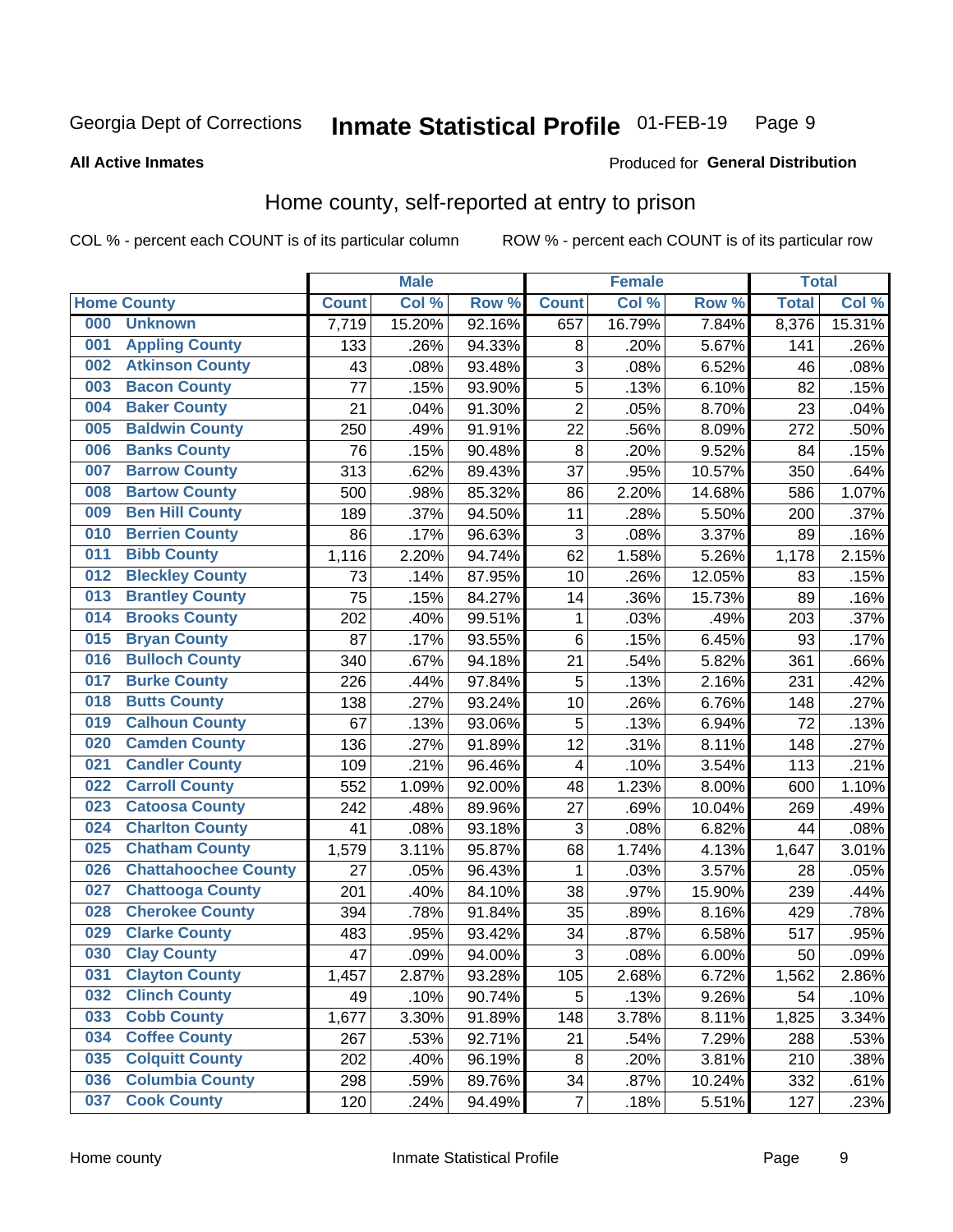Georgia Dept of Corrections **Inmate Statistical Profile** 01-FEB-19

**All Active Inmates**

Produced for **General Distribution**

## Home county, self-reported at entry to prison

COL % - percent each COUNT is of its particular column ROW % - percent each COUNT is of its particular row

| Home County | | Male | | | Female | | | Total | |
|---|---|---|---|---|---|---|---|---|---|
| | | Count | Col % | Row % | Count | Col % | Row % | Total | Col % |
| 000 | Unknown | 7,719 | 15.20% | 92.16% | 657 | 16.79% | 7.84% | 8,376 | 15.31% |
| 001 | Appling County | 133 | .26% | 94.33% | 8 | .20% | 5.67% | 141 | .26% |
| 002 | Atkinson County | 43 | .08% | 93.48% | 3 | .08% | 6.52% | 46 | .08% |
| 003 | Bacon County | 77 | .15% | 93.90% | 5 | .13% | 6.10% | 82 | .15% |
| 004 | Baker County | 21 | .04% | 91.30% | 2 | .05% | 8.70% | 23 | .04% |
| 005 | Baldwin County | 250 | .49% | 91.91% | 22 | .56% | 8.09% | 272 | .50% |
| 006 | Banks County | 76 | .15% | 90.48% | 8 | .20% | 9.52% | 84 | .15% |
| 007 | Barrow County | 313 | .62% | 89.43% | 37 | .95% | 10.57% | 350 | .64% |
| 008 | Bartow County | 500 | .98% | 85.32% | 86 | 2.20% | 14.68% | 586 | 1.07% |
| 009 | Ben Hill County | 189 | .37% | 94.50% | 11 | .28% | 5.50% | 200 | .37% |
| 010 | Berrien County | 86 | .17% | 96.63% | 3 | .08% | 3.37% | 89 | .16% |
| 011 | Bibb County | 1,116 | 2.20% | 94.74% | 62 | 1.58% | 5.26% | 1,178 | 2.15% |
| 012 | Bleckley County | 73 | .14% | 87.95% | 10 | .26% | 12.05% | 83 | .15% |
| 013 | Brantley County | 75 | .15% | 84.27% | 14 | .36% | 15.73% | 89 | .16% |
| 014 | Brooks County | 202 | .40% | 99.51% | 1 | .03% | .49% | 203 | .37% |
| 015 | Bryan County | 87 | .17% | 93.55% | 6 | .15% | 6.45% | 93 | .17% |
| 016 | Bulloch County | 340 | .67% | 94.18% | 21 | .54% | 5.82% | 361 | .66% |
| 017 | Burke County | 226 | .44% | 97.84% | 5 | .13% | 2.16% | 231 | .42% |
| 018 | Butts County | 138 | .27% | 93.24% | 10 | .26% | 6.76% | 148 | .27% |
| 019 | Calhoun County | 67 | .13% | 93.06% | 5 | .13% | 6.94% | 72 | .13% |
| 020 | Camden County | 136 | .27% | 91.89% | 12 | .31% | 8.11% | 148 | .27% |
| 021 | Candler County | 109 | .21% | 96.46% | 4 | .10% | 3.54% | 113 | .21% |
| 022 | Carroll County | 552 | 1.09% | 92.00% | 48 | 1.23% | 8.00% | 600 | 1.10% |
| 023 | Catoosa County | 242 | .48% | 89.96% | 27 | .69% | 10.04% | 269 | .49% |
| 024 | Charlton County | 41 | .08% | 93.18% | 3 | .08% | 6.82% | 44 | .08% |
| 025 | Chatham County | 1,579 | 3.11% | 95.87% | 68 | 1.74% | 4.13% | 1,647 | 3.01% |
| 026 | Chattahoochee County | 27 | .05% | 96.43% | 1 | .03% | 3.57% | 28 | .05% |
| 027 | Chattooga County | 201 | .40% | 84.10% | 38 | .97% | 15.90% | 239 | .44% |
| 028 | Cherokee County | 394 | .78% | 91.84% | 35 | .89% | 8.16% | 429 | .78% |
| 029 | Clarke County | 483 | .95% | 93.42% | 34 | .87% | 6.58% | 517 | .95% |
| 030 | Clay County | 47 | .09% | 94.00% | 3 | .08% | 6.00% | 50 | .09% |
| 031 | Clayton County | 1,457 | 2.87% | 93.28% | 105 | 2.68% | 6.72% | 1,562 | 2.86% |
| 032 | Clinch County | 49 | .10% | 90.74% | 5 | .13% | 9.26% | 54 | .10% |
| 033 | Cobb County | 1,677 | 3.30% | 91.89% | 148 | 3.78% | 8.11% | 1,825 | 3.34% |
| 034 | Coffee County | 267 | .53% | 92.71% | 21 | .54% | 7.29% | 288 | .53% |
| 035 | Colquitt County | 202 | .40% | 96.19% | 8 | .20% | 3.81% | 210 | .38% |
| 036 | Columbia County | 298 | .59% | 89.76% | 34 | .87% | 10.24% | 332 | .61% |
| 037 | Cook County | 120 | .24% | 94.49% | 7 | .18% | 5.51% | 127 | .23% |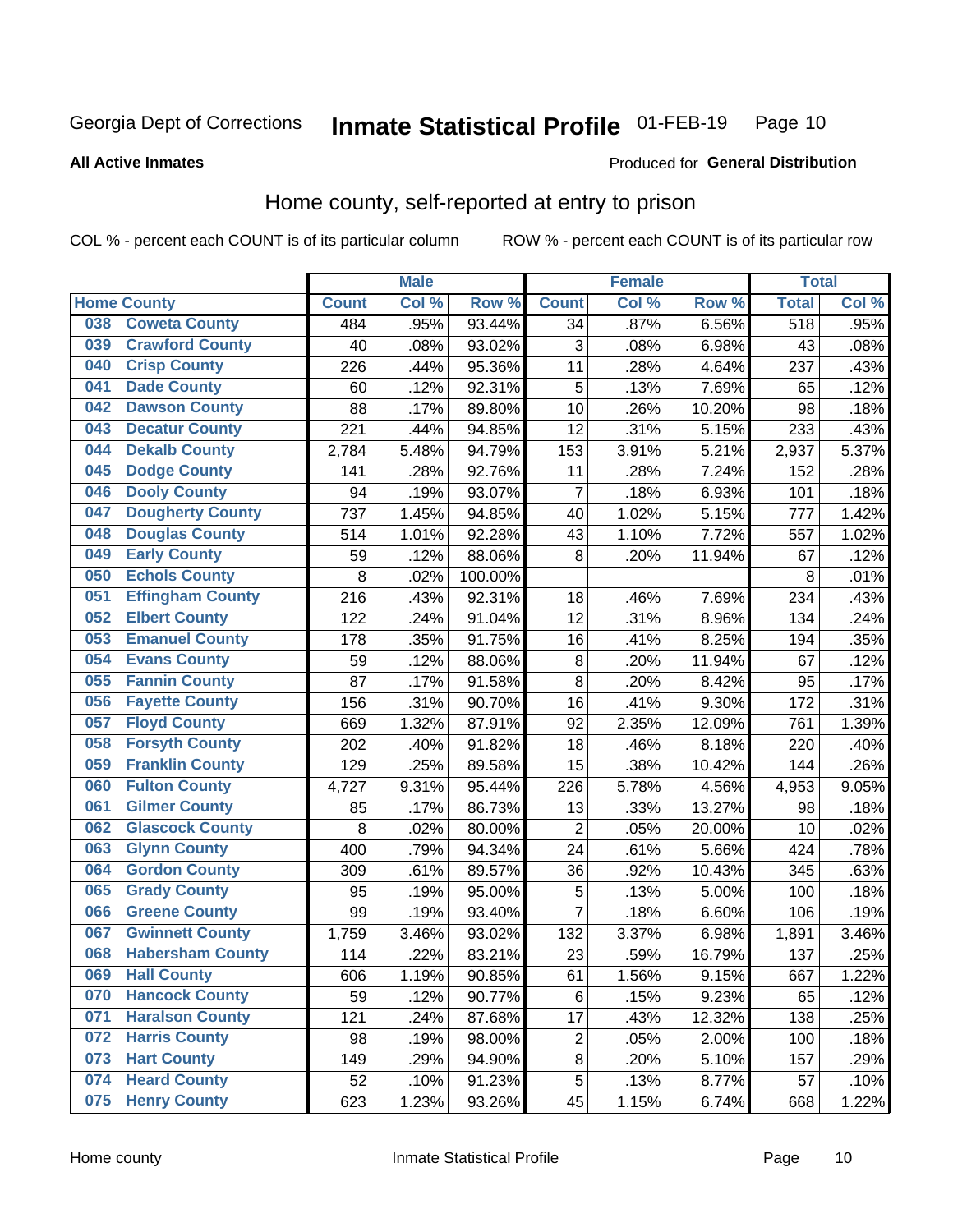Georgia Dept of Corrections **Inmate Statistical Profile** 01-FEB-19

**All Active Inmates**

Produced for **General Distribution**

## Home county, self-reported at entry to prison

COL % - percent each COUNT is of its particular column ROW % - percent each COUNT is of its particular row

| Home County | | Male | | | Female | | | Total | |
|---|---|---|---|---|---|---|---|---|---|
| | | Count | Col % | Row % | Count | Col % | Row % | Total | Col % |
| 038 | Coweta County | 484 | .95% | 93.44% | 34 | .87% | 6.56% | 518 | .95% |
| 039 | Crawford County | 40 | .08% | 93.02% | 3 | .08% | 6.98% | 43 | .08% |
| 040 | Crisp County | 226 | .44% | 95.36% | 11 | .28% | 4.64% | 237 | .43% |
| 041 | Dade County | 60 | .12% | 92.31% | 5 | .13% | 7.69% | 65 | .12% |
| 042 | Dawson County | 88 | .17% | 89.80% | 10 | .26% | 10.20% | 98 | .18% |
| 043 | Decatur County | 221 | .44% | 94.85% | 12 | .31% | 5.15% | 233 | .43% |
| 044 | Dekalb County | 2,784 | 5.48% | 94.79% | 153 | 3.91% | 5.21% | 2,937 | 5.37% |
| 045 | Dodge County | 141 | .28% | 92.76% | 11 | .28% | 7.24% | 152 | .28% |
| 046 | Dooly County | 94 | .19% | 93.07% | 7 | .18% | 6.93% | 101 | .18% |
| 047 | Dougherty County | 737 | 1.45% | 94.85% | 40 | 1.02% | 5.15% | 777 | 1.42% |
| 048 | Douglas County | 514 | 1.01% | 92.28% | 43 | 1.10% | 7.72% | 557 | 1.02% |
| 049 | Early County | 59 | .12% | 88.06% | 8 | .20% | 11.94% | 67 | .12% |
| 050 | Echols County | 8 | .02% | 100.00% | | | | 8 | .01% |
| 051 | Effingham County | 216 | .43% | 92.31% | 18 | .46% | 7.69% | 234 | .43% |
| 052 | Elbert County | 122 | .24% | 91.04% | 12 | .31% | 8.96% | 134 | .24% |
| 053 | Emanuel County | 178 | .35% | 91.75% | 16 | .41% | 8.25% | 194 | .35% |
| 054 | Evans County | 59 | .12% | 88.06% | 8 | .20% | 11.94% | 67 | .12% |
| 055 | Fannin County | 87 | .17% | 91.58% | 8 | .20% | 8.42% | 95 | .17% |
| 056 | Fayette County | 156 | .31% | 90.70% | 16 | .41% | 9.30% | 172 | .31% |
| 057 | Floyd County | 669 | 1.32% | 87.91% | 92 | 2.35% | 12.09% | 761 | 1.39% |
| 058 | Forsyth County | 202 | .40% | 91.82% | 18 | .46% | 8.18% | 220 | .40% |
| 059 | Franklin County | 129 | .25% | 89.58% | 15 | .38% | 10.42% | 144 | .26% |
| 060 | Fulton County | 4,727 | 9.31% | 95.44% | 226 | 5.78% | 4.56% | 4,953 | 9.05% |
| 061 | Gilmer County | 85 | .17% | 86.73% | 13 | .33% | 13.27% | 98 | .18% |
| 062 | Glascock County | 8 | .02% | 80.00% | 2 | .05% | 20.00% | 10 | .02% |
| 063 | Glynn County | 400 | .79% | 94.34% | 24 | .61% | 5.66% | 424 | .78% |
| 064 | Gordon County | 309 | .61% | 89.57% | 36 | .92% | 10.43% | 345 | .63% |
| 065 | Grady County | 95 | .19% | 95.00% | 5 | .13% | 5.00% | 100 | .18% |
| 066 | Greene County | 99 | .19% | 93.40% | 7 | .18% | 6.60% | 106 | .19% |
| 067 | Gwinnett County | 1,759 | 3.46% | 93.02% | 132 | 3.37% | 6.98% | 1,891 | 3.46% |
| 068 | Habersham County | 114 | .22% | 83.21% | 23 | .59% | 16.79% | 137 | .25% |
| 069 | Hall County | 606 | 1.19% | 90.85% | 61 | 1.56% | 9.15% | 667 | 1.22% |
| 070 | Hancock County | 59 | .12% | 90.77% | 6 | .15% | 9.23% | 65 | .12% |
| 071 | Haralson County | 121 | .24% | 87.68% | 17 | .43% | 12.32% | 138 | .25% |
| 072 | Harris County | 98 | .19% | 98.00% | 2 | .05% | 2.00% | 100 | .18% |
| 073 | Hart County | 149 | .29% | 94.90% | 8 | .20% | 5.10% | 157 | .29% |
| 074 | Heard County | 52 | .10% | 91.23% | 5 | .13% | 8.77% | 57 | .10% |
| 075 | Henry County | 623 | 1.23% | 93.26% | 45 | 1.15% | 6.74% | 668 | 1.22% |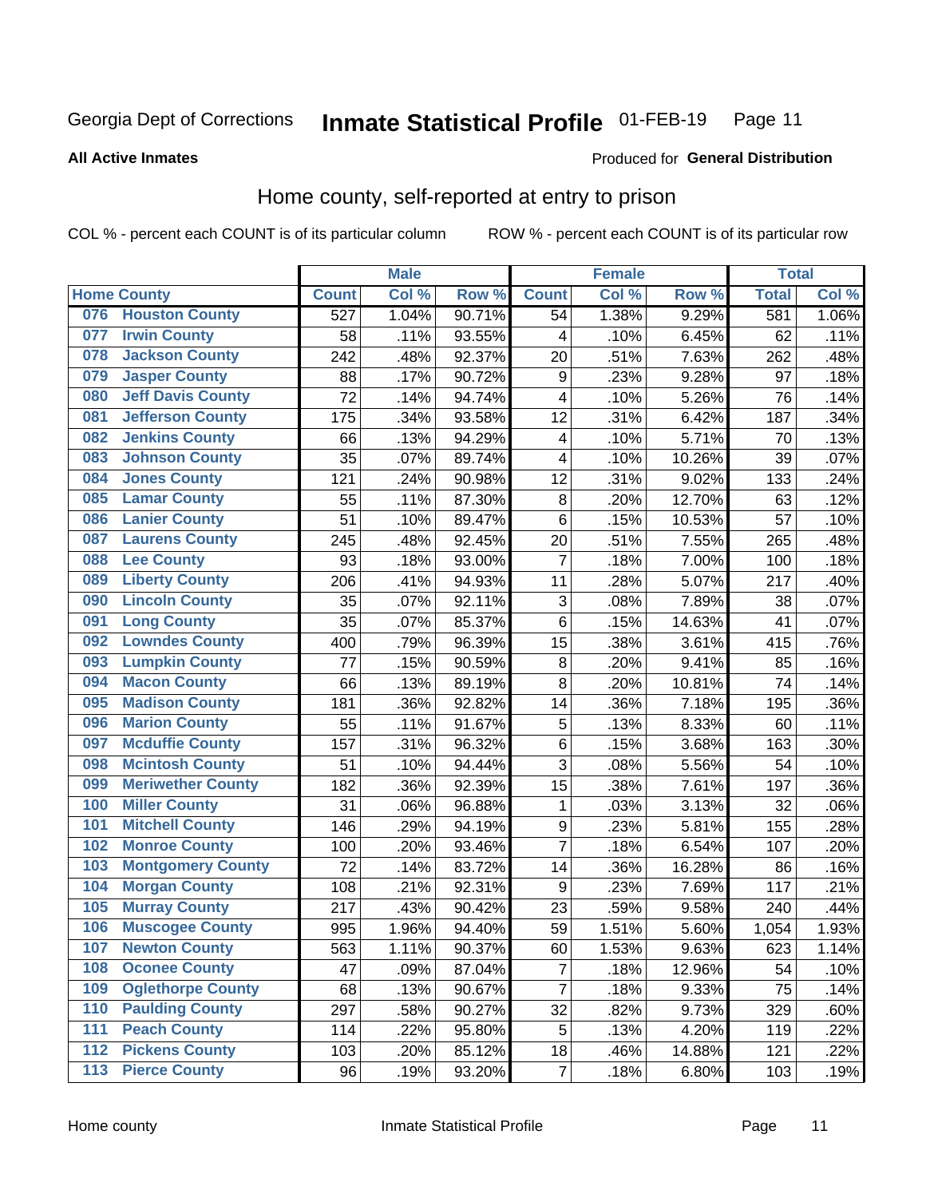Georgia Dept of Corrections **Inmate Statistical Profile** 01-FEB-19

**All Active Inmates**

Produced for **General Distribution**

## Home county, self-reported at entry to prison

COL % - percent each COUNT is of its particular column    ROW % - percent each COUNT is of its particular row

| Home County | | Male | | | Female | | | Total | |
|---|---|---|---|---|---|---|---|---|---|
| | | Count | Col % | Row % | Count | Col % | Row % | Total | Col % |
| 076 | Houston County | 527 | 1.04% | 90.71% | 54 | 1.38% | 9.29% | 581 | 1.06% |
| 077 | Irwin County | 58 | .11% | 93.55% | 4 | .10% | 6.45% | 62 | .11% |
| 078 | Jackson County | 242 | .48% | 92.37% | 20 | .51% | 7.63% | 262 | .48% |
| 079 | Jasper County | 88 | .17% | 90.72% | 9 | .23% | 9.28% | 97 | .18% |
| 080 | Jeff Davis County | 72 | .14% | 94.74% | 4 | .10% | 5.26% | 76 | .14% |
| 081 | Jefferson County | 175 | .34% | 93.58% | 12 | .31% | 6.42% | 187 | .34% |
| 082 | Jenkins County | 66 | .13% | 94.29% | 4 | .10% | 5.71% | 70 | .13% |
| 083 | Johnson County | 35 | .07% | 89.74% | 4 | .10% | 10.26% | 39 | .07% |
| 084 | Jones County | 121 | .24% | 90.98% | 12 | .31% | 9.02% | 133 | .24% |
| 085 | Lamar County | 55 | .11% | 87.30% | 8 | .20% | 12.70% | 63 | .12% |
| 086 | Lanier County | 51 | .10% | 89.47% | 6 | .15% | 10.53% | 57 | .10% |
| 087 | Laurens County | 245 | .48% | 92.45% | 20 | .51% | 7.55% | 265 | .48% |
| 088 | Lee County | 93 | .18% | 93.00% | 7 | .18% | 7.00% | 100 | .18% |
| 089 | Liberty County | 206 | .41% | 94.93% | 11 | .28% | 5.07% | 217 | .40% |
| 090 | Lincoln County | 35 | .07% | 92.11% | 3 | .08% | 7.89% | 38 | .07% |
| 091 | Long County | 35 | .07% | 85.37% | 6 | .15% | 14.63% | 41 | .07% |
| 092 | Lowndes County | 400 | .79% | 96.39% | 15 | .38% | 3.61% | 415 | .76% |
| 093 | Lumpkin County | 77 | .15% | 90.59% | 8 | .20% | 9.41% | 85 | .16% |
| 094 | Macon County | 66 | .13% | 89.19% | 8 | .20% | 10.81% | 74 | .14% |
| 095 | Madison County | 181 | .36% | 92.82% | 14 | .36% | 7.18% | 195 | .36% |
| 096 | Marion County | 55 | .11% | 91.67% | 5 | .13% | 8.33% | 60 | .11% |
| 097 | Mcduffie County | 157 | .31% | 96.32% | 6 | .15% | 3.68% | 163 | .30% |
| 098 | Mcintosh County | 51 | .10% | 94.44% | 3 | .08% | 5.56% | 54 | .10% |
| 099 | Meriwether County | 182 | .36% | 92.39% | 15 | .38% | 7.61% | 197 | .36% |
| 100 | Miller County | 31 | .06% | 96.88% | 1 | .03% | 3.13% | 32 | .06% |
| 101 | Mitchell County | 146 | .29% | 94.19% | 9 | .23% | 5.81% | 155 | .28% |
| 102 | Monroe County | 100 | .20% | 93.46% | 7 | .18% | 6.54% | 107 | .20% |
| 103 | Montgomery County | 72 | .14% | 83.72% | 14 | .36% | 16.28% | 86 | .16% |
| 104 | Morgan County | 108 | .21% | 92.31% | 9 | .23% | 7.69% | 117 | .21% |
| 105 | Murray County | 217 | .43% | 90.42% | 23 | .59% | 9.58% | 240 | .44% |
| 106 | Muscogee County | 995 | 1.96% | 94.40% | 59 | 1.51% | 5.60% | 1,054 | 1.93% |
| 107 | Newton County | 563 | 1.11% | 90.37% | 60 | 1.53% | 9.63% | 623 | 1.14% |
| 108 | Oconee County | 47 | .09% | 87.04% | 7 | .18% | 12.96% | 54 | .10% |
| 109 | Oglethorpe County | 68 | .13% | 90.67% | 7 | .18% | 9.33% | 75 | .14% |
| 110 | Paulding County | 297 | .58% | 90.27% | 32 | .82% | 9.73% | 329 | .60% |
| 111 | Peach County | 114 | .22% | 95.80% | 5 | .13% | 4.20% | 119 | .22% |
| 112 | Pickens County | 103 | .20% | 85.12% | 18 | .46% | 14.88% | 121 | .22% |
| 113 | Pierce County | 96 | .19% | 93.20% | 7 | .18% | 6.80% | 103 | .19% |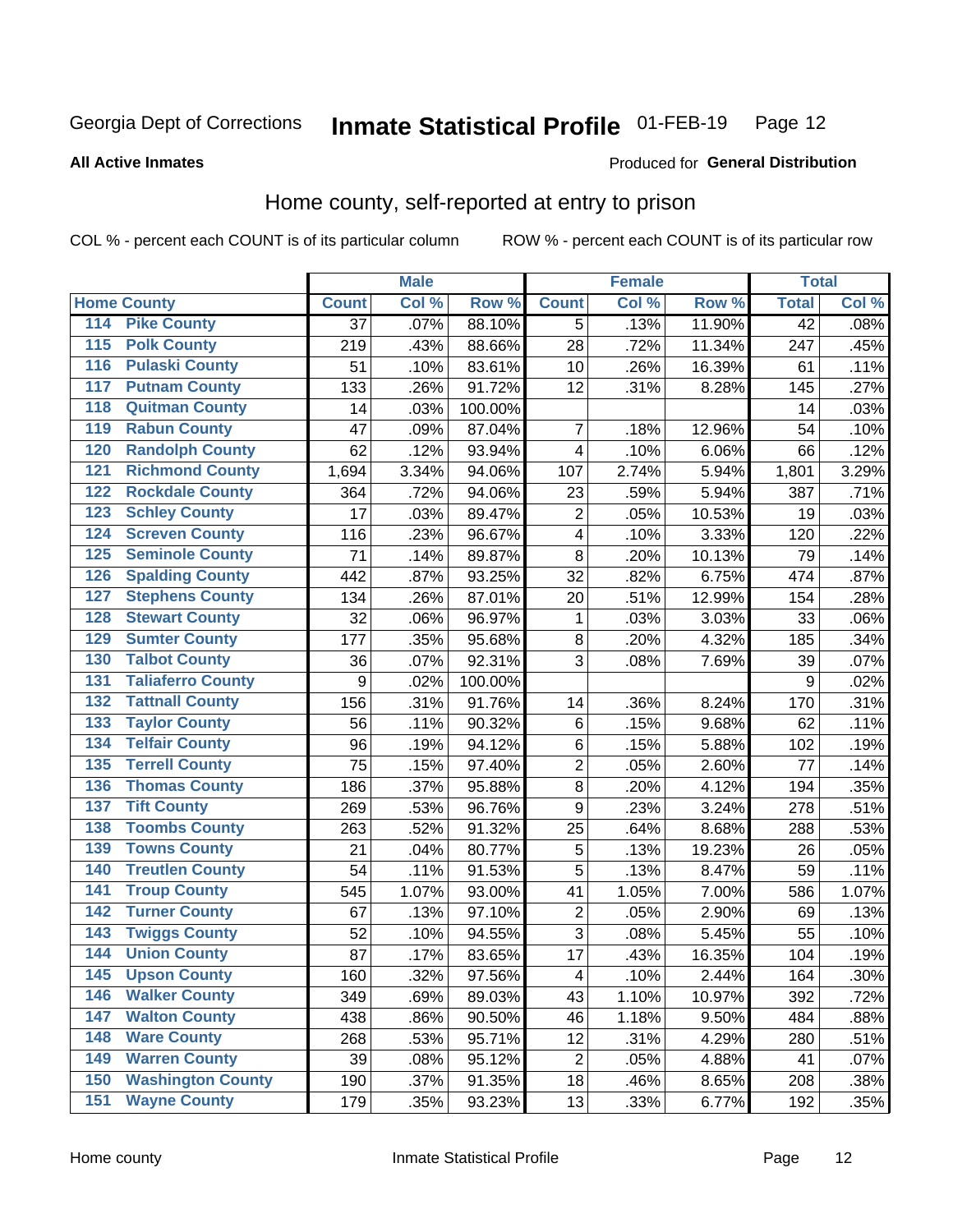Georgia Dept of Corrections **Inmate Statistical Profile** 01-FEB-19

**All Active Inmates**

Produced for **General Distribution**

## Home county, self-reported at entry to prison

COL % - percent each COUNT is of its particular column ROW % - percent each COUNT is of its particular row

| Home County | | Male | | | Female | | | Total | |
|---|---|---|---|---|---|---|---|---|---|
| | | Count | Col % | Row % | Count | Col % | Row % | Total | Col % |
| 114 | Pike County | 37 | .07% | 88.10% | 5 | .13% | 11.90% | 42 | .08% |
| 115 | Polk County | 219 | .43% | 88.66% | 28 | .72% | 11.34% | 247 | .45% |
| 116 | Pulaski County | 51 | .10% | 83.61% | 10 | .26% | 16.39% | 61 | .11% |
| 117 | Putnam County | 133 | .26% | 91.72% | 12 | .31% | 8.28% | 145 | .27% |
| 118 | Quitman County | 14 | .03% | 100.00% | | | | 14 | .03% |
| 119 | Rabun County | 47 | .09% | 87.04% | 7 | .18% | 12.96% | 54 | .10% |
| 120 | Randolph County | 62 | .12% | 93.94% | 4 | .10% | 6.06% | 66 | .12% |
| 121 | Richmond County | 1,694 | 3.34% | 94.06% | 107 | 2.74% | 5.94% | 1,801 | 3.29% |
| 122 | Rockdale County | 364 | .72% | 94.06% | 23 | .59% | 5.94% | 387 | .71% |
| 123 | Schley County | 17 | .03% | 89.47% | 2 | .05% | 10.53% | 19 | .03% |
| 124 | Screven County | 116 | .23% | 96.67% | 4 | .10% | 3.33% | 120 | .22% |
| 125 | Seminole County | 71 | .14% | 89.87% | 8 | .20% | 10.13% | 79 | .14% |
| 126 | Spalding County | 442 | .87% | 93.25% | 32 | .82% | 6.75% | 474 | .87% |
| 127 | Stephens County | 134 | .26% | 87.01% | 20 | .51% | 12.99% | 154 | .28% |
| 128 | Stewart County | 32 | .06% | 96.97% | 1 | .03% | 3.03% | 33 | .06% |
| 129 | Sumter County | 177 | .35% | 95.68% | 8 | .20% | 4.32% | 185 | .34% |
| 130 | Talbot County | 36 | .07% | 92.31% | 3 | .08% | 7.69% | 39 | .07% |
| 131 | Taliaferro County | 9 | .02% | 100.00% | | | | 9 | .02% |
| 132 | Tattnall County | 156 | .31% | 91.76% | 14 | .36% | 8.24% | 170 | .31% |
| 133 | Taylor County | 56 | .11% | 90.32% | 6 | .15% | 9.68% | 62 | .11% |
| 134 | Telfair County | 96 | .19% | 94.12% | 6 | .15% | 5.88% | 102 | .19% |
| 135 | Terrell County | 75 | .15% | 97.40% | 2 | .05% | 2.60% | 77 | .14% |
| 136 | Thomas County | 186 | .37% | 95.88% | 8 | .20% | 4.12% | 194 | .35% |
| 137 | Tift County | 269 | .53% | 96.76% | 9 | .23% | 3.24% | 278 | .51% |
| 138 | Toombs County | 263 | .52% | 91.32% | 25 | .64% | 8.68% | 288 | .53% |
| 139 | Towns County | 21 | .04% | 80.77% | 5 | .13% | 19.23% | 26 | .05% |
| 140 | Treutlen County | 54 | .11% | 91.53% | 5 | .13% | 8.47% | 59 | .11% |
| 141 | Troup County | 545 | 1.07% | 93.00% | 41 | 1.05% | 7.00% | 586 | 1.07% |
| 142 | Turner County | 67 | .13% | 97.10% | 2 | .05% | 2.90% | 69 | .13% |
| 143 | Twiggs County | 52 | .10% | 94.55% | 3 | .08% | 5.45% | 55 | .10% |
| 144 | Union County | 87 | .17% | 83.65% | 17 | .43% | 16.35% | 104 | .19% |
| 145 | Upson County | 160 | .32% | 97.56% | 4 | .10% | 2.44% | 164 | .30% |
| 146 | Walker County | 349 | .69% | 89.03% | 43 | 1.10% | 10.97% | 392 | .72% |
| 147 | Walton County | 438 | .86% | 90.50% | 46 | 1.18% | 9.50% | 484 | .88% |
| 148 | Ware County | 268 | .53% | 95.71% | 12 | .31% | 4.29% | 280 | .51% |
| 149 | Warren County | 39 | .08% | 95.12% | 2 | .05% | 4.88% | 41 | .07% |
| 150 | Washington County | 190 | .37% | 91.35% | 18 | .46% | 8.65% | 208 | .38% |
| 151 | Wayne County | 179 | .35% | 93.23% | 13 | .33% | 6.77% | 192 | .35% |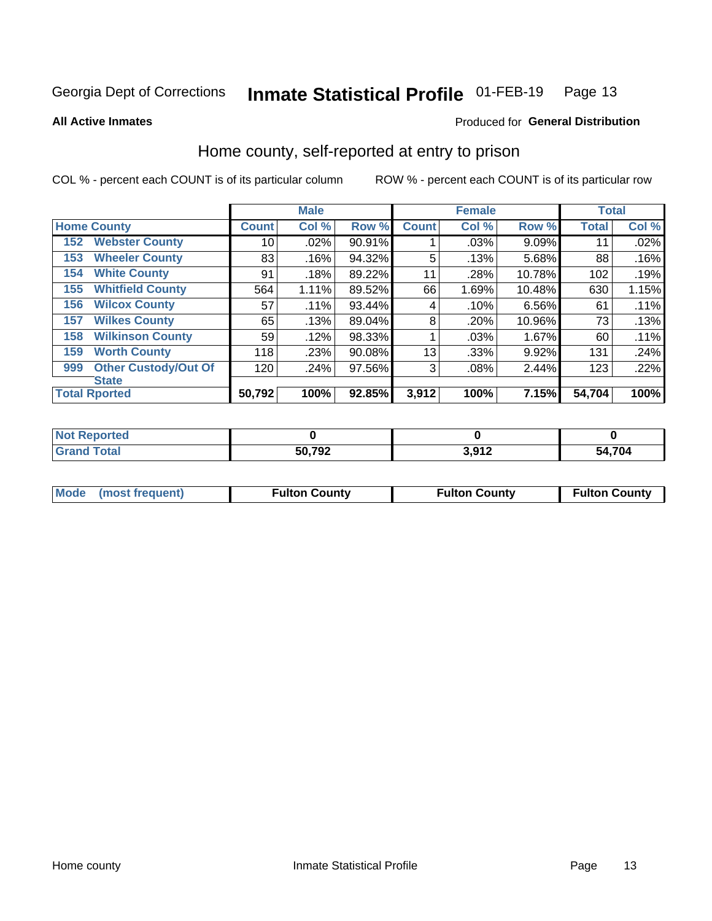Georgia Dept of Corrections **Inmate Statistical Profile** 01-FEB-19

**All Active Inmates**

Produced for **General Distribution**

## Home county, self-reported at entry to prison

COL % - percent each COUNT is of its particular column     ROW % - percent each COUNT is of its particular row

| | | Male | | | Female | | | Total | |
|---|---|---|---|---|---|---|---|---|---|
| **Home County** | | **Count** | **Col %** | **Row %** | **Count** | **Col %** | **Row %** | **Total** | **Col %** |
| 152 | Webster County | 10 | .02% | 90.91% | 1 | .03% | 9.09% | 11 | .02% |
| 153 | Wheeler County | 83 | .16% | 94.32% | 5 | .13% | 5.68% | 88 | .16% |
| 154 | White County | 91 | .18% | 89.22% | 11 | .28% | 10.78% | 102 | .19% |
| 155 | Whitfield County | 564 | 1.11% | 89.52% | 66 | 1.69% | 10.48% | 630 | 1.15% |
| 156 | Wilcox County | 57 | .11% | 93.44% | 4 | .10% | 6.56% | 61 | .11% |
| 157 | Wilkes County | 65 | .13% | 89.04% | 8 | .20% | 10.96% | 73 | .13% |
| 158 | Wilkinson County | 59 | .12% | 98.33% | 1 | .03% | 1.67% | 60 | .11% |
| 159 | Worth County | 118 | .23% | 90.08% | 13 | .33% | 9.92% | 131 | .24% |
| 999 | Other Custody/Out Of State | 120 | .24% | 97.56% | 3 | .08% | 2.44% | 123 | .22% |
| **Total Rported** | | **50,792** | **100%** | **92.85%** | **3,912** | **100%** | **7.15%** | **54,704** | **100%** |

| | Male | Female | Total |
|---|---|---|---|
| Not Reported | 0 | 0 | 0 |
| Grand Total | 50,792 | 3,912 | 54,704 |

| | Male | Female | Total |
|---|---|---|---|
| Mode (most frequent) | Fulton County | Fulton County | Fulton County |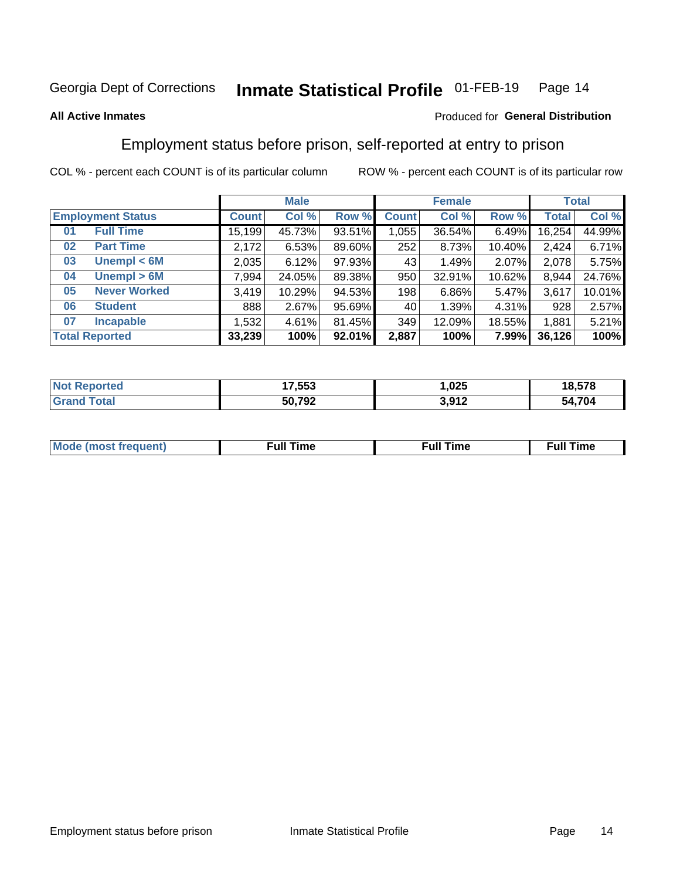Georgia Dept of Corrections **Inmate Statistical Profile** 01-FEB-19

**All Active Inmates**

Produced for **General Distribution**

## Employment status before prison, self-reported at entry to prison

COL % - percent each COUNT is of its particular column    ROW % - percent each COUNT is of its particular row

| Employment Status | | Male | | | Female | | | Total | |
|---|---|---|---|---|---|---|---|---|---|
| | | Count | Col % | Row % | Count | Col % | Row % | Total | Col % |
| 01 | Full Time | 15,199 | 45.73% | 93.51% | 1,055 | 36.54% | 6.49% | 16,254 | 44.99% |
| 02 | Part Time | 2,172 | 6.53% | 89.60% | 252 | 8.73% | 10.40% | 2,424 | 6.71% |
| 03 | Unempl < 6M | 2,035 | 6.12% | 97.93% | 43 | 1.49% | 2.07% | 2,078 | 5.75% |
| 04 | Unempl > 6M | 7,994 | 24.05% | 89.38% | 950 | 32.91% | 10.62% | 8,944 | 24.76% |
| 05 | Never Worked | 3,419 | 10.29% | 94.53% | 198 | 6.86% | 5.47% | 3,617 | 10.01% |
| 06 | Student | 888 | 2.67% | 95.69% | 40 | 1.39% | 4.31% | 928 | 2.57% |
| 07 | Incapable | 1,532 | 4.61% | 81.45% | 349 | 12.09% | 18.55% | 1,881 | 5.21% |
| **Total Reported** | | **33,239** | **100%** | **92.01%** | **2,887** | **100%** | **7.99%** | **36,126** | **100%** |

| | Male | Female | Total |
|---|---|---|---|
| Not Reported | 17,553 | 1,025 | 18,578 |
| Grand Total | 50,792 | 3,912 | 54,704 |

| | Male | Female | Total |
|---|---|---|---|
| Mode (most frequent) | Full Time | Full Time | Full Time |

Employment status before prison    Inmate Statistical Profile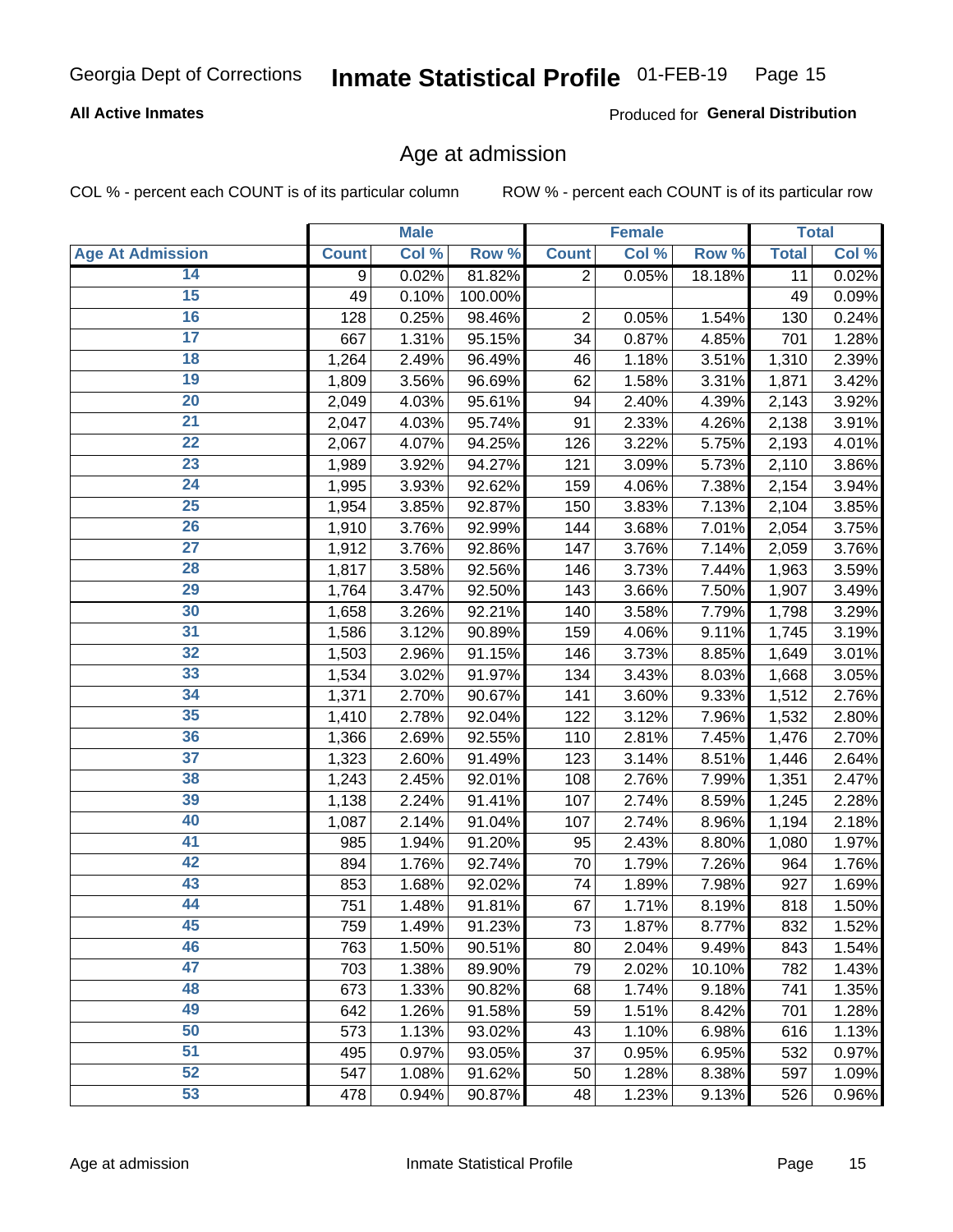Georgia Dept of Corrections **Inmate Statistical Profile** 01-FEB-19

**All Active Inmates**

Produced for **General Distribution**

## Age at admission

COL % - percent each COUNT is of its particular column ROW % - percent each COUNT is of its particular row

| | Male | | | Female | | | Total | |
|---|---|---|---|---|---|---|---|---|
| **Age At Admission** | **Count** | **Col %** | **Row %** | **Count** | **Col %** | **Row %** | **Total** | **Col %** |
| 14 | 9 | 0.02% | 81.82% | 2 | 0.05% | 18.18% | 11 | 0.02% |
| 15 | 49 | 0.10% | 100.00% | | | | 49 | 0.09% |
| 16 | 128 | 0.25% | 98.46% | 2 | 0.05% | 1.54% | 130 | 0.24% |
| 17 | 667 | 1.31% | 95.15% | 34 | 0.87% | 4.85% | 701 | 1.28% |
| 18 | 1,264 | 2.49% | 96.49% | 46 | 1.18% | 3.51% | 1,310 | 2.39% |
| 19 | 1,809 | 3.56% | 96.69% | 62 | 1.58% | 3.31% | 1,871 | 3.42% |
| 20 | 2,049 | 4.03% | 95.61% | 94 | 2.40% | 4.39% | 2,143 | 3.92% |
| 21 | 2,047 | 4.03% | 95.74% | 91 | 2.33% | 4.26% | 2,138 | 3.91% |
| 22 | 2,067 | 4.07% | 94.25% | 126 | 3.22% | 5.75% | 2,193 | 4.01% |
| 23 | 1,989 | 3.92% | 94.27% | 121 | 3.09% | 5.73% | 2,110 | 3.86% |
| 24 | 1,995 | 3.93% | 92.62% | 159 | 4.06% | 7.38% | 2,154 | 3.94% |
| 25 | 1,954 | 3.85% | 92.87% | 150 | 3.83% | 7.13% | 2,104 | 3.85% |
| 26 | 1,910 | 3.76% | 92.99% | 144 | 3.68% | 7.01% | 2,054 | 3.75% |
| 27 | 1,912 | 3.76% | 92.86% | 147 | 3.76% | 7.14% | 2,059 | 3.76% |
| 28 | 1,817 | 3.58% | 92.56% | 146 | 3.73% | 7.44% | 1,963 | 3.59% |
| 29 | 1,764 | 3.47% | 92.50% | 143 | 3.66% | 7.50% | 1,907 | 3.49% |
| 30 | 1,658 | 3.26% | 92.21% | 140 | 3.58% | 7.79% | 1,798 | 3.29% |
| 31 | 1,586 | 3.12% | 90.89% | 159 | 4.06% | 9.11% | 1,745 | 3.19% |
| 32 | 1,503 | 2.96% | 91.15% | 146 | 3.73% | 8.85% | 1,649 | 3.01% |
| 33 | 1,534 | 3.02% | 91.97% | 134 | 3.43% | 8.03% | 1,668 | 3.05% |
| 34 | 1,371 | 2.70% | 90.67% | 141 | 3.60% | 9.33% | 1,512 | 2.76% |
| 35 | 1,410 | 2.78% | 92.04% | 122 | 3.12% | 7.96% | 1,532 | 2.80% |
| 36 | 1,366 | 2.69% | 92.55% | 110 | 2.81% | 7.45% | 1,476 | 2.70% |
| 37 | 1,323 | 2.60% | 91.49% | 123 | 3.14% | 8.51% | 1,446 | 2.64% |
| 38 | 1,243 | 2.45% | 92.01% | 108 | 2.76% | 7.99% | 1,351 | 2.47% |
| 39 | 1,138 | 2.24% | 91.41% | 107 | 2.74% | 8.59% | 1,245 | 2.28% |
| 40 | 1,087 | 2.14% | 91.04% | 107 | 2.74% | 8.96% | 1,194 | 2.18% |
| 41 | 985 | 1.94% | 91.20% | 95 | 2.43% | 8.80% | 1,080 | 1.97% |
| 42 | 894 | 1.76% | 92.74% | 70 | 1.79% | 7.26% | 964 | 1.76% |
| 43 | 853 | 1.68% | 92.02% | 74 | 1.89% | 7.98% | 927 | 1.69% |
| 44 | 751 | 1.48% | 91.81% | 67 | 1.71% | 8.19% | 818 | 1.50% |
| 45 | 759 | 1.49% | 91.23% | 73 | 1.87% | 8.77% | 832 | 1.52% |
| 46 | 763 | 1.50% | 90.51% | 80 | 2.04% | 9.49% | 843 | 1.54% |
| 47 | 703 | 1.38% | 89.90% | 79 | 2.02% | 10.10% | 782 | 1.43% |
| 48 | 673 | 1.33% | 90.82% | 68 | 1.74% | 9.18% | 741 | 1.35% |
| 49 | 642 | 1.26% | 91.58% | 59 | 1.51% | 8.42% | 701 | 1.28% |
| 50 | 573 | 1.13% | 93.02% | 43 | 1.10% | 6.98% | 616 | 1.13% |
| 51 | 495 | 0.97% | 93.05% | 37 | 0.95% | 6.95% | 532 | 0.97% |
| 52 | 547 | 1.08% | 91.62% | 50 | 1.28% | 8.38% | 597 | 1.09% |
| 53 | 478 | 0.94% | 90.87% | 48 | 1.23% | 9.13% | 526 | 0.96% |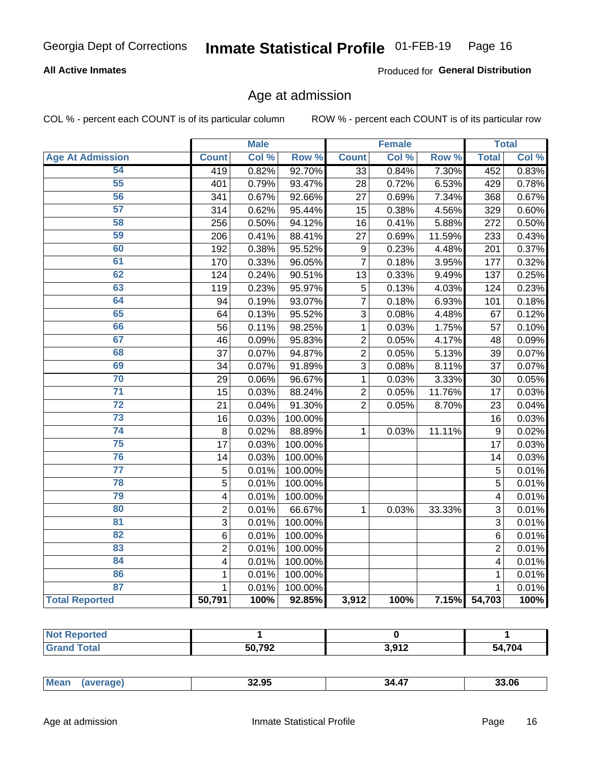Georgia Dept of Corrections **Inmate Statistical Profile** 01-FEB-19

**All Active Inmates**

Produced for **General Distribution**

## Age at admission

COL % - percent each COUNT is of its particular column

ROW % - percent each COUNT is of its particular row

| | Male | | | Female | | | Total | |
|---|---|---|---|---|---|---|---|---|
| **Age At Admission** | **Count** | **Col %** | **Row %** | **Count** | **Col %** | **Row %** | **Total** | **Col %** |
| 54 | 419 | 0.82% | 92.70% | 33 | 0.84% | 7.30% | 452 | 0.83% |
| 55 | 401 | 0.79% | 93.47% | 28 | 0.72% | 6.53% | 429 | 0.78% |
| 56 | 341 | 0.67% | 92.66% | 27 | 0.69% | 7.34% | 368 | 0.67% |
| 57 | 314 | 0.62% | 95.44% | 15 | 0.38% | 4.56% | 329 | 0.60% |
| 58 | 256 | 0.50% | 94.12% | 16 | 0.41% | 5.88% | 272 | 0.50% |
| 59 | 206 | 0.41% | 88.41% | 27 | 0.69% | 11.59% | 233 | 0.43% |
| 60 | 192 | 0.38% | 95.52% | 9 | 0.23% | 4.48% | 201 | 0.37% |
| 61 | 170 | 0.33% | 96.05% | 7 | 0.18% | 3.95% | 177 | 0.32% |
| 62 | 124 | 0.24% | 90.51% | 13 | 0.33% | 9.49% | 137 | 0.25% |
| 63 | 119 | 0.23% | 95.97% | 5 | 0.13% | 4.03% | 124 | 0.23% |
| 64 | 94 | 0.19% | 93.07% | 7 | 0.18% | 6.93% | 101 | 0.18% |
| 65 | 64 | 0.13% | 95.52% | 3 | 0.08% | 4.48% | 67 | 0.12% |
| 66 | 56 | 0.11% | 98.25% | 1 | 0.03% | 1.75% | 57 | 0.10% |
| 67 | 46 | 0.09% | 95.83% | 2 | 0.05% | 4.17% | 48 | 0.09% |
| 68 | 37 | 0.07% | 94.87% | 2 | 0.05% | 5.13% | 39 | 0.07% |
| 69 | 34 | 0.07% | 91.89% | 3 | 0.08% | 8.11% | 37 | 0.07% |
| 70 | 29 | 0.06% | 96.67% | 1 | 0.03% | 3.33% | 30 | 0.05% |
| 71 | 15 | 0.03% | 88.24% | 2 | 0.05% | 11.76% | 17 | 0.03% |
| 72 | 21 | 0.04% | 91.30% | 2 | 0.05% | 8.70% | 23 | 0.04% |
| 73 | 16 | 0.03% | 100.00% | | | | 16 | 0.03% |
| 74 | 8 | 0.02% | 88.89% | 1 | 0.03% | 11.11% | 9 | 0.02% |
| 75 | 17 | 0.03% | 100.00% | | | | 17 | 0.03% |
| 76 | 14 | 0.03% | 100.00% | | | | 14 | 0.03% |
| 77 | 5 | 0.01% | 100.00% | | | | 5 | 0.01% |
| 78 | 5 | 0.01% | 100.00% | | | | 5 | 0.01% |
| 79 | 4 | 0.01% | 100.00% | | | | 4 | 0.01% |
| 80 | 2 | 0.01% | 66.67% | 1 | 0.03% | 33.33% | 3 | 0.01% |
| 81 | 3 | 0.01% | 100.00% | | | | 3 | 0.01% |
| 82 | 6 | 0.01% | 100.00% | | | | 6 | 0.01% |
| 83 | 2 | 0.01% | 100.00% | | | | 2 | 0.01% |
| 84 | 4 | 0.01% | 100.00% | | | | 4 | 0.01% |
| 86 | 1 | 0.01% | 100.00% | | | | 1 | 0.01% |
| 87 | 1 | 0.01% | 100.00% | | | | 1 | 0.01% |
| **Total Reported** | **50,791** | **100%** | **92.85%** | **3,912** | **100%** | **7.15%** | **54,703** | **100%** |

| | Male | Female | Total |
|---|---|---|---|
| **Not Reported** | **1** | **0** | **1** |
| **Grand Total** | **50,792** | **3,912** | **54,704** |

| | Male | Female | Total |
|---|---|---|---|
| **Mean (average)** | **32.95** | **34.47** | **33.06** |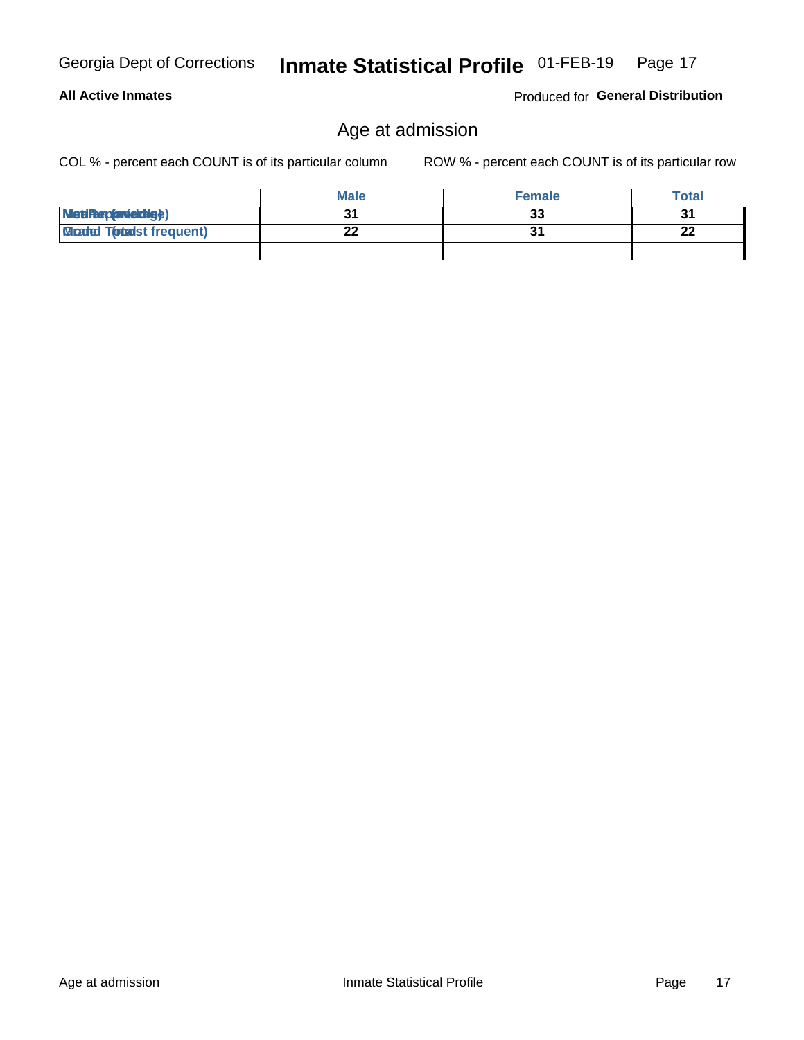Georgia Dept of Corrections **Inmate Statistical Profile** 01-FEB-19

**All Active Inmates**

Produced for **General Distribution**

## Age at admission

COL % - percent each COUNT is of its particular column

ROW % - percent each COUNT is of its particular row

| | Male | Female | Total |
|---|---|---|---|
| Median (middle) | 31 | 33 | 31 |
| Mode (most frequent) | 22 | 31 | 22 |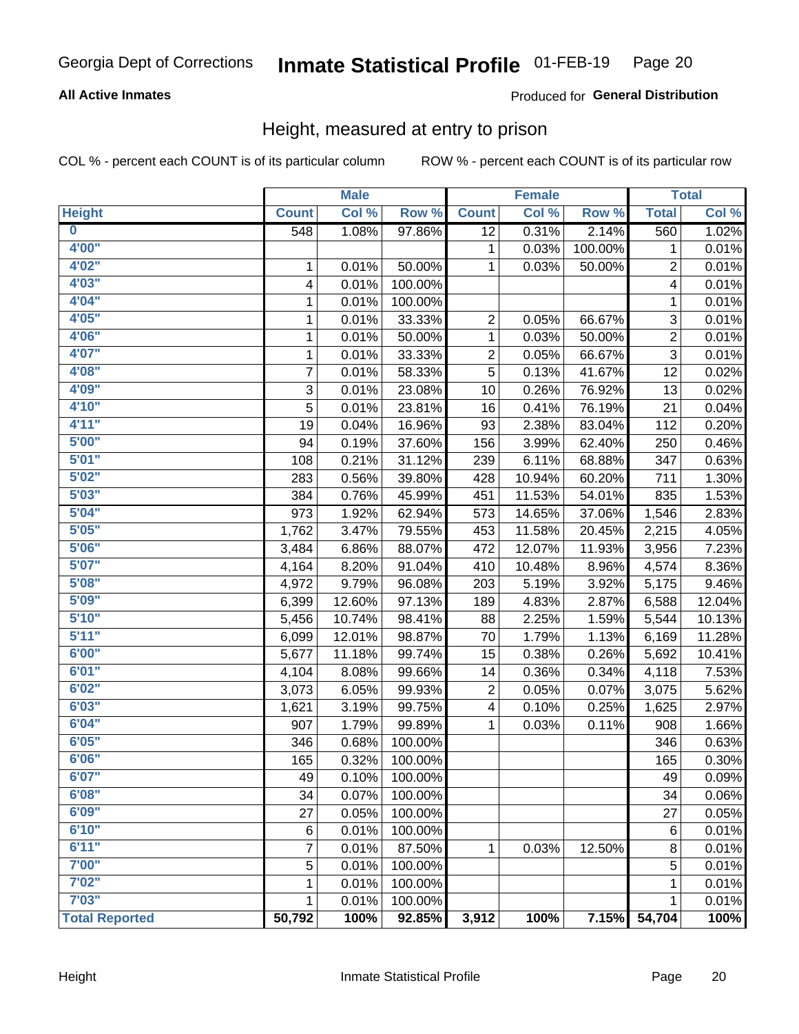Georgia Dept of Corrections **Inmate Statistical Profile** 01-FEB-19

**All Active Inmates**

Produced for **General Distribution**

## Height, measured at entry to prison

COL % - percent each COUNT is of its particular column ROW % - percent each COUNT is of its particular row

| Height | Male | | | Female | | | Total | |
|---|---|---|---|---|---|---|---|---|
| | Count | Col % | Row % | Count | Col % | Row % | Total | Col % |
| 0 | 548 | 1.08% | 97.86% | 12 | 0.31% | 2.14% | 560 | 1.02% |
| 4'00" | | | | 1 | 0.03% | 100.00% | 1 | 0.01% |
| 4'02" | 1 | 0.01% | 50.00% | 1 | 0.03% | 50.00% | 2 | 0.01% |
| 4'03" | 4 | 0.01% | 100.00% | | | | 4 | 0.01% |
| 4'04" | 1 | 0.01% | 100.00% | | | | 1 | 0.01% |
| 4'05" | 1 | 0.01% | 33.33% | 2 | 0.05% | 66.67% | 3 | 0.01% |
| 4'06" | 1 | 0.01% | 50.00% | 1 | 0.03% | 50.00% | 2 | 0.01% |
| 4'07" | 1 | 0.01% | 33.33% | 2 | 0.05% | 66.67% | 3 | 0.01% |
| 4'08" | 7 | 0.01% | 58.33% | 5 | 0.13% | 41.67% | 12 | 0.02% |
| 4'09" | 3 | 0.01% | 23.08% | 10 | 0.26% | 76.92% | 13 | 0.02% |
| 4'10" | 5 | 0.01% | 23.81% | 16 | 0.41% | 76.19% | 21 | 0.04% |
| 4'11" | 19 | 0.04% | 16.96% | 93 | 2.38% | 83.04% | 112 | 0.20% |
| 5'00" | 94 | 0.19% | 37.60% | 156 | 3.99% | 62.40% | 250 | 0.46% |
| 5'01" | 108 | 0.21% | 31.12% | 239 | 6.11% | 68.88% | 347 | 0.63% |
| 5'02" | 283 | 0.56% | 39.80% | 428 | 10.94% | 60.20% | 711 | 1.30% |
| 5'03" | 384 | 0.76% | 45.99% | 451 | 11.53% | 54.01% | 835 | 1.53% |
| 5'04" | 973 | 1.92% | 62.94% | 573 | 14.65% | 37.06% | 1,546 | 2.83% |
| 5'05" | 1,762 | 3.47% | 79.55% | 453 | 11.58% | 20.45% | 2,215 | 4.05% |
| 5'06" | 3,484 | 6.86% | 88.07% | 472 | 12.07% | 11.93% | 3,956 | 7.23% |
| 5'07" | 4,164 | 8.20% | 91.04% | 410 | 10.48% | 8.96% | 4,574 | 8.36% |
| 5'08" | 4,972 | 9.79% | 96.08% | 203 | 5.19% | 3.92% | 5,175 | 9.46% |
| 5'09" | 6,399 | 12.60% | 97.13% | 189 | 4.83% | 2.87% | 6,588 | 12.04% |
| 5'10" | 5,456 | 10.74% | 98.41% | 88 | 2.25% | 1.59% | 5,544 | 10.13% |
| 5'11" | 6,099 | 12.01% | 98.87% | 70 | 1.79% | 1.13% | 6,169 | 11.28% |
| 6'00" | 5,677 | 11.18% | 99.74% | 15 | 0.38% | 0.26% | 5,692 | 10.41% |
| 6'01" | 4,104 | 8.08% | 99.66% | 14 | 0.36% | 0.34% | 4,118 | 7.53% |
| 6'02" | 3,073 | 6.05% | 99.93% | 2 | 0.05% | 0.07% | 3,075 | 5.62% |
| 6'03" | 1,621 | 3.19% | 99.75% | 4 | 0.10% | 0.25% | 1,625 | 2.97% |
| 6'04" | 907 | 1.79% | 99.89% | 1 | 0.03% | 0.11% | 908 | 1.66% |
| 6'05" | 346 | 0.68% | 100.00% | | | | 346 | 0.63% |
| 6'06" | 165 | 0.32% | 100.00% | | | | 165 | 0.30% |
| 6'07" | 49 | 0.10% | 100.00% | | | | 49 | 0.09% |
| 6'08" | 34 | 0.07% | 100.00% | | | | 34 | 0.06% |
| 6'09" | 27 | 0.05% | 100.00% | | | | 27 | 0.05% |
| 6'10" | 6 | 0.01% | 100.00% | | | | 6 | 0.01% |
| 6'11" | 7 | 0.01% | 87.50% | 1 | 0.03% | 12.50% | 8 | 0.01% |
| 7'00" | 5 | 0.01% | 100.00% | | | | 5 | 0.01% |
| 7'02" | 1 | 0.01% | 100.00% | | | | 1 | 0.01% |
| 7'03" | 1 | 0.01% | 100.00% | | | | 1 | 0.01% |
| **Total Reported** | **50,792** | **100%** | **92.85%** | **3,912** | **100%** | **7.15%** | **54,704** | **100%** |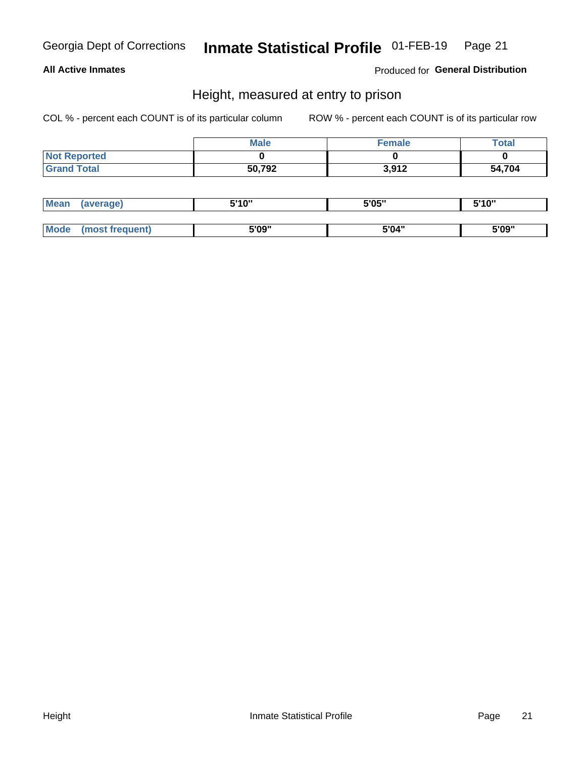Georgia Dept of Corrections **Inmate Statistical Profile** 01-FEB-19

**All Active Inmates**

Produced for **General Distribution**

## Height, measured at entry to prison

COL % - percent each COUNT is of its particular column ROW % - percent each COUNT is of its particular row

| | Male | Female | Total |
|---|---|---|---|
| **Not Reported** | **0** | **0** | **0** |
| **Grand Total** | **50,792** | **3,912** | **54,704** |

| | Male | Female | Total |
|---|---|---|---|
| **Mean (average)** | **5'10"** | **5'05"** | **5'10"** |
| **Mode (most frequent)** | **5'09"** | **5'04"** | **5'09"** |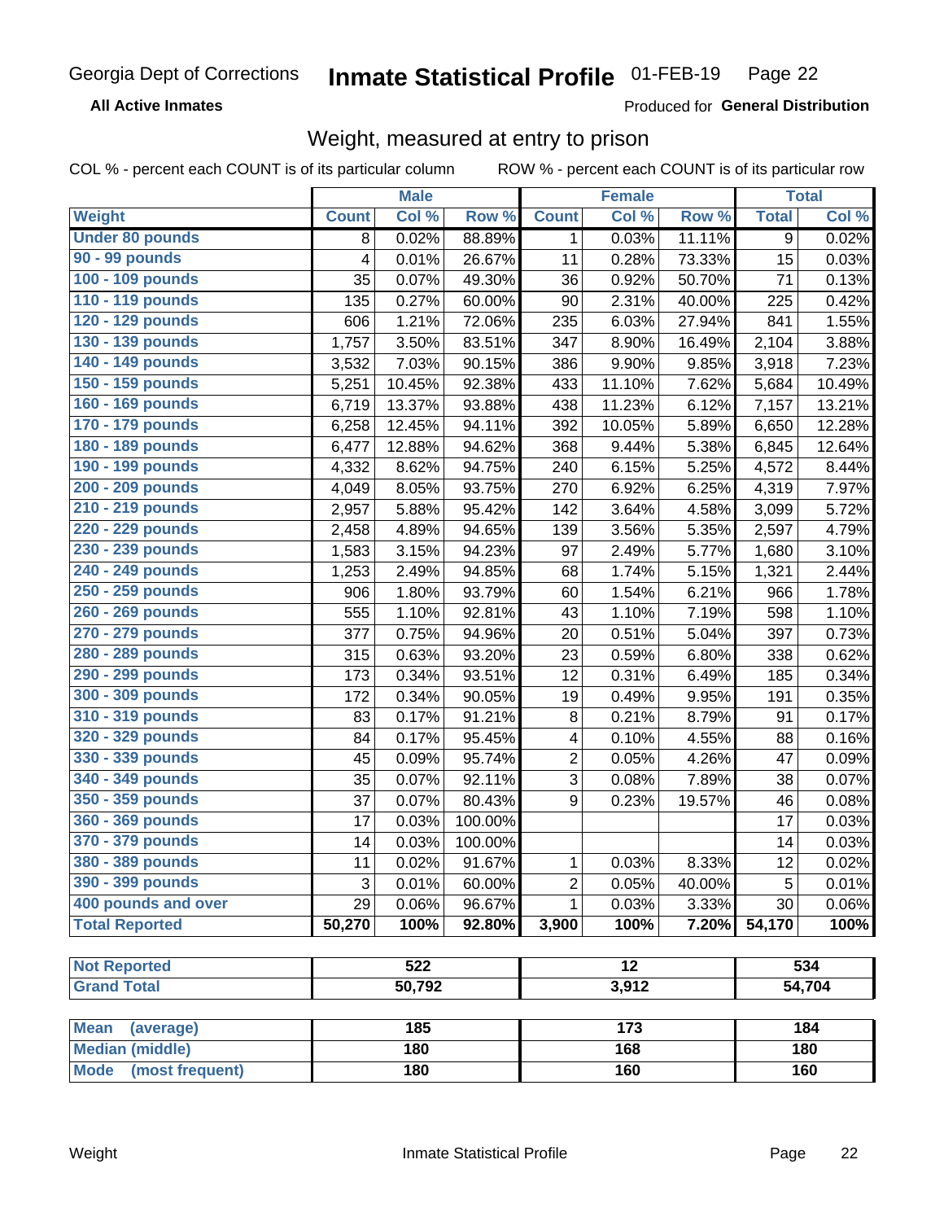Georgia Dept of Corrections **Inmate Statistical Profile** 01-FEB-19 Page 22

**All Active Inmates**

Produced for **General Distribution**

## Weight, measured at entry to prison

COL % - percent each COUNT is of its particular column ROW % - percent each COUNT is of its particular row

| | Male | | | Female | | | Total | |
|---|---|---|---|---|---|---|---|---|
| **Weight** | **Count** | **Col %** | **Row %** | **Count** | **Col %** | **Row %** | **Total** | **Col %** |
| **Under 80 pounds** | 8 | 0.02% | 88.89% | 1 | 0.03% | 11.11% | 9 | 0.02% |
| **90 - 99 pounds** | 4 | 0.01% | 26.67% | 11 | 0.28% | 73.33% | 15 | 0.03% |
| **100 - 109 pounds** | 35 | 0.07% | 49.30% | 36 | 0.92% | 50.70% | 71 | 0.13% |
| **110 - 119 pounds** | 135 | 0.27% | 60.00% | 90 | 2.31% | 40.00% | 225 | 0.42% |
| **120 - 129 pounds** | 606 | 1.21% | 72.06% | 235 | 6.03% | 27.94% | 841 | 1.55% |
| **130 - 139 pounds** | 1,757 | 3.50% | 83.51% | 347 | 8.90% | 16.49% | 2,104 | 3.88% |
| **140 - 149 pounds** | 3,532 | 7.03% | 90.15% | 386 | 9.90% | 9.85% | 3,918 | 7.23% |
| **150 - 159 pounds** | 5,251 | 10.45% | 92.38% | 433 | 11.10% | 7.62% | 5,684 | 10.49% |
| **160 - 169 pounds** | 6,719 | 13.37% | 93.88% | 438 | 11.23% | 6.12% | 7,157 | 13.21% |
| **170 - 179 pounds** | 6,258 | 12.45% | 94.11% | 392 | 10.05% | 5.89% | 6,650 | 12.28% |
| **180 - 189 pounds** | 6,477 | 12.88% | 94.62% | 368 | 9.44% | 5.38% | 6,845 | 12.64% |
| **190 - 199 pounds** | 4,332 | 8.62% | 94.75% | 240 | 6.15% | 5.25% | 4,572 | 8.44% |
| **200 - 209 pounds** | 4,049 | 8.05% | 93.75% | 270 | 6.92% | 6.25% | 4,319 | 7.97% |
| **210 - 219 pounds** | 2,957 | 5.88% | 95.42% | 142 | 3.64% | 4.58% | 3,099 | 5.72% |
| **220 - 229 pounds** | 2,458 | 4.89% | 94.65% | 139 | 3.56% | 5.35% | 2,597 | 4.79% |
| **230 - 239 pounds** | 1,583 | 3.15% | 94.23% | 97 | 2.49% | 5.77% | 1,680 | 3.10% |
| **240 - 249 pounds** | 1,253 | 2.49% | 94.85% | 68 | 1.74% | 5.15% | 1,321 | 2.44% |
| **250 - 259 pounds** | 906 | 1.80% | 93.79% | 60 | 1.54% | 6.21% | 966 | 1.78% |
| **260 - 269 pounds** | 555 | 1.10% | 92.81% | 43 | 1.10% | 7.19% | 598 | 1.10% |
| **270 - 279 pounds** | 377 | 0.75% | 94.96% | 20 | 0.51% | 5.04% | 397 | 0.73% |
| **280 - 289 pounds** | 315 | 0.63% | 93.20% | 23 | 0.59% | 6.80% | 338 | 0.62% |
| **290 - 299 pounds** | 173 | 0.34% | 93.51% | 12 | 0.31% | 6.49% | 185 | 0.34% |
| **300 - 309 pounds** | 172 | 0.34% | 90.05% | 19 | 0.49% | 9.95% | 191 | 0.35% |
| **310 - 319 pounds** | 83 | 0.17% | 91.21% | 8 | 0.21% | 8.79% | 91 | 0.17% |
| **320 - 329 pounds** | 84 | 0.17% | 95.45% | 4 | 0.10% | 4.55% | 88 | 0.16% |
| **330 - 339 pounds** | 45 | 0.09% | 95.74% | 2 | 0.05% | 4.26% | 47 | 0.09% |
| **340 - 349 pounds** | 35 | 0.07% | 92.11% | 3 | 0.08% | 7.89% | 38 | 0.07% |
| **350 - 359 pounds** | 37 | 0.07% | 80.43% | 9 | 0.23% | 19.57% | 46 | 0.08% |
| **360 - 369 pounds** | 17 | 0.03% | 100.00% | | | | 17 | 0.03% |
| **370 - 379 pounds** | 14 | 0.03% | 100.00% | | | | 14 | 0.03% |
| **380 - 389 pounds** | 11 | 0.02% | 91.67% | 1 | 0.03% | 8.33% | 12 | 0.02% |
| **390 - 399 pounds** | 3 | 0.01% | 60.00% | 2 | 0.05% | 40.00% | 5 | 0.01% |
| **400 pounds and over** | 29 | 0.06% | 96.67% | 1 | 0.03% | 3.33% | 30 | 0.06% |
| **Total Reported** | **50,270** | **100%** | **92.80%** | **3,900** | **100%** | **7.20%** | **54,170** | **100%** |

| | Male | Female | Total |
|---|---|---|---|
| **Not Reported** | 522 | 12 | 534 |
| **Grand Total** | 50,792 | 3,912 | 54,704 |

| | Male | Female | Total |
|---|---|---|---|
| **Mean (average)** | 185 | 173 | 184 |
| **Median (middle)** | 180 | 168 | 180 |
| **Mode (most frequent)** | 180 | 160 | 160 |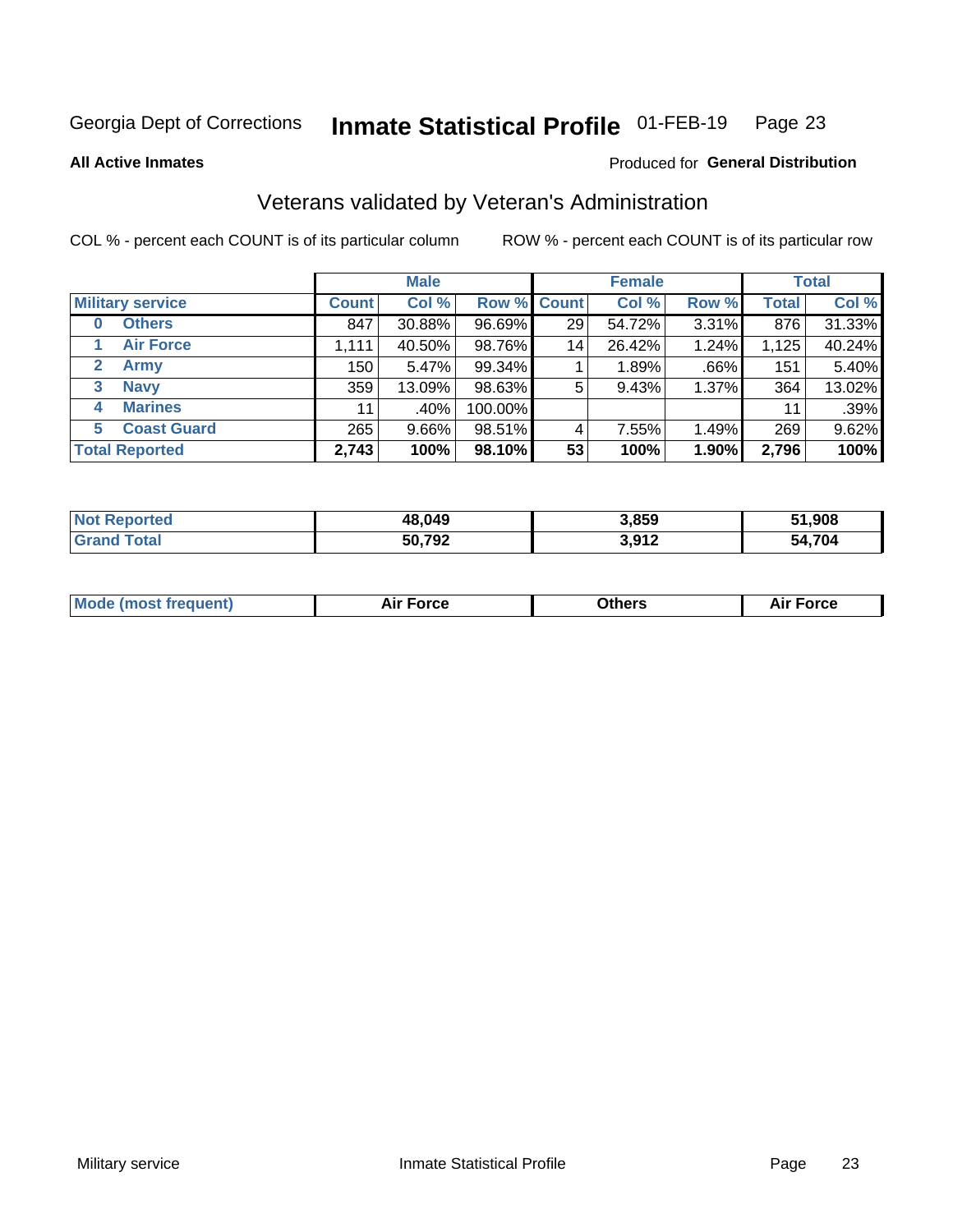Georgia Dept of Corrections **Inmate Statistical Profile** 01-FEB-19

**All Active Inmates**

Produced for **General Distribution**

## Veterans validated by Veteran's Administration

COL % - percent each COUNT is of its particular column

ROW % - percent each COUNT is of its particular row

| | Male | | | Female | | | Total | |
|---|---|---|---|---|---|---|---|---|
| **Military service** | **Count** | **Col %** | **Row %** | **Count** | **Col %** | **Row %** | **Total** | **Col %** |
| **0 Others** | 847 | 30.88% | 96.69% | 29 | 54.72% | 3.31% | 876 | 31.33% |
| **1 Air Force** | 1,111 | 40.50% | 98.76% | 14 | 26.42% | 1.24% | 1,125 | 40.24% |
| **2 Army** | 150 | 5.47% | 99.34% | 1 | 1.89% | .66% | 151 | 5.40% |
| **3 Navy** | 359 | 13.09% | 98.63% | 5 | 9.43% | 1.37% | 364 | 13.02% |
| **4 Marines** | 11 | .40% | 100.00% | | | | 11 | .39% |
| **5 Coast Guard** | 265 | 9.66% | 98.51% | 4 | 7.55% | 1.49% | 269 | 9.62% |
| **Total Reported** | **2,743** | **100%** | **98.10%** | **53** | **100%** | **1.90%** | **2,796** | **100%** |

| | Male | Female | Total |
|---|---|---|---|
| **Not Reported** | **48,049** | **3,859** | **51,908** |
| **Grand Total** | **50,792** | **3,912** | **54,704** |

| | Male | Female | Total |
|---|---|---|---|
| **Mode (most frequent)** | **Air Force** | **Others** | **Air Force** |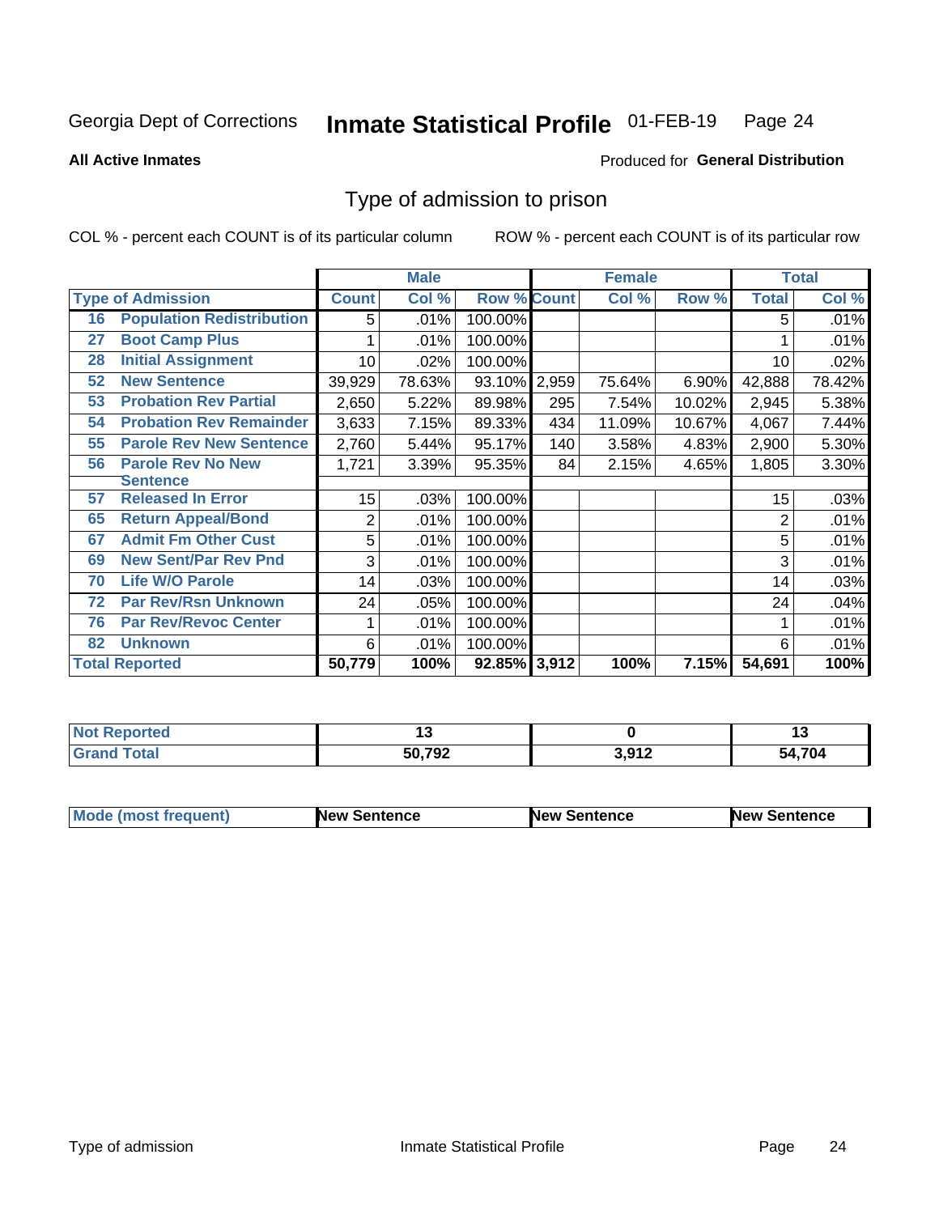Georgia Dept of Corrections **Inmate Statistical Profile** 01-FEB-19

**All Active Inmates**

Produced for **General Distribution**

## Type of admission to prison

COL % - percent each COUNT is of its particular column

ROW % - percent each COUNT is of its particular row

| | | Male | | | Female | | | Total | |
|---|---|---|---|---|---|---|---|---|---|
| **Type of Admission** | | **Count** | **Col %** | **Row %** | **Count** | **Col %** | **Row %** | **Total** | **Col %** |
| 16 | Population Redistribution | 5 | .01% | 100.00% | | | | 5 | .01% |
| 27 | Boot Camp Plus | 1 | .01% | 100.00% | | | | 1 | .01% |
| 28 | Initial Assignment | 10 | .02% | 100.00% | | | | 10 | .02% |
| 52 | New Sentence | 39,929 | 78.63% | 93.10% | 2,959 | 75.64% | 6.90% | 42,888 | 78.42% |
| 53 | Probation Rev Partial | 2,650 | 5.22% | 89.98% | 295 | 7.54% | 10.02% | 2,945 | 5.38% |
| 54 | Probation Rev Remainder | 3,633 | 7.15% | 89.33% | 434 | 11.09% | 10.67% | 4,067 | 7.44% |
| 55 | Parole Rev New Sentence | 2,760 | 5.44% | 95.17% | 140 | 3.58% | 4.83% | 2,900 | 5.30% |
| 56 | Parole Rev No New Sentence | 1,721 | 3.39% | 95.35% | 84 | 2.15% | 4.65% | 1,805 | 3.30% |
| 57 | Released In Error | 15 | .03% | 100.00% | | | | 15 | .03% |
| 65 | Return Appeal/Bond | 2 | .01% | 100.00% | | | | 2 | .01% |
| 67 | Admit Fm Other Cust | 5 | .01% | 100.00% | | | | 5 | .01% |
| 69 | New Sent/Par Rev Pnd | 3 | .01% | 100.00% | | | | 3 | .01% |
| 70 | Life W/O Parole | 14 | .03% | 100.00% | | | | 14 | .03% |
| 72 | Par Rev/Rsn Unknown | 24 | .05% | 100.00% | | | | 24 | .04% |
| 76 | Par Rev/Revoc Center | 1 | .01% | 100.00% | | | | 1 | .01% |
| 82 | Unknown | 6 | .01% | 100.00% | | | | 6 | .01% |
| **Total Reported** | | **50,779** | **100%** | **92.85%** | **3,912** | **100%** | **7.15%** | **54,691** | **100%** |

| | Male | Female | Total |
|---|---|---|---|
| **Not Reported** | **13** | **0** | **13** |
| **Grand Total** | **50,792** | **3,912** | **54,704** |

| | Male | Female | Total |
|---|---|---|---|
| **Mode (most frequent)** | **New Sentence** | **New Sentence** | **New Sentence** |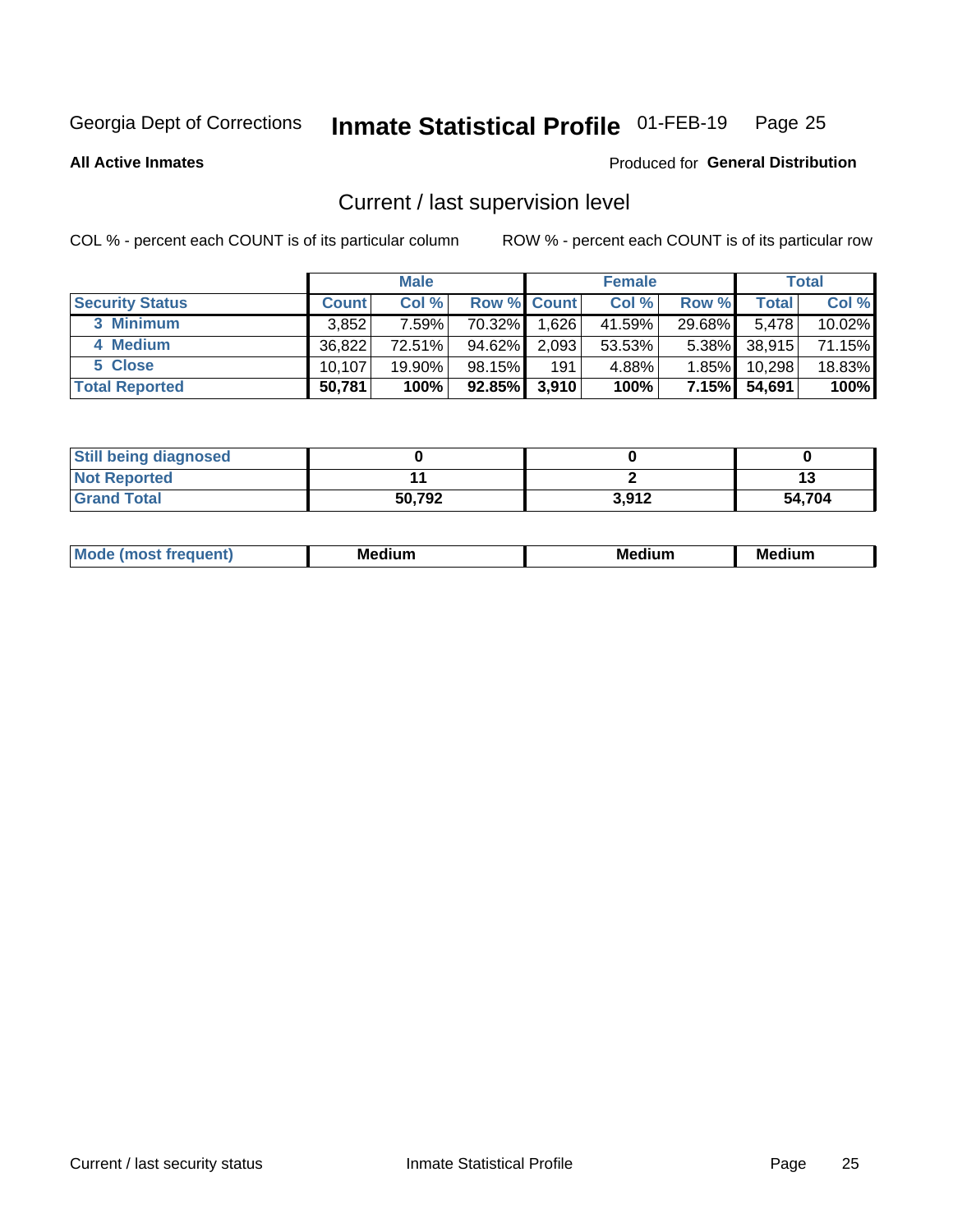Georgia Dept of Corrections **Inmate Statistical Profile** 01-FEB-19

**All Active Inmates**

Produced for **General Distribution**

## Current / last supervision level

COL % - percent each COUNT is of its particular column

ROW % - percent each COUNT is of its particular row

| | Male | | | Female | | | Total | |
|---|---|---|---|---|---|---|---|---|
| **Security Status** | **Count** | **Col %** | **Row %** | **Count** | **Col %** | **Row %** | **Total** | **Col %** |
| 3 Minimum | 3,852 | 7.59% | 70.32% | 1,626 | 41.59% | 29.68% | 5,478 | 10.02% |
| 4 Medium | 36,822 | 72.51% | 94.62% | 2,093 | 53.53% | 5.38% | 38,915 | 71.15% |
| 5 Close | 10,107 | 19.90% | 98.15% | 191 | 4.88% | 1.85% | 10,298 | 18.83% |
| **Total Reported** | **50,781** | **100%** | **92.85%** | **3,910** | **100%** | **7.15%** | **54,691** | **100%** |

| | Male | Female | Total |
|---|---|---|---|
| **Still being diagnosed** | **0** | **0** | **0** |
| **Not Reported** | **11** | **2** | **13** |
| **Grand Total** | **50,792** | **3,912** | **54,704** |

| | Male | Female | Total |
|---|---|---|---|
| **Mode (most frequent)** | **Medium** | **Medium** | **Medium** |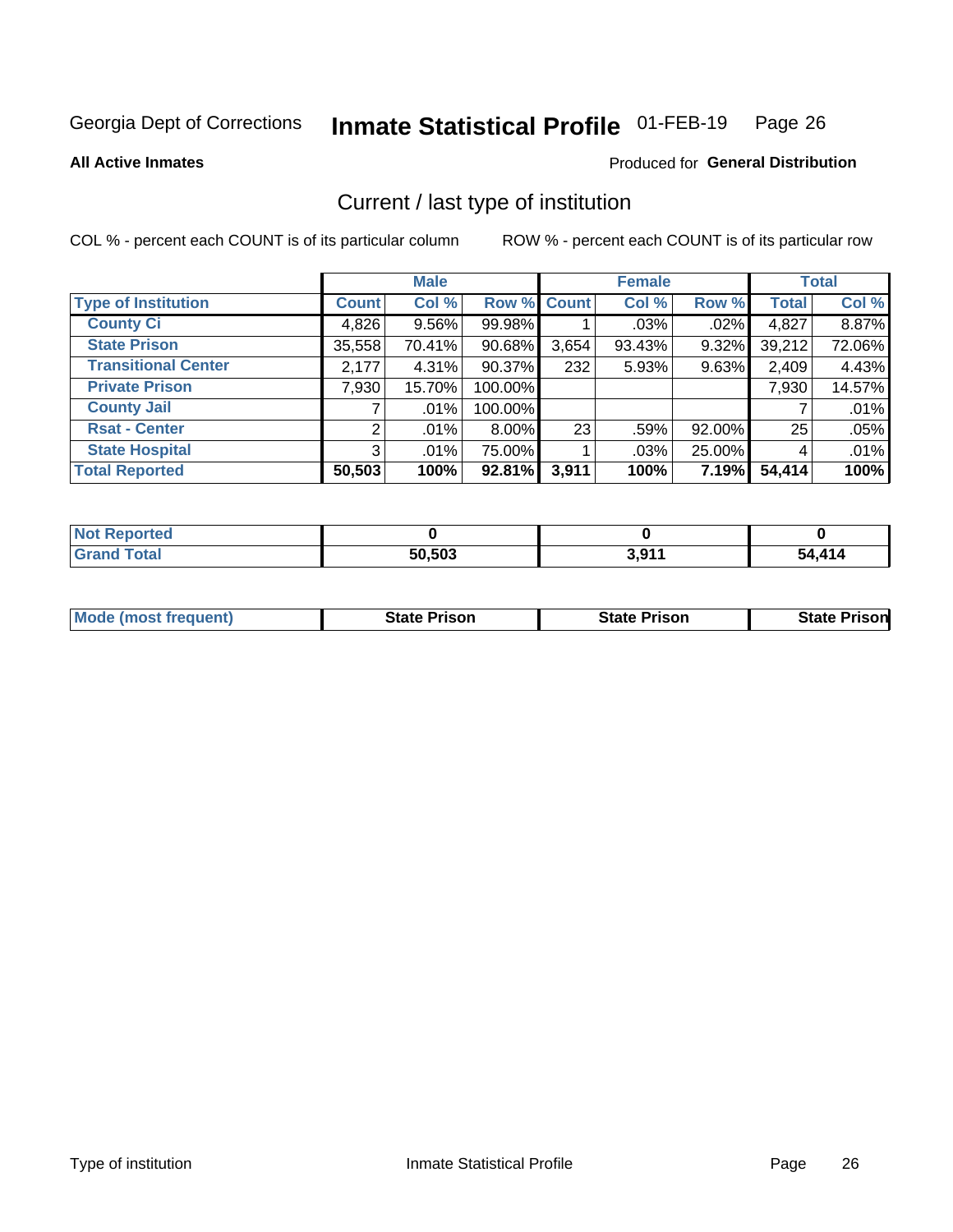Georgia Dept of Corrections **Inmate Statistical Profile** 01-FEB-19

**All Active Inmates**

Produced for **General Distribution**

## Current / last type of institution

COL % - percent each COUNT is of its particular column

ROW % - percent each COUNT is of its particular row

| | Male | | | Female | | | Total | |
|---|---|---|---|---|---|---|---|---|
| **Type of Institution** | **Count** | **Col %** | **Row %** | **Count** | **Col %** | **Row %** | **Total** | **Col %** |
| **County Ci** | 4,826 | 9.56% | 99.98% | 1 | .03% | .02% | 4,827 | 8.87% |
| **State Prison** | 35,558 | 70.41% | 90.68% | 3,654 | 93.43% | 9.32% | 39,212 | 72.06% |
| **Transitional Center** | 2,177 | 4.31% | 90.37% | 232 | 5.93% | 9.63% | 2,409 | 4.43% |
| **Private Prison** | 7,930 | 15.70% | 100.00% | | | | 7,930 | 14.57% |
| **County Jail** | 7 | .01% | 100.00% | | | | 7 | .01% |
| **Rsat - Center** | 2 | .01% | 8.00% | 23 | .59% | 92.00% | 25 | .05% |
| **State Hospital** | 3 | .01% | 75.00% | 1 | .03% | 25.00% | 4 | .01% |
| **Total Reported** | **50,503** | **100%** | **92.81%** | **3,911** | **100%** | **7.19%** | **54,414** | **100%** |

| | Male | Female | Total |
|---|---|---|---|
| **Not Reported** | **0** | **0** | **0** |
| **Grand Total** | **50,503** | **3,911** | **54,414** |

| | Male | Female | Total |
|---|---|---|---|
| **Mode (most frequent)** | **State Prison** | **State Prison** | **State Prison** |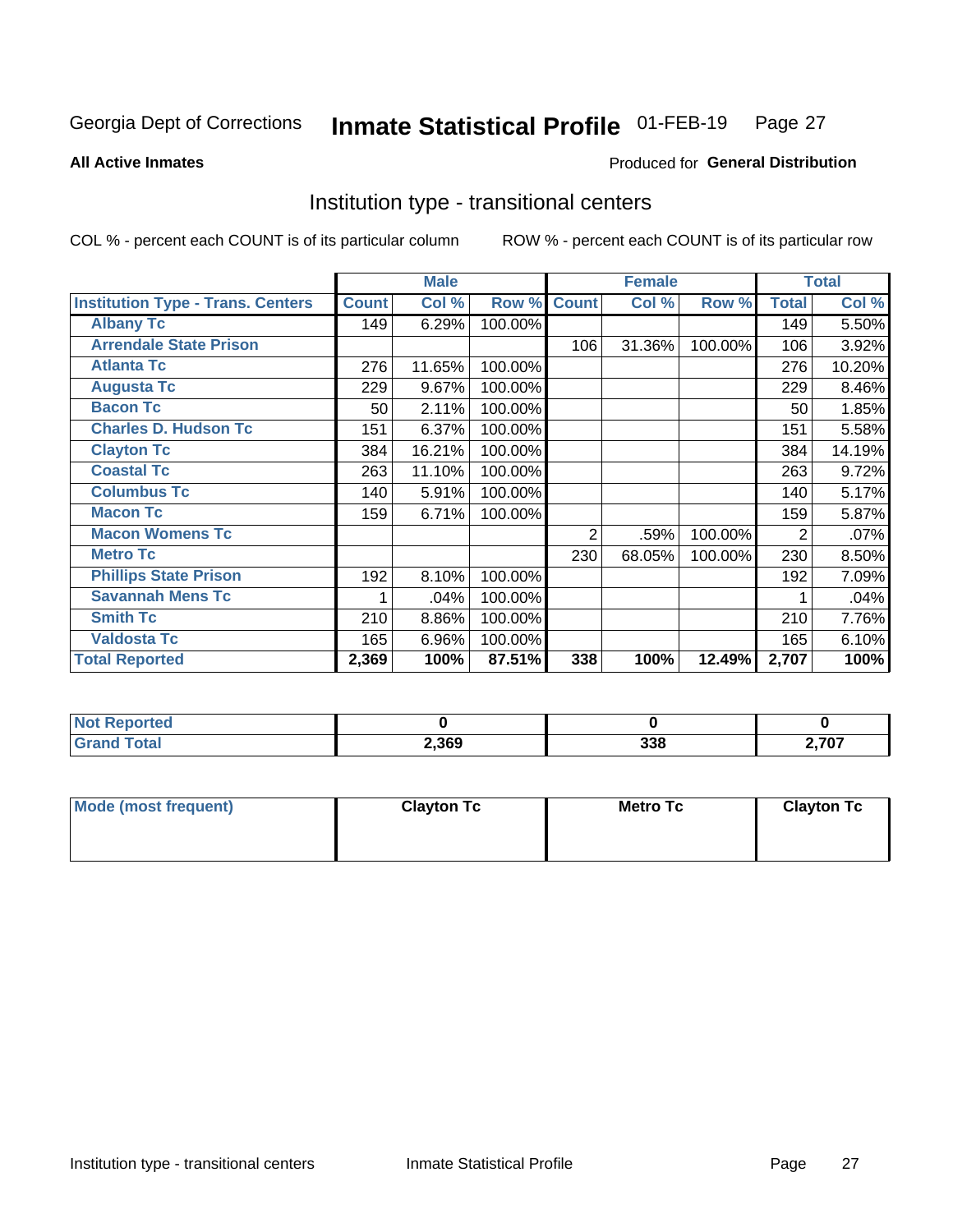Georgia Dept of Corrections **Inmate Statistical Profile** 01-FEB-19

**All Active Inmates** Produced for **General Distribution**

## Institution type - transitional centers

COL % - percent each COUNT is of its particular column ROW % - percent each COUNT is of its particular row

| | Male | | | Female | | | Total | |
|---|---|---|---|---|---|---|---|---|
| **Institution Type - Trans. Centers** | **Count** | **Col %** | **Row %** | **Count** | **Col %** | **Row %** | **Total** | **Col %** |
| **Albany Tc** | 149 | 6.29% | 100.00% | | | | 149 | 5.50% |
| **Arrendale State Prison** | | | | 106 | 31.36% | 100.00% | 106 | 3.92% |
| **Atlanta Tc** | 276 | 11.65% | 100.00% | | | | 276 | 10.20% |
| **Augusta Tc** | 229 | 9.67% | 100.00% | | | | 229 | 8.46% |
| **Bacon Tc** | 50 | 2.11% | 100.00% | | | | 50 | 1.85% |
| **Charles D. Hudson Tc** | 151 | 6.37% | 100.00% | | | | 151 | 5.58% |
| **Clayton Tc** | 384 | 16.21% | 100.00% | | | | 384 | 14.19% |
| **Coastal Tc** | 263 | 11.10% | 100.00% | | | | 263 | 9.72% |
| **Columbus Tc** | 140 | 5.91% | 100.00% | | | | 140 | 5.17% |
| **Macon Tc** | 159 | 6.71% | 100.00% | | | | 159 | 5.87% |
| **Macon Womens Tc** | | | | 2 | .59% | 100.00% | 2 | .07% |
| **Metro Tc** | | | | 230 | 68.05% | 100.00% | 230 | 8.50% |
| **Phillips State Prison** | 192 | 8.10% | 100.00% | | | | 192 | 7.09% |
| **Savannah Mens Tc** | 1 | .04% | 100.00% | | | | 1 | .04% |
| **Smith Tc** | 210 | 8.86% | 100.00% | | | | 210 | 7.76% |
| **Valdosta Tc** | 165 | 6.96% | 100.00% | | | | 165 | 6.10% |
| **Total Reported** | **2,369** | **100%** | **87.51%** | **338** | **100%** | **12.49%** | **2,707** | **100%** |

| | Male | Female | Total |
|---|---|---|---|
| **Not Reported** | **0** | **0** | **0** |
| **Grand Total** | **2,369** | **338** | **2,707** |

| | Male | Female | Total |
|---|---|---|---|
| **Mode (most frequent)** | **Clayton Tc** | **Metro Tc** | **Clayton Tc** |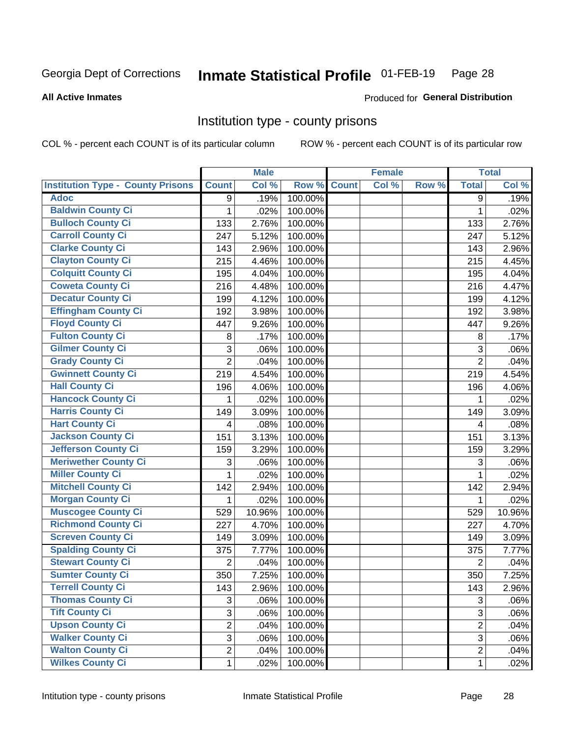Georgia Dept of Corrections **Inmate Statistical Profile** 01-FEB-19 Page 28

**All Active Inmates**

Produced for **General Distribution**

## Institution type - county prisons

COL % - percent each COUNT is of its particular column ROW % - percent each COUNT is of its particular row

| | Male | | | Female | | | Total | |
|---|---|---|---|---|---|---|---|---|
| **Institution Type - County Prisons** | **Count** | **Col %** | **Row %** | **Count** | **Col %** | **Row %** | **Total** | **Col %** |
| **Adoc** | 9 | .19% | 100.00% | | | | 9 | .19% |
| **Baldwin County Ci** | 1 | .02% | 100.00% | | | | 1 | .02% |
| **Bulloch County Ci** | 133 | 2.76% | 100.00% | | | | 133 | 2.76% |
| **Carroll County Ci** | 247 | 5.12% | 100.00% | | | | 247 | 5.12% |
| **Clarke County Ci** | 143 | 2.96% | 100.00% | | | | 143 | 2.96% |
| **Clayton County Ci** | 215 | 4.46% | 100.00% | | | | 215 | 4.45% |
| **Colquitt County Ci** | 195 | 4.04% | 100.00% | | | | 195 | 4.04% |
| **Coweta County Ci** | 216 | 4.48% | 100.00% | | | | 216 | 4.47% |
| **Decatur County Ci** | 199 | 4.12% | 100.00% | | | | 199 | 4.12% |
| **Effingham County Ci** | 192 | 3.98% | 100.00% | | | | 192 | 3.98% |
| **Floyd County Ci** | 447 | 9.26% | 100.00% | | | | 447 | 9.26% |
| **Fulton County Ci** | 8 | .17% | 100.00% | | | | 8 | .17% |
| **Gilmer County Ci** | 3 | .06% | 100.00% | | | | 3 | .06% |
| **Grady County Ci** | 2 | .04% | 100.00% | | | | 2 | .04% |
| **Gwinnett County Ci** | 219 | 4.54% | 100.00% | | | | 219 | 4.54% |
| **Hall County Ci** | 196 | 4.06% | 100.00% | | | | 196 | 4.06% |
| **Hancock County Ci** | 1 | .02% | 100.00% | | | | 1 | .02% |
| **Harris County Ci** | 149 | 3.09% | 100.00% | | | | 149 | 3.09% |
| **Hart County Ci** | 4 | .08% | 100.00% | | | | 4 | .08% |
| **Jackson County Ci** | 151 | 3.13% | 100.00% | | | | 151 | 3.13% |
| **Jefferson County Ci** | 159 | 3.29% | 100.00% | | | | 159 | 3.29% |
| **Meriwether County Ci** | 3 | .06% | 100.00% | | | | 3 | .06% |
| **Miller County Ci** | 1 | .02% | 100.00% | | | | 1 | .02% |
| **Mitchell County Ci** | 142 | 2.94% | 100.00% | | | | 142 | 2.94% |
| **Morgan County Ci** | 1 | .02% | 100.00% | | | | 1 | .02% |
| **Muscogee County Ci** | 529 | 10.96% | 100.00% | | | | 529 | 10.96% |
| **Richmond County Ci** | 227 | 4.70% | 100.00% | | | | 227 | 4.70% |
| **Screven County Ci** | 149 | 3.09% | 100.00% | | | | 149 | 3.09% |
| **Spalding County Ci** | 375 | 7.77% | 100.00% | | | | 375 | 7.77% |
| **Stewart County Ci** | 2 | .04% | 100.00% | | | | 2 | .04% |
| **Sumter County Ci** | 350 | 7.25% | 100.00% | | | | 350 | 7.25% |
| **Terrell County Ci** | 143 | 2.96% | 100.00% | | | | 143 | 2.96% |
| **Thomas County Ci** | 3 | .06% | 100.00% | | | | 3 | .06% |
| **Tift County Ci** | 3 | .06% | 100.00% | | | | 3 | .06% |
| **Upson County Ci** | 2 | .04% | 100.00% | | | | 2 | .04% |
| **Walker County Ci** | 3 | .06% | 100.00% | | | | 3 | .06% |
| **Walton County Ci** | 2 | .04% | 100.00% | | | | 2 | .04% |
| **Wilkes County Ci** | 1 | .02% | 100.00% | | | | 1 | .02% |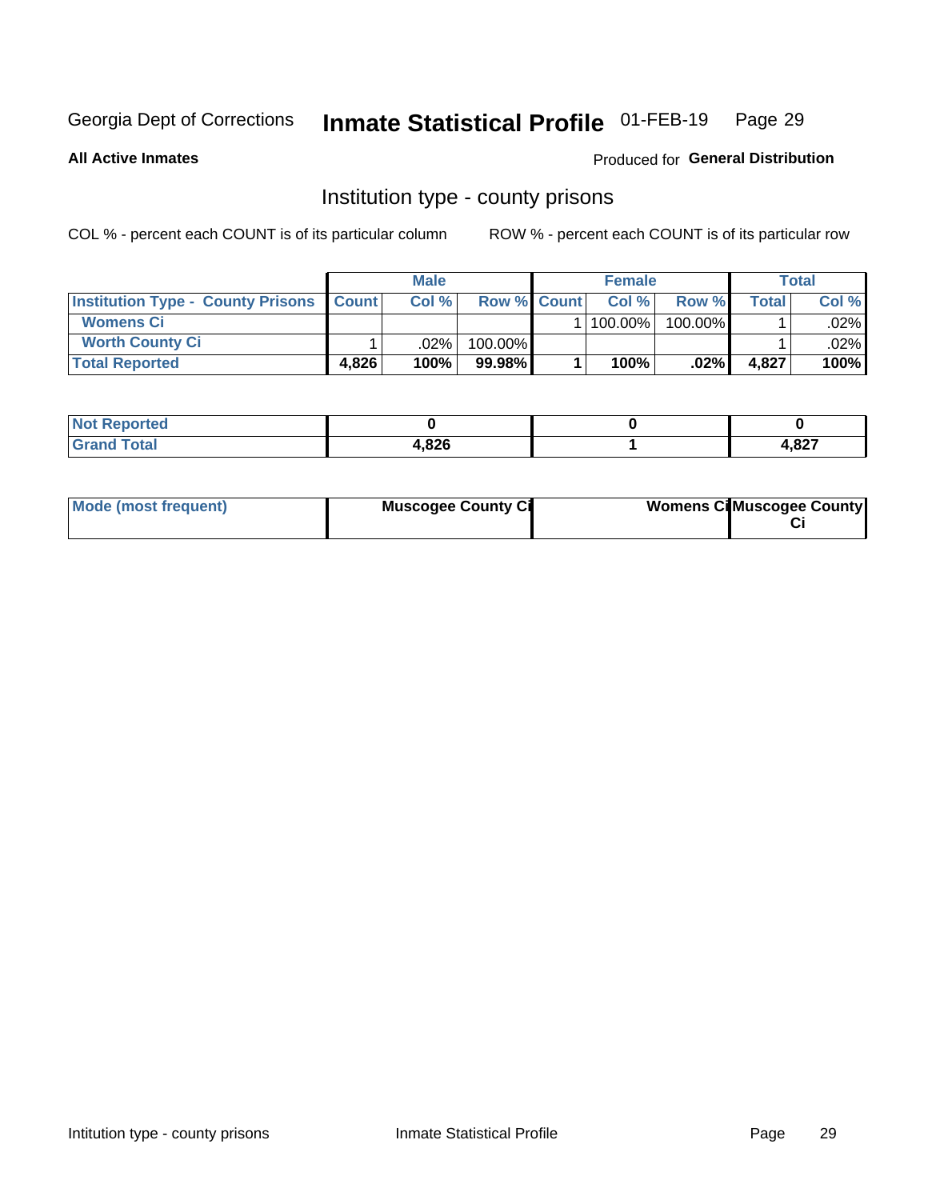Georgia Dept of Corrections **Inmate Statistical Profile** 01-FEB-19

**All Active Inmates**

Produced for **General Distribution**

## Institution type - county prisons

COL % - percent each COUNT is of its particular column

ROW % - percent each COUNT is of its particular row

| | Male | | | Female | | | Total | |
|---|---|---|---|---|---|---|---|---|
| **Institution Type - County Prisons** | **Count** | **Col %** | **Row %** | **Count** | **Col %** | **Row %** | **Total** | **Col %** |
| **Womens Ci** | | | | 1 | 100.00% | 100.00% | 1 | .02% |
| **Worth County Ci** | 1 | .02% | 100.00% | | | | 1 | .02% |
| **Total Reported** | **4,826** | **100%** | **99.98%** | **1** | **100%** | **.02%** | **4,827** | **100%** |

| | Male | Female | Total |
|---|---|---|---|
| **Not Reported** | **0** | **0** | **0** |
| **Grand Total** | **4,826** | **1** | **4,827** |

| | Male | Female | Total |
|---|---|---|---|
| **Mode (most frequent)** | **Muscogee County Ci** | **Womens Ci** | **Muscogee County Ci** |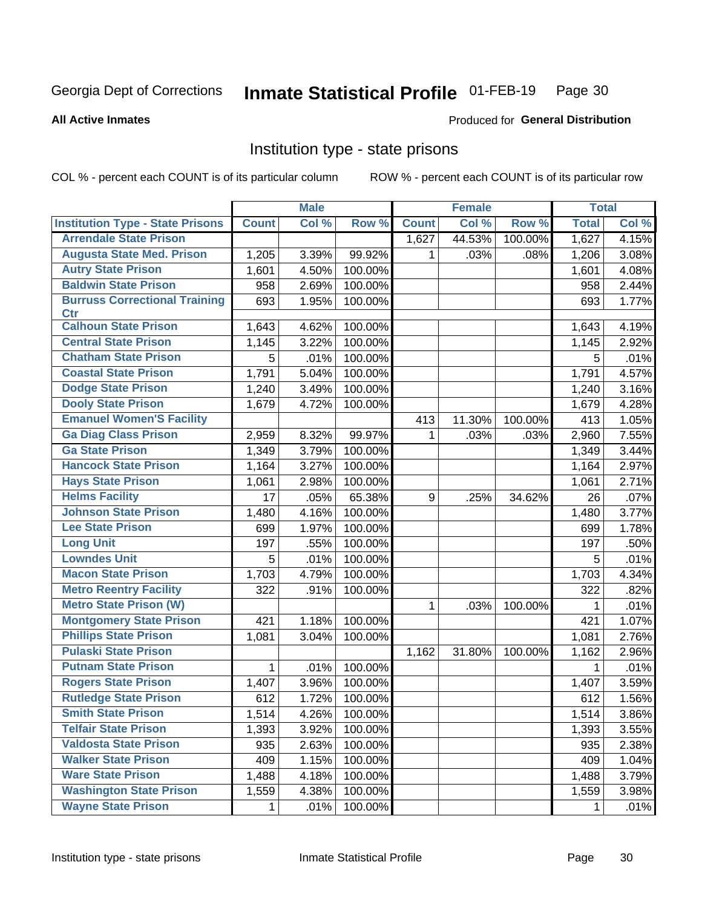Georgia Dept of Corrections **Inmate Statistical Profile** 01-FEB-19

**All Active Inmates**

Produced for **General Distribution**

## Institution type - state prisons

COL % - percent each COUNT is of its particular column

ROW % - percent each COUNT is of its particular row

| | Male | | | Female | | | Total | |
|---|---|---|---|---|---|---|---|---|
| **Institution Type - State Prisons** | **Count** | **Col %** | **Row %** | **Count** | **Col %** | **Row %** | **Total** | **Col %** |
| **Arrendale State Prison** | | | | 1,627 | 44.53% | 100.00% | 1,627 | 4.15% |
| **Augusta State Med. Prison** | 1,205 | 3.39% | 99.92% | 1 | .03% | .08% | 1,206 | 3.08% |
| **Autry State Prison** | 1,601 | 4.50% | 100.00% | | | | 1,601 | 4.08% |
| **Baldwin State Prison** | 958 | 2.69% | 100.00% | | | | 958 | 2.44% |
| **Burruss Correctional Training Ctr** | 693 | 1.95% | 100.00% | | | | 693 | 1.77% |
| **Calhoun State Prison** | 1,643 | 4.62% | 100.00% | | | | 1,643 | 4.19% |
| **Central State Prison** | 1,145 | 3.22% | 100.00% | | | | 1,145 | 2.92% |
| **Chatham State Prison** | 5 | .01% | 100.00% | | | | 5 | .01% |
| **Coastal State Prison** | 1,791 | 5.04% | 100.00% | | | | 1,791 | 4.57% |
| **Dodge State Prison** | 1,240 | 3.49% | 100.00% | | | | 1,240 | 3.16% |
| **Dooly State Prison** | 1,679 | 4.72% | 100.00% | | | | 1,679 | 4.28% |
| **Emanuel Women'S Facility** | | | | 413 | 11.30% | 100.00% | 413 | 1.05% |
| **Ga Diag Class Prison** | 2,959 | 8.32% | 99.97% | 1 | .03% | .03% | 2,960 | 7.55% |
| **Ga State Prison** | 1,349 | 3.79% | 100.00% | | | | 1,349 | 3.44% |
| **Hancock State Prison** | 1,164 | 3.27% | 100.00% | | | | 1,164 | 2.97% |
| **Hays State Prison** | 1,061 | 2.98% | 100.00% | | | | 1,061 | 2.71% |
| **Helms Facility** | 17 | .05% | 65.38% | 9 | .25% | 34.62% | 26 | .07% |
| **Johnson State Prison** | 1,480 | 4.16% | 100.00% | | | | 1,480 | 3.77% |
| **Lee State Prison** | 699 | 1.97% | 100.00% | | | | 699 | 1.78% |
| **Long Unit** | 197 | .55% | 100.00% | | | | 197 | .50% |
| **Lowndes Unit** | 5 | .01% | 100.00% | | | | 5 | .01% |
| **Macon State Prison** | 1,703 | 4.79% | 100.00% | | | | 1,703 | 4.34% |
| **Metro Reentry Facility** | 322 | .91% | 100.00% | | | | 322 | .82% |
| **Metro State Prison (W)** | | | | 1 | .03% | 100.00% | 1 | .01% |
| **Montgomery State Prison** | 421 | 1.18% | 100.00% | | | | 421 | 1.07% |
| **Phillips State Prison** | 1,081 | 3.04% | 100.00% | | | | 1,081 | 2.76% |
| **Pulaski State Prison** | | | | 1,162 | 31.80% | 100.00% | 1,162 | 2.96% |
| **Putnam State Prison** | 1 | .01% | 100.00% | | | | 1 | .01% |
| **Rogers State Prison** | 1,407 | 3.96% | 100.00% | | | | 1,407 | 3.59% |
| **Rutledge State Prison** | 612 | 1.72% | 100.00% | | | | 612 | 1.56% |
| **Smith State Prison** | 1,514 | 4.26% | 100.00% | | | | 1,514 | 3.86% |
| **Telfair State Prison** | 1,393 | 3.92% | 100.00% | | | | 1,393 | 3.55% |
| **Valdosta State Prison** | 935 | 2.63% | 100.00% | | | | 935 | 2.38% |
| **Walker State Prison** | 409 | 1.15% | 100.00% | | | | 409 | 1.04% |
| **Ware State Prison** | 1,488 | 4.18% | 100.00% | | | | 1,488 | 3.79% |
| **Washington State Prison** | 1,559 | 4.38% | 100.00% | | | | 1,559 | 3.98% |
| **Wayne State Prison** | 1 | .01% | 100.00% | | | | 1 | .01% |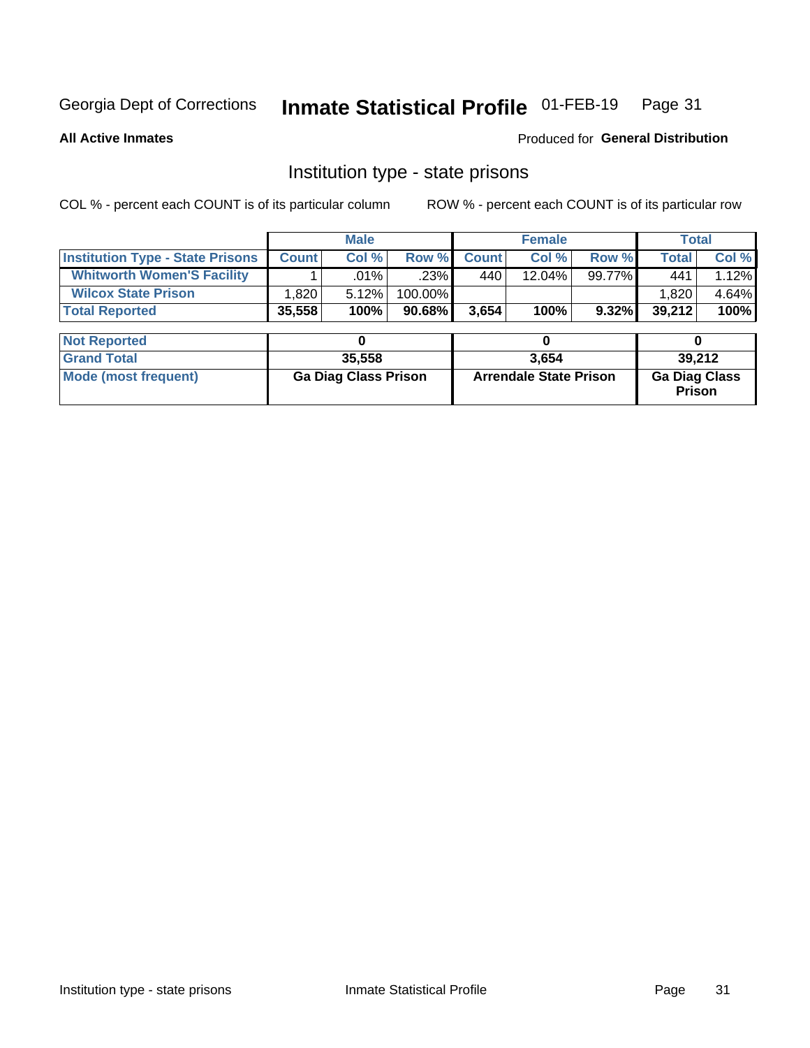Georgia Dept of Corrections **Inmate Statistical Profile** 01-FEB-19

**All Active Inmates**

Produced for **General Distribution**

## Institution type - state prisons

COL % - percent each COUNT is of its particular column     ROW % - percent each COUNT is of its particular row

| | Male | | | Female | | | Total | |
|---|---|---|---|---|---|---|---|---|
| **Institution Type - State Prisons** | **Count** | **Col %** | **Row %** | **Count** | **Col %** | **Row %** | **Total** | **Col %** |
| **Whitworth Women'S Facility** | 1 | .01% | .23% | 440 | 12.04% | 99.77% | 441 | 1.12% |
| **Wilcox State Prison** | 1,820 | 5.12% | 100.00% | | | | 1,820 | 4.64% |
| **Total Reported** | **35,558** | **100%** | **90.68%** | **3,654** | **100%** | **9.32%** | **39,212** | **100%** |

| | Male | Female | Total |
|---|---|---|---|
| **Not Reported** | **0** | **0** | **0** |
| **Grand Total** | **35,558** | **3,654** | **39,212** |
| **Mode (most frequent)** | **Ga Diag Class Prison** | **Arrendale State Prison** | **Ga Diag Class Prison** |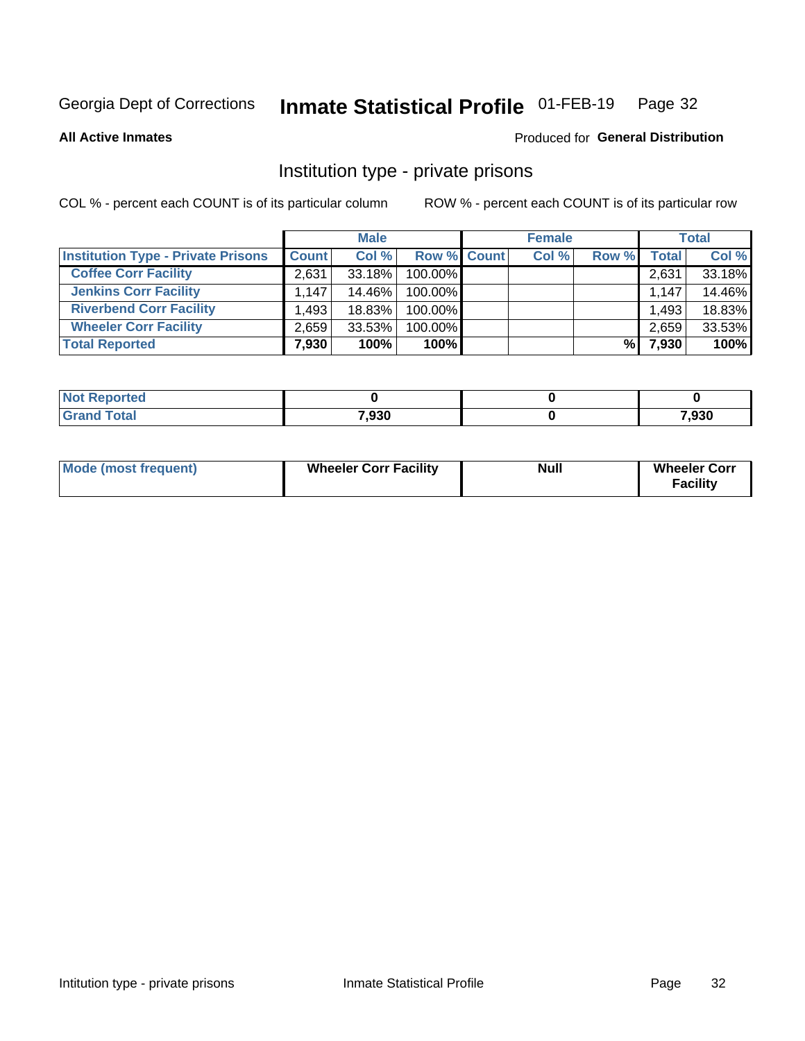Georgia Dept of Corrections **Inmate Statistical Profile** 01-FEB-19

**All Active Inmates**

Produced for **General Distribution**

## Institution type - private prisons

COL % - percent each COUNT is of its particular column

ROW % - percent each COUNT is of its particular row

| | Male | | | Female | | | Total | |
|---|---|---|---|---|---|---|---|---|
| **Institution Type - Private Prisons** | **Count** | **Col %** | **Row %** | **Count** | **Col %** | **Row %** | **Total** | **Col %** |
| **Coffee Corr Facility** | 2,631 | 33.18% | 100.00% | | | | 2,631 | 33.18% |
| **Jenkins Corr Facility** | 1,147 | 14.46% | 100.00% | | | | 1,147 | 14.46% |
| **Riverbend Corr Facility** | 1,493 | 18.83% | 100.00% | | | | 1,493 | 18.83% |
| **Wheeler Corr Facility** | 2,659 | 33.53% | 100.00% | | | | 2,659 | 33.53% |
| **Total Reported** | **7,930** | **100%** | **100%** | | | **%** | **7,930** | **100%** |

| | Male | Female | Total |
|---|---|---|---|
| **Not Reported** | **0** | **0** | **0** |
| **Grand Total** | **7,930** | **0** | **7,930** |

| | Male | Female | Total |
|---|---|---|---|
| **Mode (most frequent)** | **Wheeler Corr Facility** | **Null** | **Wheeler Corr Facility** |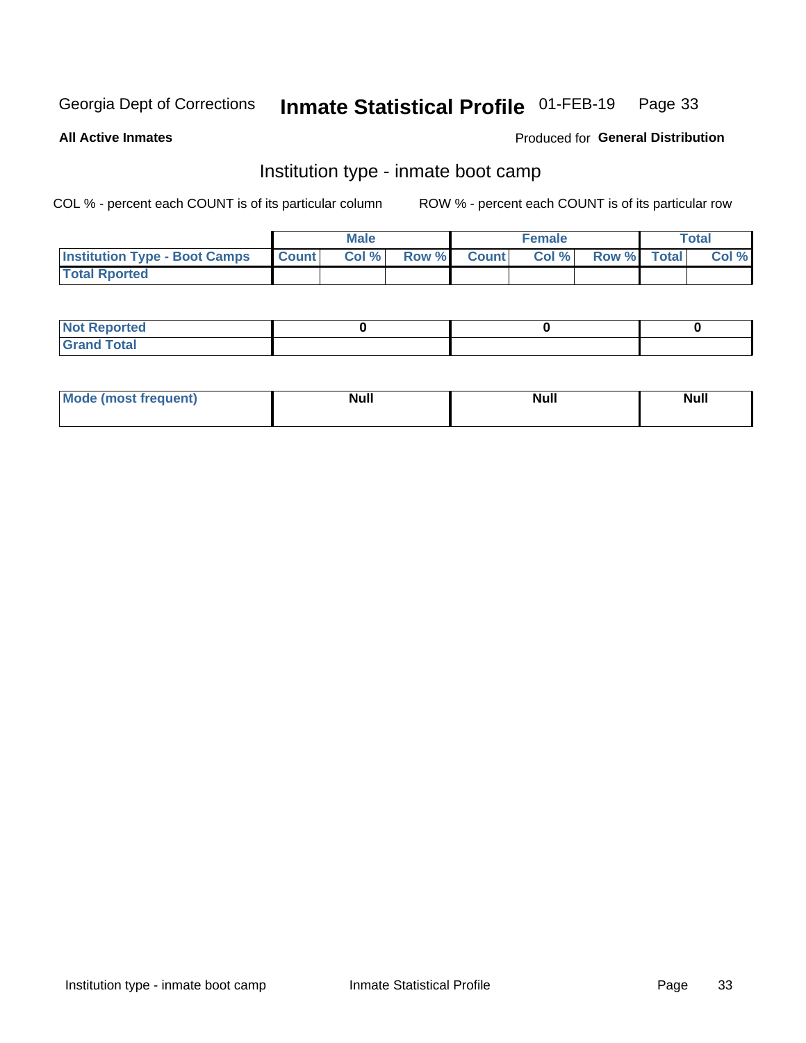Georgia Dept of Corrections **Inmate Statistical Profile** 01-FEB-19

**All Active Inmates**

Produced for **General Distribution**

## Institution type - inmate boot camp

COL % - percent each COUNT is of its particular column

ROW % - percent each COUNT is of its particular row

| | Male | | | Female | | | Total | |
|---|---|---|---|---|---|---|---|---|
| Institution Type - Boot Camps | Count | Col % | Row % | Count | Col % | Row % | Total | Col % |
| Total Rported | | | | | | | | |

| | Male | Female | Total |
|---|---|---|---|
| Not Reported | 0 | 0 | 0 |
| Grand Total | | | |

| | Male | Female | Total |
|---|---|---|---|
| Mode (most frequent) | Null | Null | Null |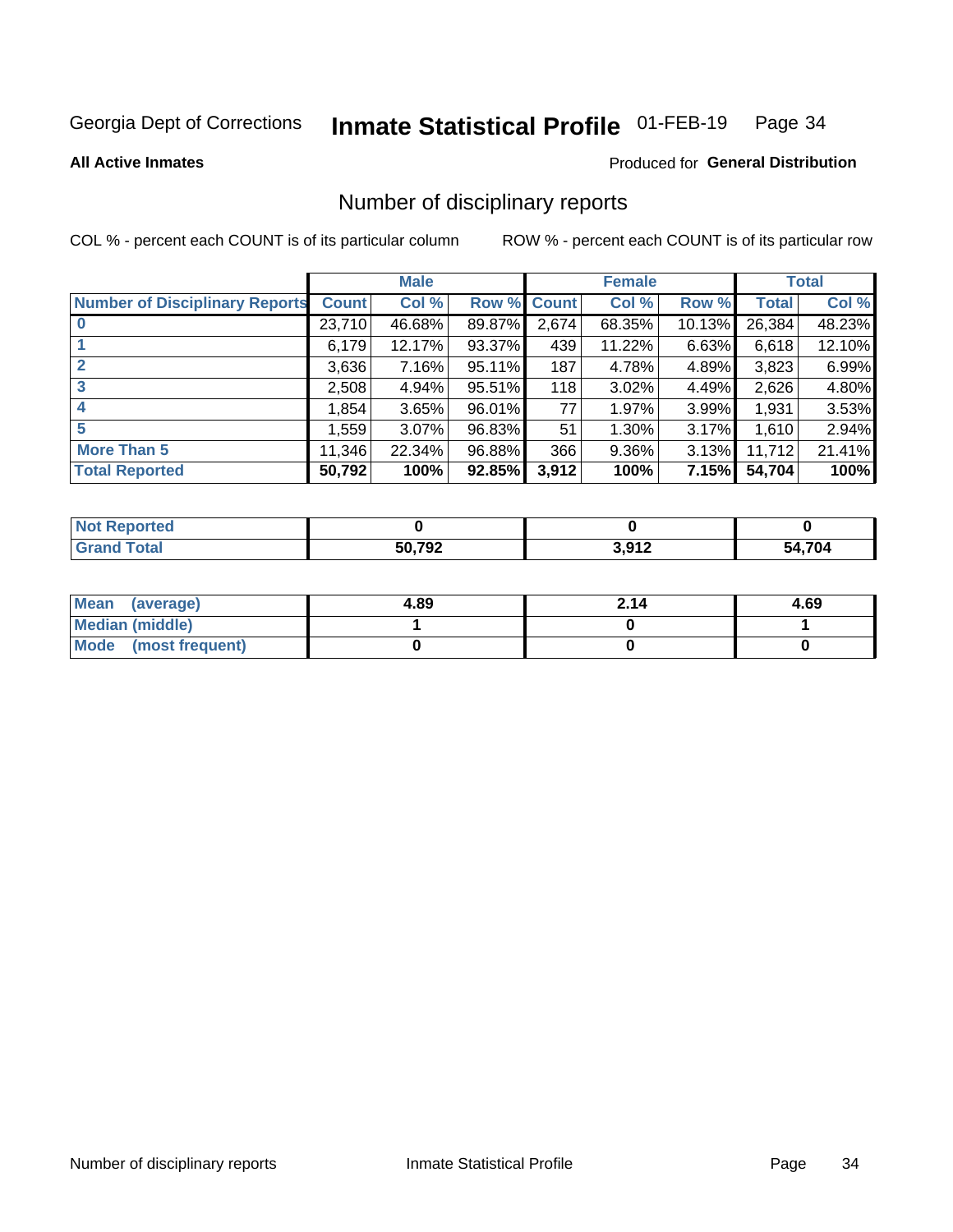Georgia Dept of Corrections **Inmate Statistical Profile** 01-FEB-19

**All Active Inmates**

Produced for **General Distribution**

## Number of disciplinary reports

COL % - percent each COUNT is of its particular column

ROW % - percent each COUNT is of its particular row

| | Male | | | Female | | | Total | |
|---|---|---|---|---|---|---|---|---|
| **Number of Disciplinary Reports** | **Count** | **Col %** | **Row %** | **Count** | **Col %** | **Row %** | **Total** | **Col %** |
| **0** | 23,710 | 46.68% | 89.87% | 2,674 | 68.35% | 10.13% | 26,384 | 48.23% |
| **1** | 6,179 | 12.17% | 93.37% | 439 | 11.22% | 6.63% | 6,618 | 12.10% |
| **2** | 3,636 | 7.16% | 95.11% | 187 | 4.78% | 4.89% | 3,823 | 6.99% |
| **3** | 2,508 | 4.94% | 95.51% | 118 | 3.02% | 4.49% | 2,626 | 4.80% |
| **4** | 1,854 | 3.65% | 96.01% | 77 | 1.97% | 3.99% | 1,931 | 3.53% |
| **5** | 1,559 | 3.07% | 96.83% | 51 | 1.30% | 3.17% | 1,610 | 2.94% |
| **More Than 5** | 11,346 | 22.34% | 96.88% | 366 | 9.36% | 3.13% | 11,712 | 21.41% |
| **Total Reported** | **50,792** | **100%** | **92.85%** | **3,912** | **100%** | **7.15%** | **54,704** | **100%** |

| | Male | Female | Total |
|---|---|---|---|
| **Not Reported** | **0** | **0** | **0** |
| **Grand Total** | **50,792** | **3,912** | **54,704** |

| | Male | Female | Total |
|---|---|---|---|
| **Mean (average)** | **4.89** | **2.14** | **4.69** |
| **Median (middle)** | **1** | **0** | **1** |
| **Mode (most frequent)** | **0** | **0** | **0** |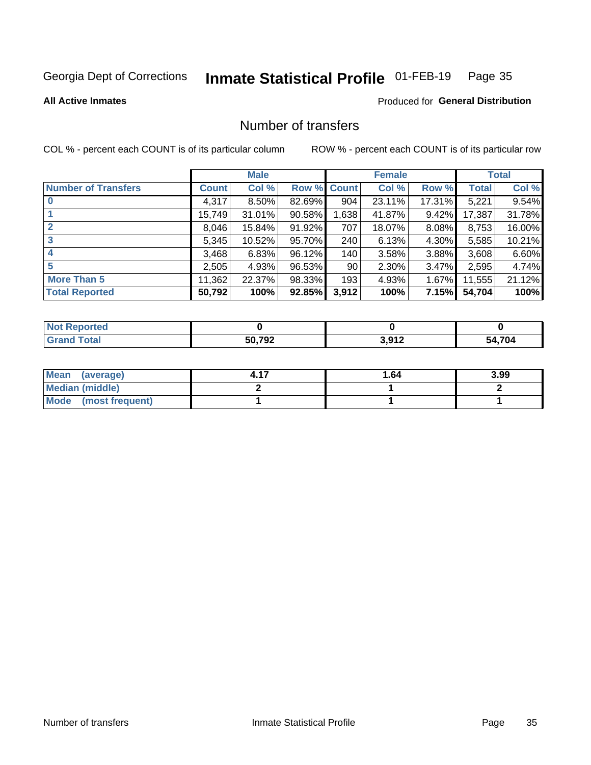Georgia Dept of Corrections **Inmate Statistical Profile** 01-FEB-19

**All Active Inmates**

Produced for **General Distribution**

## Number of transfers

COL % - percent each COUNT is of its particular column ROW % - percent each COUNT is of its particular row

| | Male | | | Female | | | Total | |
|---|---|---|---|---|---|---|---|---|
| **Number of Transfers** | **Count** | **Col %** | **Row %** | **Count** | **Col %** | **Row %** | **Total** | **Col %** |
| **0** | 4,317 | 8.50% | 82.69% | 904 | 23.11% | 17.31% | 5,221 | 9.54% |
| **1** | 15,749 | 31.01% | 90.58% | 1,638 | 41.87% | 9.42% | 17,387 | 31.78% |
| **2** | 8,046 | 15.84% | 91.92% | 707 | 18.07% | 8.08% | 8,753 | 16.00% |
| **3** | 5,345 | 10.52% | 95.70% | 240 | 6.13% | 4.30% | 5,585 | 10.21% |
| **4** | 3,468 | 6.83% | 96.12% | 140 | 3.58% | 3.88% | 3,608 | 6.60% |
| **5** | 2,505 | 4.93% | 96.53% | 90 | 2.30% | 3.47% | 2,595 | 4.74% |
| **More Than 5** | 11,362 | 22.37% | 98.33% | 193 | 4.93% | 1.67% | 11,555 | 21.12% |
| **Total Reported** | **50,792** | **100%** | **92.85%** | **3,912** | **100%** | **7.15%** | **54,704** | **100%** |

| | Male | Female | Total |
|---|---|---|---|
| **Not Reported** | **0** | **0** | **0** |
| **Grand Total** | **50,792** | **3,912** | **54,704** |

| | Male | Female | Total |
|---|---|---|---|
| **Mean (average)** | **4.17** | **1.64** | **3.99** |
| **Median (middle)** | **2** | **1** | **2** |
| **Mode (most frequent)** | **1** | **1** | **1** |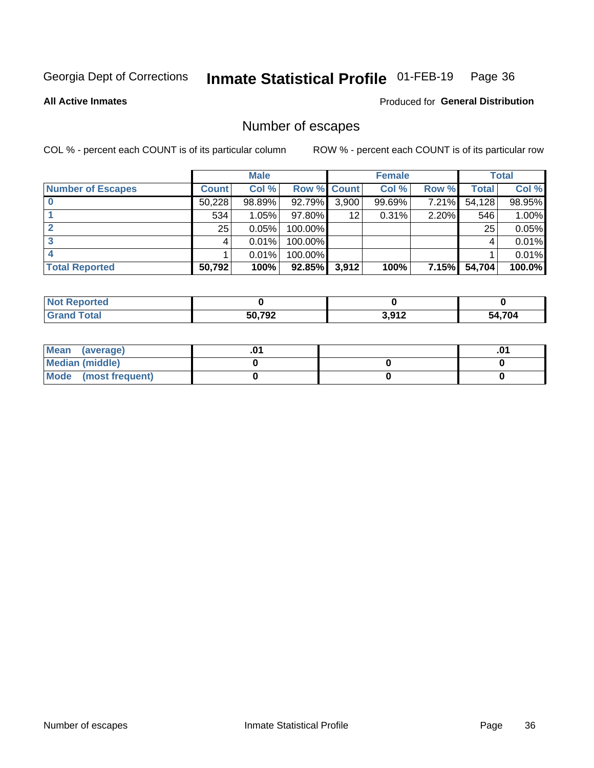Georgia Dept of Corrections **Inmate Statistical Profile** 01-FEB-19

**All Active Inmates**

Produced for **General Distribution**

## Number of escapes

COL % - percent each COUNT is of its particular column

ROW % - percent each COUNT is of its particular row

| | Male | | | Female | | | Total | |
|---|---|---|---|---|---|---|---|---|
| **Number of Escapes** | **Count** | **Col %** | **Row %** | **Count** | **Col %** | **Row %** | **Total** | **Col %** |
| **0** | 50,228 | 98.89% | 92.79% | 3,900 | 99.69% | 7.21% | 54,128 | 98.95% |
| **1** | 534 | 1.05% | 97.80% | 12 | 0.31% | 2.20% | 546 | 1.00% |
| **2** | 25 | 0.05% | 100.00% | | | | 25 | 0.05% |
| **3** | 4 | 0.01% | 100.00% | | | | 4 | 0.01% |
| **4** | 1 | 0.01% | 100.00% | | | | 1 | 0.01% |
| **Total Reported** | **50,792** | **100%** | **92.85%** | **3,912** | **100%** | **7.15%** | **54,704** | **100.0%** |

| | Male | Female | Total |
|---|---|---|---|
| **Not Reported** | **0** | **0** | **0** |
| **Grand Total** | **50,792** | **3,912** | **54,704** |

| | Male | Female | Total |
|---|---|---|---|
| **Mean (average)** | **.01** | | **.01** |
| **Median (middle)** | **0** | **0** | **0** |
| **Mode (most frequent)** | **0** | **0** | **0** |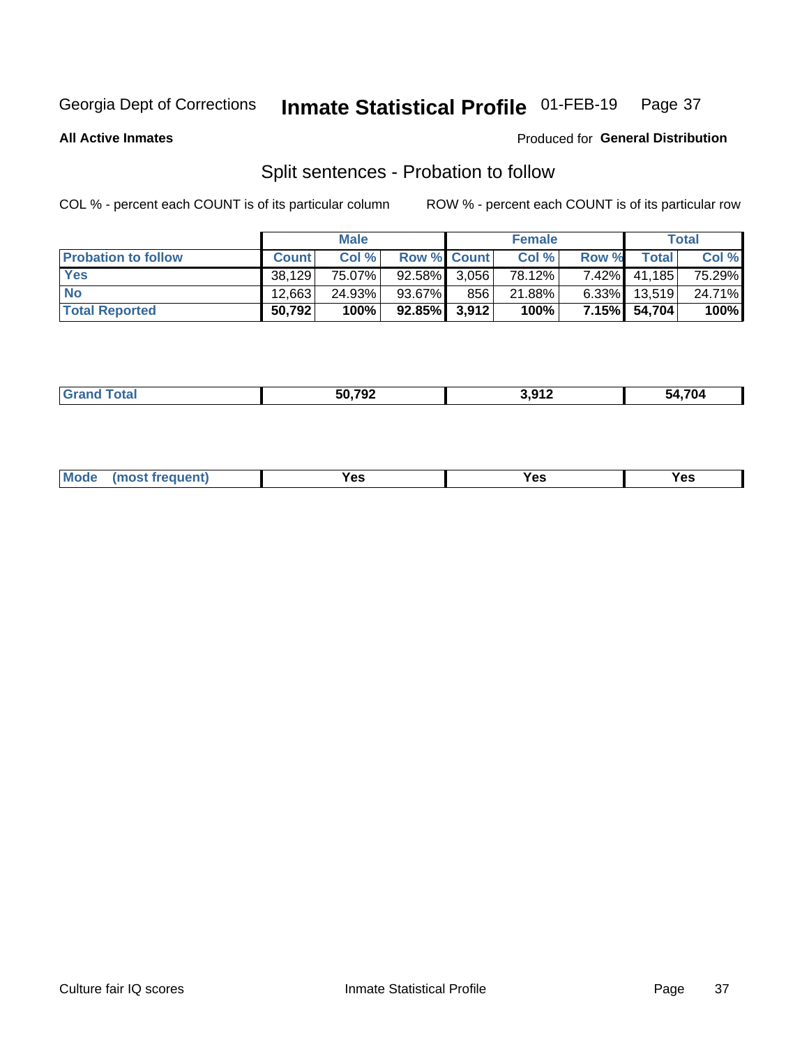Georgia Dept of Corrections **Inmate Statistical Profile** 01-FEB-19

**All Active Inmates**

Produced for **General Distribution**

## Split sentences - Probation to follow

COL % - percent each COUNT is of its particular column

ROW % - percent each COUNT is of its particular row

| | Male | | | Female | | | Total | |
|---|---|---|---|---|---|---|---|---|
| **Probation to follow** | **Count** | **Col %** | **Row %** | **Count** | **Col %** | **Row %** | **Total** | **Col %** |
| **Yes** | 38,129 | 75.07% | 92.58% | 3,056 | 78.12% | 7.42% | 41,185 | 75.29% |
| **No** | 12,663 | 24.93% | 93.67% | 856 | 21.88% | 6.33% | 13,519 | 24.71% |
| **Total Reported** | **50,792** | **100%** | **92.85%** | **3,912** | **100%** | **7.15%** | **54,704** | **100%** |

| | | | |
|---|---|---|---|
| **Grand Total** | **50,792** | **3,912** | **54,704** |

| | | | |
|---|---|---|---|
| **Mode (most frequent)** | **Yes** | **Yes** | **Yes** |

Culture fair IQ scores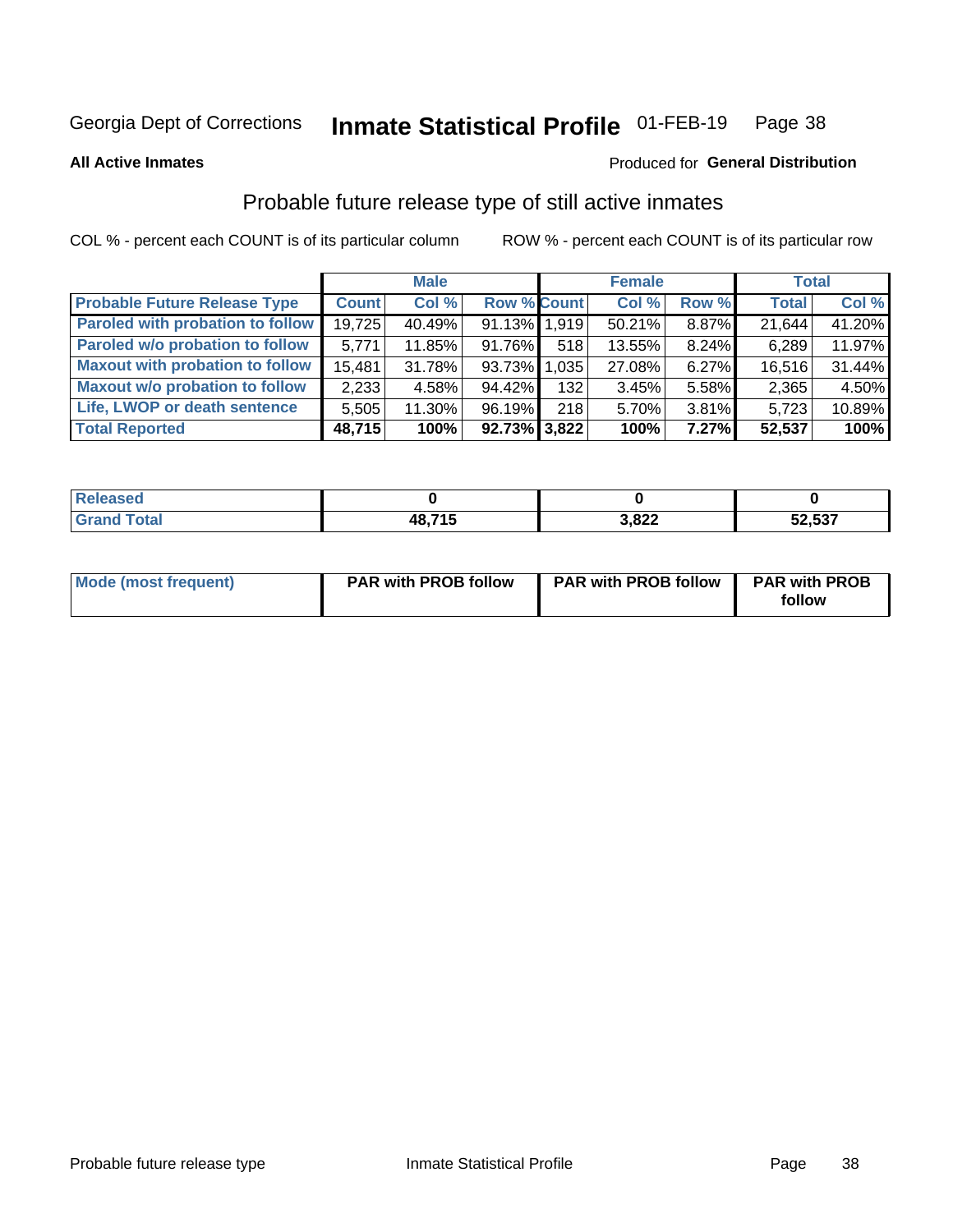Georgia Dept of Corrections **Inmate Statistical Profile** 01-FEB-19

**All Active Inmates**

Produced for **General Distribution**

## Probable future release type of still active inmates

COL % - percent each COUNT is of its particular column ROW % - percent each COUNT is of its particular row

| | Male | | | Female | | | Total | |
|---|---|---|---|---|---|---|---|---|
| **Probable Future Release Type** | **Count** | **Col %** | **Row %** | **Count** | **Col %** | **Row %** | **Total** | **Col %** |
| **Paroled with probation to follow** | 19,725 | 40.49% | 91.13% | 1,919 | 50.21% | 8.87% | 21,644 | 41.20% |
| **Paroled w/o probation to follow** | 5,771 | 11.85% | 91.76% | 518 | 13.55% | 8.24% | 6,289 | 11.97% |
| **Maxout with probation to follow** | 15,481 | 31.78% | 93.73% | 1,035 | 27.08% | 6.27% | 16,516 | 31.44% |
| **Maxout w/o probation to follow** | 2,233 | 4.58% | 94.42% | 132 | 3.45% | 5.58% | 2,365 | 4.50% |
| **Life, LWOP or death sentence** | 5,505 | 11.30% | 96.19% | 218 | 5.70% | 3.81% | 5,723 | 10.89% |
| **Total Reported** | **48,715** | **100%** | **92.73%** | **3,822** | **100%** | **7.27%** | **52,537** | **100%** |

| | Male | Female | Total |
|---|---|---|---|
| **Released** | **0** | **0** | **0** |
| **Grand Total** | **48,715** | **3,822** | **52,537** |

| | Male | Female | Total |
|---|---|---|---|
| **Mode (most frequent)** | **PAR with PROB follow** | **PAR with PROB follow** | **PAR with PROB follow** |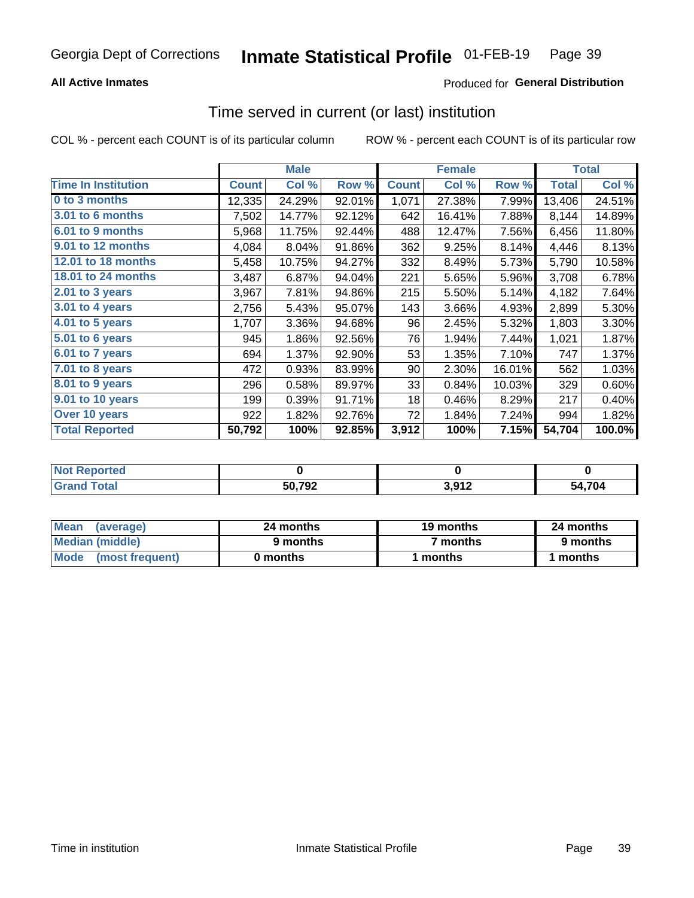Georgia Dept of Corrections **Inmate Statistical Profile** 01-FEB-19

**All Active Inmates**

Produced for **General Distribution**

## Time served in current (or last) institution

COL % - percent each COUNT is of its particular column ROW % - percent each COUNT is of its particular row

| | Male | | | Female | | | Total | |
|---|---|---|---|---|---|---|---|---|
| Time In Institution | Count | Col % | Row % | Count | Col % | Row % | Total | Col % |
| 0 to 3 months | 12,335 | 24.29% | 92.01% | 1,071 | 27.38% | 7.99% | 13,406 | 24.51% |
| 3.01 to 6 months | 7,502 | 14.77% | 92.12% | 642 | 16.41% | 7.88% | 8,144 | 14.89% |
| 6.01 to 9 months | 5,968 | 11.75% | 92.44% | 488 | 12.47% | 7.56% | 6,456 | 11.80% |
| 9.01 to 12 months | 4,084 | 8.04% | 91.86% | 362 | 9.25% | 8.14% | 4,446 | 8.13% |
| 12.01 to 18 months | 5,458 | 10.75% | 94.27% | 332 | 8.49% | 5.73% | 5,790 | 10.58% |
| 18.01 to 24 months | 3,487 | 6.87% | 94.04% | 221 | 5.65% | 5.96% | 3,708 | 6.78% |
| 2.01 to 3 years | 3,967 | 7.81% | 94.86% | 215 | 5.50% | 5.14% | 4,182 | 7.64% |
| 3.01 to 4 years | 2,756 | 5.43% | 95.07% | 143 | 3.66% | 4.93% | 2,899 | 5.30% |
| 4.01 to 5 years | 1,707 | 3.36% | 94.68% | 96 | 2.45% | 5.32% | 1,803 | 3.30% |
| 5.01 to 6 years | 945 | 1.86% | 92.56% | 76 | 1.94% | 7.44% | 1,021 | 1.87% |
| 6.01 to 7 years | 694 | 1.37% | 92.90% | 53 | 1.35% | 7.10% | 747 | 1.37% |
| 7.01 to 8 years | 472 | 0.93% | 83.99% | 90 | 2.30% | 16.01% | 562 | 1.03% |
| 8.01 to 9 years | 296 | 0.58% | 89.97% | 33 | 0.84% | 10.03% | 329 | 0.60% |
| 9.01 to 10 years | 199 | 0.39% | 91.71% | 18 | 0.46% | 8.29% | 217 | 0.40% |
| Over 10 years | 922 | 1.82% | 92.76% | 72 | 1.84% | 7.24% | 994 | 1.82% |
| **Total Reported** | **50,792** | **100%** | **92.85%** | **3,912** | **100%** | **7.15%** | **54,704** | **100.0%** |

| | Male | Female | Total |
|---|---|---|---|
| Not Reported | 0 | 0 | 0 |
| Grand Total | 50,792 | 3,912 | 54,704 |

| | Male | Female | Total |
|---|---|---|---|
| Mean (average) | 24 months | 19 months | 24 months |
| Median (middle) | 9 months | 7 months | 9 months |
| Mode (most frequent) | 0 months | 1 months | 1 months |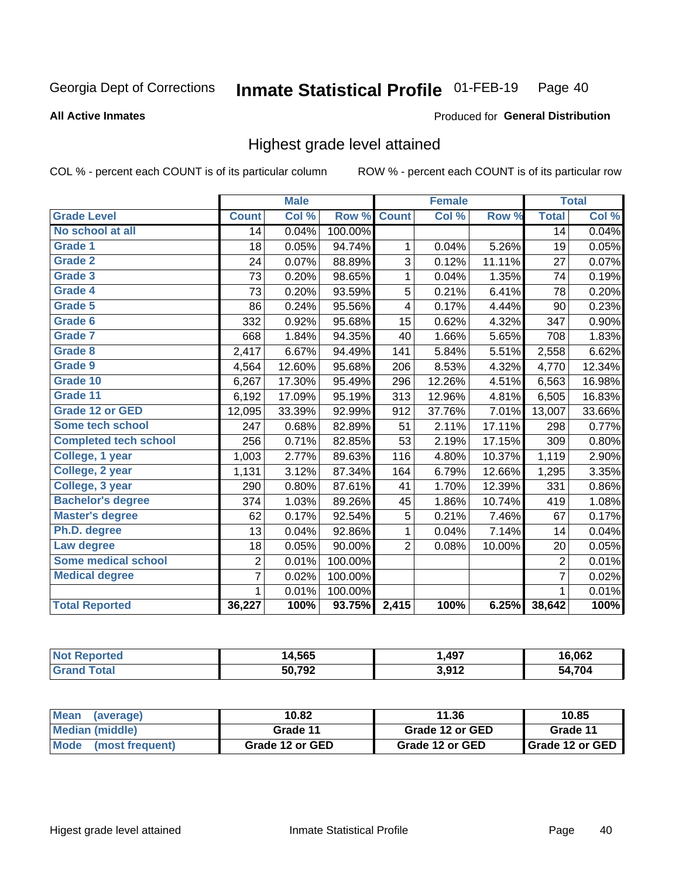Georgia Dept of Corrections **Inmate Statistical Profile** 01-FEB-19

**All Active Inmates**

Produced for **General Distribution**

## Highest grade level attained

COL % - percent each COUNT is of its particular column    ROW % - percent each COUNT is of its particular row

| | Male | | | Female | | | Total | |
|---|---|---|---|---|---|---|---|---|
| **Grade Level** | **Count** | **Col %** | **Row %** | **Count** | **Col %** | **Row %** | **Total** | **Col %** |
| No school at all | 14 | 0.04% | 100.00% | | | | 14 | 0.04% |
| Grade 1 | 18 | 0.05% | 94.74% | 1 | 0.04% | 5.26% | 19 | 0.05% |
| Grade 2 | 24 | 0.07% | 88.89% | 3 | 0.12% | 11.11% | 27 | 0.07% |
| Grade 3 | 73 | 0.20% | 98.65% | 1 | 0.04% | 1.35% | 74 | 0.19% |
| Grade 4 | 73 | 0.20% | 93.59% | 5 | 0.21% | 6.41% | 78 | 0.20% |
| Grade 5 | 86 | 0.24% | 95.56% | 4 | 0.17% | 4.44% | 90 | 0.23% |
| Grade 6 | 332 | 0.92% | 95.68% | 15 | 0.62% | 4.32% | 347 | 0.90% |
| Grade 7 | 668 | 1.84% | 94.35% | 40 | 1.66% | 5.65% | 708 | 1.83% |
| Grade 8 | 2,417 | 6.67% | 94.49% | 141 | 5.84% | 5.51% | 2,558 | 6.62% |
| Grade 9 | 4,564 | 12.60% | 95.68% | 206 | 8.53% | 4.32% | 4,770 | 12.34% |
| Grade 10 | 6,267 | 17.30% | 95.49% | 296 | 12.26% | 4.51% | 6,563 | 16.98% |
| Grade 11 | 6,192 | 17.09% | 95.19% | 313 | 12.96% | 4.81% | 6,505 | 16.83% |
| Grade 12 or GED | 12,095 | 33.39% | 92.99% | 912 | 37.76% | 7.01% | 13,007 | 33.66% |
| Some tech school | 247 | 0.68% | 82.89% | 51 | 2.11% | 17.11% | 298 | 0.77% |
| Completed tech school | 256 | 0.71% | 82.85% | 53 | 2.19% | 17.15% | 309 | 0.80% |
| College, 1 year | 1,003 | 2.77% | 89.63% | 116 | 4.80% | 10.37% | 1,119 | 2.90% |
| College, 2 year | 1,131 | 3.12% | 87.34% | 164 | 6.79% | 12.66% | 1,295 | 3.35% |
| College, 3 year | 290 | 0.80% | 87.61% | 41 | 1.70% | 12.39% | 331 | 0.86% |
| Bachelor's degree | 374 | 1.03% | 89.26% | 45 | 1.86% | 10.74% | 419 | 1.08% |
| Master's degree | 62 | 0.17% | 92.54% | 5 | 0.21% | 7.46% | 67 | 0.17% |
| Ph.D. degree | 13 | 0.04% | 92.86% | 1 | 0.04% | 7.14% | 14 | 0.04% |
| Law degree | 18 | 0.05% | 90.00% | 2 | 0.08% | 10.00% | 20 | 0.05% |
| Some medical school | 2 | 0.01% | 100.00% | | | | 2 | 0.01% |
| Medical degree | 7 | 0.02% | 100.00% | | | | 7 | 0.02% |
| | 1 | 0.01% | 100.00% | | | | 1 | 0.01% |
| **Total Reported** | **36,227** | **100%** | **93.75%** | **2,415** | **100%** | **6.25%** | **38,642** | **100%** |

| | Male | Female | Total |
|---|---|---|---|
| Not Reported | 14,565 | 1,497 | 16,062 |
| Grand Total | 50,792 | 3,912 | 54,704 |

| | Male | Female | Total |
|---|---|---|---|
| Mean (average) | 10.82 | 11.36 | 10.85 |
| Median (middle) | Grade 11 | Grade 12 or GED | Grade 11 |
| Mode (most frequent) | Grade 12 or GED | Grade 12 or GED | Grade 12 or GED |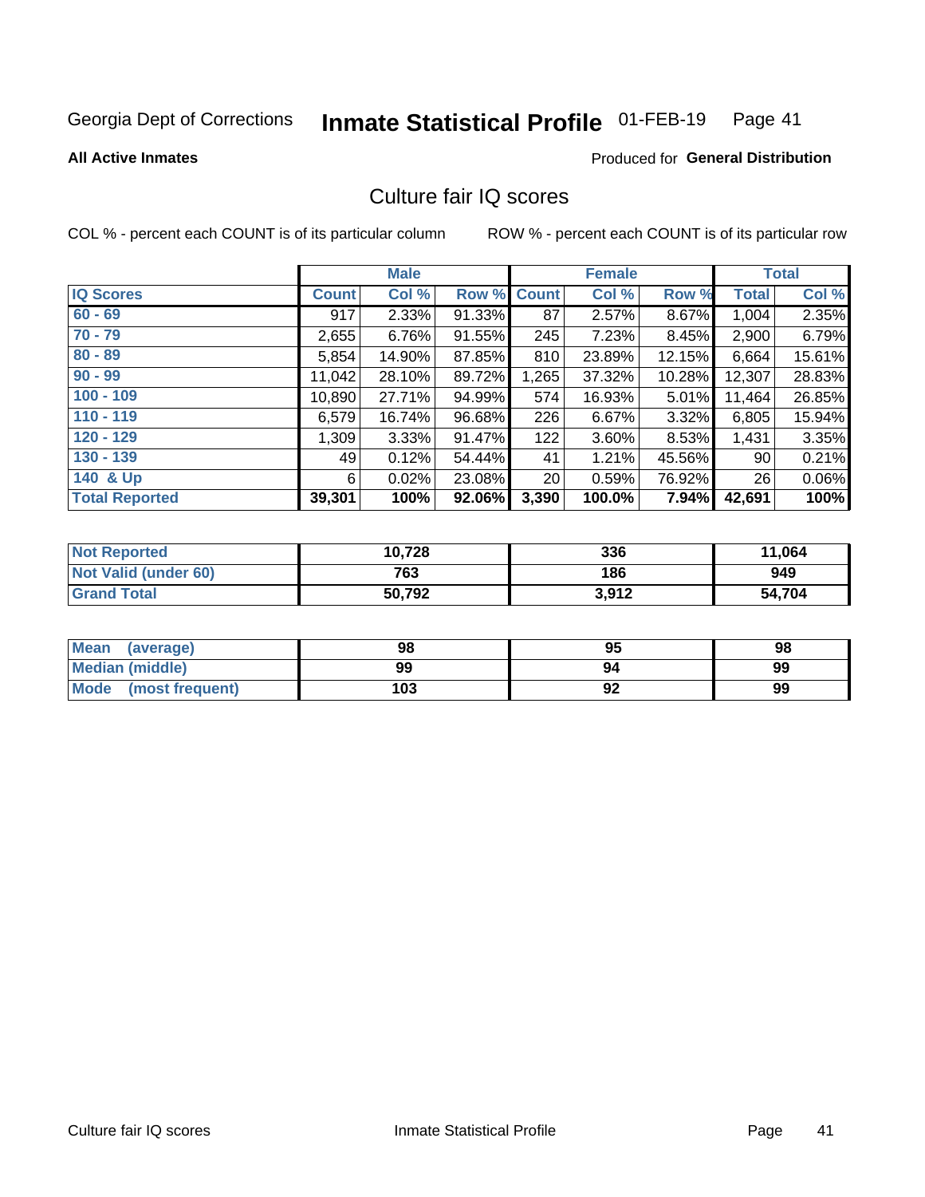Georgia Dept of Corrections **Inmate Statistical Profile** 01-FEB-19 Page 41

**All Active Inmates**

Produced for **General Distribution**

## Culture fair IQ scores

COL % - percent each COUNT is of its particular column

ROW % - percent each COUNT is of its particular row

| | Male | | | Female | | | Total | |
|---|---|---|---|---|---|---|---|---|
| IQ Scores | Count | Col % | Row % | Count | Col % | Row % | Total | Col % |
| 60 - 69 | 917 | 2.33% | 91.33% | 87 | 2.57% | 8.67% | 1,004 | 2.35% |
| 70 - 79 | 2,655 | 6.76% | 91.55% | 245 | 7.23% | 8.45% | 2,900 | 6.79% |
| 80 - 89 | 5,854 | 14.90% | 87.85% | 810 | 23.89% | 12.15% | 6,664 | 15.61% |
| 90 - 99 | 11,042 | 28.10% | 89.72% | 1,265 | 37.32% | 10.28% | 12,307 | 28.83% |
| 100 - 109 | 10,890 | 27.71% | 94.99% | 574 | 16.93% | 5.01% | 11,464 | 26.85% |
| 110 - 119 | 6,579 | 16.74% | 96.68% | 226 | 6.67% | 3.32% | 6,805 | 15.94% |
| 120 - 129 | 1,309 | 3.33% | 91.47% | 122 | 3.60% | 8.53% | 1,431 | 3.35% |
| 130 - 139 | 49 | 0.12% | 54.44% | 41 | 1.21% | 45.56% | 90 | 0.21% |
| 140 & Up | 6 | 0.02% | 23.08% | 20 | 0.59% | 76.92% | 26 | 0.06% |
| **Total Reported** | **39,301** | **100%** | **92.06%** | **3,390** | **100.0%** | **7.94%** | **42,691** | **100%** |

| | Male | Female | Total |
|---|---|---|---|
| Not Reported | 10,728 | 336 | 11,064 |
| Not Valid (under 60) | 763 | 186 | 949 |
| Grand Total | 50,792 | 3,912 | 54,704 |

| | Male | Female | Total |
|---|---|---|---|
| Mean (average) | 98 | 95 | 98 |
| Median (middle) | 99 | 94 | 99 |
| Mode (most frequent) | 103 | 92 | 99 |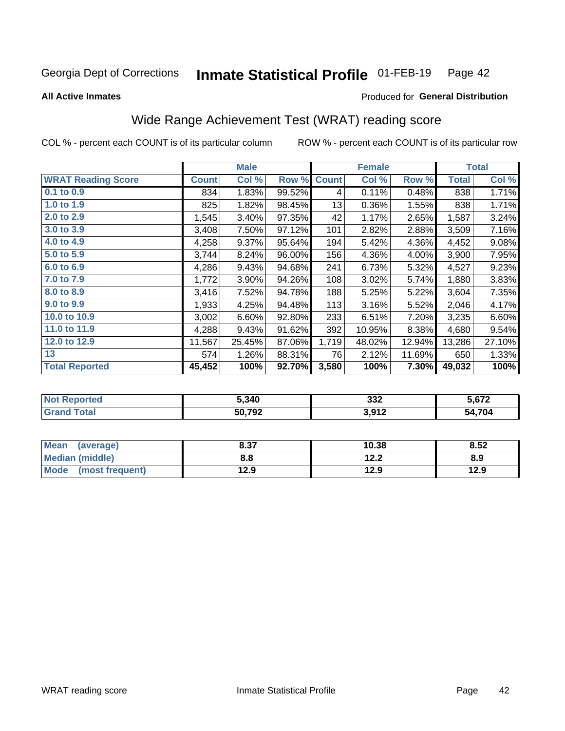Georgia Dept of Corrections **Inmate Statistical Profile** 01-FEB-19

**All Active Inmates**

Produced for **General Distribution**

## Wide Range Achievement Test (WRAT) reading score

COL % - percent each COUNT is of its particular column ROW % - percent each COUNT is of its particular row

| | Male | | | Female | | | Total | |
|---|---|---|---|---|---|---|---|---|
| **WRAT Reading Score** | **Count** | **Col %** | **Row %** | **Count** | **Col %** | **Row %** | **Total** | **Col %** |
| 0.1 to 0.9 | 834 | 1.83% | 99.52% | 4 | 0.11% | 0.48% | 838 | 1.71% |
| 1.0 to 1.9 | 825 | 1.82% | 98.45% | 13 | 0.36% | 1.55% | 838 | 1.71% |
| 2.0 to 2.9 | 1,545 | 3.40% | 97.35% | 42 | 1.17% | 2.65% | 1,587 | 3.24% |
| 3.0 to 3.9 | 3,408 | 7.50% | 97.12% | 101 | 2.82% | 2.88% | 3,509 | 7.16% |
| 4.0 to 4.9 | 4,258 | 9.37% | 95.64% | 194 | 5.42% | 4.36% | 4,452 | 9.08% |
| 5.0 to 5.9 | 3,744 | 8.24% | 96.00% | 156 | 4.36% | 4.00% | 3,900 | 7.95% |
| 6.0 to 6.9 | 4,286 | 9.43% | 94.68% | 241 | 6.73% | 5.32% | 4,527 | 9.23% |
| 7.0 to 7.9 | 1,772 | 3.90% | 94.26% | 108 | 3.02% | 5.74% | 1,880 | 3.83% |
| 8.0 to 8.9 | 3,416 | 7.52% | 94.78% | 188 | 5.25% | 5.22% | 3,604 | 7.35% |
| 9.0 to 9.9 | 1,933 | 4.25% | 94.48% | 113 | 3.16% | 5.52% | 2,046 | 4.17% |
| 10.0 to 10.9 | 3,002 | 6.60% | 92.80% | 233 | 6.51% | 7.20% | 3,235 | 6.60% |
| 11.0 to 11.9 | 4,288 | 9.43% | 91.62% | 392 | 10.95% | 8.38% | 4,680 | 9.54% |
| 12.0 to 12.9 | 11,567 | 25.45% | 87.06% | 1,719 | 48.02% | 12.94% | 13,286 | 27.10% |
| 13 | 574 | 1.26% | 88.31% | 76 | 2.12% | 11.69% | 650 | 1.33% |
| **Total Reported** | **45,452** | **100%** | **92.70%** | **3,580** | **100%** | **7.30%** | **49,032** | **100%** |

| | Male | Female | Total |
|---|---|---|---|
| Not Reported | **5,340** | **332** | **5,672** |
| Grand Total | **50,792** | **3,912** | **54,704** |

| | Male | Female | Total |
|---|---|---|---|
| Mean (average) | **8.37** | **10.38** | **8.52** |
| Median (middle) | **8.8** | **12.2** | **8.9** |
| Mode (most frequent) | **12.9** | **12.9** | **12.9** |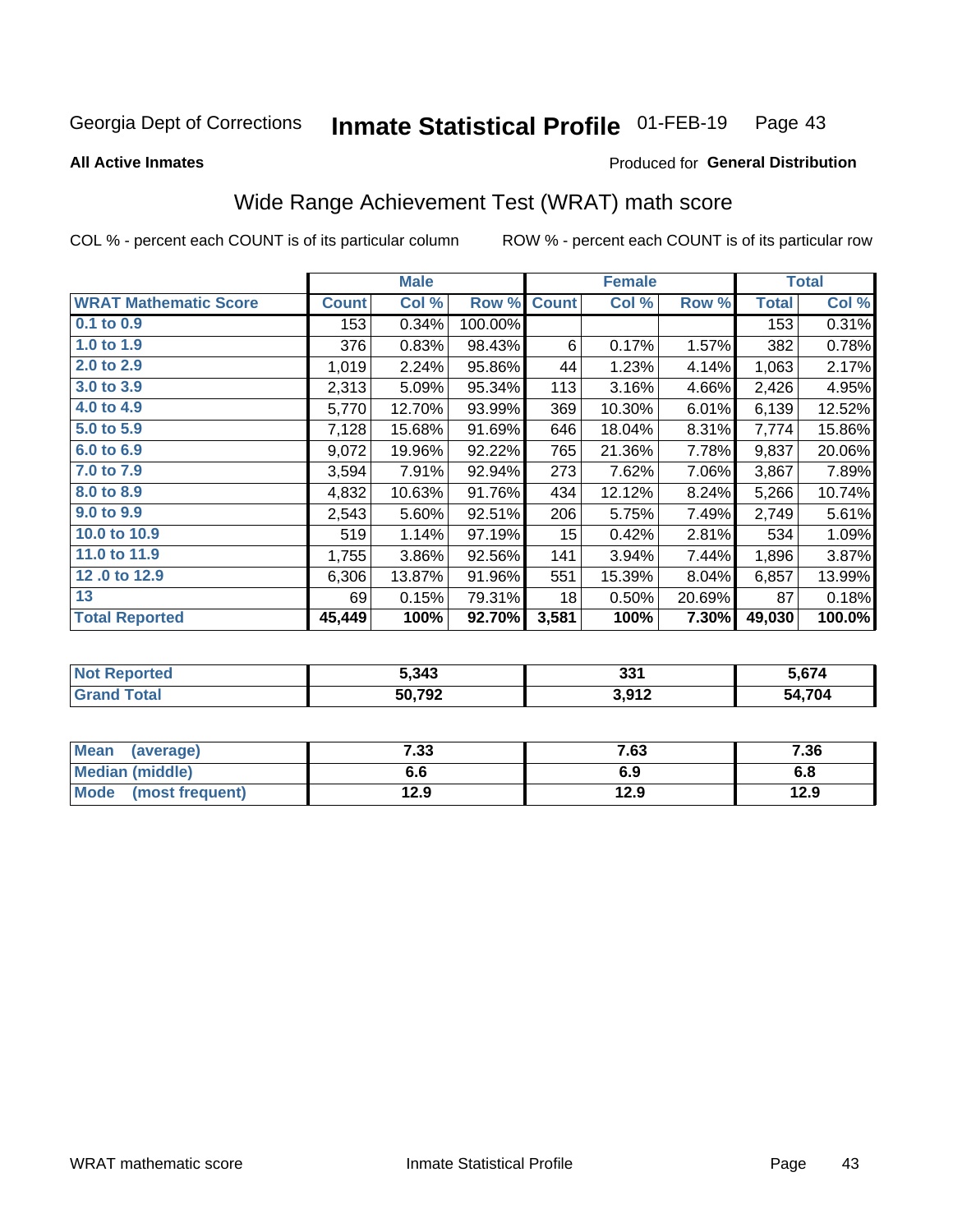Georgia Dept of Corrections **Inmate Statistical Profile** 01-FEB-19

**All Active Inmates**

Produced for **General Distribution**

## Wide Range Achievement Test (WRAT) math score

COL % - percent each COUNT is of its particular column ROW % - percent each COUNT is of its particular row

| | Male | | | Female | | | Total | |
|---|---|---|---|---|---|---|---|---|
| **WRAT Mathematic Score** | **Count** | **Col %** | **Row %** | **Count** | **Col %** | **Row %** | **Total** | **Col %** |
| 0.1 to 0.9 | 153 | 0.34% | 100.00% | | | | 153 | 0.31% |
| 1.0 to 1.9 | 376 | 0.83% | 98.43% | 6 | 0.17% | 1.57% | 382 | 0.78% |
| 2.0 to 2.9 | 1,019 | 2.24% | 95.86% | 44 | 1.23% | 4.14% | 1,063 | 2.17% |
| 3.0 to 3.9 | 2,313 | 5.09% | 95.34% | 113 | 3.16% | 4.66% | 2,426 | 4.95% |
| 4.0 to 4.9 | 5,770 | 12.70% | 93.99% | 369 | 10.30% | 6.01% | 6,139 | 12.52% |
| 5.0 to 5.9 | 7,128 | 15.68% | 91.69% | 646 | 18.04% | 8.31% | 7,774 | 15.86% |
| 6.0 to 6.9 | 9,072 | 19.96% | 92.22% | 765 | 21.36% | 7.78% | 9,837 | 20.06% |
| 7.0 to 7.9 | 3,594 | 7.91% | 92.94% | 273 | 7.62% | 7.06% | 3,867 | 7.89% |
| 8.0 to 8.9 | 4,832 | 10.63% | 91.76% | 434 | 12.12% | 8.24% | 5,266 | 10.74% |
| 9.0 to 9.9 | 2,543 | 5.60% | 92.51% | 206 | 5.75% | 7.49% | 2,749 | 5.61% |
| 10.0 to 10.9 | 519 | 1.14% | 97.19% | 15 | 0.42% | 2.81% | 534 | 1.09% |
| 11.0 to 11.9 | 1,755 | 3.86% | 92.56% | 141 | 3.94% | 7.44% | 1,896 | 3.87% |
| 12 .0 to 12.9 | 6,306 | 13.87% | 91.96% | 551 | 15.39% | 8.04% | 6,857 | 13.99% |
| 13 | 69 | 0.15% | 79.31% | 18 | 0.50% | 20.69% | 87 | 0.18% |
| **Total Reported** | **45,449** | **100%** | **92.70%** | **3,581** | **100%** | **7.30%** | **49,030** | **100.0%** |

| | Male | Female | Total |
|---|---|---|---|
| Not Reported | 5,343 | 331 | 5,674 |
| Grand Total | 50,792 | 3,912 | 54,704 |

| | Male | Female | Total |
|---|---|---|---|
| Mean (average) | 7.33 | 7.63 | 7.36 |
| Median (middle) | 6.6 | 6.9 | 6.8 |
| Mode (most frequent) | 12.9 | 12.9 | 12.9 |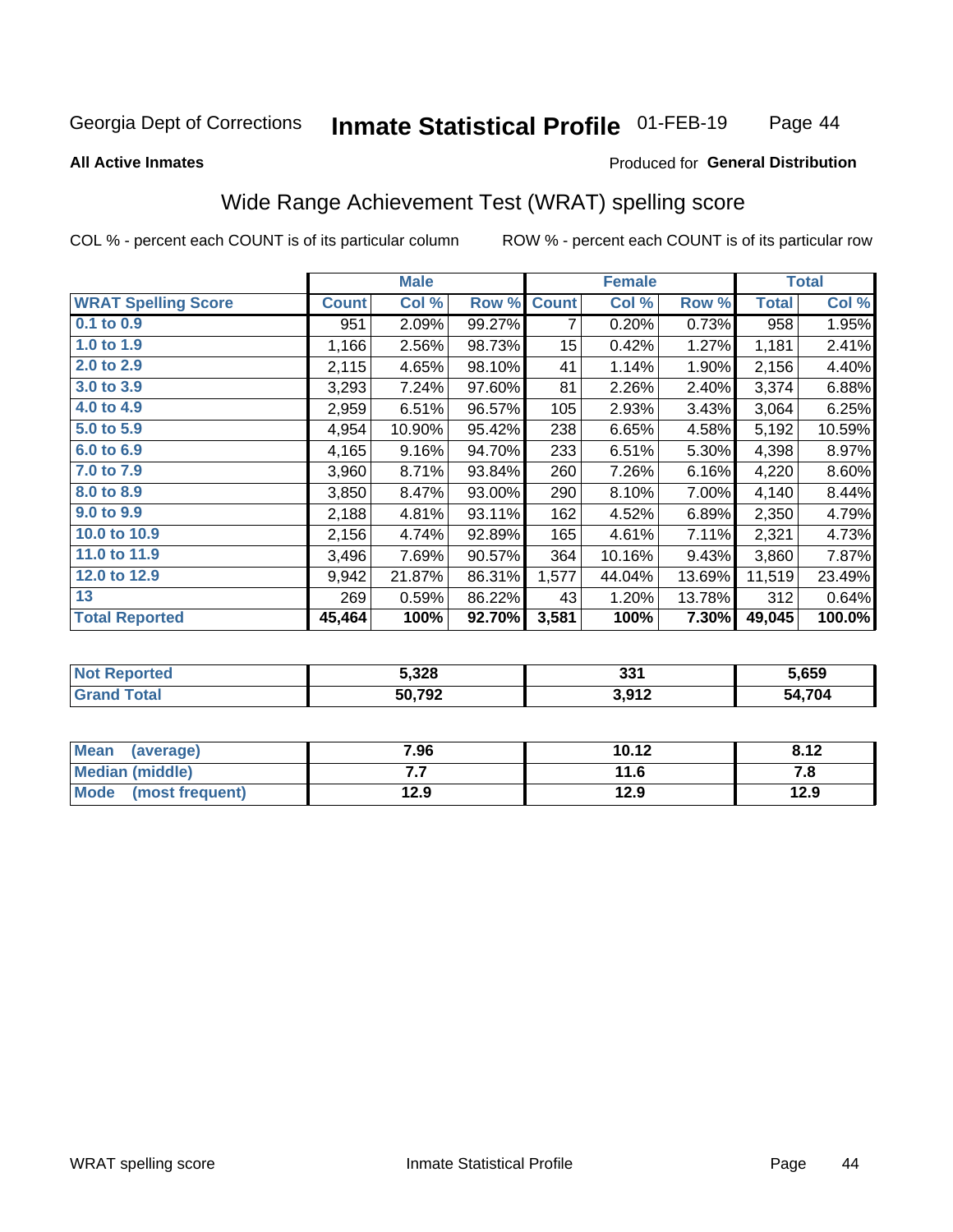Georgia Dept of Corrections **Inmate Statistical Profile** 01-FEB-19

**All Active Inmates**

Produced for **General Distribution**

## Wide Range Achievement Test (WRAT) spelling score

COL % - percent each COUNT is of its particular column

ROW % - percent each COUNT is of its particular row

| | Male | | | Female | | | Total | |
|---|---|---|---|---|---|---|---|---|
| **WRAT Spelling Score** | **Count** | **Col %** | **Row %** | **Count** | **Col %** | **Row %** | **Total** | **Col %** |
| **0.1 to 0.9** | 951 | 2.09% | 99.27% | 7 | 0.20% | 0.73% | 958 | 1.95% |
| **1.0 to 1.9** | 1,166 | 2.56% | 98.73% | 15 | 0.42% | 1.27% | 1,181 | 2.41% |
| **2.0 to 2.9** | 2,115 | 4.65% | 98.10% | 41 | 1.14% | 1.90% | 2,156 | 4.40% |
| **3.0 to 3.9** | 3,293 | 7.24% | 97.60% | 81 | 2.26% | 2.40% | 3,374 | 6.88% |
| **4.0 to 4.9** | 2,959 | 6.51% | 96.57% | 105 | 2.93% | 3.43% | 3,064 | 6.25% |
| **5.0 to 5.9** | 4,954 | 10.90% | 95.42% | 238 | 6.65% | 4.58% | 5,192 | 10.59% |
| **6.0 to 6.9** | 4,165 | 9.16% | 94.70% | 233 | 6.51% | 5.30% | 4,398 | 8.97% |
| **7.0 to 7.9** | 3,960 | 8.71% | 93.84% | 260 | 7.26% | 6.16% | 4,220 | 8.60% |
| **8.0 to 8.9** | 3,850 | 8.47% | 93.00% | 290 | 8.10% | 7.00% | 4,140 | 8.44% |
| **9.0 to 9.9** | 2,188 | 4.81% | 93.11% | 162 | 4.52% | 6.89% | 2,350 | 4.79% |
| **10.0 to 10.9** | 2,156 | 4.74% | 92.89% | 165 | 4.61% | 7.11% | 2,321 | 4.73% |
| **11.0 to 11.9** | 3,496 | 7.69% | 90.57% | 364 | 10.16% | 9.43% | 3,860 | 7.87% |
| **12.0 to 12.9** | 9,942 | 21.87% | 86.31% | 1,577 | 44.04% | 13.69% | 11,519 | 23.49% |
| **13** | 269 | 0.59% | 86.22% | 43 | 1.20% | 13.78% | 312 | 0.64% |
| **Total Reported** | **45,464** | **100%** | **92.70%** | **3,581** | **100%** | **7.30%** | **49,045** | **100.0%** |

| | Male | Female | Total |
|---|---|---|---|
| **Not Reported** | **5,328** | **331** | **5,659** |
| **Grand Total** | **50,792** | **3,912** | **54,704** |

| | Male | Female | Total |
|---|---|---|---|
| **Mean (average)** | **7.96** | **10.12** | **8.12** |
| **Median (middle)** | **7.7** | **11.6** | **7.8** |
| **Mode (most frequent)** | **12.9** | **12.9** | **12.9** |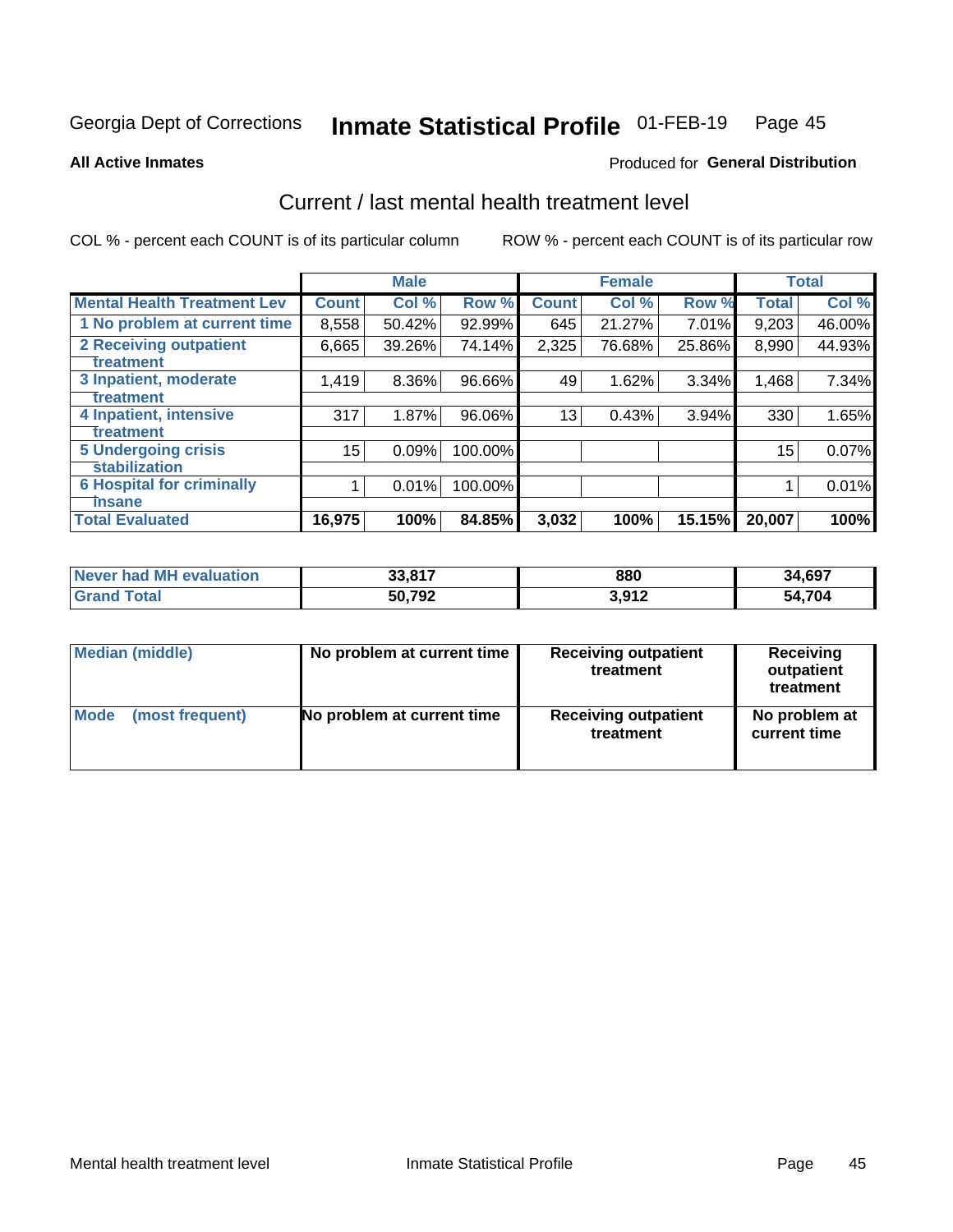Georgia Dept of Corrections **Inmate Statistical Profile** 01-FEB-19

**All Active Inmates**

Produced for **General Distribution**

## Current / last mental health treatment level

COL % - percent each COUNT is of its particular column

ROW % - percent each COUNT is of its particular row

| | Male | | | Female | | | Total | |
|---|---|---|---|---|---|---|---|---|
| **Mental Health Treatment Lev** | **Count** | **Col %** | **Row %** | **Count** | **Col %** | **Row %** | **Total** | **Col %** |
| 1 No problem at current time | 8,558 | 50.42% | 92.99% | 645 | 21.27% | 7.01% | 9,203 | 46.00% |
| 2 Receiving outpatient treatment | 6,665 | 39.26% | 74.14% | 2,325 | 76.68% | 25.86% | 8,990 | 44.93% |
| 3 Inpatient, moderate treatment | 1,419 | 8.36% | 96.66% | 49 | 1.62% | 3.34% | 1,468 | 7.34% |
| 4 Inpatient, intensive treatment | 317 | 1.87% | 96.06% | 13 | 0.43% | 3.94% | 330 | 1.65% |
| 5 Undergoing crisis stabilization | 15 | 0.09% | 100.00% | | | | 15 | 0.07% |
| 6 Hospital for criminally insane | 1 | 0.01% | 100.00% | | | | 1 | 0.01% |
| **Total Evaluated** | **16,975** | **100%** | **84.85%** | **3,032** | **100%** | **15.15%** | **20,007** | **100%** |

| | Male | Female | Total |
|---|---|---|---|
| **Never had MH evaluation** | **33,817** | **880** | **34,697** |
| **Grand Total** | **50,792** | **3,912** | **54,704** |

| | Male | Female | Total |
|---|---|---|---|
| **Median (middle)** | **No problem at current time** | **Receiving outpatient treatment** | **Receiving outpatient treatment** |
| **Mode (most frequent)** | **No problem at current time** | **Receiving outpatient treatment** | **No problem at current time** |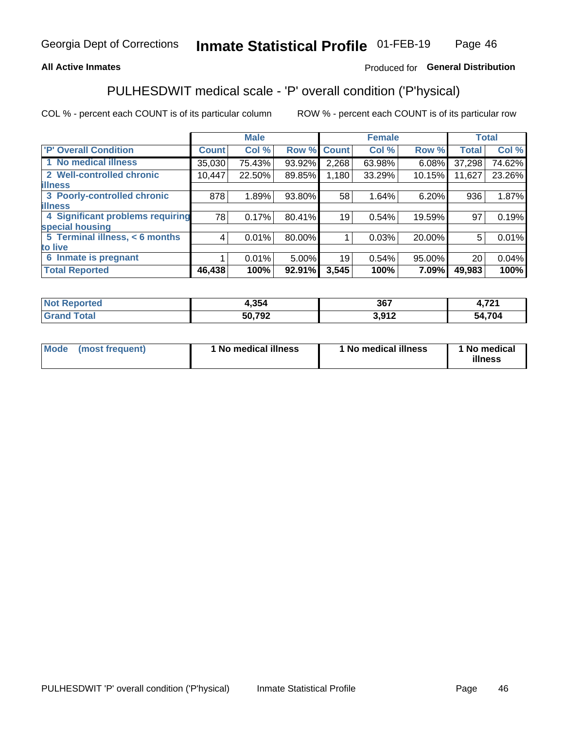**All Active Inmates**

Produced for **General Distribution**

## PULHESDWIT medical scale - 'P' overall condition ('P'hysical)

COL % - percent each COUNT is of its particular column

ROW % - percent each COUNT is of its particular row

| | Male | | | Female | | | Total | |
|---|---|---|---|---|---|---|---|---|
| 'P' Overall Condition | Count | Col % | Row % | Count | Col % | Row % | Total | Col % |
| 1 No medical illness | 35,030 | 75.43% | 93.92% | 2,268 | 63.98% | 6.08% | 37,298 | 74.62% |
| 2 Well-controlled chronic illness | 10,447 | 22.50% | 89.85% | 1,180 | 33.29% | 10.15% | 11,627 | 23.26% |
| 3 Poorly-controlled chronic illness | 878 | 1.89% | 93.80% | 58 | 1.64% | 6.20% | 936 | 1.87% |
| 4 Significant problems requiring special housing | 78 | 0.17% | 80.41% | 19 | 0.54% | 19.59% | 97 | 0.19% |
| 5 Terminal illness, < 6 months to live | 4 | 0.01% | 80.00% | 1 | 0.03% | 20.00% | 5 | 0.01% |
| 6 Inmate is pregnant | 1 | 0.01% | 5.00% | 19 | 0.54% | 95.00% | 20 | 0.04% |
| **Total Reported** | **46,438** | **100%** | **92.91%** | **3,545** | **100%** | **7.09%** | **49,983** | **100%** |

| | Male | Female | Total |
|---|---|---|---|
| Not Reported | 4,354 | 367 | 4,721 |
| Grand Total | 50,792 | 3,912 | 54,704 |

| | Male | Female | Total |
|---|---|---|---|
| Mode (most frequent) | 1 No medical illness | 1 No medical illness | 1 No medical illness |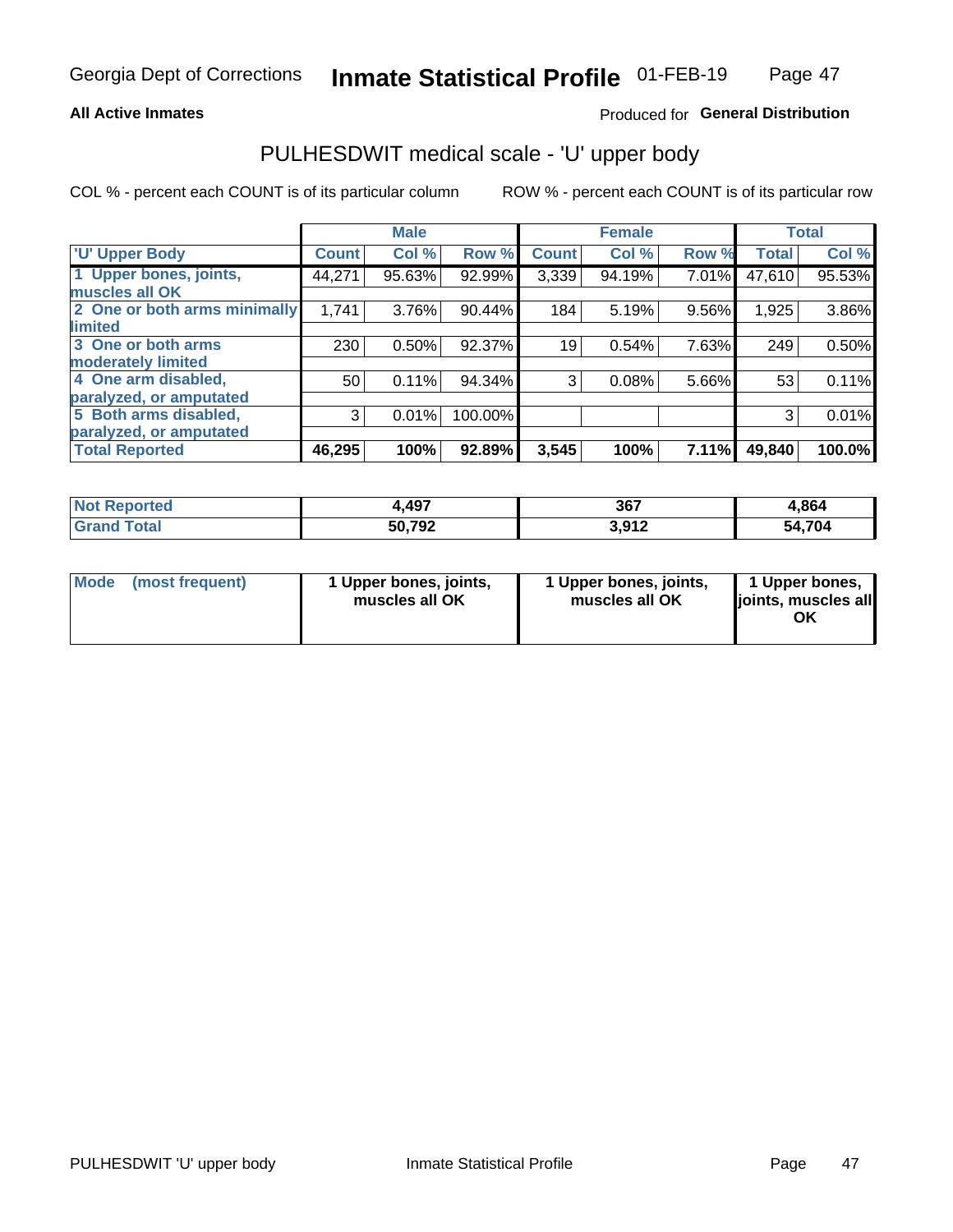Georgia Dept of Corrections **Inmate Statistical Profile** 01-FEB-19

**All Active Inmates**

Produced for **General Distribution**

## PULHESDWIT medical scale - 'U' upper body

COL % - percent each COUNT is of its particular column

ROW % - percent each COUNT is of its particular row

| | Male | | | Female | | | Total | |
|---|---|---|---|---|---|---|---|---|
| 'U' Upper Body | Count | Col % | Row % | Count | Col % | Row % | Total | Col % |
| 1 Upper bones, joints, muscles all OK | 44,271 | 95.63% | 92.99% | 3,339 | 94.19% | 7.01% | 47,610 | 95.53% |
| 2 One or both arms minimally limited | 1,741 | 3.76% | 90.44% | 184 | 5.19% | 9.56% | 1,925 | 3.86% |
| 3 One or both arms moderately limited | 230 | 0.50% | 92.37% | 19 | 0.54% | 7.63% | 249 | 0.50% |
| 4 One arm disabled, paralyzed, or amputated | 50 | 0.11% | 94.34% | 3 | 0.08% | 5.66% | 53 | 0.11% |
| 5 Both arms disabled, paralyzed, or amputated | 3 | 0.01% | 100.00% | | | | 3 | 0.01% |
| **Total Reported** | **46,295** | **100%** | **92.89%** | **3,545** | **100%** | **7.11%** | **49,840** | **100.0%** |

| | Male | Female | Total |
|---|---|---|---|
| Not Reported | 4,497 | 367 | 4,864 |
| Grand Total | 50,792 | 3,912 | 54,704 |

| | Male | Female | Total |
|---|---|---|---|
| Mode (most frequent) | 1 Upper bones, joints, muscles all OK | 1 Upper bones, joints, muscles all OK | 1 Upper bones, joints, muscles all OK |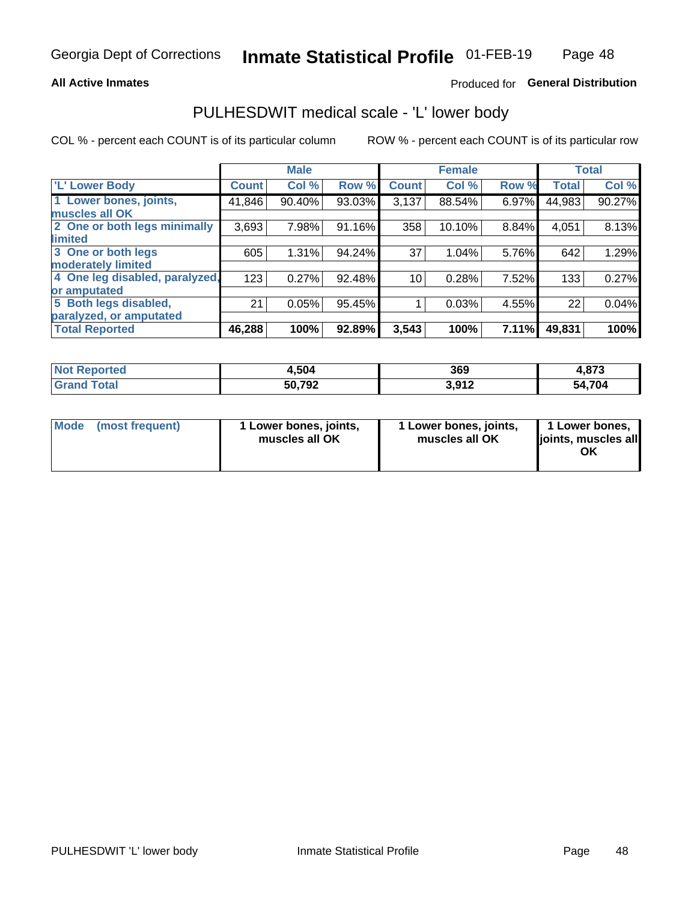Georgia Dept of Corrections **Inmate Statistical Profile** 01-FEB-19

**All Active Inmates**

Produced for **General Distribution**

## PULHESDWIT medical scale - 'L' lower body

COL % - percent each COUNT is of its particular column ROW % - percent each COUNT is of its particular row

| | Male | | | Female | | | Total | |
|---|---|---|---|---|---|---|---|---|
| 'L' Lower Body | Count | Col % | Row % | Count | Col % | Row % | Total | Col % |
| 1 Lower bones, joints, muscles all OK | 41,846 | 90.40% | 93.03% | 3,137 | 88.54% | 6.97% | 44,983 | 90.27% |
| 2 One or both legs minimally limited | 3,693 | 7.98% | 91.16% | 358 | 10.10% | 8.84% | 4,051 | 8.13% |
| 3 One or both legs moderately limited | 605 | 1.31% | 94.24% | 37 | 1.04% | 5.76% | 642 | 1.29% |
| 4 One leg disabled, paralyzed, or amputated | 123 | 0.27% | 92.48% | 10 | 0.28% | 7.52% | 133 | 0.27% |
| 5 Both legs disabled, paralyzed, or amputated | 21 | 0.05% | 95.45% | 1 | 0.03% | 4.55% | 22 | 0.04% |
| **Total Reported** | **46,288** | **100%** | **92.89%** | **3,543** | **100%** | **7.11%** | **49,831** | **100%** |

| | Male | Female | Total |
|---|---|---|---|
| **Not Reported** | **4,504** | **369** | **4,873** |
| **Grand Total** | **50,792** | **3,912** | **54,704** |

| | Male | Female | Total |
|---|---|---|---|
| **Mode (most frequent)** | **1 Lower bones, joints, muscles all OK** | **1 Lower bones, joints, muscles all OK** | **1 Lower bones, joints, muscles all OK** |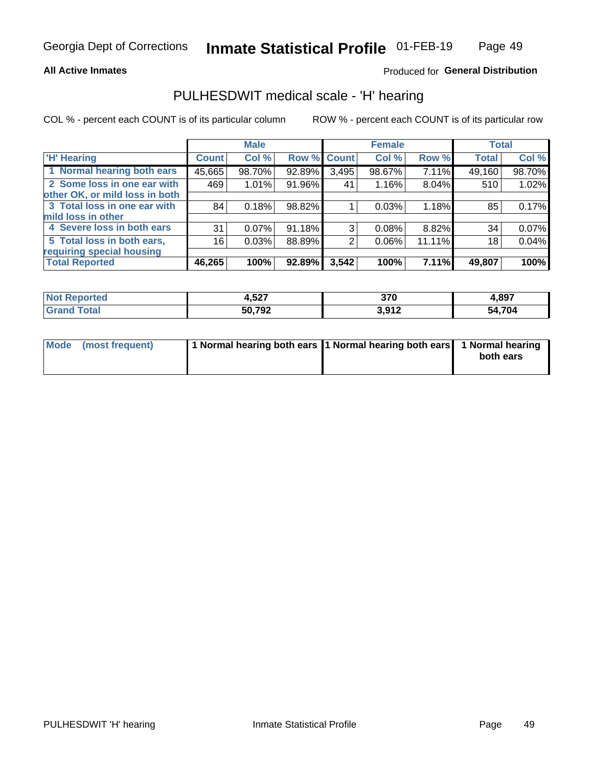**All Active Inmates**

Produced for **General Distribution**

## PULHESDWIT medical scale - 'H' hearing

COL % - percent each COUNT is of its particular column

ROW % - percent each COUNT is of its particular row

| | Male | | | Female | | | Total | |
|---|---|---|---|---|---|---|---|---|
| 'H' Hearing | Count | Col % | Row % | Count | Col % | Row % | Total | Col % |
| 1 Normal hearing both ears | 45,665 | 98.70% | 92.89% | 3,495 | 98.67% | 7.11% | 49,160 | 98.70% |
| 2 Some loss in one ear with other OK, or mild loss in both | 469 | 1.01% | 91.96% | 41 | 1.16% | 8.04% | 510 | 1.02% |
| 3 Total loss in one ear with mild loss in other | 84 | 0.18% | 98.82% | 1 | 0.03% | 1.18% | 85 | 0.17% |
| 4 Severe loss in both ears | 31 | 0.07% | 91.18% | 3 | 0.08% | 8.82% | 34 | 0.07% |
| 5 Total loss in both ears, requiring special housing | 16 | 0.03% | 88.89% | 2 | 0.06% | 11.11% | 18 | 0.04% |
| **Total Reported** | **46,265** | **100%** | **92.89%** | **3,542** | **100%** | **7.11%** | **49,807** | **100%** |

| | Male | Female | Total |
|---|---|---|---|
| **Not Reported** | **4,527** | **370** | **4,897** |
| **Grand Total** | **50,792** | **3,912** | **54,704** |

| | Male | Female | Total |
|---|---|---|---|
| **Mode (most frequent)** | **1 Normal hearing both ears** | **1 Normal hearing both ears** | **1 Normal hearing both ears** |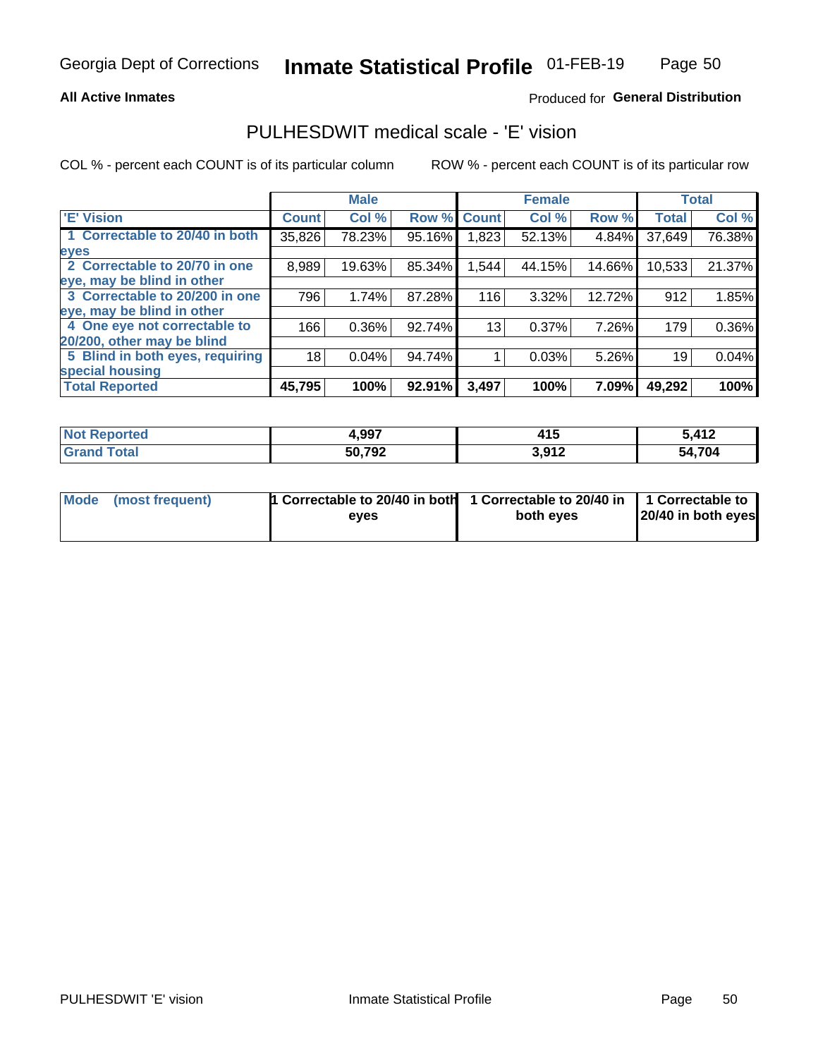Georgia Dept of Corrections **Inmate Statistical Profile** 01-FEB-19

**All Active Inmates**

Produced for **General Distribution**

## PULHESDWIT medical scale - 'E' vision

COL % - percent each COUNT is of its particular column

ROW % - percent each COUNT is of its particular row

| | Male | | | Female | | | Total | |
|---|---|---|---|---|---|---|---|---|
| 'E' Vision | Count | Col % | Row % | Count | Col % | Row % | Total | Col % |
| 1 Correctable to 20/40 in both eyes | 35,826 | 78.23% | 95.16% | 1,823 | 52.13% | 4.84% | 37,649 | 76.38% |
| 2 Correctable to 20/70 in one eye, may be blind in other | 8,989 | 19.63% | 85.34% | 1,544 | 44.15% | 14.66% | 10,533 | 21.37% |
| 3 Correctable to 20/200 in one eye, may be blind in other | 796 | 1.74% | 87.28% | 116 | 3.32% | 12.72% | 912 | 1.85% |
| 4 One eye not correctable to 20/200, other may be blind | 166 | 0.36% | 92.74% | 13 | 0.37% | 7.26% | 179 | 0.36% |
| 5 Blind in both eyes, requiring special housing | 18 | 0.04% | 94.74% | 1 | 0.03% | 5.26% | 19 | 0.04% |
| **Total Reported** | **45,795** | **100%** | **92.91%** | **3,497** | **100%** | **7.09%** | **49,292** | **100%** |

| | Male | Female | Total |
|---|---|---|---|
| Not Reported | 4,997 | 415 | 5,412 |
| Grand Total | 50,792 | 3,912 | 54,704 |

| | Male | Female | Total |
|---|---|---|---|
| Mode (most frequent) | 1 Correctable to 20/40 in both eyes | 1 Correctable to 20/40 in both eyes | 1 Correctable to 20/40 in both eyes |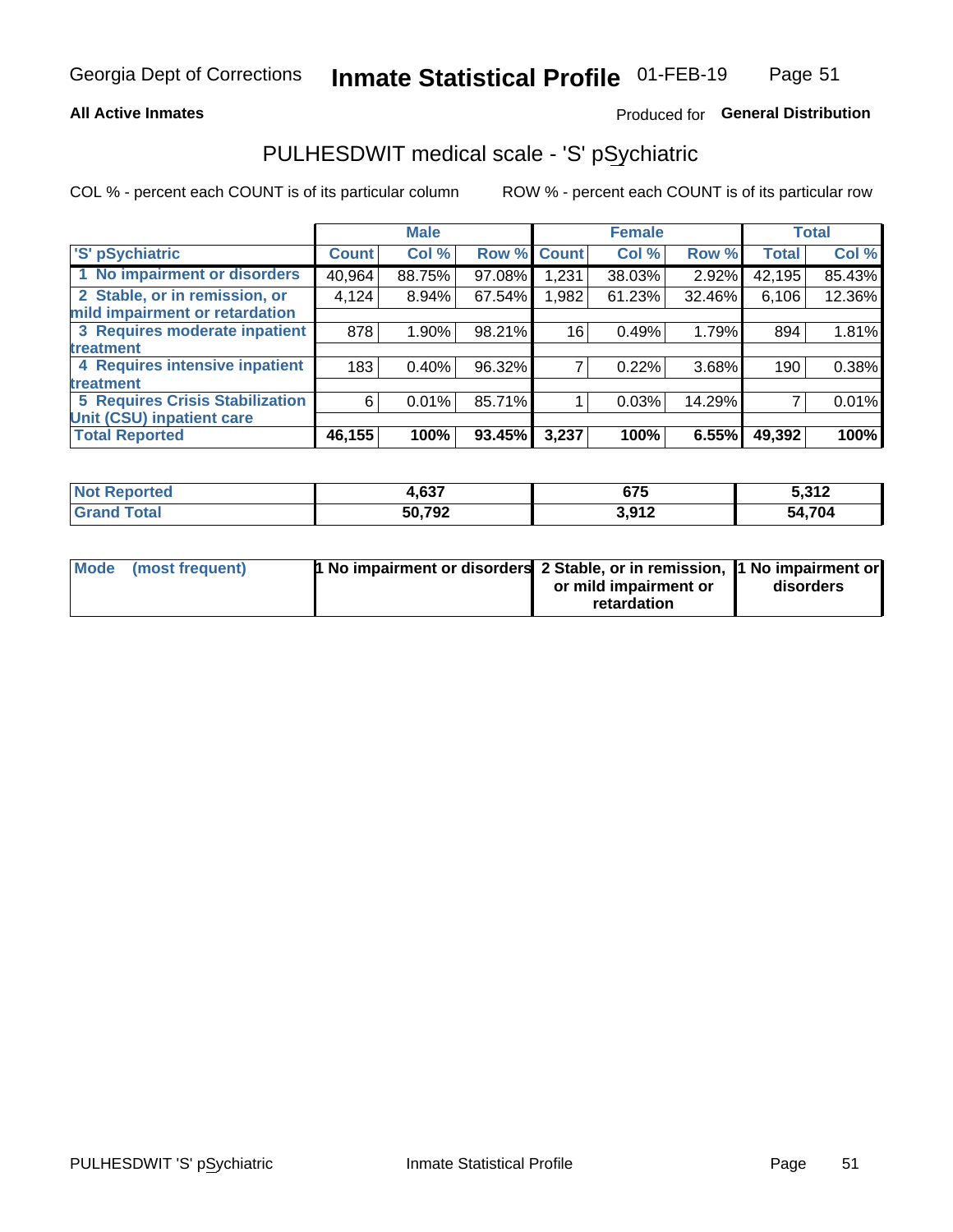Georgia Dept of Corrections **Inmate Statistical Profile** 01-FEB-19

**All Active Inmates**

Produced for **General Distribution**

## PULHESDWIT medical scale - 'S' pSychiatric

COL % - percent each COUNT is of its particular column

ROW % - percent each COUNT is of its particular row

| 'S' pSychiatric | Male | | | Female | | | Total | |
|---|---|---|---|---|---|---|---|---|
| | Count | Col % | Row % | Count | Col % | Row % | Total | Col % |
| 1 No impairment or disorders | 40,964 | 88.75% | 97.08% | 1,231 | 38.03% | 2.92% | 42,195 | 85.43% |
| 2 Stable, or in remission, or mild impairment or retardation | 4,124 | 8.94% | 67.54% | 1,982 | 61.23% | 32.46% | 6,106 | 12.36% |
| 3 Requires moderate inpatient treatment | 878 | 1.90% | 98.21% | 16 | 0.49% | 1.79% | 894 | 1.81% |
| 4 Requires intensive inpatient treatment | 183 | 0.40% | 96.32% | 7 | 0.22% | 3.68% | 190 | 0.38% |
| 5 Requires Crisis Stabilization Unit (CSU) inpatient care | 6 | 0.01% | 85.71% | 1 | 0.03% | 14.29% | 7 | 0.01% |
| **Total Reported** | **46,155** | **100%** | **93.45%** | **3,237** | **100%** | **6.55%** | **49,392** | **100%** |

| | Male | Female | Total |
|---|---|---|---|
| **Not Reported** | **4,637** | **675** | **5,312** |
| **Grand Total** | **50,792** | **3,912** | **54,704** |

| | Male | Female | Total |
|---|---|---|---|
| **Mode (most frequent)** | **1 No impairment or disorders** | **2 Stable, or in remission, or mild impairment or retardation** | **1 No impairment or disorders** |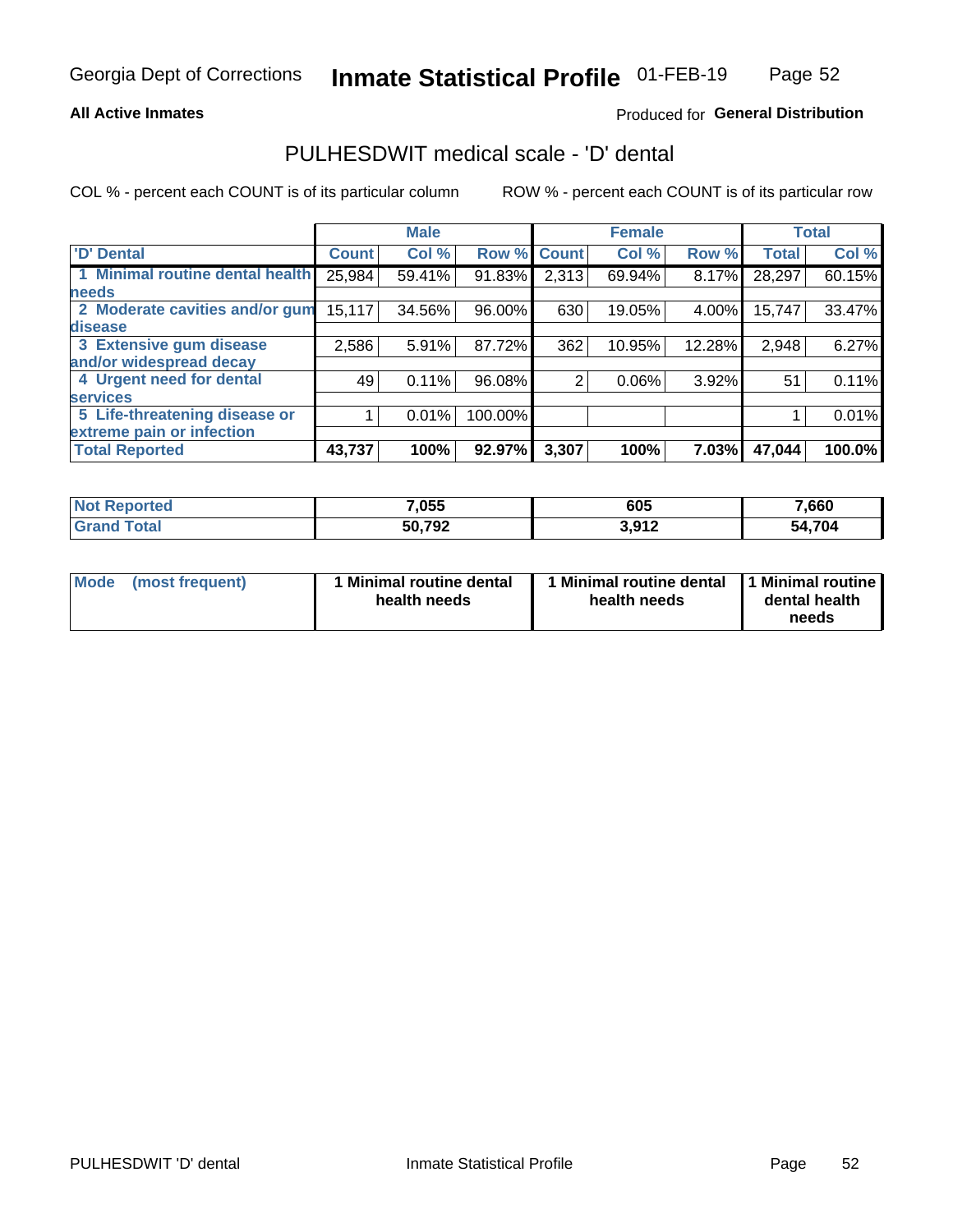Georgia Dept of Corrections **Inmate Statistical Profile** 01-FEB-19

**All Active Inmates**

Produced for **General Distribution**

## PULHESDWIT medical scale - 'D' dental

COL % - percent each COUNT is of its particular column

ROW % - percent each COUNT is of its particular row

| | Male | | | Female | | | Total | |
|---|---|---|---|---|---|---|---|---|
| 'D' Dental | Count | Col % | Row % | Count | Col % | Row % | Total | Col % |
| 1 Minimal routine dental health needs | 25,984 | 59.41% | 91.83% | 2,313 | 69.94% | 8.17% | 28,297 | 60.15% |
| 2 Moderate cavities and/or gum disease | 15,117 | 34.56% | 96.00% | 630 | 19.05% | 4.00% | 15,747 | 33.47% |
| 3 Extensive gum disease and/or widespread decay | 2,586 | 5.91% | 87.72% | 362 | 10.95% | 12.28% | 2,948 | 6.27% |
| 4 Urgent need for dental services | 49 | 0.11% | 96.08% | 2 | 0.06% | 3.92% | 51 | 0.11% |
| 5 Life-threatening disease or extreme pain or infection | 1 | 0.01% | 100.00% | | | | 1 | 0.01% |
| **Total Reported** | **43,737** | **100%** | **92.97%** | **3,307** | **100%** | **7.03%** | **47,044** | **100.0%** |

| | Male | Female | Total |
|---|---|---|---|
| **Not Reported** | **7,055** | **605** | **7,660** |
| **Grand Total** | **50,792** | **3,912** | **54,704** |

| | Male | Female | Total |
|---|---|---|---|
| **Mode (most frequent)** | **1 Minimal routine dental health needs** | **1 Minimal routine dental health needs** | **1 Minimal routine dental health needs** |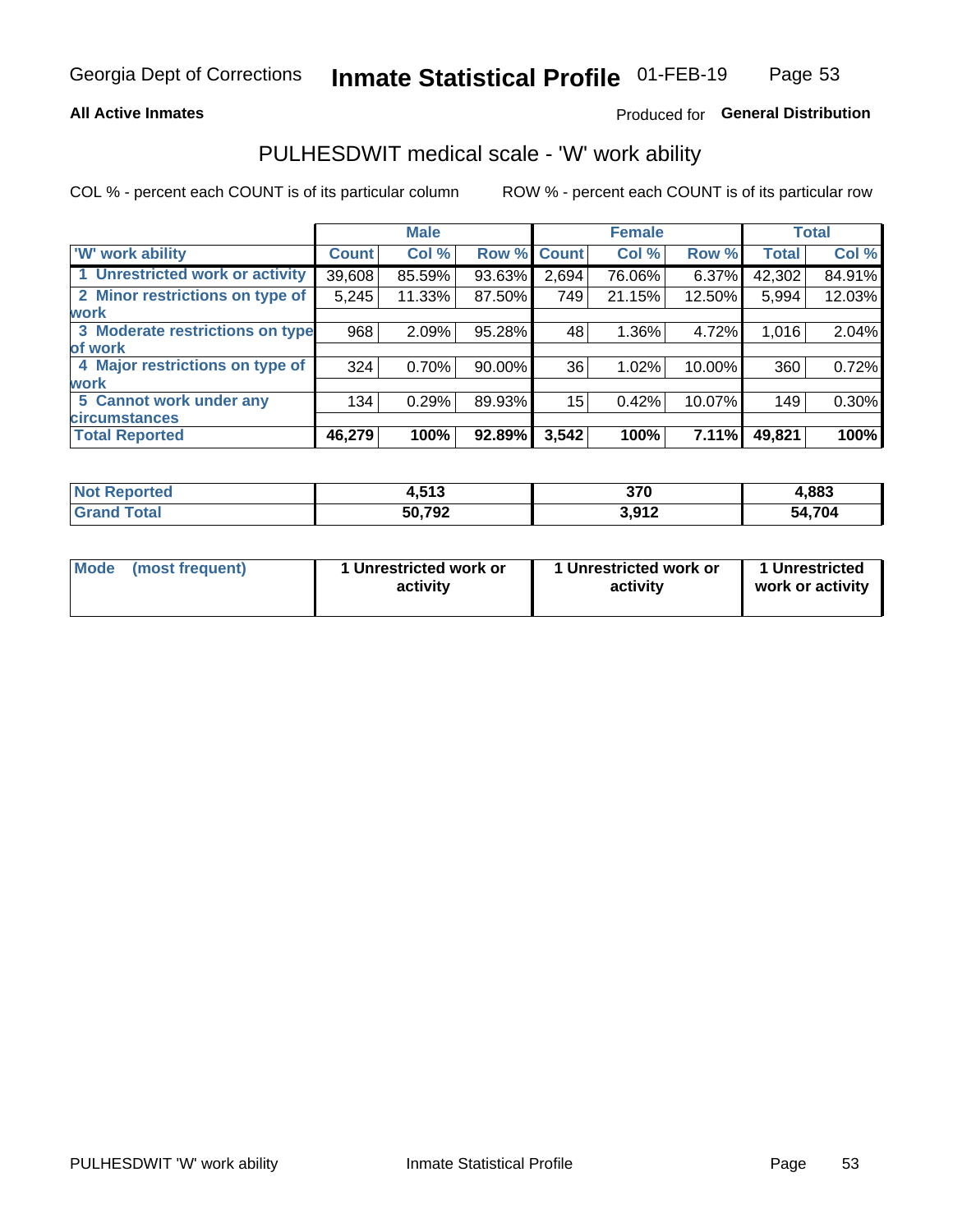Georgia Dept of Corrections **Inmate Statistical Profile** 01-FEB-19

**All Active Inmates**

Produced for **General Distribution**

## PULHESDWIT medical scale - 'W' work ability

COL % - percent each COUNT is of its particular column

ROW % - percent each COUNT is of its particular row

| | Male | | | Female | | | Total | |
|---|---|---|---|---|---|---|---|---|
| 'W' work ability | Count | Col % | Row % | Count | Col % | Row % | Total | Col % |
| 1 Unrestricted work or activity | 39,608 | 85.59% | 93.63% | 2,694 | 76.06% | 6.37% | 42,302 | 84.91% |
| 2 Minor restrictions on type of work | 5,245 | 11.33% | 87.50% | 749 | 21.15% | 12.50% | 5,994 | 12.03% |
| 3 Moderate restrictions on type of work | 968 | 2.09% | 95.28% | 48 | 1.36% | 4.72% | 1,016 | 2.04% |
| 4 Major restrictions on type of work | 324 | 0.70% | 90.00% | 36 | 1.02% | 10.00% | 360 | 0.72% |
| 5 Cannot work under any circumstances | 134 | 0.29% | 89.93% | 15 | 0.42% | 10.07% | 149 | 0.30% |
| **Total Reported** | **46,279** | **100%** | **92.89%** | **3,542** | **100%** | **7.11%** | **49,821** | **100%** |

| | Male | Female | Total |
|---|---|---|---|
| Not Reported | 4,513 | 370 | 4,883 |
| Grand Total | 50,792 | 3,912 | 54,704 |

| | Male | Female | Total |
|---|---|---|---|
| Mode (most frequent) | 1 Unrestricted work or activity | 1 Unrestricted work or activity | 1 Unrestricted work or activity |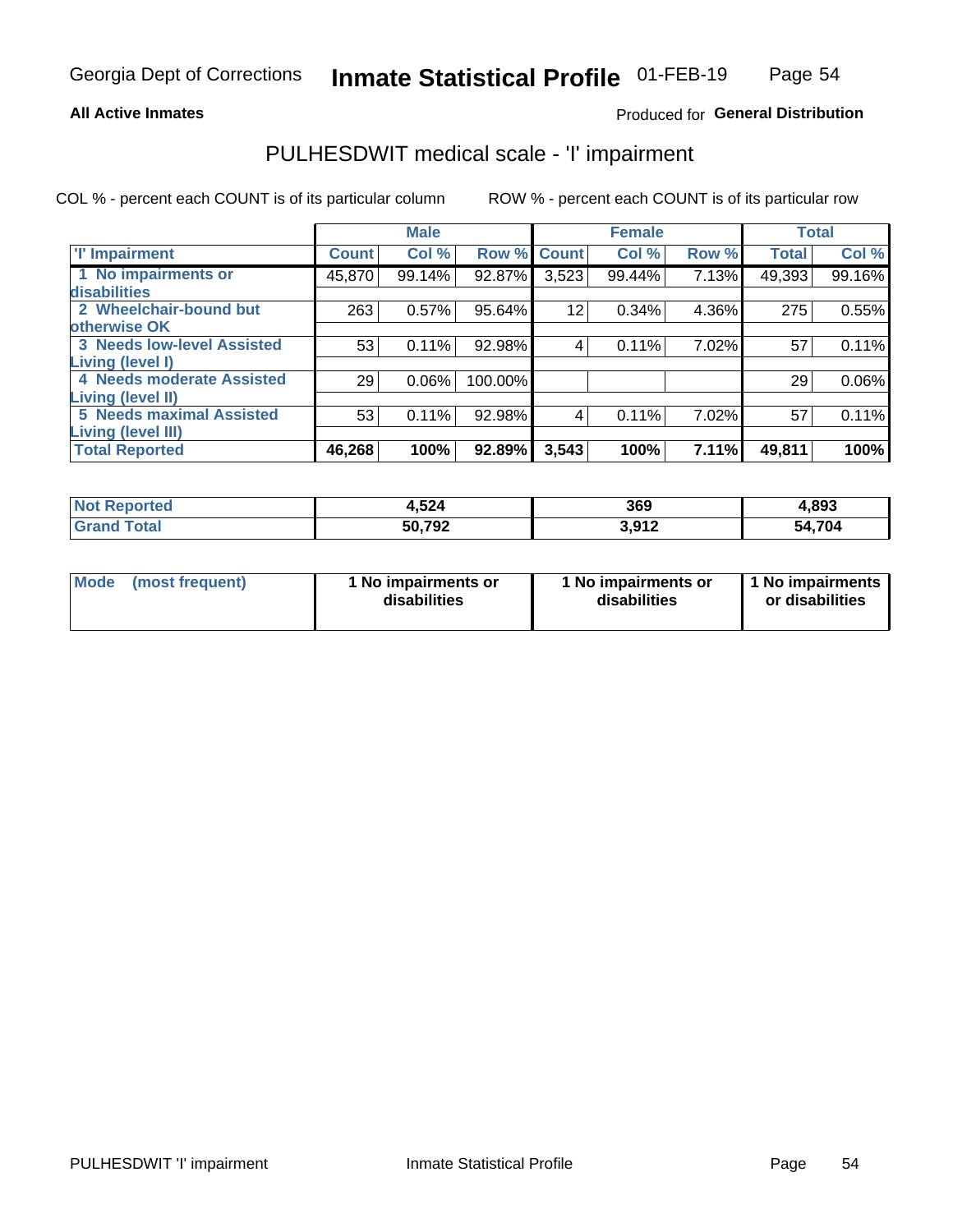Georgia Dept of Corrections **Inmate Statistical Profile** 01-FEB-19

**All Active Inmates**

Produced for **General Distribution**

## PULHESDWIT medical scale - 'I' impairment

COL % - percent each COUNT is of its particular column ROW % - percent each COUNT is of its particular row

| | Male | | | Female | | | Total | |
|---|---|---|---|---|---|---|---|---|
| 'I' Impairment | Count | Col % | Row % | Count | Col % | Row % | Total | Col % |
| 1 No impairments or disabilities | 45,870 | 99.14% | 92.87% | 3,523 | 99.44% | 7.13% | 49,393 | 99.16% |
| 2 Wheelchair-bound but otherwise OK | 263 | 0.57% | 95.64% | 12 | 0.34% | 4.36% | 275 | 0.55% |
| 3 Needs low-level Assisted Living (level I) | 53 | 0.11% | 92.98% | 4 | 0.11% | 7.02% | 57 | 0.11% |
| 4 Needs moderate Assisted Living (level II) | 29 | 0.06% | 100.00% | | | | 29 | 0.06% |
| 5 Needs maximal Assisted Living (level III) | 53 | 0.11% | 92.98% | 4 | 0.11% | 7.02% | 57 | 0.11% |
| **Total Reported** | **46,268** | **100%** | **92.89%** | **3,543** | **100%** | **7.11%** | **49,811** | **100%** |

| | Male | Female | Total |
|---|---|---|---|
| Not Reported | 4,524 | 369 | 4,893 |
| Grand Total | 50,792 | 3,912 | 54,704 |

| | Male | Female | Total |
|---|---|---|---|
| Mode (most frequent) | 1 No impairments or disabilities | 1 No impairments or disabilities | 1 No impairments or disabilities |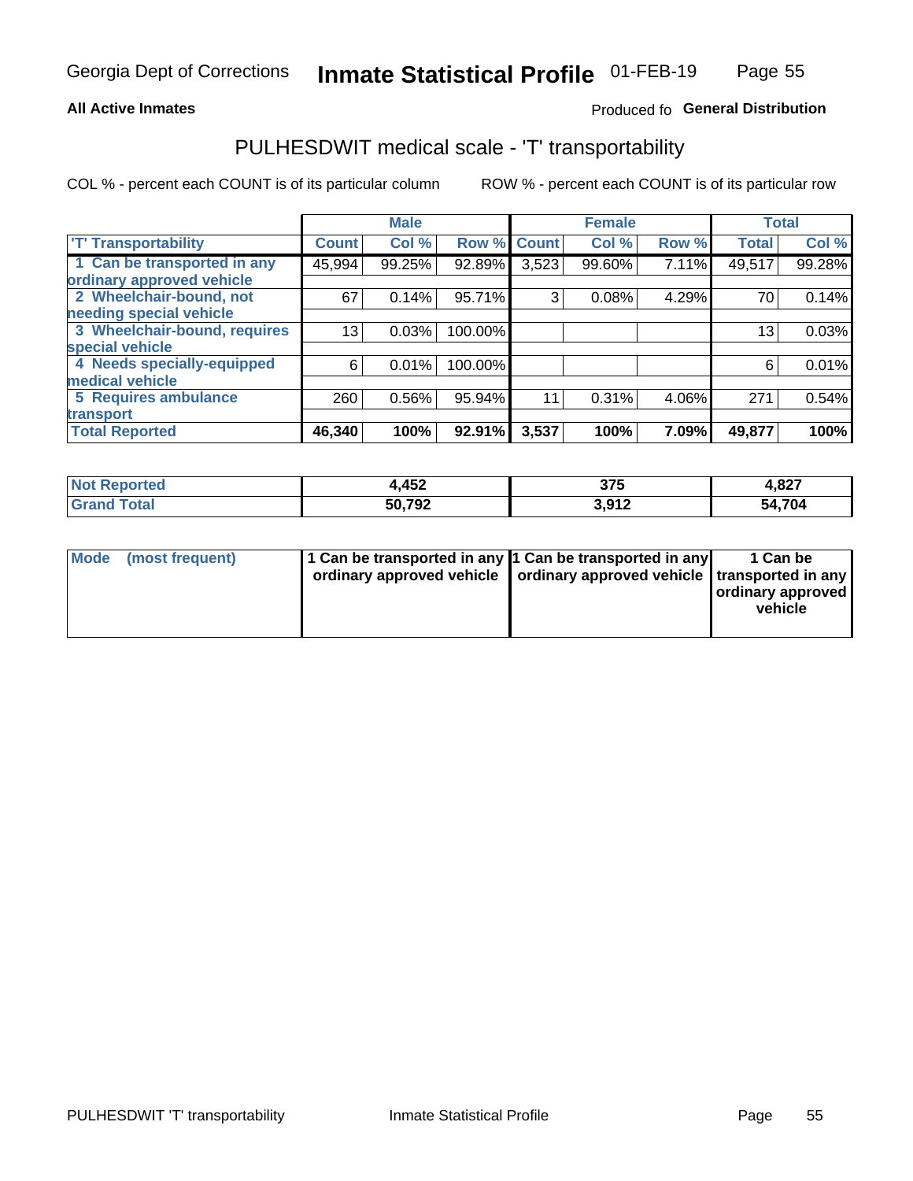Georgia Dept of Corrections **Inmate Statistical Profile** 01-FEB-19

**All Active Inmates**

Produced fo **General Distribution**

## PULHESDWIT medical scale - 'T' transportability

COL % - percent each COUNT is of its particular column

ROW % - percent each COUNT is of its particular row

| | Male | | | Female | | | Total | |
|---|---|---|---|---|---|---|---|---|
| 'T' Transportability | Count | Col % | Row % | Count | Col % | Row % | Total | Col % |
| 1 Can be transported in any ordinary approved vehicle | 45,994 | 99.25% | 92.89% | 3,523 | 99.60% | 7.11% | 49,517 | 99.28% |
| 2 Wheelchair-bound, not needing special vehicle | 67 | 0.14% | 95.71% | 3 | 0.08% | 4.29% | 70 | 0.14% |
| 3 Wheelchair-bound, requires special vehicle | 13 | 0.03% | 100.00% | | | | 13 | 0.03% |
| 4 Needs specially-equipped medical vehicle | 6 | 0.01% | 100.00% | | | | 6 | 0.01% |
| 5 Requires ambulance transport | 260 | 0.56% | 95.94% | 11 | 0.31% | 4.06% | 271 | 0.54% |
| **Total Reported** | **46,340** | **100%** | **92.91%** | **3,537** | **100%** | **7.09%** | **49,877** | **100%** |

| | Male | Female | Total |
|---|---|---|---|
| **Not Reported** | **4,452** | **375** | **4,827** |
| **Grand Total** | **50,792** | **3,912** | **54,704** |

| | Male | Female | Total |
|---|---|---|---|
| **Mode (most frequent)** | **1 Can be transported in any ordinary approved vehicle** | **1 Can be transported in any ordinary approved vehicle** | **1 Can be transported in any ordinary approved vehicle** |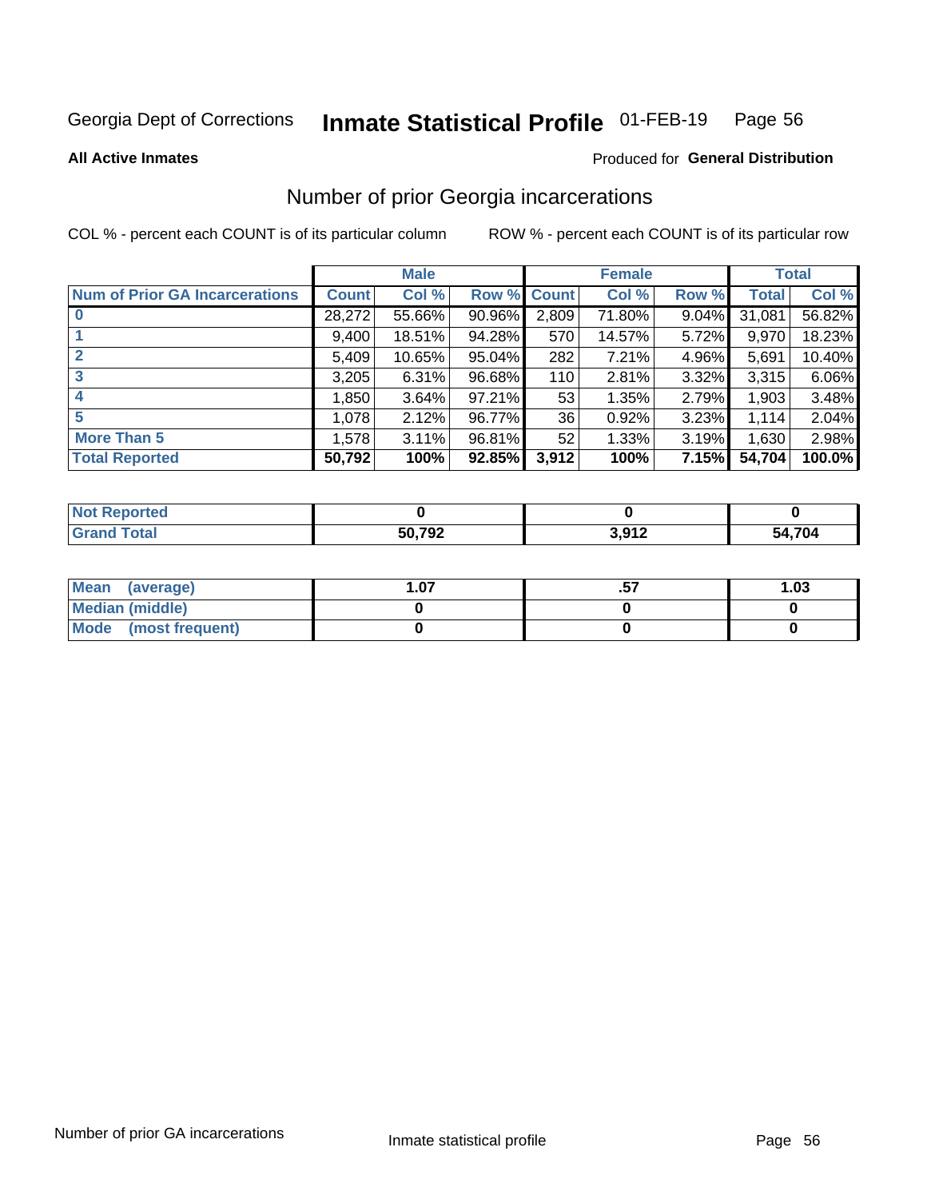Georgia Dept of Corrections **Inmate Statistical Profile** 01-FEB-19

**All Active Inmates**

Produced for **General Distribution**

## Number of prior Georgia incarcerations

COL % - percent each COUNT is of its particular column ROW % - percent each COUNT is of its particular row

| | Male | | | Female | | | Total | |
|---|---|---|---|---|---|---|---|---|
| **Num of Prior GA Incarcerations** | **Count** | **Col %** | **Row %** | **Count** | **Col %** | **Row %** | **Total** | **Col %** |
| **0** | 28,272 | 55.66% | 90.96% | 2,809 | 71.80% | 9.04% | 31,081 | 56.82% |
| **1** | 9,400 | 18.51% | 94.28% | 570 | 14.57% | 5.72% | 9,970 | 18.23% |
| **2** | 5,409 | 10.65% | 95.04% | 282 | 7.21% | 4.96% | 5,691 | 10.40% |
| **3** | 3,205 | 6.31% | 96.68% | 110 | 2.81% | 3.32% | 3,315 | 6.06% |
| **4** | 1,850 | 3.64% | 97.21% | 53 | 1.35% | 2.79% | 1,903 | 3.48% |
| **5** | 1,078 | 2.12% | 96.77% | 36 | 0.92% | 3.23% | 1,114 | 2.04% |
| **More Than 5** | 1,578 | 3.11% | 96.81% | 52 | 1.33% | 3.19% | 1,630 | 2.98% |
| **Total Reported** | **50,792** | **100%** | **92.85%** | **3,912** | **100%** | **7.15%** | **54,704** | **100.0%** |

| | Male | Female | Total |
|---|---|---|---|
| **Not Reported** | **0** | **0** | **0** |
| **Grand Total** | **50,792** | **3,912** | **54,704** |

| | Male | Female | Total |
|---|---|---|---|
| **Mean (average)** | **1.07** | **.57** | **1.03** |
| **Median (middle)** | **0** | **0** | **0** |
| **Mode (most frequent)** | **0** | **0** | **0** |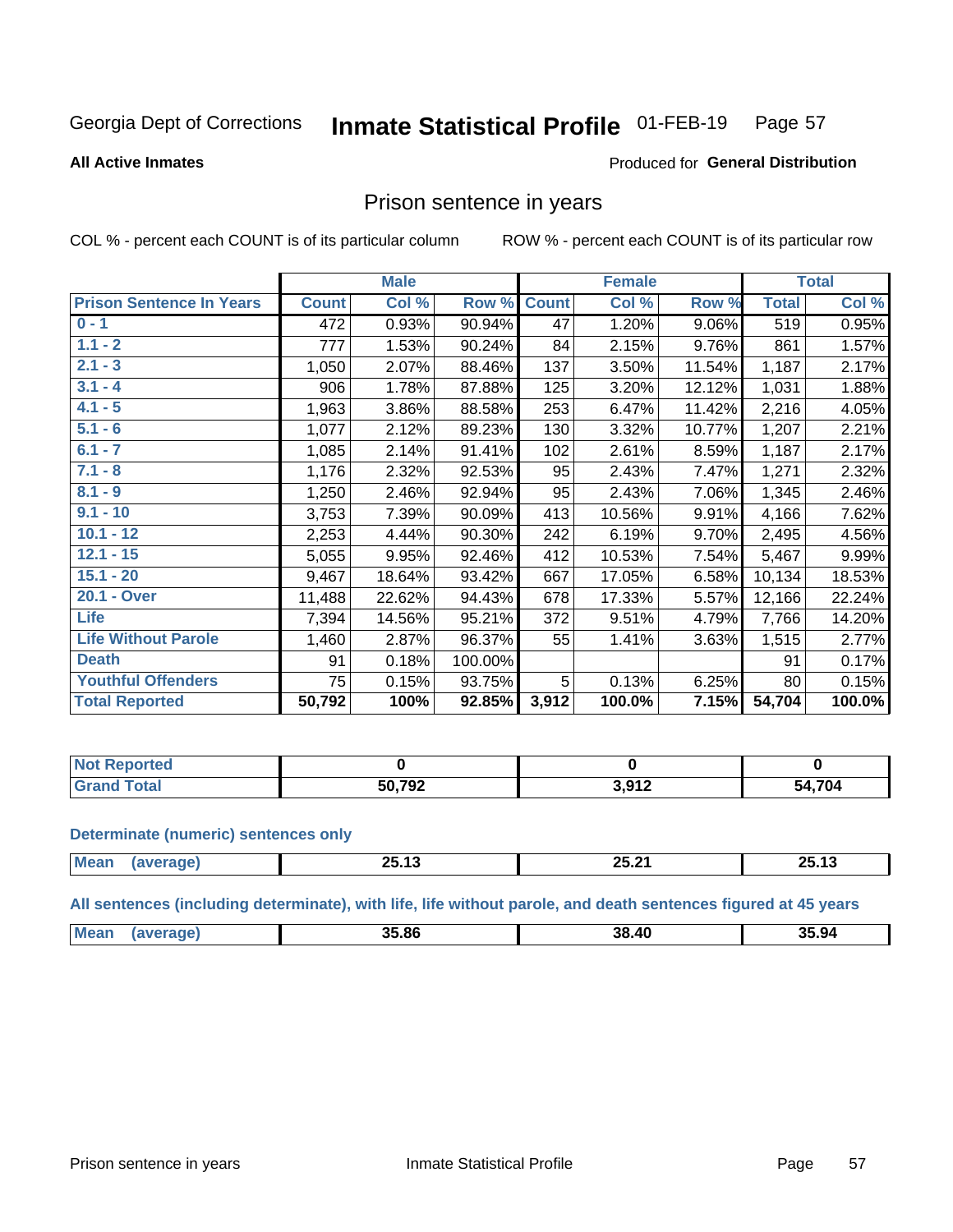Georgia Dept of Corrections **Inmate Statistical Profile** 01-FEB-19

**All Active Inmates**

Produced for **General Distribution**

## Prison sentence in years

COL % - percent each COUNT is of its particular column ROW % - percent each COUNT is of its particular row

| | Male | | | Female | | | Total | |
|---|---|---|---|---|---|---|---|---|
| **Prison Sentence In Years** | **Count** | **Col %** | **Row %** | **Count** | **Col %** | **Row %** | **Total** | **Col %** |
| **0 - 1** | 472 | 0.93% | 90.94% | 47 | 1.20% | 9.06% | 519 | 0.95% |
| **1.1 - 2** | 777 | 1.53% | 90.24% | 84 | 2.15% | 9.76% | 861 | 1.57% |
| **2.1 - 3** | 1,050 | 2.07% | 88.46% | 137 | 3.50% | 11.54% | 1,187 | 2.17% |
| **3.1 - 4** | 906 | 1.78% | 87.88% | 125 | 3.20% | 12.12% | 1,031 | 1.88% |
| **4.1 - 5** | 1,963 | 3.86% | 88.58% | 253 | 6.47% | 11.42% | 2,216 | 4.05% |
| **5.1 - 6** | 1,077 | 2.12% | 89.23% | 130 | 3.32% | 10.77% | 1,207 | 2.21% |
| **6.1 - 7** | 1,085 | 2.14% | 91.41% | 102 | 2.61% | 8.59% | 1,187 | 2.17% |
| **7.1 - 8** | 1,176 | 2.32% | 92.53% | 95 | 2.43% | 7.47% | 1,271 | 2.32% |
| **8.1 - 9** | 1,250 | 2.46% | 92.94% | 95 | 2.43% | 7.06% | 1,345 | 2.46% |
| **9.1 - 10** | 3,753 | 7.39% | 90.09% | 413 | 10.56% | 9.91% | 4,166 | 7.62% |
| **10.1 - 12** | 2,253 | 4.44% | 90.30% | 242 | 6.19% | 9.70% | 2,495 | 4.56% |
| **12.1 - 15** | 5,055 | 9.95% | 92.46% | 412 | 10.53% | 7.54% | 5,467 | 9.99% |
| **15.1 - 20** | 9,467 | 18.64% | 93.42% | 667 | 17.05% | 6.58% | 10,134 | 18.53% |
| **20.1 - Over** | 11,488 | 22.62% | 94.43% | 678 | 17.33% | 5.57% | 12,166 | 22.24% |
| **Life** | 7,394 | 14.56% | 95.21% | 372 | 9.51% | 4.79% | 7,766 | 14.20% |
| **Life Without Parole** | 1,460 | 2.87% | 96.37% | 55 | 1.41% | 3.63% | 1,515 | 2.77% |
| **Death** | 91 | 0.18% | 100.00% | | | | 91 | 0.17% |
| **Youthful Offenders** | 75 | 0.15% | 93.75% | 5 | 0.13% | 6.25% | 80 | 0.15% |
| **Total Reported** | **50,792** | **100%** | **92.85%** | **3,912** | **100.0%** | **7.15%** | **54,704** | **100.0%** |

| | Male | Female | Total |
|---|---|---|---|
| **Not Reported** | **0** | **0** | **0** |
| **Grand Total** | **50,792** | **3,912** | **54,704** |

**Determinate (numeric) sentences only**

| | Male | Female | Total |
|---|---|---|---|
| **Mean (average)** | **25.13** | **25.21** | **25.13** |

**All sentences (including determinate), with life, life without parole, and death sentences figured at 45 years**

| | Male | Female | Total |
|---|---|---|---|
| **Mean (average)** | **35.86** | **38.40** | **35.94** |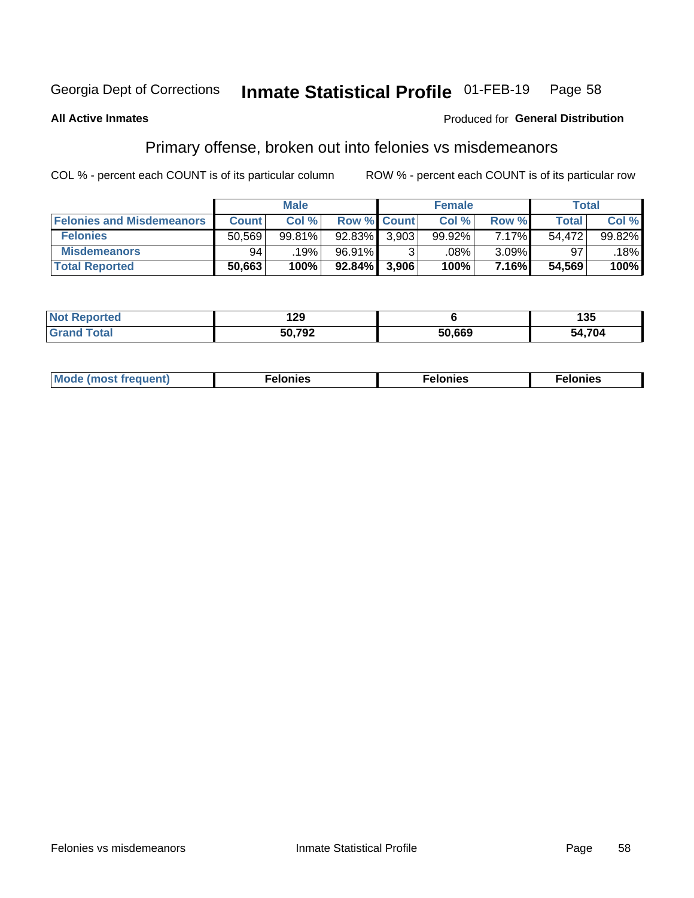Georgia Dept of Corrections **Inmate Statistical Profile** 01-FEB-19

**All Active Inmates**

Produced for **General Distribution**

## Primary offense, broken out into felonies vs misdemeanors

COL % - percent each COUNT is of its particular column

ROW % - percent each COUNT is of its particular row

| | Male | | | Female | | | Total | |
|---|---|---|---|---|---|---|---|---|
| **Felonies and Misdemeanors** | **Count** | **Col %** | **Row %** | **Count** | **Col %** | **Row %** | **Total** | **Col %** |
| **Felonies** | 50,569 | 99.81% | 92.83% | 3,903 | 99.92% | 7.17% | 54,472 | 99.82% |
| **Misdemeanors** | 94 | .19% | 96.91% | 3 | .08% | 3.09% | 97 | .18% |
| **Total Reported** | **50,663** | **100%** | **92.84%** | **3,906** | **100%** | **7.16%** | **54,569** | **100%** |

| | Male | Female | Total |
|---|---|---|---|
| **Not Reported** | **129** | **6** | **135** |
| **Grand Total** | **50,792** | **50,669** | **54,704** |

| | Male | Female | Total |
|---|---|---|---|
| **Mode (most frequent)** | **Felonies** | **Felonies** | **Felonies** |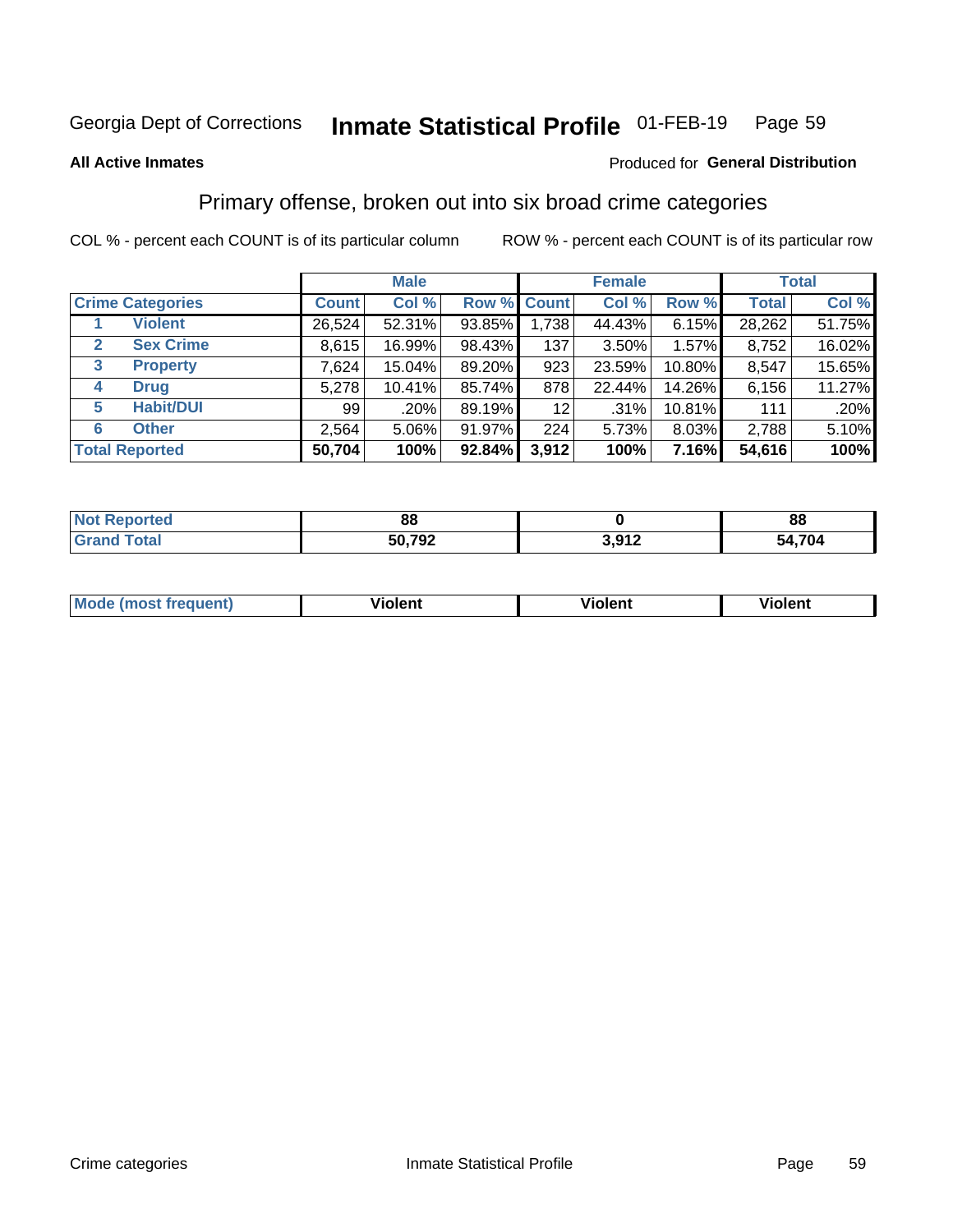Georgia Dept of Corrections **Inmate Statistical Profile** 01-FEB-19

**All Active Inmates**

Produced for **General Distribution**

## Primary offense, broken out into six broad crime categories

COL % - percent each COUNT is of its particular column

ROW % - percent each COUNT is of its particular row

| | | Male | | | Female | | | Total | |
|---|---|---|---|---|---|---|---|---|---|
| **Crime Categories** | | **Count** | **Col %** | **Row %** | **Count** | **Col %** | **Row %** | **Total** | **Col %** |
| 1 | **Violent** | 26,524 | 52.31% | 93.85% | 1,738 | 44.43% | 6.15% | 28,262 | 51.75% |
| 2 | **Sex Crime** | 8,615 | 16.99% | 98.43% | 137 | 3.50% | 1.57% | 8,752 | 16.02% |
| 3 | **Property** | 7,624 | 15.04% | 89.20% | 923 | 23.59% | 10.80% | 8,547 | 15.65% |
| 4 | **Drug** | 5,278 | 10.41% | 85.74% | 878 | 22.44% | 14.26% | 6,156 | 11.27% |
| 5 | **Habit/DUI** | 99 | .20% | 89.19% | 12 | .31% | 10.81% | 111 | .20% |
| 6 | **Other** | 2,564 | 5.06% | 91.97% | 224 | 5.73% | 8.03% | 2,788 | 5.10% |
| **Total Reported** | | **50,704** | **100%** | **92.84%** | **3,912** | **100%** | **7.16%** | **54,616** | **100%** |

| | Male | Female | Total |
|---|---|---|---|
| **Not Reported** | **88** | **0** | **88** |
| **Grand Total** | **50,792** | **3,912** | **54,704** |

| | Male | Female | Total |
|---|---|---|---|
| **Mode (most frequent)** | **Violent** | **Violent** | **Violent** |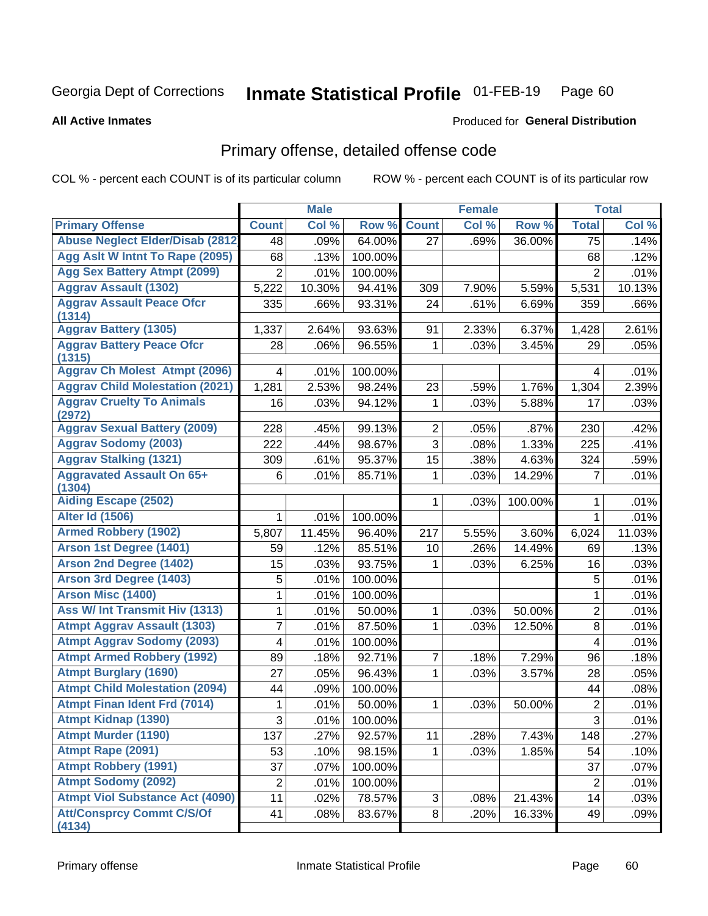Georgia Dept of Corrections **Inmate Statistical Profile** 01-FEB-19

**All Active Inmates**

Produced for **General Distribution**

## Primary offense, detailed offense code

COL % - percent each COUNT is of its particular column

ROW % - percent each COUNT is of its particular row

| | Male | | | Female | | | Total | |
|---|---|---|---|---|---|---|---|---|
| **Primary Offense** | **Count** | **Col %** | **Row %** | **Count** | **Col %** | **Row %** | **Total** | **Col %** |
| Abuse Neglect Elder/Disab (2812 | 48 | .09% | 64.00% | 27 | .69% | 36.00% | 75 | .14% |
| Agg Aslt W Intnt To Rape (2095) | 68 | .13% | 100.00% | | | | 68 | .12% |
| Agg Sex Battery Atmpt (2099) | 2 | .01% | 100.00% | | | | 2 | .01% |
| Aggrav Assault (1302) | 5,222 | 10.30% | 94.41% | 309 | 7.90% | 5.59% | 5,531 | 10.13% |
| Aggrav Assault Peace Ofcr (1314) | 335 | .66% | 93.31% | 24 | .61% | 6.69% | 359 | .66% |
| Aggrav Battery (1305) | 1,337 | 2.64% | 93.63% | 91 | 2.33% | 6.37% | 1,428 | 2.61% |
| Aggrav Battery Peace Ofcr (1315) | 28 | .06% | 96.55% | 1 | .03% | 3.45% | 29 | .05% |
| Aggrav Ch Molest Atmpt (2096) | 4 | .01% | 100.00% | | | | 4 | .01% |
| Aggrav Child Molestation (2021) | 1,281 | 2.53% | 98.24% | 23 | .59% | 1.76% | 1,304 | 2.39% |
| Aggrav Cruelty To Animals (2972) | 16 | .03% | 94.12% | 1 | .03% | 5.88% | 17 | .03% |
| Aggrav Sexual Battery (2009) | 228 | .45% | 99.13% | 2 | .05% | .87% | 230 | .42% |
| Aggrav Sodomy (2003) | 222 | .44% | 98.67% | 3 | .08% | 1.33% | 225 | .41% |
| Aggrav Stalking (1321) | 309 | .61% | 95.37% | 15 | .38% | 4.63% | 324 | .59% |
| Aggravated Assault On 65+ (1304) | 6 | .01% | 85.71% | 1 | .03% | 14.29% | 7 | .01% |
| Aiding Escape (2502) | | | | 1 | .03% | 100.00% | 1 | .01% |
| Alter Id (1506) | 1 | .01% | 100.00% | | | | 1 | .01% |
| Armed Robbery (1902) | 5,807 | 11.45% | 96.40% | 217 | 5.55% | 3.60% | 6,024 | 11.03% |
| Arson 1st Degree (1401) | 59 | .12% | 85.51% | 10 | .26% | 14.49% | 69 | .13% |
| Arson 2nd Degree (1402) | 15 | .03% | 93.75% | 1 | .03% | 6.25% | 16 | .03% |
| Arson 3rd Degree (1403) | 5 | .01% | 100.00% | | | | 5 | .01% |
| Arson Misc (1400) | 1 | .01% | 100.00% | | | | 1 | .01% |
| Ass W/ Int Transmit Hiv (1313) | 1 | .01% | 50.00% | 1 | .03% | 50.00% | 2 | .01% |
| Atmpt Aggrav Assault (1303) | 7 | .01% | 87.50% | 1 | .03% | 12.50% | 8 | .01% |
| Atmpt Aggrav Sodomy (2093) | 4 | .01% | 100.00% | | | | 4 | .01% |
| Atmpt Armed Robbery (1992) | 89 | .18% | 92.71% | 7 | .18% | 7.29% | 96 | .18% |
| Atmpt Burglary (1690) | 27 | .05% | 96.43% | 1 | .03% | 3.57% | 28 | .05% |
| Atmpt Child Molestation (2094) | 44 | .09% | 100.00% | | | | 44 | .08% |
| Atmpt Finan Ident Frd (7014) | 1 | .01% | 50.00% | 1 | .03% | 50.00% | 2 | .01% |
| Atmpt Kidnap (1390) | 3 | .01% | 100.00% | | | | 3 | .01% |
| Atmpt Murder (1190) | 137 | .27% | 92.57% | 11 | .28% | 7.43% | 148 | .27% |
| Atmpt Rape (2091) | 53 | .10% | 98.15% | 1 | .03% | 1.85% | 54 | .10% |
| Atmpt Robbery (1991) | 37 | .07% | 100.00% | | | | 37 | .07% |
| Atmpt Sodomy (2092) | 2 | .01% | 100.00% | | | | 2 | .01% |
| Atmpt Viol Substance Act (4090) | 11 | .02% | 78.57% | 3 | .08% | 21.43% | 14 | .03% |
| Att/Consprcy Commt C/S/Of (4134) | 41 | .08% | 83.67% | 8 | .20% | 16.33% | 49 | .09% |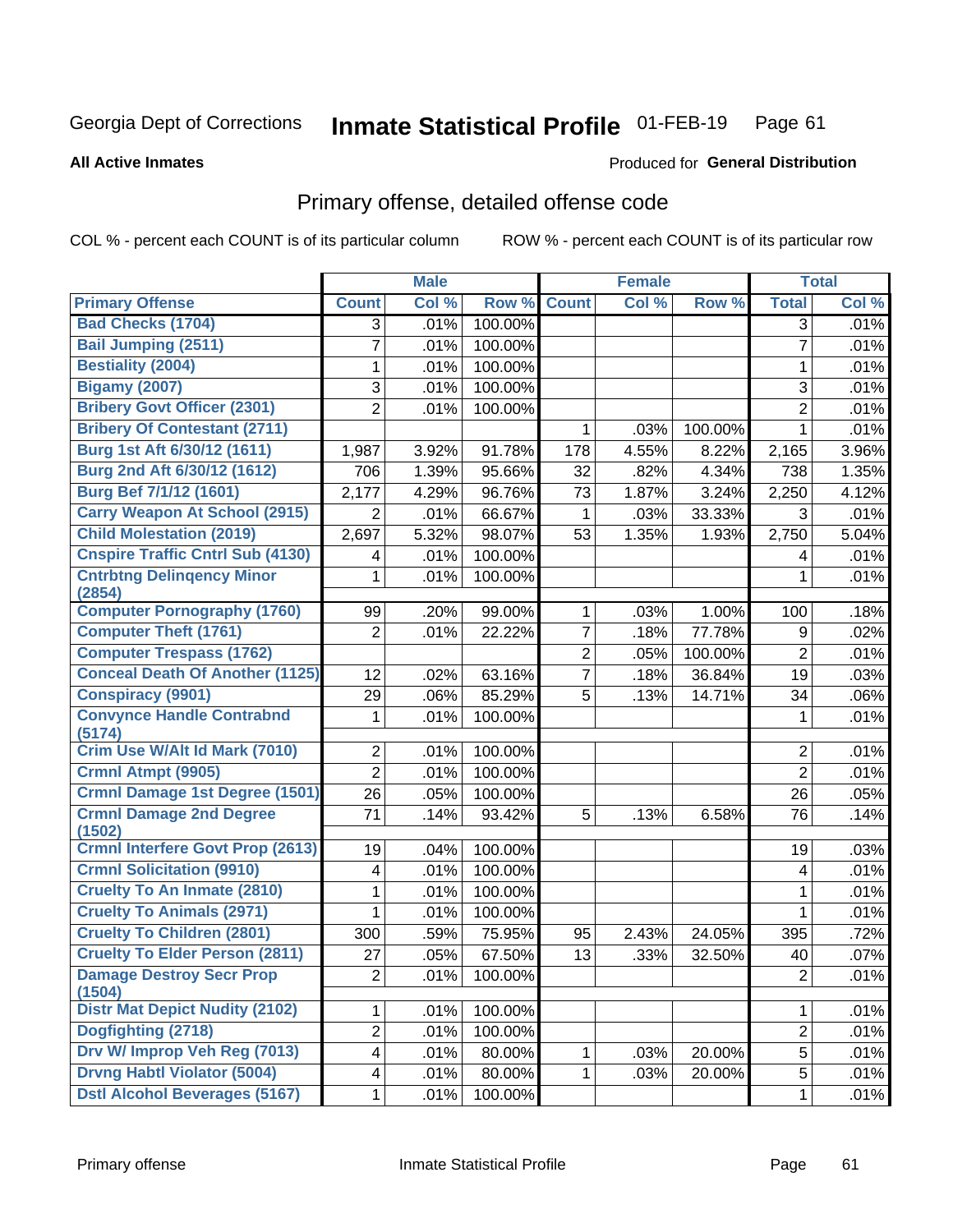Georgia Dept of Corrections **Inmate Statistical Profile** 01-FEB-19

**All Active Inmates**

Produced for **General Distribution**

## Primary offense, detailed offense code

COL % - percent each COUNT is of its particular column ROW % - percent each COUNT is of its particular row

| | Male | | | Female | | | Total | |
|---|---|---|---|---|---|---|---|---|
| **Primary Offense** | **Count** | **Col %** | **Row %** | **Count** | **Col %** | **Row %** | **Total** | **Col %** |
| **Bad Checks (1704)** | 3 | .01% | 100.00% | | | | 3 | .01% |
| **Bail Jumping (2511)** | 7 | .01% | 100.00% | | | | 7 | .01% |
| **Bestiality (2004)** | 1 | .01% | 100.00% | | | | 1 | .01% |
| **Bigamy (2007)** | 3 | .01% | 100.00% | | | | 3 | .01% |
| **Bribery Govt Officer (2301)** | 2 | .01% | 100.00% | | | | 2 | .01% |
| **Bribery Of Contestant (2711)** | | | | 1 | .03% | 100.00% | 1 | .01% |
| **Burg 1st Aft 6/30/12 (1611)** | 1,987 | 3.92% | 91.78% | 178 | 4.55% | 8.22% | 2,165 | 3.96% |
| **Burg 2nd Aft 6/30/12 (1612)** | 706 | 1.39% | 95.66% | 32 | .82% | 4.34% | 738 | 1.35% |
| **Burg Bef 7/1/12 (1601)** | 2,177 | 4.29% | 96.76% | 73 | 1.87% | 3.24% | 2,250 | 4.12% |
| **Carry Weapon At School (2915)** | 2 | .01% | 66.67% | 1 | .03% | 33.33% | 3 | .01% |
| **Child Molestation (2019)** | 2,697 | 5.32% | 98.07% | 53 | 1.35% | 1.93% | 2,750 | 5.04% |
| **Cnspire Traffic Cntrl Sub (4130)** | 4 | .01% | 100.00% | | | | 4 | .01% |
| **Cntrbtng Delinqency Minor (2854)** | 1 | .01% | 100.00% | | | | 1 | .01% |
| **Computer Pornography (1760)** | 99 | .20% | 99.00% | 1 | .03% | 1.00% | 100 | .18% |
| **Computer Theft (1761)** | 2 | .01% | 22.22% | 7 | .18% | 77.78% | 9 | .02% |
| **Computer Trespass (1762)** | | | | 2 | .05% | 100.00% | 2 | .01% |
| **Conceal Death Of Another (1125)** | 12 | .02% | 63.16% | 7 | .18% | 36.84% | 19 | .03% |
| **Conspiracy (9901)** | 29 | .06% | 85.29% | 5 | .13% | 14.71% | 34 | .06% |
| **Convynce Handle Contrabnd (5174)** | 1 | .01% | 100.00% | | | | 1 | .01% |
| **Crim Use W/Alt Id Mark (7010)** | 2 | .01% | 100.00% | | | | 2 | .01% |
| **Crmnl Atmpt (9905)** | 2 | .01% | 100.00% | | | | 2 | .01% |
| **Crmnl Damage 1st Degree (1501)** | 26 | .05% | 100.00% | | | | 26 | .05% |
| **Crmnl Damage 2nd Degree (1502)** | 71 | .14% | 93.42% | 5 | .13% | 6.58% | 76 | .14% |
| **Crmnl Interfere Govt Prop (2613)** | 19 | .04% | 100.00% | | | | 19 | .03% |
| **Crmnl Solicitation (9910)** | 4 | .01% | 100.00% | | | | 4 | .01% |
| **Cruelty To An Inmate (2810)** | 1 | .01% | 100.00% | | | | 1 | .01% |
| **Cruelty To Animals (2971)** | 1 | .01% | 100.00% | | | | 1 | .01% |
| **Cruelty To Children (2801)** | 300 | .59% | 75.95% | 95 | 2.43% | 24.05% | 395 | .72% |
| **Cruelty To Elder Person (2811)** | 27 | .05% | 67.50% | 13 | .33% | 32.50% | 40 | .07% |
| **Damage Destroy Secr Prop (1504)** | 2 | .01% | 100.00% | | | | 2 | .01% |
| **Distr Mat Depict Nudity (2102)** | 1 | .01% | 100.00% | | | | 1 | .01% |
| **Dogfighting (2718)** | 2 | .01% | 100.00% | | | | 2 | .01% |
| **Drv W/ Improp Veh Reg (7013)** | 4 | .01% | 80.00% | 1 | .03% | 20.00% | 5 | .01% |
| **Drvng Habtl Violator (5004)** | 4 | .01% | 80.00% | 1 | .03% | 20.00% | 5 | .01% |
| **Dstl Alcohol Beverages (5167)** | 1 | .01% | 100.00% | | | | 1 | .01% |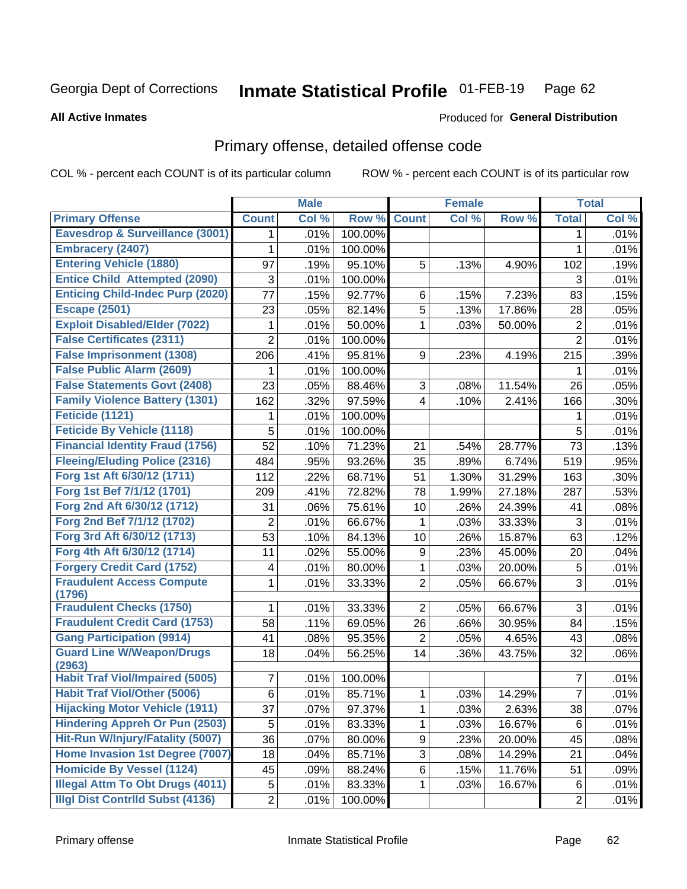Georgia Dept of Corrections **Inmate Statistical Profile** 01-FEB-19

**All Active Inmates**

Produced for **General Distribution**

## Primary offense, detailed offense code

COL % - percent each COUNT is of its particular column ROW % - percent each COUNT is of its particular row

| | Male | | | Female | | | Total | |
|---|---|---|---|---|---|---|---|---|
| Primary Offense | Count | Col % | Row % | Count | Col % | Row % | Total | Col % |
| Eavesdrop & Surveillance (3001) | 1 | .01% | 100.00% | | | | 1 | .01% |
| Embracery (2407) | 1 | .01% | 100.00% | | | | 1 | .01% |
| Entering Vehicle (1880) | 97 | .19% | 95.10% | 5 | .13% | 4.90% | 102 | .19% |
| Entice Child Attempted (2090) | 3 | .01% | 100.00% | | | | 3 | .01% |
| Enticing Child-Indec Purp (2020) | 77 | .15% | 92.77% | 6 | .15% | 7.23% | 83 | .15% |
| Escape (2501) | 23 | .05% | 82.14% | 5 | .13% | 17.86% | 28 | .05% |
| Exploit Disabled/Elder (7022) | 1 | .01% | 50.00% | 1 | .03% | 50.00% | 2 | .01% |
| False Certificates (2311) | 2 | .01% | 100.00% | | | | 2 | .01% |
| False Imprisonment (1308) | 206 | .41% | 95.81% | 9 | .23% | 4.19% | 215 | .39% |
| False Public Alarm (2609) | 1 | .01% | 100.00% | | | | 1 | .01% |
| False Statements Govt (2408) | 23 | .05% | 88.46% | 3 | .08% | 11.54% | 26 | .05% |
| Family Violence Battery (1301) | 162 | .32% | 97.59% | 4 | .10% | 2.41% | 166 | .30% |
| Feticide (1121) | 1 | .01% | 100.00% | | | | 1 | .01% |
| Feticide By Vehicle (1118) | 5 | .01% | 100.00% | | | | 5 | .01% |
| Financial Identity Fraud (1756) | 52 | .10% | 71.23% | 21 | .54% | 28.77% | 73 | .13% |
| Fleeing/Eluding Police (2316) | 484 | .95% | 93.26% | 35 | .89% | 6.74% | 519 | .95% |
| Forg 1st Aft 6/30/12 (1711) | 112 | .22% | 68.71% | 51 | 1.30% | 31.29% | 163 | .30% |
| Forg 1st Bef 7/1/12 (1701) | 209 | .41% | 72.82% | 78 | 1.99% | 27.18% | 287 | .53% |
| Forg 2nd Aft 6/30/12 (1712) | 31 | .06% | 75.61% | 10 | .26% | 24.39% | 41 | .08% |
| Forg 2nd Bef 7/1/12 (1702) | 2 | .01% | 66.67% | 1 | .03% | 33.33% | 3 | .01% |
| Forg 3rd Aft 6/30/12 (1713) | 53 | .10% | 84.13% | 10 | .26% | 15.87% | 63 | .12% |
| Forg 4th Aft 6/30/12 (1714) | 11 | .02% | 55.00% | 9 | .23% | 45.00% | 20 | .04% |
| Forgery Credit Card (1752) | 4 | .01% | 80.00% | 1 | .03% | 20.00% | 5 | .01% |
| Fraudulent Access Compute (1796) | 1 | .01% | 33.33% | 2 | .05% | 66.67% | 3 | .01% |
| Fraudulent Checks (1750) | 1 | .01% | 33.33% | 2 | .05% | 66.67% | 3 | .01% |
| Fraudulent Credit Card (1753) | 58 | .11% | 69.05% | 26 | .66% | 30.95% | 84 | .15% |
| Gang Participation (9914) | 41 | .08% | 95.35% | 2 | .05% | 4.65% | 43 | .08% |
| Guard Line W/Weapon/Drugs (2963) | 18 | .04% | 56.25% | 14 | .36% | 43.75% | 32 | .06% |
| Habit Traf Viol/Impaired (5005) | 7 | .01% | 100.00% | | | | 7 | .01% |
| Habit Traf Viol/Other (5006) | 6 | .01% | 85.71% | 1 | .03% | 14.29% | 7 | .01% |
| Hijacking Motor Vehicle (1911) | 37 | .07% | 97.37% | 1 | .03% | 2.63% | 38 | .07% |
| Hindering Appreh Or Pun (2503) | 5 | .01% | 83.33% | 1 | .03% | 16.67% | 6 | .01% |
| Hit-Run W/Injury/Fatality (5007) | 36 | .07% | 80.00% | 9 | .23% | 20.00% | 45 | .08% |
| Home Invasion 1st Degree (7007) | 18 | .04% | 85.71% | 3 | .08% | 14.29% | 21 | .04% |
| Homicide By Vessel (1124) | 45 | .09% | 88.24% | 6 | .15% | 11.76% | 51 | .09% |
| Illegal Attm To Obt Drugs (4011) | 5 | .01% | 83.33% | 1 | .03% | 16.67% | 6 | .01% |
| Illgl Dist Contrlld Subst (4136) | 2 | .01% | 100.00% | | | | 2 | .01% |

Primary offense Inmate Statistical Profile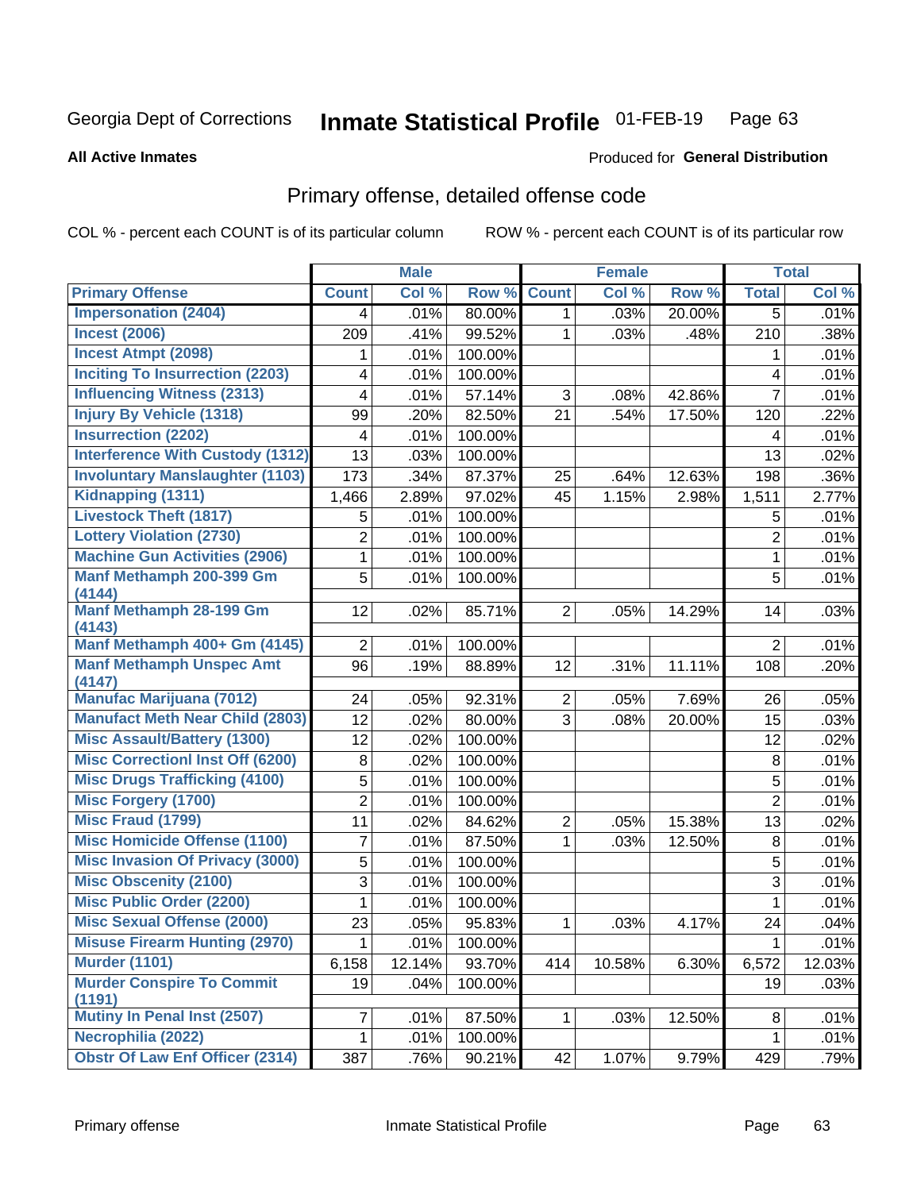Georgia Dept of Corrections

# Inmate Statistical Profile 01-FEB-19

**All Active Inmates**

Produced for **General Distribution**

## Primary offense, detailed offense code

COL % - percent each COUNT is of its particular column

ROW % - percent each COUNT is of its particular row

| | Male | | | Female | | | Total | |
|---|---|---|---|---|---|---|---|---|
| **Primary Offense** | **Count** | **Col %** | **Row %** | **Count** | **Col %** | **Row %** | **Total** | **Col %** |
| Impersonation (2404) | 4 | .01% | 80.00% | 1 | .03% | 20.00% | 5 | .01% |
| Incest (2006) | 209 | .41% | 99.52% | 1 | .03% | .48% | 210 | .38% |
| Incest Atmpt (2098) | 1 | .01% | 100.00% | | | | 1 | .01% |
| Inciting To Insurrection (2203) | 4 | .01% | 100.00% | | | | 4 | .01% |
| Influencing Witness (2313) | 4 | .01% | 57.14% | 3 | .08% | 42.86% | 7 | .01% |
| Injury By Vehicle (1318) | 99 | .20% | 82.50% | 21 | .54% | 17.50% | 120 | .22% |
| Insurrection (2202) | 4 | .01% | 100.00% | | | | 4 | .01% |
| Interference With Custody (1312) | 13 | .03% | 100.00% | | | | 13 | .02% |
| Involuntary Manslaughter (1103) | 173 | .34% | 87.37% | 25 | .64% | 12.63% | 198 | .36% |
| Kidnapping (1311) | 1,466 | 2.89% | 97.02% | 45 | 1.15% | 2.98% | 1,511 | 2.77% |
| Livestock Theft (1817) | 5 | .01% | 100.00% | | | | 5 | .01% |
| Lottery Violation (2730) | 2 | .01% | 100.00% | | | | 2 | .01% |
| Machine Gun Activities (2906) | 1 | .01% | 100.00% | | | | 1 | .01% |
| Manf Methamph 200-399 Gm (4144) | 5 | .01% | 100.00% | | | | 5 | .01% |
| Manf Methamph 28-199 Gm (4143) | 12 | .02% | 85.71% | 2 | .05% | 14.29% | 14 | .03% |
| Manf Methamph 400+ Gm (4145) | 2 | .01% | 100.00% | | | | 2 | .01% |
| Manf Methamph Unspec Amt (4147) | 96 | .19% | 88.89% | 12 | .31% | 11.11% | 108 | .20% |
| Manufac Marijuana (7012) | 24 | .05% | 92.31% | 2 | .05% | 7.69% | 26 | .05% |
| Manufact Meth Near Child (2803) | 12 | .02% | 80.00% | 3 | .08% | 20.00% | 15 | .03% |
| Misc Assault/Battery (1300) | 12 | .02% | 100.00% | | | | 12 | .02% |
| Misc Correctionl Inst Off (6200) | 8 | .02% | 100.00% | | | | 8 | .01% |
| Misc Drugs Trafficking (4100) | 5 | .01% | 100.00% | | | | 5 | .01% |
| Misc Forgery (1700) | 2 | .01% | 100.00% | | | | 2 | .01% |
| Misc Fraud (1799) | 11 | .02% | 84.62% | 2 | .05% | 15.38% | 13 | .02% |
| Misc Homicide Offense (1100) | 7 | .01% | 87.50% | 1 | .03% | 12.50% | 8 | .01% |
| Misc Invasion Of Privacy (3000) | 5 | .01% | 100.00% | | | | 5 | .01% |
| Misc Obscenity (2100) | 3 | .01% | 100.00% | | | | 3 | .01% |
| Misc Public Order (2200) | 1 | .01% | 100.00% | | | | 1 | .01% |
| Misc Sexual Offense (2000) | 23 | .05% | 95.83% | 1 | .03% | 4.17% | 24 | .04% |
| Misuse Firearm Hunting (2970) | 1 | .01% | 100.00% | | | | 1 | .01% |
| Murder (1101) | 6,158 | 12.14% | 93.70% | 414 | 10.58% | 6.30% | 6,572 | 12.03% |
| Murder Conspire To Commit (1191) | 19 | .04% | 100.00% | | | | 19 | .03% |
| Mutiny In Penal Inst (2507) | 7 | .01% | 87.50% | 1 | .03% | 12.50% | 8 | .01% |
| Necrophilia (2022) | 1 | .01% | 100.00% | | | | 1 | .01% |
| Obstr Of Law Enf Officer (2314) | 387 | .76% | 90.21% | 42 | 1.07% | 9.79% | 429 | .79% |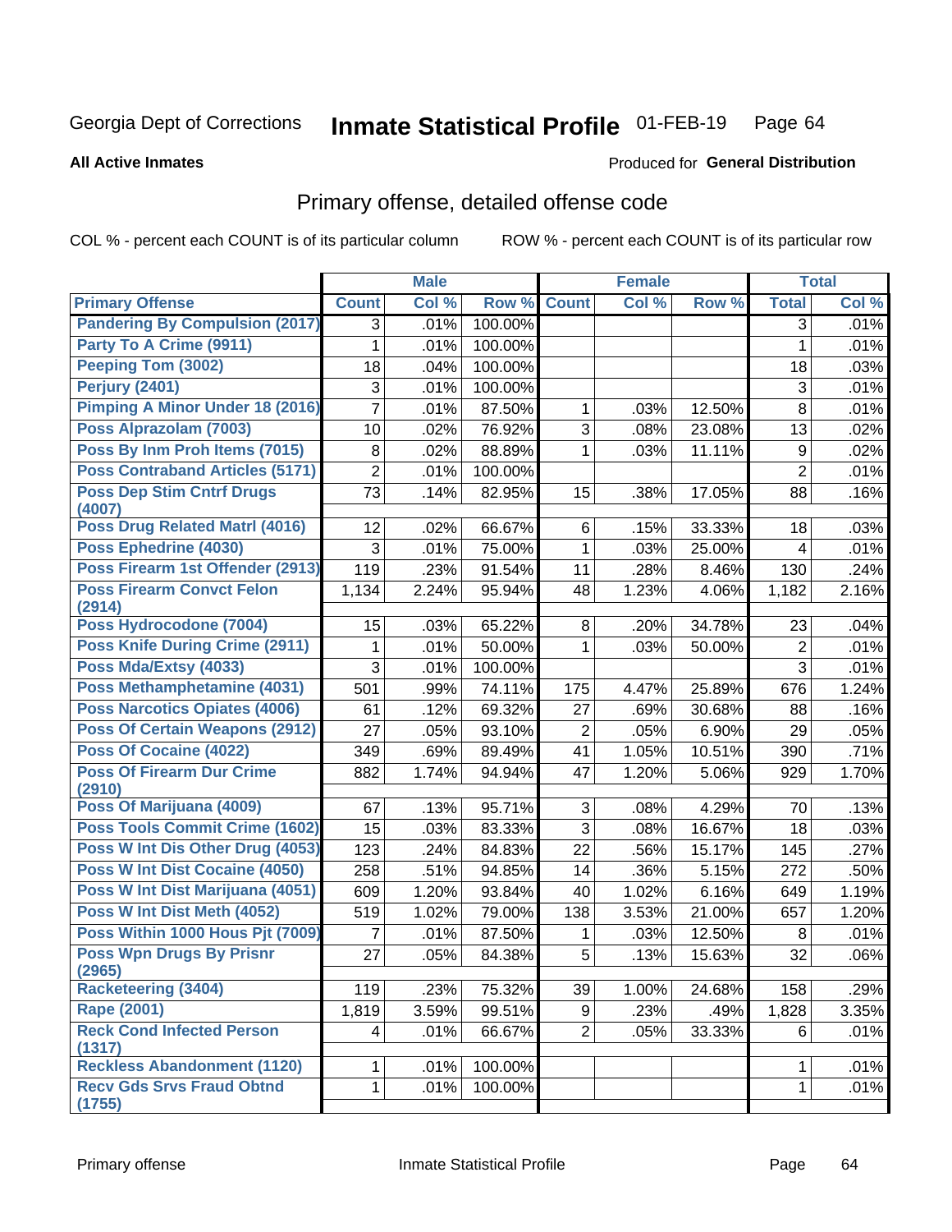Georgia Dept of Corrections **Inmate Statistical Profile** 01-FEB-19

**All Active Inmates**

Produced for **General Distribution**

## Primary offense, detailed offense code

COL % - percent each COUNT is of its particular column ROW % - percent each COUNT is of its particular row

| | Male | | | Female | | | Total | |
|---|---|---|---|---|---|---|---|---|
| **Primary Offense** | **Count** | **Col %** | **Row %** | **Count** | **Col %** | **Row %** | **Total** | **Col %** |
| Pandering By Compulsion (2017) | 3 | .01% | 100.00% | | | | 3 | .01% |
| Party To A Crime (9911) | 1 | .01% | 100.00% | | | | 1 | .01% |
| Peeping Tom (3002) | 18 | .04% | 100.00% | | | | 18 | .03% |
| Perjury (2401) | 3 | .01% | 100.00% | | | | 3 | .01% |
| Pimping A Minor Under 18 (2016) | 7 | .01% | 87.50% | 1 | .03% | 12.50% | 8 | .01% |
| Poss Alprazolam (7003) | 10 | .02% | 76.92% | 3 | .08% | 23.08% | 13 | .02% |
| Poss By Inm Proh Items (7015) | 8 | .02% | 88.89% | 1 | .03% | 11.11% | 9 | .02% |
| Poss Contraband Articles (5171) | 2 | .01% | 100.00% | | | | 2 | .01% |
| Poss Dep Stim Cntrf Drugs (4007) | 73 | .14% | 82.95% | 15 | .38% | 17.05% | 88 | .16% |
| Poss Drug Related Matrl (4016) | 12 | .02% | 66.67% | 6 | .15% | 33.33% | 18 | .03% |
| Poss Ephedrine (4030) | 3 | .01% | 75.00% | 1 | .03% | 25.00% | 4 | .01% |
| Poss Firearm 1st Offender (2913) | 119 | .23% | 91.54% | 11 | .28% | 8.46% | 130 | .24% |
| Poss Firearm Convct Felon (2914) | 1,134 | 2.24% | 95.94% | 48 | 1.23% | 4.06% | 1,182 | 2.16% |
| Poss Hydrocodone (7004) | 15 | .03% | 65.22% | 8 | .20% | 34.78% | 23 | .04% |
| Poss Knife During Crime (2911) | 1 | .01% | 50.00% | 1 | .03% | 50.00% | 2 | .01% |
| Poss Mda/Extsy (4033) | 3 | .01% | 100.00% | | | | 3 | .01% |
| Poss Methamphetamine (4031) | 501 | .99% | 74.11% | 175 | 4.47% | 25.89% | 676 | 1.24% |
| Poss Narcotics Opiates (4006) | 61 | .12% | 69.32% | 27 | .69% | 30.68% | 88 | .16% |
| Poss Of Certain Weapons (2912) | 27 | .05% | 93.10% | 2 | .05% | 6.90% | 29 | .05% |
| Poss Of Cocaine (4022) | 349 | .69% | 89.49% | 41 | 1.05% | 10.51% | 390 | .71% |
| Poss Of Firearm Dur Crime (2910) | 882 | 1.74% | 94.94% | 47 | 1.20% | 5.06% | 929 | 1.70% |
| Poss Of Marijuana (4009) | 67 | .13% | 95.71% | 3 | .08% | 4.29% | 70 | .13% |
| Poss Tools Commit Crime (1602) | 15 | .03% | 83.33% | 3 | .08% | 16.67% | 18 | .03% |
| Poss W Int Dis Other Drug (4053) | 123 | .24% | 84.83% | 22 | .56% | 15.17% | 145 | .27% |
| Poss W Int Dist Cocaine (4050) | 258 | .51% | 94.85% | 14 | .36% | 5.15% | 272 | .50% |
| Poss W Int Dist Marijuana (4051) | 609 | 1.20% | 93.84% | 40 | 1.02% | 6.16% | 649 | 1.19% |
| Poss W Int Dist Meth (4052) | 519 | 1.02% | 79.00% | 138 | 3.53% | 21.00% | 657 | 1.20% |
| Poss Within 1000 Hous Pjt (7009) | 7 | .01% | 87.50% | 1 | .03% | 12.50% | 8 | .01% |
| Poss Wpn Drugs By Prisnr (2965) | 27 | .05% | 84.38% | 5 | .13% | 15.63% | 32 | .06% |
| Racketeering (3404) | 119 | .23% | 75.32% | 39 | 1.00% | 24.68% | 158 | .29% |
| Rape (2001) | 1,819 | 3.59% | 99.51% | 9 | .23% | .49% | 1,828 | 3.35% |
| Reck Cond Infected Person (1317) | 4 | .01% | 66.67% | 2 | .05% | 33.33% | 6 | .01% |
| Reckless Abandonment (1120) | 1 | .01% | 100.00% | | | | 1 | .01% |
| Recv Gds Srvs Fraud Obtnd (1755) | 1 | .01% | 100.00% | | | | 1 | .01% |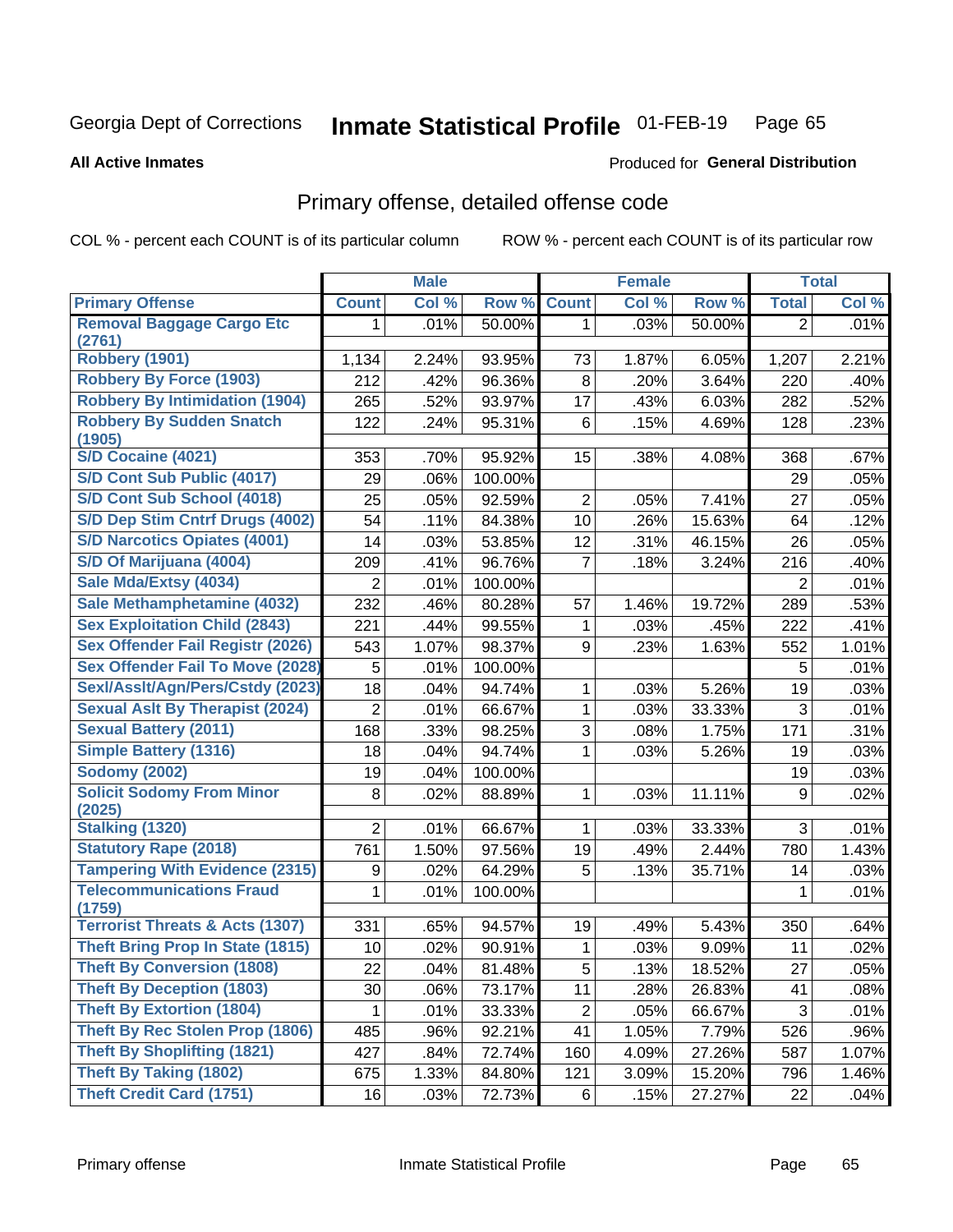Georgia Dept of Corrections **Inmate Statistical Profile** 01-FEB-19

**All Active Inmates**

Produced for **General Distribution**

## Primary offense, detailed offense code

COL % - percent each COUNT is of its particular column

ROW % - percent each COUNT is of its particular row

| | Male | | | Female | | | Total | |
|---|---|---|---|---|---|---|---|---|
| Primary Offense | Count | Col % | Row % | Count | Col % | Row % | Total | Col % |
| Removal Baggage Cargo Etc (2761) | 1 | .01% | 50.00% | 1 | .03% | 50.00% | 2 | .01% |
| Robbery (1901) | 1,134 | 2.24% | 93.95% | 73 | 1.87% | 6.05% | 1,207 | 2.21% |
| Robbery By Force (1903) | 212 | .42% | 96.36% | 8 | .20% | 3.64% | 220 | .40% |
| Robbery By Intimidation (1904) | 265 | .52% | 93.97% | 17 | .43% | 6.03% | 282 | .52% |
| Robbery By Sudden Snatch (1905) | 122 | .24% | 95.31% | 6 | .15% | 4.69% | 128 | .23% |
| S/D Cocaine (4021) | 353 | .70% | 95.92% | 15 | .38% | 4.08% | 368 | .67% |
| S/D Cont Sub Public (4017) | 29 | .06% | 100.00% | | | | 29 | .05% |
| S/D Cont Sub School (4018) | 25 | .05% | 92.59% | 2 | .05% | 7.41% | 27 | .05% |
| S/D Dep Stim Cntrf Drugs (4002) | 54 | .11% | 84.38% | 10 | .26% | 15.63% | 64 | .12% |
| S/D Narcotics Opiates (4001) | 14 | .03% | 53.85% | 12 | .31% | 46.15% | 26 | .05% |
| S/D Of Marijuana (4004) | 209 | .41% | 96.76% | 7 | .18% | 3.24% | 216 | .40% |
| Sale Mda/Extsy (4034) | 2 | .01% | 100.00% | | | | 2 | .01% |
| Sale Methamphetamine (4032) | 232 | .46% | 80.28% | 57 | 1.46% | 19.72% | 289 | .53% |
| Sex Exploitation Child (2843) | 221 | .44% | 99.55% | 1 | .03% | .45% | 222 | .41% |
| Sex Offender Fail Registr (2026) | 543 | 1.07% | 98.37% | 9 | .23% | 1.63% | 552 | 1.01% |
| Sex Offender Fail To Move (2028) | 5 | .01% | 100.00% | | | | 5 | .01% |
| Sexl/Asslt/Agn/Pers/Cstdy (2023) | 18 | .04% | 94.74% | 1 | .03% | 5.26% | 19 | .03% |
| Sexual Aslt By Therapist (2024) | 2 | .01% | 66.67% | 1 | .03% | 33.33% | 3 | .01% |
| Sexual Battery (2011) | 168 | .33% | 98.25% | 3 | .08% | 1.75% | 171 | .31% |
| Simple Battery (1316) | 18 | .04% | 94.74% | 1 | .03% | 5.26% | 19 | .03% |
| Sodomy (2002) | 19 | .04% | 100.00% | | | | 19 | .03% |
| Solicit Sodomy From Minor (2025) | 8 | .02% | 88.89% | 1 | .03% | 11.11% | 9 | .02% |
| Stalking (1320) | 2 | .01% | 66.67% | 1 | .03% | 33.33% | 3 | .01% |
| Statutory Rape (2018) | 761 | 1.50% | 97.56% | 19 | .49% | 2.44% | 780 | 1.43% |
| Tampering With Evidence (2315) | 9 | .02% | 64.29% | 5 | .13% | 35.71% | 14 | .03% |
| Telecommunications Fraud (1759) | 1 | .01% | 100.00% | | | | 1 | .01% |
| Terrorist Threats & Acts (1307) | 331 | .65% | 94.57% | 19 | .49% | 5.43% | 350 | .64% |
| Theft Bring Prop In State (1815) | 10 | .02% | 90.91% | 1 | .03% | 9.09% | 11 | .02% |
| Theft By Conversion (1808) | 22 | .04% | 81.48% | 5 | .13% | 18.52% | 27 | .05% |
| Theft By Deception (1803) | 30 | .06% | 73.17% | 11 | .28% | 26.83% | 41 | .08% |
| Theft By Extortion (1804) | 1 | .01% | 33.33% | 2 | .05% | 66.67% | 3 | .01% |
| Theft By Rec Stolen Prop (1806) | 485 | .96% | 92.21% | 41 | 1.05% | 7.79% | 526 | .96% |
| Theft By Shoplifting (1821) | 427 | .84% | 72.74% | 160 | 4.09% | 27.26% | 587 | 1.07% |
| Theft By Taking (1802) | 675 | 1.33% | 84.80% | 121 | 3.09% | 15.20% | 796 | 1.46% |
| Theft Credit Card (1751) | 16 | .03% | 72.73% | 6 | .15% | 27.27% | 22 | .04% |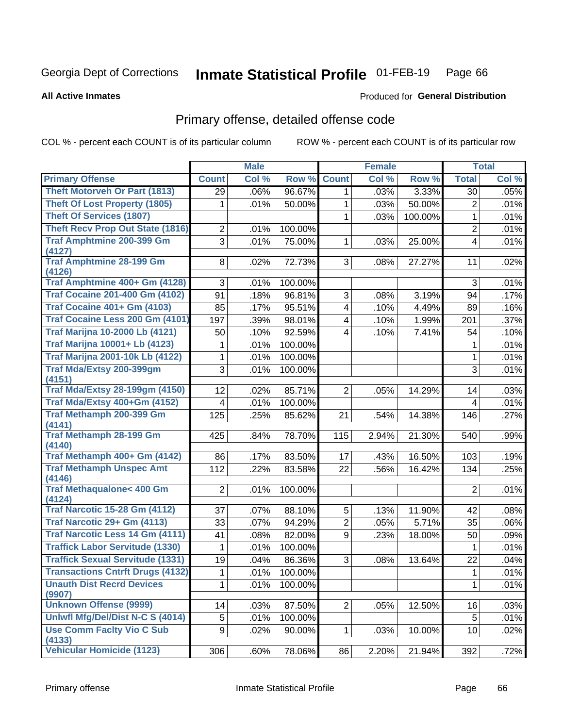Georgia Dept of Corrections **Inmate Statistical Profile** 01-FEB-19

**All Active Inmates**

Produced for **General Distribution**

## Primary offense, detailed offense code

COL % - percent each COUNT is of its particular column ROW % - percent each COUNT is of its particular row

| | Male | | | Female | | | Total | |
|---|---|---|---|---|---|---|---|---|
| **Primary Offense** | **Count** | **Col %** | **Row %** | **Count** | **Col %** | **Row %** | **Total** | **Col %** |
| Theft Motorveh Or Part (1813) | 29 | .06% | 96.67% | 1 | .03% | 3.33% | 30 | .05% |
| Theft Of Lost Property (1805) | 1 | .01% | 50.00% | 1 | .03% | 50.00% | 2 | .01% |
| Theft Of Services (1807) | | | | 1 | .03% | 100.00% | 1 | .01% |
| Theft Recv Prop Out State (1816) | 2 | .01% | 100.00% | | | | 2 | .01% |
| Traf Amphtmine 200-399 Gm (4127) | 3 | .01% | 75.00% | 1 | .03% | 25.00% | 4 | .01% |
| Traf Amphtmine 28-199 Gm (4126) | 8 | .02% | 72.73% | 3 | .08% | 27.27% | 11 | .02% |
| Traf Amphtmine 400+ Gm (4128) | 3 | .01% | 100.00% | | | | 3 | .01% |
| Traf Cocaine 201-400 Gm (4102) | 91 | .18% | 96.81% | 3 | .08% | 3.19% | 94 | .17% |
| Traf Cocaine 401+ Gm (4103) | 85 | .17% | 95.51% | 4 | .10% | 4.49% | 89 | .16% |
| Traf Cocaine Less 200 Gm (4101) | 197 | .39% | 98.01% | 4 | .10% | 1.99% | 201 | .37% |
| Traf Marijna 10-2000 Lb (4121) | 50 | .10% | 92.59% | 4 | .10% | 7.41% | 54 | .10% |
| Traf Marijna 10001+ Lb (4123) | 1 | .01% | 100.00% | | | | 1 | .01% |
| Traf Marijna 2001-10k Lb (4122) | 1 | .01% | 100.00% | | | | 1 | .01% |
| Traf Mda/Extsy 200-399gm (4151) | 3 | .01% | 100.00% | | | | 3 | .01% |
| Traf Mda/Extsy 28-199gm (4150) | 12 | .02% | 85.71% | 2 | .05% | 14.29% | 14 | .03% |
| Traf Mda/Extsy 400+Gm (4152) | 4 | .01% | 100.00% | | | | 4 | .01% |
| Traf Methamph 200-399 Gm (4141) | 125 | .25% | 85.62% | 21 | .54% | 14.38% | 146 | .27% |
| Traf Methamph 28-199 Gm (4140) | 425 | .84% | 78.70% | 115 | 2.94% | 21.30% | 540 | .99% |
| Traf Methamph 400+ Gm (4142) | 86 | .17% | 83.50% | 17 | .43% | 16.50% | 103 | .19% |
| Traf Methamph Unspec Amt (4146) | 112 | .22% | 83.58% | 22 | .56% | 16.42% | 134 | .25% |
| Traf Methaqualone< 400 Gm (4124) | 2 | .01% | 100.00% | | | | 2 | .01% |
| Traf Narcotic 15-28 Gm (4112) | 37 | .07% | 88.10% | 5 | .13% | 11.90% | 42 | .08% |
| Traf Narcotic 29+ Gm (4113) | 33 | .07% | 94.29% | 2 | .05% | 5.71% | 35 | .06% |
| Traf Narcotic Less 14 Gm (4111) | 41 | .08% | 82.00% | 9 | .23% | 18.00% | 50 | .09% |
| Traffick Labor Servitude (1330) | 1 | .01% | 100.00% | | | | 1 | .01% |
| Traffick Sexual Servitude (1331) | 19 | .04% | 86.36% | 3 | .08% | 13.64% | 22 | .04% |
| Transactions Cntrft Drugs (4132) | 1 | .01% | 100.00% | | | | 1 | .01% |
| Unauth Dist Recrd Devices (9907) | 1 | .01% | 100.00% | | | | 1 | .01% |
| Unknown Offense (9999) | 14 | .03% | 87.50% | 2 | .05% | 12.50% | 16 | .03% |
| Unlwfl Mfg/Del/Dist N-C S (4014) | 5 | .01% | 100.00% | | | | 5 | .01% |
| Use Comm Faclty Vio C Sub (4133) | 9 | .02% | 90.00% | 1 | .03% | 10.00% | 10 | .02% |
| Vehicular Homicide (1123) | 306 | .60% | 78.06% | 86 | 2.20% | 21.94% | 392 | .72% |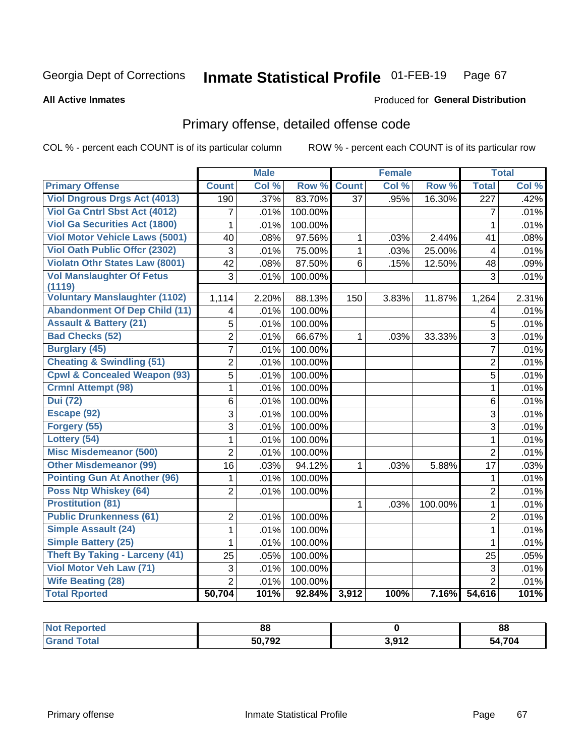Georgia Dept of Corrections **Inmate Statistical Profile** 01-FEB-19

**All Active Inmates**

Produced for **General Distribution**

## Primary offense, detailed offense code

COL % - percent each COUNT is of its particular column ROW % - percent each COUNT is of its particular row

| | Male | | | Female | | | Total | |
|---|---|---|---|---|---|---|---|---|
| **Primary Offense** | **Count** | **Col %** | **Row %** | **Count** | **Col %** | **Row %** | **Total** | **Col %** |
| Viol Dngrous Drgs Act (4013) | 190 | .37% | 83.70% | 37 | .95% | 16.30% | 227 | .42% |
| Viol Ga Cntrl Sbst Act (4012) | 7 | .01% | 100.00% | | | | 7 | .01% |
| Viol Ga Securities Act (1800) | 1 | .01% | 100.00% | | | | 1 | .01% |
| Viol Motor Vehicle Laws (5001) | 40 | .08% | 97.56% | 1 | .03% | 2.44% | 41 | .08% |
| Viol Oath Public Offcr (2302) | 3 | .01% | 75.00% | 1 | .03% | 25.00% | 4 | .01% |
| Violatn Othr States Law (8001) | 42 | .08% | 87.50% | 6 | .15% | 12.50% | 48 | .09% |
| Vol Manslaughter Of Fetus (1119) | 3 | .01% | 100.00% | | | | 3 | .01% |
| Voluntary Manslaughter (1102) | 1,114 | 2.20% | 88.13% | 150 | 3.83% | 11.87% | 1,264 | 2.31% |
| Abandonment Of Dep Child (11) | 4 | .01% | 100.00% | | | | 4 | .01% |
| Assault & Battery (21) | 5 | .01% | 100.00% | | | | 5 | .01% |
| Bad Checks (52) | 2 | .01% | 66.67% | 1 | .03% | 33.33% | 3 | .01% |
| Burglary (45) | 7 | .01% | 100.00% | | | | 7 | .01% |
| Cheating & Swindling (51) | 2 | .01% | 100.00% | | | | 2 | .01% |
| Cpwl & Concealed Weapon (93) | 5 | .01% | 100.00% | | | | 5 | .01% |
| Crmnl Attempt (98) | 1 | .01% | 100.00% | | | | 1 | .01% |
| Dui (72) | 6 | .01% | 100.00% | | | | 6 | .01% |
| Escape (92) | 3 | .01% | 100.00% | | | | 3 | .01% |
| Forgery (55) | 3 | .01% | 100.00% | | | | 3 | .01% |
| Lottery (54) | 1 | .01% | 100.00% | | | | 1 | .01% |
| Misc Misdemeanor (500) | 2 | .01% | 100.00% | | | | 2 | .01% |
| Other Misdemeanor (99) | 16 | .03% | 94.12% | 1 | .03% | 5.88% | 17 | .03% |
| Pointing Gun At Another (96) | 1 | .01% | 100.00% | | | | 1 | .01% |
| Poss Ntp Whiskey (64) | 2 | .01% | 100.00% | | | | 2 | .01% |
| Prostitution (81) | | | | 1 | .03% | 100.00% | 1 | .01% |
| Public Drunkenness (61) | 2 | .01% | 100.00% | | | | 2 | .01% |
| Simple Assault (24) | 1 | .01% | 100.00% | | | | 1 | .01% |
| Simple Battery (25) | 1 | .01% | 100.00% | | | | 1 | .01% |
| Theft By Taking - Larceny (41) | 25 | .05% | 100.00% | | | | 25 | .05% |
| Viol Motor Veh Law (71) | 3 | .01% | 100.00% | | | | 3 | .01% |
| Wife Beating (28) | 2 | .01% | 100.00% | | | | 2 | .01% |
| **Total Rported** | **50,704** | **101%** | **92.84%** | **3,912** | **100%** | **7.16%** | **54,616** | **101%** |

| | Male | Female | Total |
|---|---|---|---|
| **Not Reported** | **88** | **0** | **88** |
| **Grand Total** | **50,792** | **3,912** | **54,704** |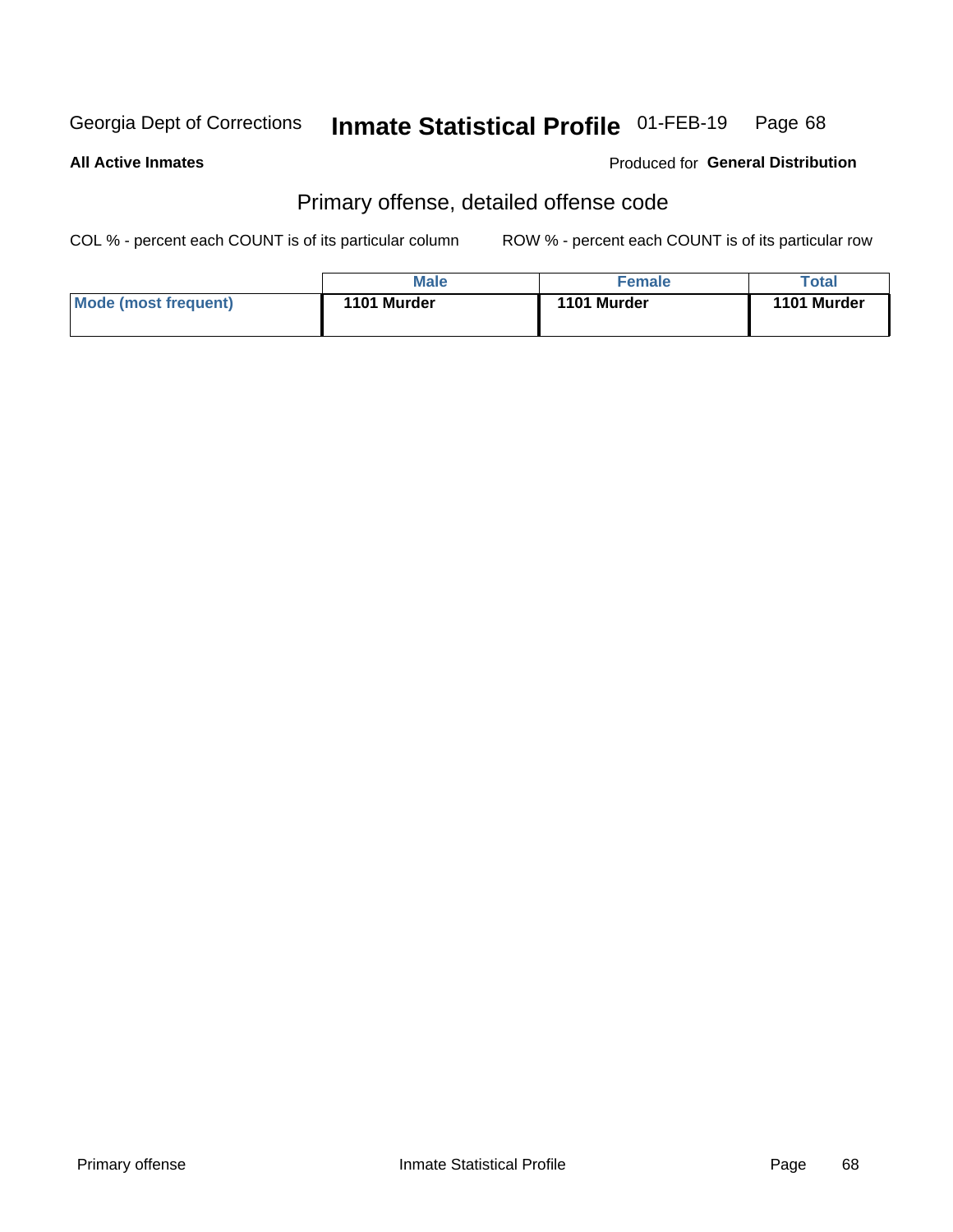## Primary offense, detailed offense code

COL % - percent each COUNT is of its particular column        ROW % - percent each COUNT is of its particular row

| | Male | Female | Total |
|---|---|---|---|
| Mode (most frequent) | 1101 Murder | 1101 Murder | 1101 Murder |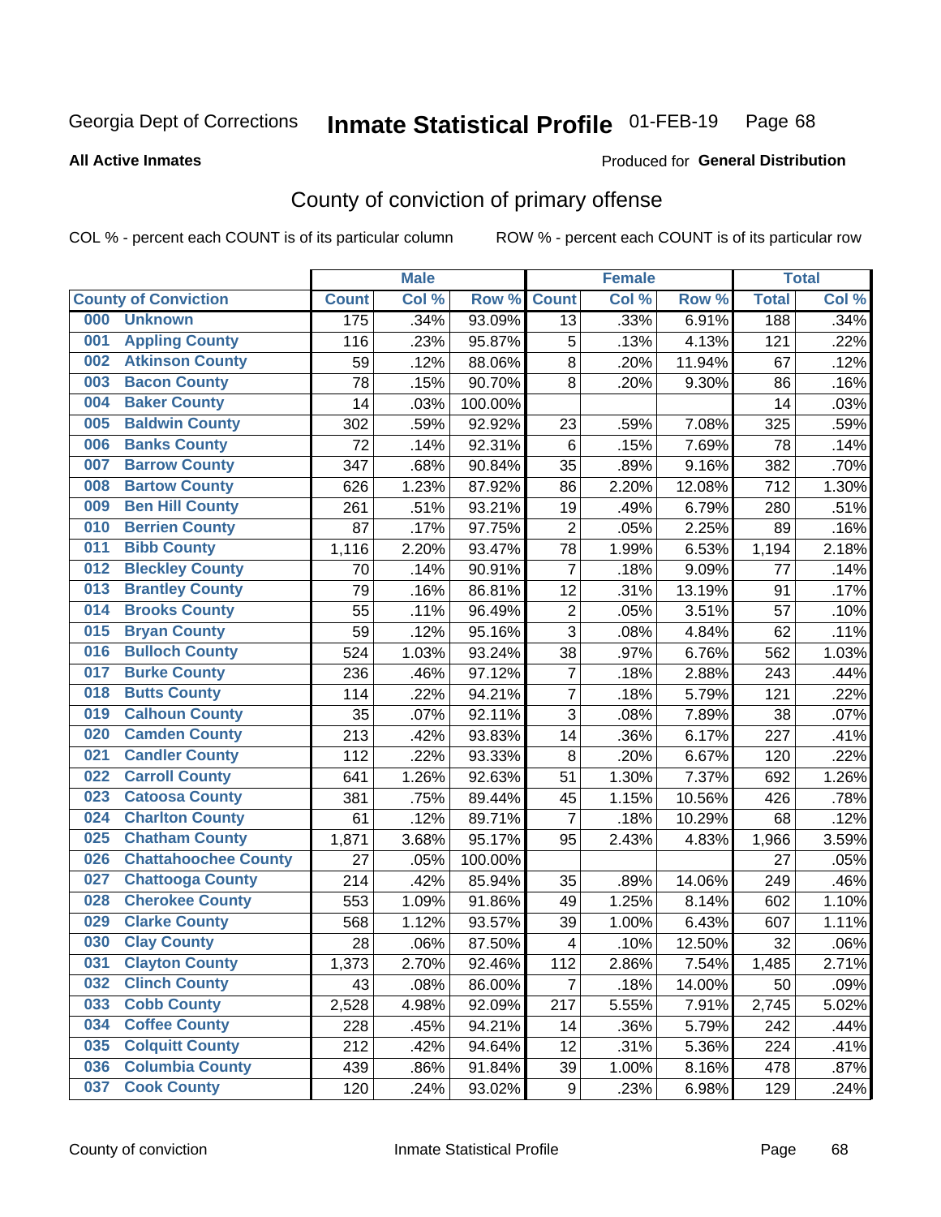Georgia Dept of Corrections **Inmate Statistical Profile** 01-FEB-19

**All Active Inmates**

Produced for **General Distribution**

## County of conviction of primary offense

COL % - percent each COUNT is of its particular column ROW % - percent each COUNT is of its particular row

| County of Conviction | Male | | | Female | | | Total | |
|---|---|---|---|---|---|---|---|---|
| | Count | Col % | Row % | Count | Col % | Row % | Total | Col % |
| 000 Unknown | 175 | .34% | 93.09% | 13 | .33% | 6.91% | 188 | .34% |
| 001 Appling County | 116 | .23% | 95.87% | 5 | .13% | 4.13% | 121 | .22% |
| 002 Atkinson County | 59 | .12% | 88.06% | 8 | .20% | 11.94% | 67 | .12% |
| 003 Bacon County | 78 | .15% | 90.70% | 8 | .20% | 9.30% | 86 | .16% |
| 004 Baker County | 14 | .03% | 100.00% | | | | 14 | .03% |
| 005 Baldwin County | 302 | .59% | 92.92% | 23 | .59% | 7.08% | 325 | .59% |
| 006 Banks County | 72 | .14% | 92.31% | 6 | .15% | 7.69% | 78 | .14% |
| 007 Barrow County | 347 | .68% | 90.84% | 35 | .89% | 9.16% | 382 | .70% |
| 008 Bartow County | 626 | 1.23% | 87.92% | 86 | 2.20% | 12.08% | 712 | 1.30% |
| 009 Ben Hill County | 261 | .51% | 93.21% | 19 | .49% | 6.79% | 280 | .51% |
| 010 Berrien County | 87 | .17% | 97.75% | 2 | .05% | 2.25% | 89 | .16% |
| 011 Bibb County | 1,116 | 2.20% | 93.47% | 78 | 1.99% | 6.53% | 1,194 | 2.18% |
| 012 Bleckley County | 70 | .14% | 90.91% | 7 | .18% | 9.09% | 77 | .14% |
| 013 Brantley County | 79 | .16% | 86.81% | 12 | .31% | 13.19% | 91 | .17% |
| 014 Brooks County | 55 | .11% | 96.49% | 2 | .05% | 3.51% | 57 | .10% |
| 015 Bryan County | 59 | .12% | 95.16% | 3 | .08% | 4.84% | 62 | .11% |
| 016 Bulloch County | 524 | 1.03% | 93.24% | 38 | .97% | 6.76% | 562 | 1.03% |
| 017 Burke County | 236 | .46% | 97.12% | 7 | .18% | 2.88% | 243 | .44% |
| 018 Butts County | 114 | .22% | 94.21% | 7 | .18% | 5.79% | 121 | .22% |
| 019 Calhoun County | 35 | .07% | 92.11% | 3 | .08% | 7.89% | 38 | .07% |
| 020 Camden County | 213 | .42% | 93.83% | 14 | .36% | 6.17% | 227 | .41% |
| 021 Candler County | 112 | .22% | 93.33% | 8 | .20% | 6.67% | 120 | .22% |
| 022 Carroll County | 641 | 1.26% | 92.63% | 51 | 1.30% | 7.37% | 692 | 1.26% |
| 023 Catoosa County | 381 | .75% | 89.44% | 45 | 1.15% | 10.56% | 426 | .78% |
| 024 Charlton County | 61 | .12% | 89.71% | 7 | .18% | 10.29% | 68 | .12% |
| 025 Chatham County | 1,871 | 3.68% | 95.17% | 95 | 2.43% | 4.83% | 1,966 | 3.59% |
| 026 Chattahoochee County | 27 | .05% | 100.00% | | | | 27 | .05% |
| 027 Chattooga County | 214 | .42% | 85.94% | 35 | .89% | 14.06% | 249 | .46% |
| 028 Cherokee County | 553 | 1.09% | 91.86% | 49 | 1.25% | 8.14% | 602 | 1.10% |
| 029 Clarke County | 568 | 1.12% | 93.57% | 39 | 1.00% | 6.43% | 607 | 1.11% |
| 030 Clay County | 28 | .06% | 87.50% | 4 | .10% | 12.50% | 32 | .06% |
| 031 Clayton County | 1,373 | 2.70% | 92.46% | 112 | 2.86% | 7.54% | 1,485 | 2.71% |
| 032 Clinch County | 43 | .08% | 86.00% | 7 | .18% | 14.00% | 50 | .09% |
| 033 Cobb County | 2,528 | 4.98% | 92.09% | 217 | 5.55% | 7.91% | 2,745 | 5.02% |
| 034 Coffee County | 228 | .45% | 94.21% | 14 | .36% | 5.79% | 242 | .44% |
| 035 Colquitt County | 212 | .42% | 94.64% | 12 | .31% | 5.36% | 224 | .41% |
| 036 Columbia County | 439 | .86% | 91.84% | 39 | 1.00% | 8.16% | 478 | .87% |
| 037 Cook County | 120 | .24% | 93.02% | 9 | .23% | 6.98% | 129 | .24% |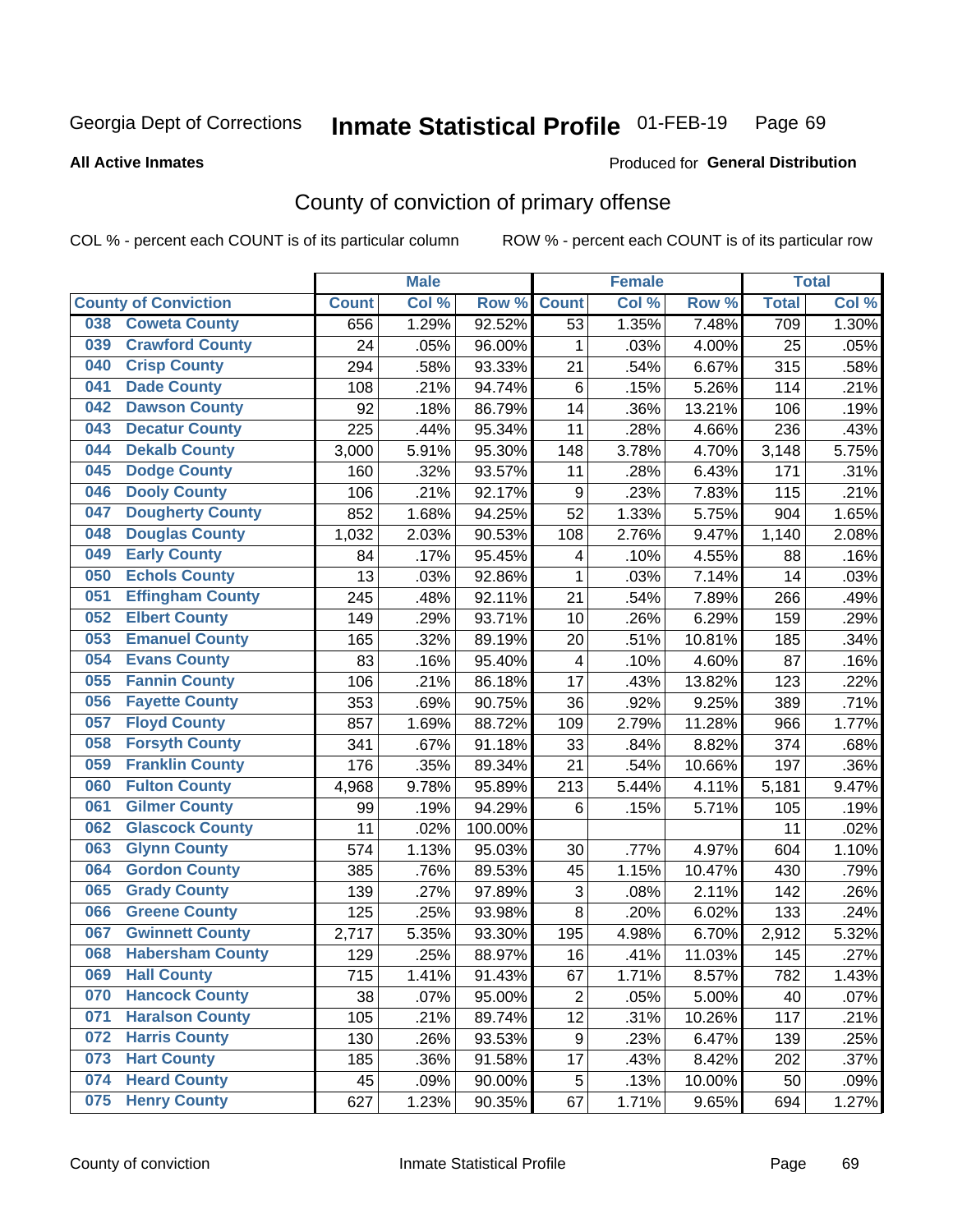Georgia Dept of Corrections **Inmate Statistical Profile** 01-FEB-19

**All Active Inmates**

Produced for **General Distribution**

## County of conviction of primary offense

COL % - percent each COUNT is of its particular column    ROW % - percent each COUNT is of its particular row

| County of Conviction | Male | | | Female | | | Total | |
|---|---|---|---|---|---|---|---|---|
| | Count | Col % | Row % | Count | Col % | Row % | Total | Col % |
| 038 Coweta County | 656 | 1.29% | 92.52% | 53 | 1.35% | 7.48% | 709 | 1.30% |
| 039 Crawford County | 24 | .05% | 96.00% | 1 | .03% | 4.00% | 25 | .05% |
| 040 Crisp County | 294 | .58% | 93.33% | 21 | .54% | 6.67% | 315 | .58% |
| 041 Dade County | 108 | .21% | 94.74% | 6 | .15% | 5.26% | 114 | .21% |
| 042 Dawson County | 92 | .18% | 86.79% | 14 | .36% | 13.21% | 106 | .19% |
| 043 Decatur County | 225 | .44% | 95.34% | 11 | .28% | 4.66% | 236 | .43% |
| 044 Dekalb County | 3,000 | 5.91% | 95.30% | 148 | 3.78% | 4.70% | 3,148 | 5.75% |
| 045 Dodge County | 160 | .32% | 93.57% | 11 | .28% | 6.43% | 171 | .31% |
| 046 Dooly County | 106 | .21% | 92.17% | 9 | .23% | 7.83% | 115 | .21% |
| 047 Dougherty County | 852 | 1.68% | 94.25% | 52 | 1.33% | 5.75% | 904 | 1.65% |
| 048 Douglas County | 1,032 | 2.03% | 90.53% | 108 | 2.76% | 9.47% | 1,140 | 2.08% |
| 049 Early County | 84 | .17% | 95.45% | 4 | .10% | 4.55% | 88 | .16% |
| 050 Echols County | 13 | .03% | 92.86% | 1 | .03% | 7.14% | 14 | .03% |
| 051 Effingham County | 245 | .48% | 92.11% | 21 | .54% | 7.89% | 266 | .49% |
| 052 Elbert County | 149 | .29% | 93.71% | 10 | .26% | 6.29% | 159 | .29% |
| 053 Emanuel County | 165 | .32% | 89.19% | 20 | .51% | 10.81% | 185 | .34% |
| 054 Evans County | 83 | .16% | 95.40% | 4 | .10% | 4.60% | 87 | .16% |
| 055 Fannin County | 106 | .21% | 86.18% | 17 | .43% | 13.82% | 123 | .22% |
| 056 Fayette County | 353 | .69% | 90.75% | 36 | .92% | 9.25% | 389 | .71% |
| 057 Floyd County | 857 | 1.69% | 88.72% | 109 | 2.79% | 11.28% | 966 | 1.77% |
| 058 Forsyth County | 341 | .67% | 91.18% | 33 | .84% | 8.82% | 374 | .68% |
| 059 Franklin County | 176 | .35% | 89.34% | 21 | .54% | 10.66% | 197 | .36% |
| 060 Fulton County | 4,968 | 9.78% | 95.89% | 213 | 5.44% | 4.11% | 5,181 | 9.47% |
| 061 Gilmer County | 99 | .19% | 94.29% | 6 | .15% | 5.71% | 105 | .19% |
| 062 Glascock County | 11 | .02% | 100.00% | | | | 11 | .02% |
| 063 Glynn County | 574 | 1.13% | 95.03% | 30 | .77% | 4.97% | 604 | 1.10% |
| 064 Gordon County | 385 | .76% | 89.53% | 45 | 1.15% | 10.47% | 430 | .79% |
| 065 Grady County | 139 | .27% | 97.89% | 3 | .08% | 2.11% | 142 | .26% |
| 066 Greene County | 125 | .25% | 93.98% | 8 | .20% | 6.02% | 133 | .24% |
| 067 Gwinnett County | 2,717 | 5.35% | 93.30% | 195 | 4.98% | 6.70% | 2,912 | 5.32% |
| 068 Habersham County | 129 | .25% | 88.97% | 16 | .41% | 11.03% | 145 | .27% |
| 069 Hall County | 715 | 1.41% | 91.43% | 67 | 1.71% | 8.57% | 782 | 1.43% |
| 070 Hancock County | 38 | .07% | 95.00% | 2 | .05% | 5.00% | 40 | .07% |
| 071 Haralson County | 105 | .21% | 89.74% | 12 | .31% | 10.26% | 117 | .21% |
| 072 Harris County | 130 | .26% | 93.53% | 9 | .23% | 6.47% | 139 | .25% |
| 073 Hart County | 185 | .36% | 91.58% | 17 | .43% | 8.42% | 202 | .37% |
| 074 Heard County | 45 | .09% | 90.00% | 5 | .13% | 10.00% | 50 | .09% |
| 075 Henry County | 627 | 1.23% | 90.35% | 67 | 1.71% | 9.65% | 694 | 1.27% |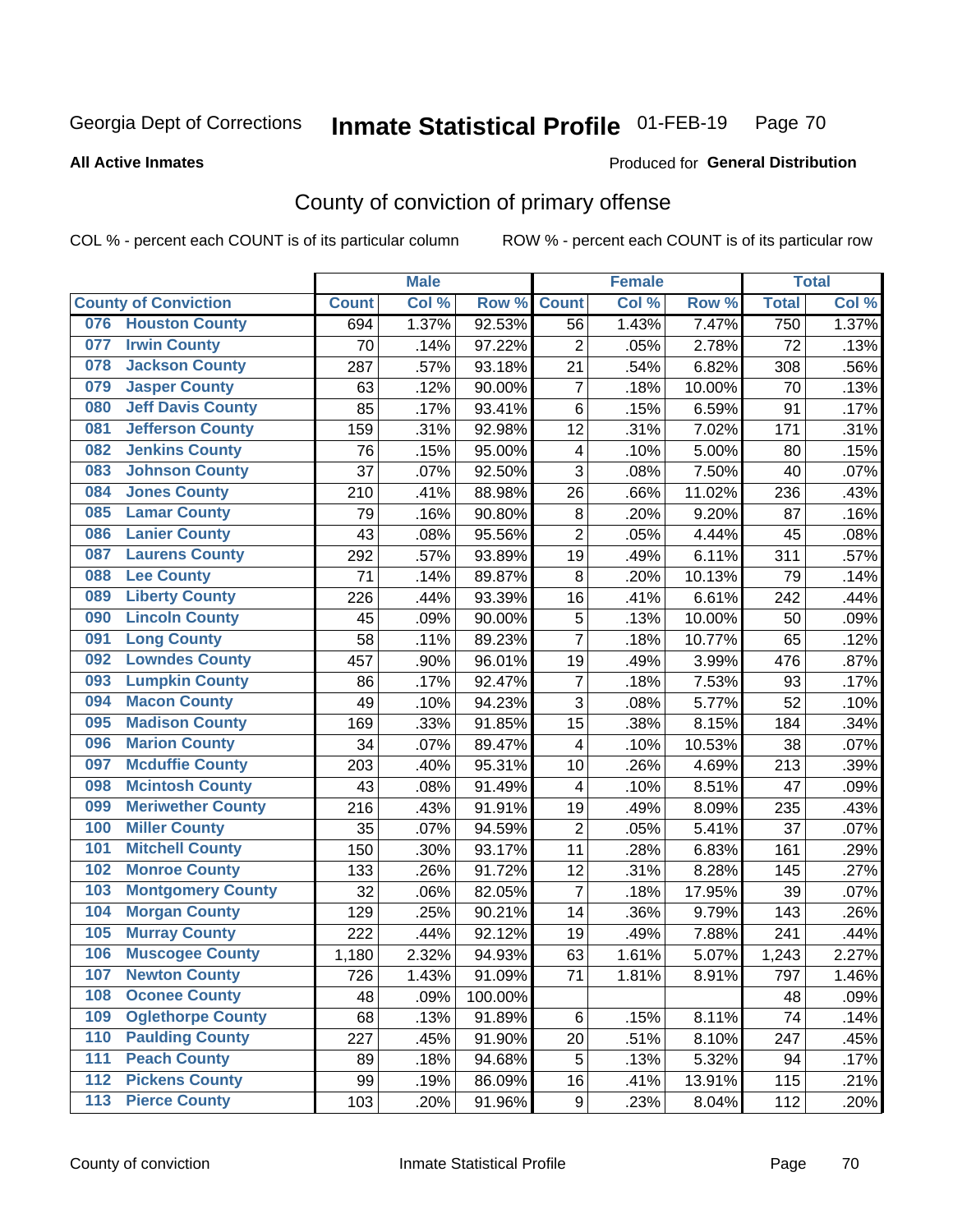Georgia Dept of Corrections **Inmate Statistical Profile** 01-FEB-19

**All Active Inmates**

Produced for **General Distribution**

## County of conviction of primary offense

COL % - percent each COUNT is of its particular column ROW % - percent each COUNT is of its particular row

| County of Conviction | Male | | | Female | | | Total | |
|---|---|---|---|---|---|---|---|---|
| | Count | Col % | Row % | Count | Col % | Row % | Total | Col % |
| 076 Houston County | 694 | 1.37% | 92.53% | 56 | 1.43% | 7.47% | 750 | 1.37% |
| 077 Irwin County | 70 | .14% | 97.22% | 2 | .05% | 2.78% | 72 | .13% |
| 078 Jackson County | 287 | .57% | 93.18% | 21 | .54% | 6.82% | 308 | .56% |
| 079 Jasper County | 63 | .12% | 90.00% | 7 | .18% | 10.00% | 70 | .13% |
| 080 Jeff Davis County | 85 | .17% | 93.41% | 6 | .15% | 6.59% | 91 | .17% |
| 081 Jefferson County | 159 | .31% | 92.98% | 12 | .31% | 7.02% | 171 | .31% |
| 082 Jenkins County | 76 | .15% | 95.00% | 4 | .10% | 5.00% | 80 | .15% |
| 083 Johnson County | 37 | .07% | 92.50% | 3 | .08% | 7.50% | 40 | .07% |
| 084 Jones County | 210 | .41% | 88.98% | 26 | .66% | 11.02% | 236 | .43% |
| 085 Lamar County | 79 | .16% | 90.80% | 8 | .20% | 9.20% | 87 | .16% |
| 086 Lanier County | 43 | .08% | 95.56% | 2 | .05% | 4.44% | 45 | .08% |
| 087 Laurens County | 292 | .57% | 93.89% | 19 | .49% | 6.11% | 311 | .57% |
| 088 Lee County | 71 | .14% | 89.87% | 8 | .20% | 10.13% | 79 | .14% |
| 089 Liberty County | 226 | .44% | 93.39% | 16 | .41% | 6.61% | 242 | .44% |
| 090 Lincoln County | 45 | .09% | 90.00% | 5 | .13% | 10.00% | 50 | .09% |
| 091 Long County | 58 | .11% | 89.23% | 7 | .18% | 10.77% | 65 | .12% |
| 092 Lowndes County | 457 | .90% | 96.01% | 19 | .49% | 3.99% | 476 | .87% |
| 093 Lumpkin County | 86 | .17% | 92.47% | 7 | .18% | 7.53% | 93 | .17% |
| 094 Macon County | 49 | .10% | 94.23% | 3 | .08% | 5.77% | 52 | .10% |
| 095 Madison County | 169 | .33% | 91.85% | 15 | .38% | 8.15% | 184 | .34% |
| 096 Marion County | 34 | .07% | 89.47% | 4 | .10% | 10.53% | 38 | .07% |
| 097 Mcduffie County | 203 | .40% | 95.31% | 10 | .26% | 4.69% | 213 | .39% |
| 098 Mcintosh County | 43 | .08% | 91.49% | 4 | .10% | 8.51% | 47 | .09% |
| 099 Meriwether County | 216 | .43% | 91.91% | 19 | .49% | 8.09% | 235 | .43% |
| 100 Miller County | 35 | .07% | 94.59% | 2 | .05% | 5.41% | 37 | .07% |
| 101 Mitchell County | 150 | .30% | 93.17% | 11 | .28% | 6.83% | 161 | .29% |
| 102 Monroe County | 133 | .26% | 91.72% | 12 | .31% | 8.28% | 145 | .27% |
| 103 Montgomery County | 32 | .06% | 82.05% | 7 | .18% | 17.95% | 39 | .07% |
| 104 Morgan County | 129 | .25% | 90.21% | 14 | .36% | 9.79% | 143 | .26% |
| 105 Murray County | 222 | .44% | 92.12% | 19 | .49% | 7.88% | 241 | .44% |
| 106 Muscogee County | 1,180 | 2.32% | 94.93% | 63 | 1.61% | 5.07% | 1,243 | 2.27% |
| 107 Newton County | 726 | 1.43% | 91.09% | 71 | 1.81% | 8.91% | 797 | 1.46% |
| 108 Oconee County | 48 | .09% | 100.00% | | | | 48 | .09% |
| 109 Oglethorpe County | 68 | .13% | 91.89% | 6 | .15% | 8.11% | 74 | .14% |
| 110 Paulding County | 227 | .45% | 91.90% | 20 | .51% | 8.10% | 247 | .45% |
| 111 Peach County | 89 | .18% | 94.68% | 5 | .13% | 5.32% | 94 | .17% |
| 112 Pickens County | 99 | .19% | 86.09% | 16 | .41% | 13.91% | 115 | .21% |
| 113 Pierce County | 103 | .20% | 91.96% | 9 | .23% | 8.04% | 112 | .20% |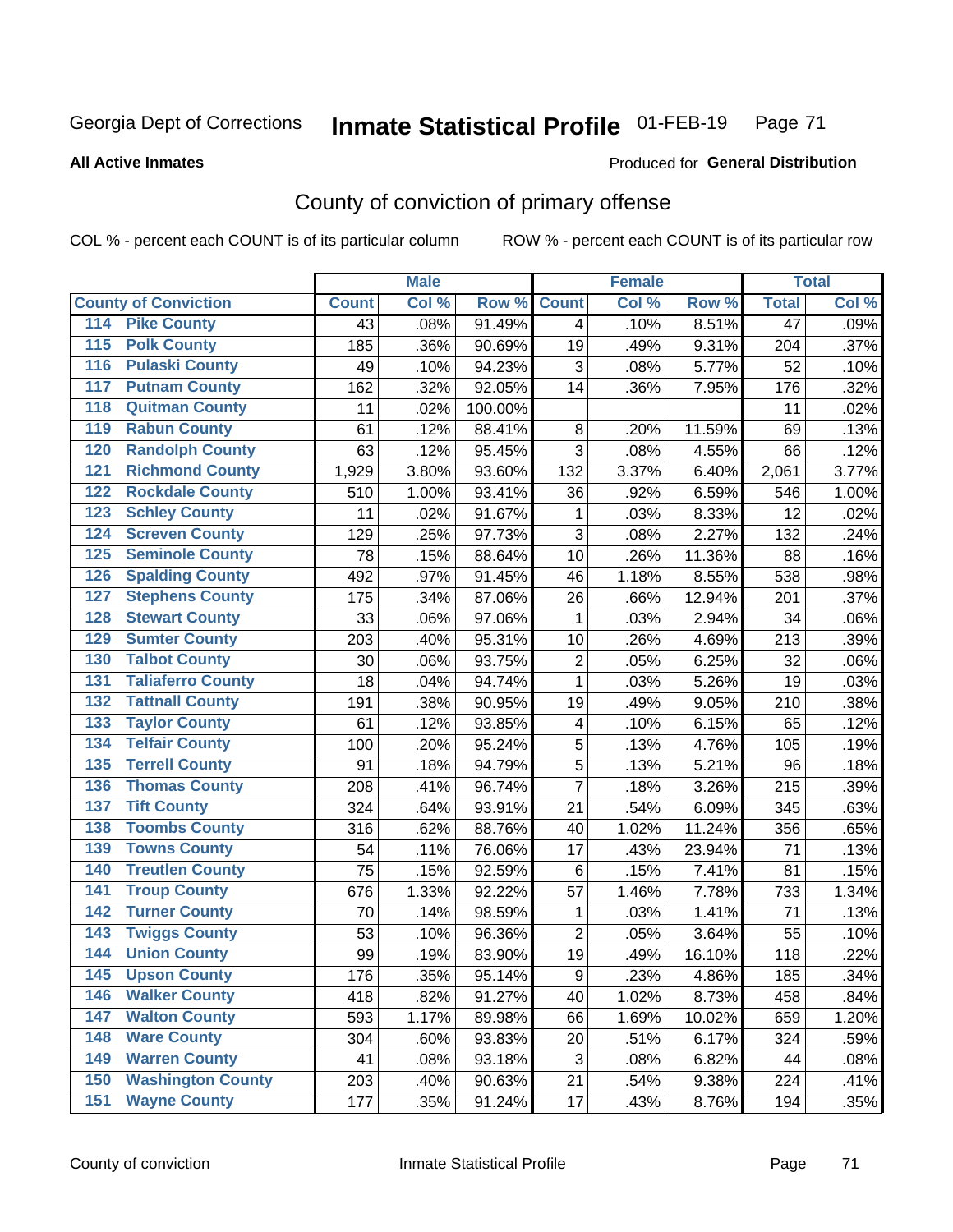Georgia Dept of Corrections **Inmate Statistical Profile** 01-FEB-19

**All Active Inmates**

Produced for **General Distribution**

## County of conviction of primary offense

COL % - percent each COUNT is of its particular column ROW % - percent each COUNT is of its particular row

| County of Conviction | Male | | | Female | | | Total | |
|---|---|---|---|---|---|---|---|---|
| | Count | Col % | Row % | Count | Col % | Row % | Total | Col % |
| 114 Pike County | 43 | .08% | 91.49% | 4 | .10% | 8.51% | 47 | .09% |
| 115 Polk County | 185 | .36% | 90.69% | 19 | .49% | 9.31% | 204 | .37% |
| 116 Pulaski County | 49 | .10% | 94.23% | 3 | .08% | 5.77% | 52 | .10% |
| 117 Putnam County | 162 | .32% | 92.05% | 14 | .36% | 7.95% | 176 | .32% |
| 118 Quitman County | 11 | .02% | 100.00% | | | | 11 | .02% |
| 119 Rabun County | 61 | .12% | 88.41% | 8 | .20% | 11.59% | 69 | .13% |
| 120 Randolph County | 63 | .12% | 95.45% | 3 | .08% | 4.55% | 66 | .12% |
| 121 Richmond County | 1,929 | 3.80% | 93.60% | 132 | 3.37% | 6.40% | 2,061 | 3.77% |
| 122 Rockdale County | 510 | 1.00% | 93.41% | 36 | .92% | 6.59% | 546 | 1.00% |
| 123 Schley County | 11 | .02% | 91.67% | 1 | .03% | 8.33% | 12 | .02% |
| 124 Screven County | 129 | .25% | 97.73% | 3 | .08% | 2.27% | 132 | .24% |
| 125 Seminole County | 78 | .15% | 88.64% | 10 | .26% | 11.36% | 88 | .16% |
| 126 Spalding County | 492 | .97% | 91.45% | 46 | 1.18% | 8.55% | 538 | .98% |
| 127 Stephens County | 175 | .34% | 87.06% | 26 | .66% | 12.94% | 201 | .37% |
| 128 Stewart County | 33 | .06% | 97.06% | 1 | .03% | 2.94% | 34 | .06% |
| 129 Sumter County | 203 | .40% | 95.31% | 10 | .26% | 4.69% | 213 | .39% |
| 130 Talbot County | 30 | .06% | 93.75% | 2 | .05% | 6.25% | 32 | .06% |
| 131 Taliaferro County | 18 | .04% | 94.74% | 1 | .03% | 5.26% | 19 | .03% |
| 132 Tattnall County | 191 | .38% | 90.95% | 19 | .49% | 9.05% | 210 | .38% |
| 133 Taylor County | 61 | .12% | 93.85% | 4 | .10% | 6.15% | 65 | .12% |
| 134 Telfair County | 100 | .20% | 95.24% | 5 | .13% | 4.76% | 105 | .19% |
| 135 Terrell County | 91 | .18% | 94.79% | 5 | .13% | 5.21% | 96 | .18% |
| 136 Thomas County | 208 | .41% | 96.74% | 7 | .18% | 3.26% | 215 | .39% |
| 137 Tift County | 324 | .64% | 93.91% | 21 | .54% | 6.09% | 345 | .63% |
| 138 Toombs County | 316 | .62% | 88.76% | 40 | 1.02% | 11.24% | 356 | .65% |
| 139 Towns County | 54 | .11% | 76.06% | 17 | .43% | 23.94% | 71 | .13% |
| 140 Treutlen County | 75 | .15% | 92.59% | 6 | .15% | 7.41% | 81 | .15% |
| 141 Troup County | 676 | 1.33% | 92.22% | 57 | 1.46% | 7.78% | 733 | 1.34% |
| 142 Turner County | 70 | .14% | 98.59% | 1 | .03% | 1.41% | 71 | .13% |
| 143 Twiggs County | 53 | .10% | 96.36% | 2 | .05% | 3.64% | 55 | .10% |
| 144 Union County | 99 | .19% | 83.90% | 19 | .49% | 16.10% | 118 | .22% |
| 145 Upson County | 176 | .35% | 95.14% | 9 | .23% | 4.86% | 185 | .34% |
| 146 Walker County | 418 | .82% | 91.27% | 40 | 1.02% | 8.73% | 458 | .84% |
| 147 Walton County | 593 | 1.17% | 89.98% | 66 | 1.69% | 10.02% | 659 | 1.20% |
| 148 Ware County | 304 | .60% | 93.83% | 20 | .51% | 6.17% | 324 | .59% |
| 149 Warren County | 41 | .08% | 93.18% | 3 | .08% | 6.82% | 44 | .08% |
| 150 Washington County | 203 | .40% | 90.63% | 21 | .54% | 9.38% | 224 | .41% |
| 151 Wayne County | 177 | .35% | 91.24% | 17 | .43% | 8.76% | 194 | .35% |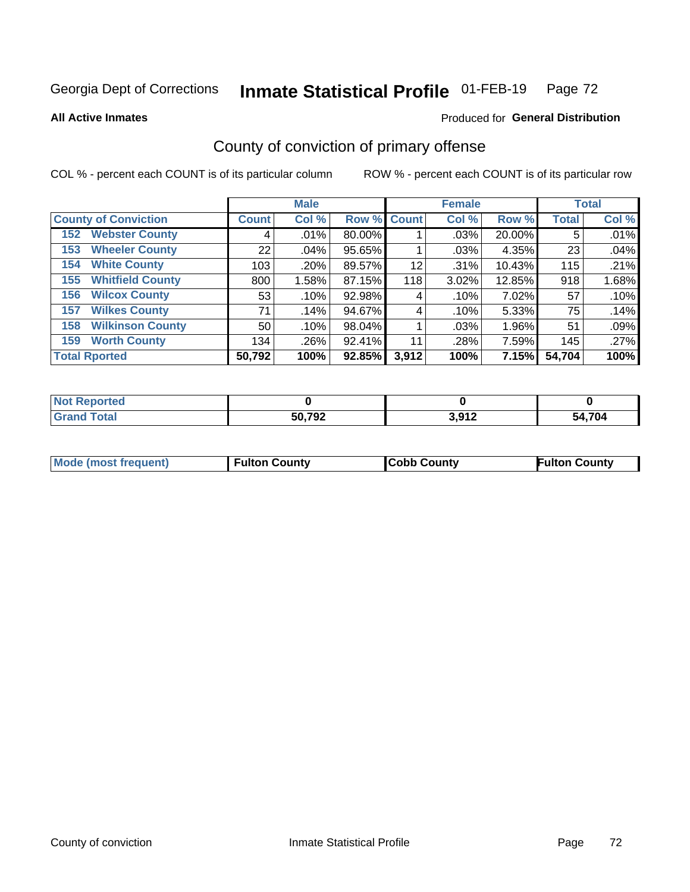Georgia Dept of Corrections **Inmate Statistical Profile** 01-FEB-19 Page 72

**All Active Inmates**

Produced for **General Distribution**

## County of conviction of primary offense

COL % - percent each COUNT is of its particular column

ROW % - percent each COUNT is of its particular row

| County of Conviction | Male | | | Female | | | Total | |
|---|---|---|---|---|---|---|---|---|
| | Count | Col % | Row % | Count | Col % | Row % | Total | Col % |
| 152 Webster County | 4 | .01% | 80.00% | 1 | .03% | 20.00% | 5 | .01% |
| 153 Wheeler County | 22 | .04% | 95.65% | 1 | .03% | 4.35% | 23 | .04% |
| 154 White County | 103 | .20% | 89.57% | 12 | .31% | 10.43% | 115 | .21% |
| 155 Whitfield County | 800 | 1.58% | 87.15% | 118 | 3.02% | 12.85% | 918 | 1.68% |
| 156 Wilcox County | 53 | .10% | 92.98% | 4 | .10% | 7.02% | 57 | .10% |
| 157 Wilkes County | 71 | .14% | 94.67% | 4 | .10% | 5.33% | 75 | .14% |
| 158 Wilkinson County | 50 | .10% | 98.04% | 1 | .03% | 1.96% | 51 | .09% |
| 159 Worth County | 134 | .26% | 92.41% | 11 | .28% | 7.59% | 145 | .27% |
| **Total Rported** | **50,792** | **100%** | **92.85%** | **3,912** | **100%** | **7.15%** | **54,704** | **100%** |

| | Male | Female | Total |
|---|---|---|---|
| Not Reported | **0** | **0** | **0** |
| Grand Total | **50,792** | **3,912** | **54,704** |

| | Male | Female | Total |
|---|---|---|---|
| Mode (most frequent) | **Fulton County** | **Cobb County** | **Fulton County** |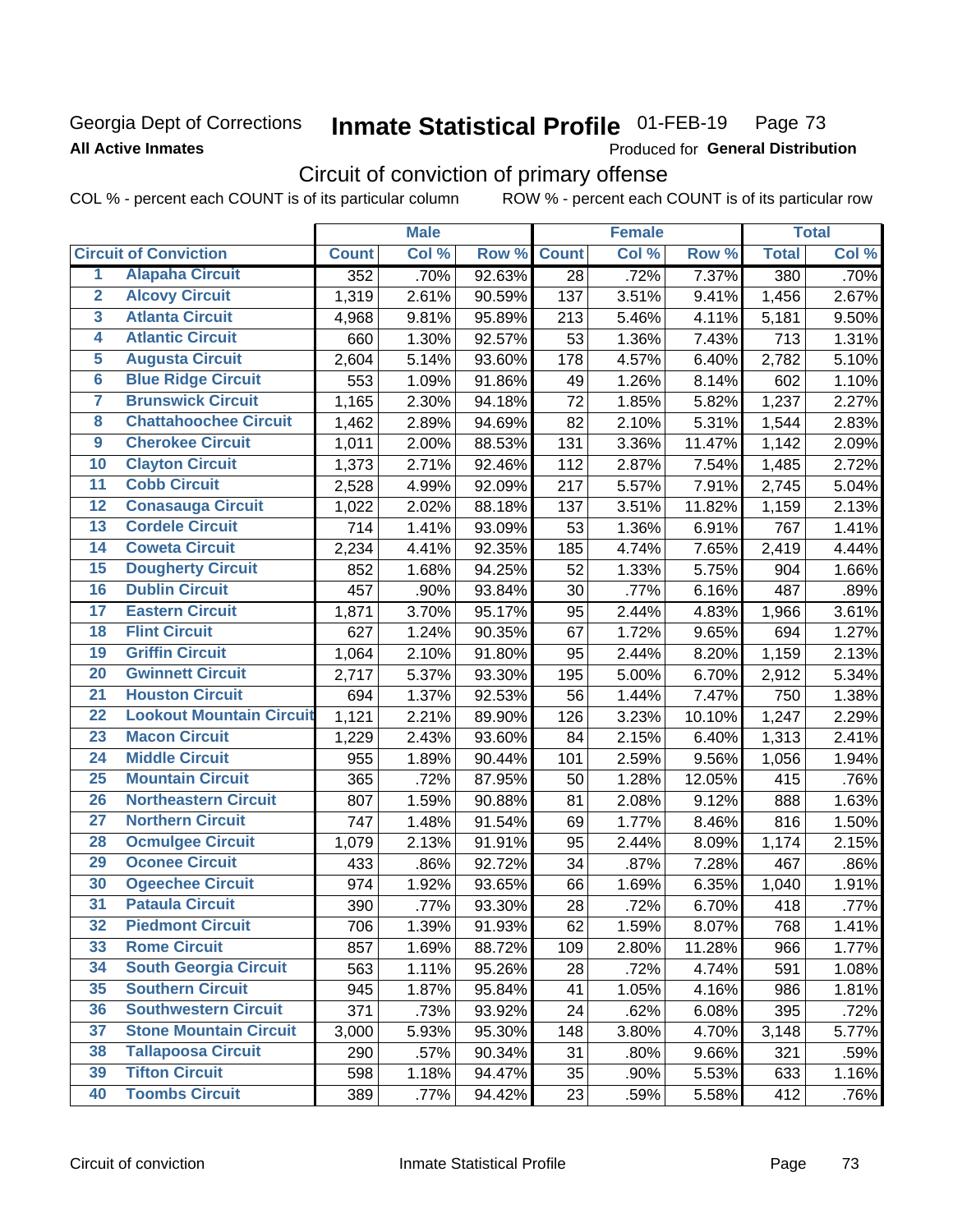Georgia Dept of Corrections **Inmate Statistical Profile** 01-FEB-19

**All Active Inmates**

Produced for **General Distribution**

## Circuit of conviction of primary offense

COL % - percent each COUNT is of its particular column ROW % - percent each COUNT is of its particular row

| | Circuit of Conviction | Male | | | Female | | | Total | |
|---|---|---|---|---|---|---|---|---|---|
| | | Count | Col % | Row % | Count | Col % | Row % | Total | Col % |
| 1 | Alapaha Circuit | 352 | .70% | 92.63% | 28 | .72% | 7.37% | 380 | .70% |
| 2 | Alcovy Circuit | 1,319 | 2.61% | 90.59% | 137 | 3.51% | 9.41% | 1,456 | 2.67% |
| 3 | Atlanta Circuit | 4,968 | 9.81% | 95.89% | 213 | 5.46% | 4.11% | 5,181 | 9.50% |
| 4 | Atlantic Circuit | 660 | 1.30% | 92.57% | 53 | 1.36% | 7.43% | 713 | 1.31% |
| 5 | Augusta Circuit | 2,604 | 5.14% | 93.60% | 178 | 4.57% | 6.40% | 2,782 | 5.10% |
| 6 | Blue Ridge Circuit | 553 | 1.09% | 91.86% | 49 | 1.26% | 8.14% | 602 | 1.10% |
| 7 | Brunswick Circuit | 1,165 | 2.30% | 94.18% | 72 | 1.85% | 5.82% | 1,237 | 2.27% |
| 8 | Chattahoochee Circuit | 1,462 | 2.89% | 94.69% | 82 | 2.10% | 5.31% | 1,544 | 2.83% |
| 9 | Cherokee Circuit | 1,011 | 2.00% | 88.53% | 131 | 3.36% | 11.47% | 1,142 | 2.09% |
| 10 | Clayton Circuit | 1,373 | 2.71% | 92.46% | 112 | 2.87% | 7.54% | 1,485 | 2.72% |
| 11 | Cobb Circuit | 2,528 | 4.99% | 92.09% | 217 | 5.57% | 7.91% | 2,745 | 5.04% |
| 12 | Conasauga Circuit | 1,022 | 2.02% | 88.18% | 137 | 3.51% | 11.82% | 1,159 | 2.13% |
| 13 | Cordele Circuit | 714 | 1.41% | 93.09% | 53 | 1.36% | 6.91% | 767 | 1.41% |
| 14 | Coweta Circuit | 2,234 | 4.41% | 92.35% | 185 | 4.74% | 7.65% | 2,419 | 4.44% |
| 15 | Dougherty Circuit | 852 | 1.68% | 94.25% | 52 | 1.33% | 5.75% | 904 | 1.66% |
| 16 | Dublin Circuit | 457 | .90% | 93.84% | 30 | .77% | 6.16% | 487 | .89% |
| 17 | Eastern Circuit | 1,871 | 3.70% | 95.17% | 95 | 2.44% | 4.83% | 1,966 | 3.61% |
| 18 | Flint Circuit | 627 | 1.24% | 90.35% | 67 | 1.72% | 9.65% | 694 | 1.27% |
| 19 | Griffin Circuit | 1,064 | 2.10% | 91.80% | 95 | 2.44% | 8.20% | 1,159 | 2.13% |
| 20 | Gwinnett Circuit | 2,717 | 5.37% | 93.30% | 195 | 5.00% | 6.70% | 2,912 | 5.34% |
| 21 | Houston Circuit | 694 | 1.37% | 92.53% | 56 | 1.44% | 7.47% | 750 | 1.38% |
| 22 | Lookout Mountain Circuit | 1,121 | 2.21% | 89.90% | 126 | 3.23% | 10.10% | 1,247 | 2.29% |
| 23 | Macon Circuit | 1,229 | 2.43% | 93.60% | 84 | 2.15% | 6.40% | 1,313 | 2.41% |
| 24 | Middle Circuit | 955 | 1.89% | 90.44% | 101 | 2.59% | 9.56% | 1,056 | 1.94% |
| 25 | Mountain Circuit | 365 | .72% | 87.95% | 50 | 1.28% | 12.05% | 415 | .76% |
| 26 | Northeastern Circuit | 807 | 1.59% | 90.88% | 81 | 2.08% | 9.12% | 888 | 1.63% |
| 27 | Northern Circuit | 747 | 1.48% | 91.54% | 69 | 1.77% | 8.46% | 816 | 1.50% |
| 28 | Ocmulgee Circuit | 1,079 | 2.13% | 91.91% | 95 | 2.44% | 8.09% | 1,174 | 2.15% |
| 29 | Oconee Circuit | 433 | .86% | 92.72% | 34 | .87% | 7.28% | 467 | .86% |
| 30 | Ogeechee Circuit | 974 | 1.92% | 93.65% | 66 | 1.69% | 6.35% | 1,040 | 1.91% |
| 31 | Pataula Circuit | 390 | .77% | 93.30% | 28 | .72% | 6.70% | 418 | .77% |
| 32 | Piedmont Circuit | 706 | 1.39% | 91.93% | 62 | 1.59% | 8.07% | 768 | 1.41% |
| 33 | Rome Circuit | 857 | 1.69% | 88.72% | 109 | 2.80% | 11.28% | 966 | 1.77% |
| 34 | South Georgia Circuit | 563 | 1.11% | 95.26% | 28 | .72% | 4.74% | 591 | 1.08% |
| 35 | Southern Circuit | 945 | 1.87% | 95.84% | 41 | 1.05% | 4.16% | 986 | 1.81% |
| 36 | Southwestern Circuit | 371 | .73% | 93.92% | 24 | .62% | 6.08% | 395 | .72% |
| 37 | Stone Mountain Circuit | 3,000 | 5.93% | 95.30% | 148 | 3.80% | 4.70% | 3,148 | 5.77% |
| 38 | Tallapoosa Circuit | 290 | .57% | 90.34% | 31 | .80% | 9.66% | 321 | .59% |
| 39 | Tifton Circuit | 598 | 1.18% | 94.47% | 35 | .90% | 5.53% | 633 | 1.16% |
| 40 | Toombs Circuit | 389 | .77% | 94.42% | 23 | .59% | 5.58% | 412 | .76% |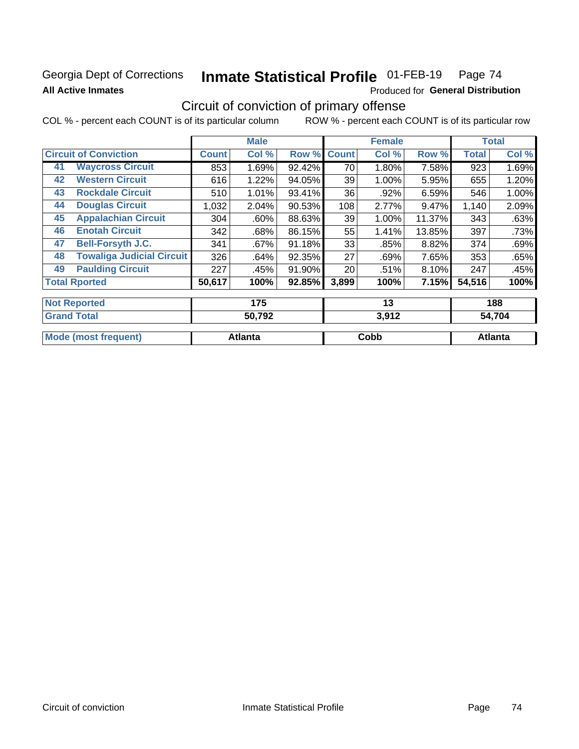Georgia Dept of Corrections **Inmate Statistical Profile** 01-FEB-19 Page 74

**All Active Inmates** Produced for **General Distribution**

## Circuit of conviction of primary offense

COL % - percent each COUNT is of its particular column ROW % - percent each COUNT is of its particular row

| | | Male | | | Female | | | Total | |
|---|---|---|---|---|---|---|---|---|---|
| **Circuit of Conviction** | | **Count** | **Col %** | **Row %** | **Count** | **Col %** | **Row %** | **Total** | **Col %** |
| 41 | **Waycross Circuit** | 853 | 1.69% | 92.42% | 70 | 1.80% | 7.58% | 923 | 1.69% |
| 42 | **Western Circuit** | 616 | 1.22% | 94.05% | 39 | 1.00% | 5.95% | 655 | 1.20% |
| 43 | **Rockdale Circuit** | 510 | 1.01% | 93.41% | 36 | .92% | 6.59% | 546 | 1.00% |
| 44 | **Douglas Circuit** | 1,032 | 2.04% | 90.53% | 108 | 2.77% | 9.47% | 1,140 | 2.09% |
| 45 | **Appalachian Circuit** | 304 | .60% | 88.63% | 39 | 1.00% | 11.37% | 343 | .63% |
| 46 | **Enotah Circuit** | 342 | .68% | 86.15% | 55 | 1.41% | 13.85% | 397 | .73% |
| 47 | **Bell-Forsyth J.C.** | 341 | .67% | 91.18% | 33 | .85% | 8.82% | 374 | .69% |
| 48 | **Towaliga Judicial Circuit** | 326 | .64% | 92.35% | 27 | .69% | 7.65% | 353 | .65% |
| 49 | **Paulding Circuit** | 227 | .45% | 91.90% | 20 | .51% | 8.10% | 247 | .45% |
| **Total Rported** | | **50,617** | **100%** | **92.85%** | **3,899** | **100%** | **7.15%** | **54,516** | **100%** |
| **Not Reported** | | **175** | | | **13** | | | **188** | |
| **Grand Total** | | **50,792** | | | **3,912** | | | **54,704** | |
| **Mode (most frequent)** | | **Atlanta** | | | **Cobb** | | | **Atlanta** | |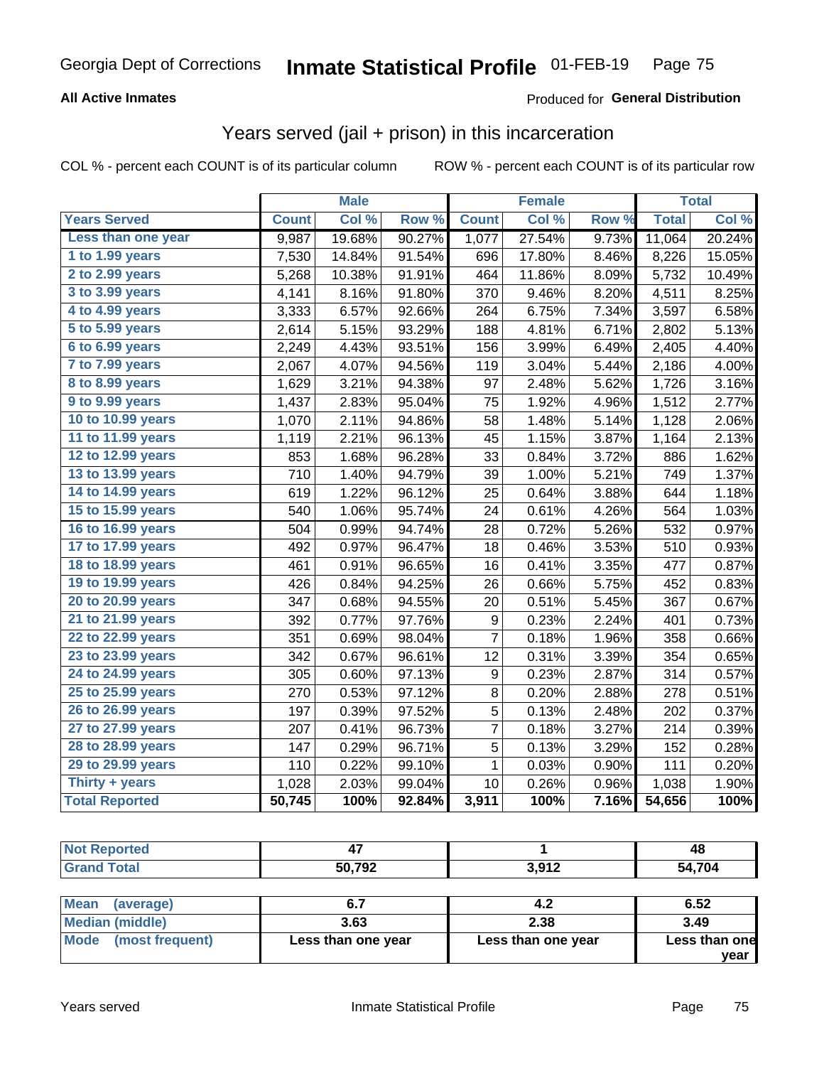Georgia Dept of Corrections **Inmate Statistical Profile** 01-FEB-19

**All Active Inmates**

Produced for **General Distribution**

## Years served (jail + prison) in this incarceration

COL % - percent each COUNT is of its particular column

ROW % - percent each COUNT is of its particular row

| | Male | | | Female | | | Total | |
|---|---|---|---|---|---|---|---|---|
| Years Served | Count | Col % | Row % | Count | Col % | Row % | Total | Col % |
| Less than one year | 9,987 | 19.68% | 90.27% | 1,077 | 27.54% | 9.73% | 11,064 | 20.24% |
| 1 to 1.99 years | 7,530 | 14.84% | 91.54% | 696 | 17.80% | 8.46% | 8,226 | 15.05% |
| 2 to 2.99 years | 5,268 | 10.38% | 91.91% | 464 | 11.86% | 8.09% | 5,732 | 10.49% |
| 3 to 3.99 years | 4,141 | 8.16% | 91.80% | 370 | 9.46% | 8.20% | 4,511 | 8.25% |
| 4 to 4.99 years | 3,333 | 6.57% | 92.66% | 264 | 6.75% | 7.34% | 3,597 | 6.58% |
| 5 to 5.99 years | 2,614 | 5.15% | 93.29% | 188 | 4.81% | 6.71% | 2,802 | 5.13% |
| 6 to 6.99 years | 2,249 | 4.43% | 93.51% | 156 | 3.99% | 6.49% | 2,405 | 4.40% |
| 7 to 7.99 years | 2,067 | 4.07% | 94.56% | 119 | 3.04% | 5.44% | 2,186 | 4.00% |
| 8 to 8.99 years | 1,629 | 3.21% | 94.38% | 97 | 2.48% | 5.62% | 1,726 | 3.16% |
| 9 to 9.99 years | 1,437 | 2.83% | 95.04% | 75 | 1.92% | 4.96% | 1,512 | 2.77% |
| 10 to 10.99 years | 1,070 | 2.11% | 94.86% | 58 | 1.48% | 5.14% | 1,128 | 2.06% |
| 11 to 11.99 years | 1,119 | 2.21% | 96.13% | 45 | 1.15% | 3.87% | 1,164 | 2.13% |
| 12 to 12.99 years | 853 | 1.68% | 96.28% | 33 | 0.84% | 3.72% | 886 | 1.62% |
| 13 to 13.99 years | 710 | 1.40% | 94.79% | 39 | 1.00% | 5.21% | 749 | 1.37% |
| 14 to 14.99 years | 619 | 1.22% | 96.12% | 25 | 0.64% | 3.88% | 644 | 1.18% |
| 15 to 15.99 years | 540 | 1.06% | 95.74% | 24 | 0.61% | 4.26% | 564 | 1.03% |
| 16 to 16.99 years | 504 | 0.99% | 94.74% | 28 | 0.72% | 5.26% | 532 | 0.97% |
| 17 to 17.99 years | 492 | 0.97% | 96.47% | 18 | 0.46% | 3.53% | 510 | 0.93% |
| 18 to 18.99 years | 461 | 0.91% | 96.65% | 16 | 0.41% | 3.35% | 477 | 0.87% |
| 19 to 19.99 years | 426 | 0.84% | 94.25% | 26 | 0.66% | 5.75% | 452 | 0.83% |
| 20 to 20.99 years | 347 | 0.68% | 94.55% | 20 | 0.51% | 5.45% | 367 | 0.67% |
| 21 to 21.99 years | 392 | 0.77% | 97.76% | 9 | 0.23% | 2.24% | 401 | 0.73% |
| 22 to 22.99 years | 351 | 0.69% | 98.04% | 7 | 0.18% | 1.96% | 358 | 0.66% |
| 23 to 23.99 years | 342 | 0.67% | 96.61% | 12 | 0.31% | 3.39% | 354 | 0.65% |
| 24 to 24.99 years | 305 | 0.60% | 97.13% | 9 | 0.23% | 2.87% | 314 | 0.57% |
| 25 to 25.99 years | 270 | 0.53% | 97.12% | 8 | 0.20% | 2.88% | 278 | 0.51% |
| 26 to 26.99 years | 197 | 0.39% | 97.52% | 5 | 0.13% | 2.48% | 202 | 0.37% |
| 27 to 27.99 years | 207 | 0.41% | 96.73% | 7 | 0.18% | 3.27% | 214 | 0.39% |
| 28 to 28.99 years | 147 | 0.29% | 96.71% | 5 | 0.13% | 3.29% | 152 | 0.28% |
| 29 to 29.99 years | 110 | 0.22% | 99.10% | 1 | 0.03% | 0.90% | 111 | 0.20% |
| Thirty + years | 1,028 | 2.03% | 99.04% | 10 | 0.26% | 0.96% | 1,038 | 1.90% |
| **Total Reported** | **50,745** | **100%** | **92.84%** | **3,911** | **100%** | **7.16%** | **54,656** | **100%** |

| | Male | Female | Total |
|---|---|---|---|
| Not Reported | 47 | 1 | 48 |
| Grand Total | 50,792 | 3,912 | 54,704 |

| | Male | Female | Total |
|---|---|---|---|
| Mean (average) | 6.7 | 4.2 | 6.52 |
| Median (middle) | 3.63 | 2.38 | 3.49 |
| Mode (most frequent) | Less than one year | Less than one year | Less than one year |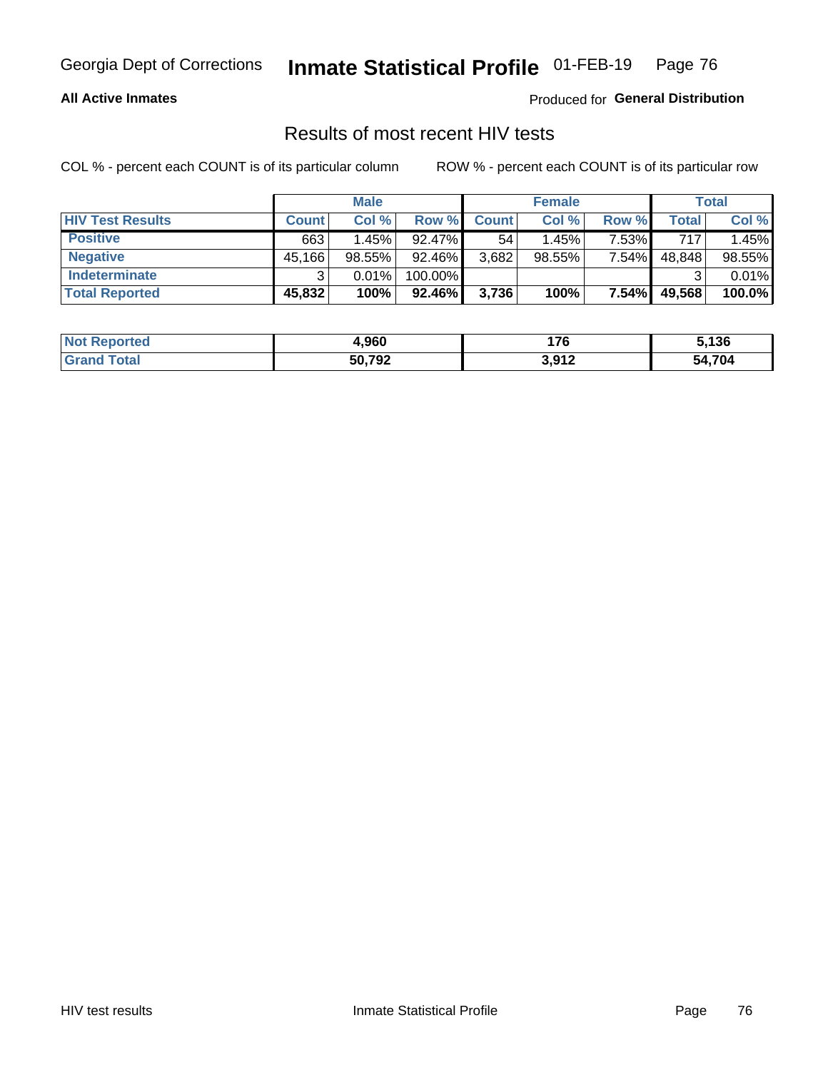Georgia Dept of Corrections **Inmate Statistical Profile** 01-FEB-19

**All Active Inmates**

Produced for **General Distribution**

## Results of most recent HIV tests

COL % - percent each COUNT is of its particular column    ROW % - percent each COUNT is of its particular row

| | Male | | | Female | | | Total | |
|---|---|---|---|---|---|---|---|---|
| **HIV Test Results** | **Count** | **Col %** | **Row %** | **Count** | **Col %** | **Row %** | **Total** | **Col %** |
| **Positive** | 663 | 1.45% | 92.47% | 54 | 1.45% | 7.53% | 717 | 1.45% |
| **Negative** | 45,166 | 98.55% | 92.46% | 3,682 | 98.55% | 7.54% | 48,848 | 98.55% |
| **Indeterminate** | 3 | 0.01% | 100.00% | | | | 3 | 0.01% |
| **Total Reported** | **45,832** | **100%** | **92.46%** | **3,736** | **100%** | **7.54%** | **49,568** | **100.0%** |

| | Male | Female | Total |
|---|---|---|---|
| **Not Reported** | **4,960** | **176** | **5,136** |
| **Grand Total** | **50,792** | **3,912** | **54,704** |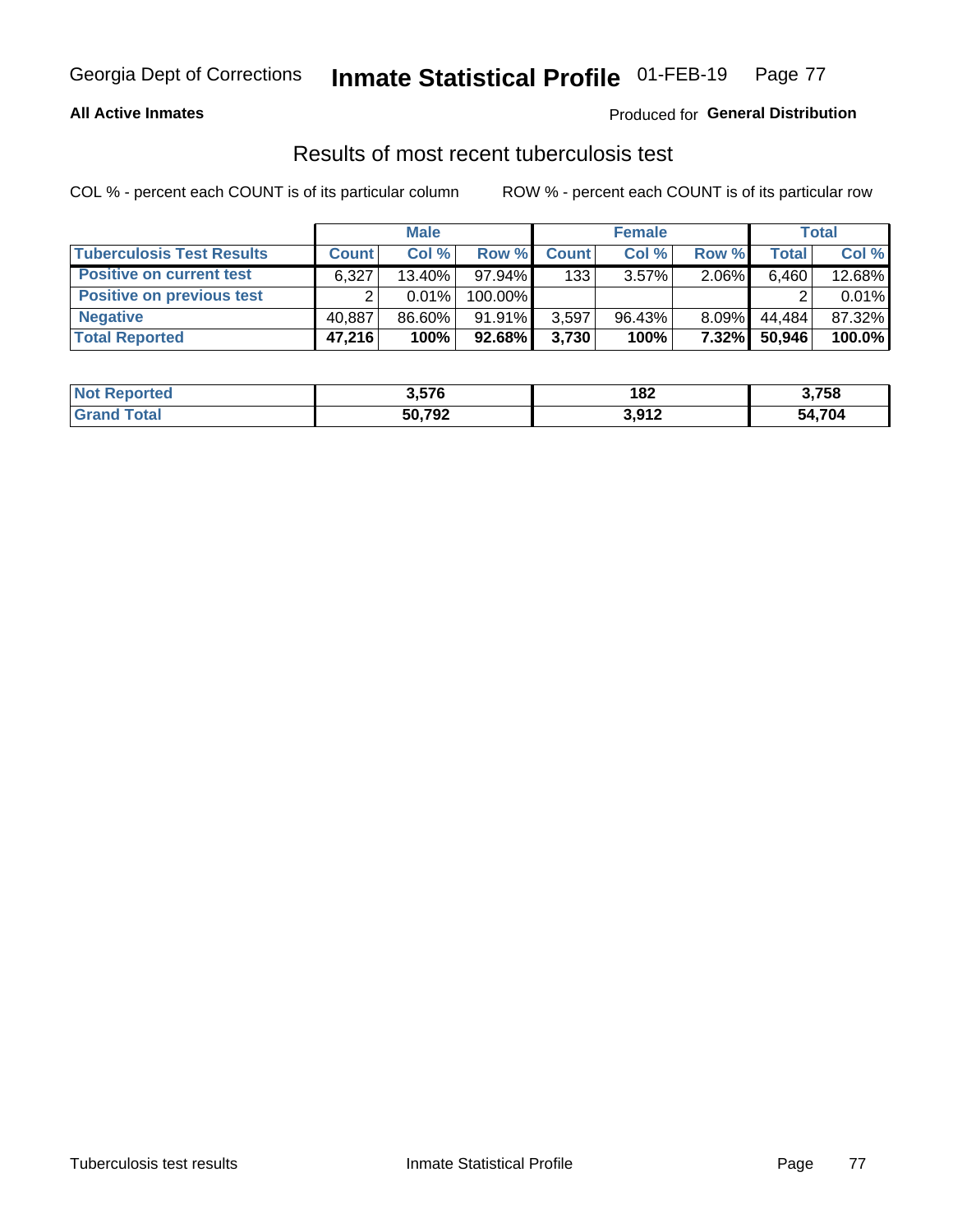Georgia Dept of Corrections **Inmate Statistical Profile** 01-FEB-19

**All Active Inmates**

Produced for **General Distribution**

## Results of most recent tuberculosis test

COL % - percent each COUNT is of its particular column

ROW % - percent each COUNT is of its particular row

| | Male | | | Female | | | Total | |
|---|---|---|---|---|---|---|---|---|
| **Tuberculosis Test Results** | **Count** | **Col %** | **Row %** | **Count** | **Col %** | **Row %** | **Total** | **Col %** |
| **Positive on current test** | 6,327 | 13.40% | 97.94% | 133 | 3.57% | 2.06% | 6,460 | 12.68% |
| **Positive on previous test** | 2 | 0.01% | 100.00% | | | | 2 | 0.01% |
| **Negative** | 40,887 | 86.60% | 91.91% | 3,597 | 96.43% | 8.09% | 44,484 | 87.32% |
| **Total Reported** | **47,216** | **100%** | **92.68%** | **3,730** | **100%** | **7.32%** | **50,946** | **100.0%** |

| | Male | Female | Total |
|---|---|---|---|
| **Not Reported** | **3,576** | **182** | **3,758** |
| **Grand Total** | **50,792** | **3,912** | **54,704** |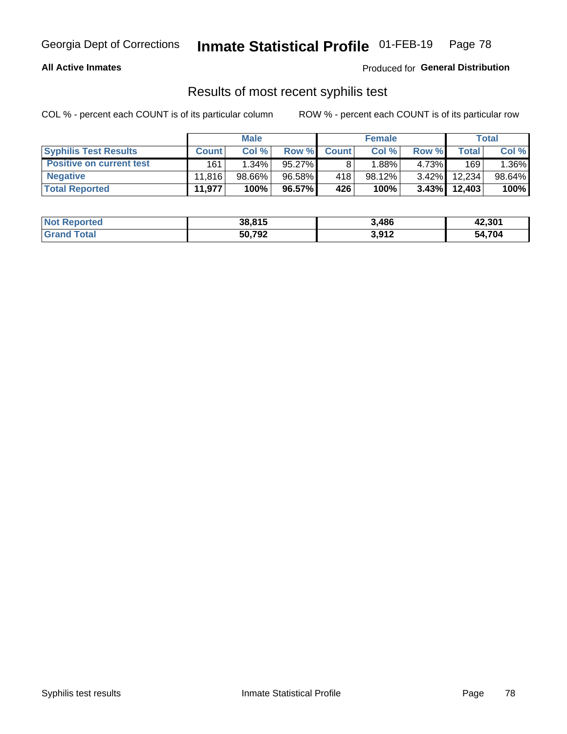Georgia Dept of Corrections **Inmate Statistical Profile** 01-FEB-19

**All Active Inmates**

Produced for **General Distribution**

## Results of most recent syphilis test

COL % - percent each COUNT is of its particular column ROW % - percent each COUNT is of its particular row

| | Male | | | Female | | | Total | |
|---|---|---|---|---|---|---|---|---|
| **Syphilis Test Results** | **Count** | **Col %** | **Row %** | **Count** | **Col %** | **Row %** | **Total** | **Col %** |
| **Positive on current test** | 161 | 1.34% | 95.27% | 8 | 1.88% | 4.73% | 169 | 1.36% |
| **Negative** | 11,816 | 98.66% | 96.58% | 418 | 98.12% | 3.42% | 12,234 | 98.64% |
| **Total Reported** | **11,977** | **100%** | **96.57%** | **426** | **100%** | **3.43%** | **12,403** | **100%** |

| | Male | Female | Total |
|---|---|---|---|
| **Not Reported** | **38,815** | **3,486** | **42,301** |
| **Grand Total** | **50,792** | **3,912** | **54,704** |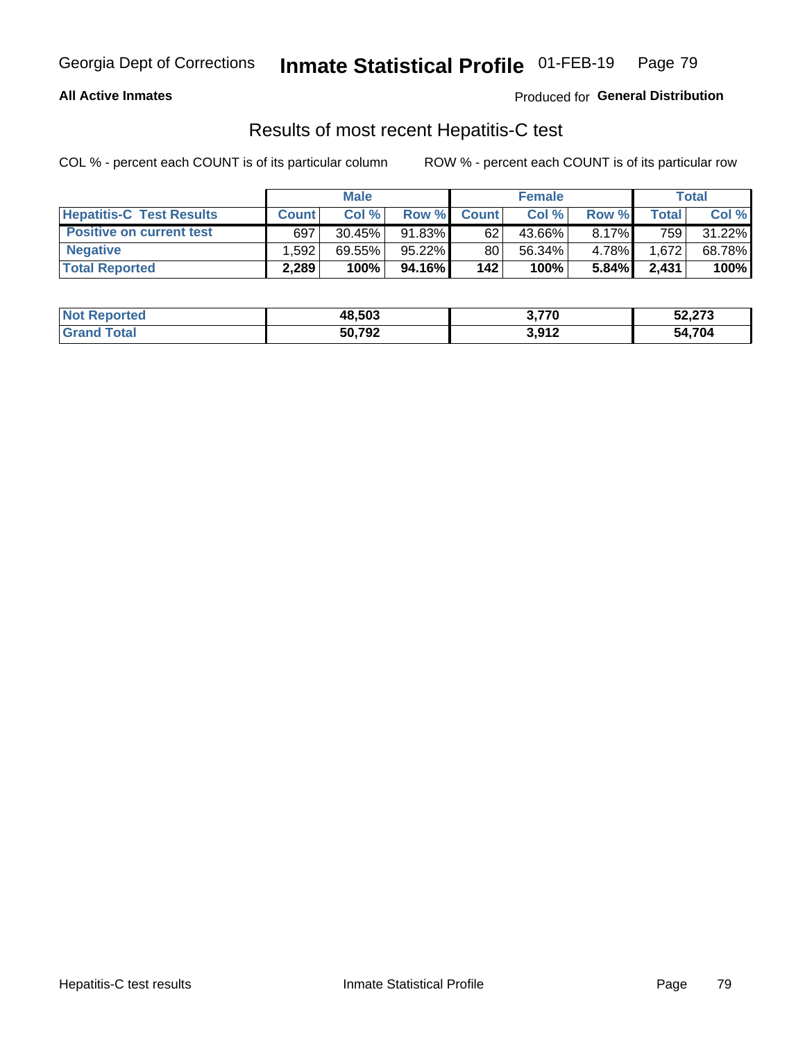Georgia Dept of Corrections **Inmate Statistical Profile** 01-FEB-19

**All Active Inmates**

Produced for **General Distribution**

## Results of most recent Hepatitis-C test

COL % - percent each COUNT is of its particular column ROW % - percent each COUNT is of its particular row

| | Male | | | Female | | | Total | |
|---|---|---|---|---|---|---|---|---|
| **Hepatitis-C Test Results** | **Count** | **Col %** | **Row %** | **Count** | **Col %** | **Row %** | **Total** | **Col %** |
| **Positive on current test** | 697 | 30.45% | 91.83% | 62 | 43.66% | 8.17% | 759 | 31.22% |
| **Negative** | 1,592 | 69.55% | 95.22% | 80 | 56.34% | 4.78% | 1,672 | 68.78% |
| **Total Reported** | **2,289** | **100%** | **94.16%** | **142** | **100%** | **5.84%** | **2,431** | **100%** |

| | Male | Female | Total |
|---|---|---|---|
| **Not Reported** | **48,503** | **3,770** | **52,273** |
| **Grand Total** | **50,792** | **3,912** | **54,704** |